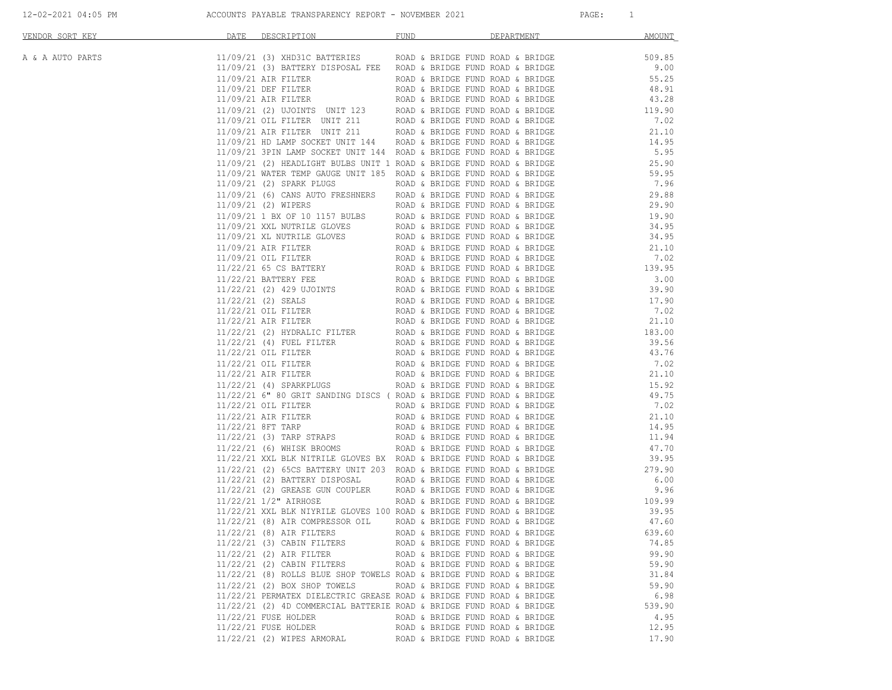12-02-2021 04:05 PM ACCOUNTS PAYABLE TRANSPARENCY REPORT - NOVEMBER 2021

| VENDOR SORT KEY | DATE | DESCRIPTION | FUND | DEPARTMENT | AMOUNT |
|---|---|---|---|---|---|
| A & A AUTO PARTS | 11/09/21 | (3) XHD31C BATTERIES | ROAD & BRIDGE FUND | ROAD & BRIDGE | 509.85 |
| | 11/09/21 | (3) BATTERY DISPOSAL FEE | ROAD & BRIDGE FUND | ROAD & BRIDGE | 9.00 |
| | 11/09/21 | AIR FILTER | ROAD & BRIDGE FUND | ROAD & BRIDGE | 55.25 |
| | 11/09/21 | DEF FILTER | ROAD & BRIDGE FUND | ROAD & BRIDGE | 48.91 |
| | 11/09/21 | AIR FILTER | ROAD & BRIDGE FUND | ROAD & BRIDGE | 43.28 |
| | 11/09/21 | (2) UJOINTS UNIT 123 | ROAD & BRIDGE FUND | ROAD & BRIDGE | 119.90 |
| | 11/09/21 | OIL FILTER UNIT 211 | ROAD & BRIDGE FUND | ROAD & BRIDGE | 7.02 |
| | 11/09/21 | AIR FILTER UNIT 211 | ROAD & BRIDGE FUND | ROAD & BRIDGE | 21.10 |
| | 11/09/21 | HD LAMP SOCKET UNIT 144 | ROAD & BRIDGE FUND | ROAD & BRIDGE | 14.95 |
| | 11/09/21 | 3PIN LAMP SOCKET UNIT 144 | ROAD & BRIDGE FUND | ROAD & BRIDGE | 5.95 |
| | 11/09/21 | (2) HEADLIGHT BULBS UNIT 1 | ROAD & BRIDGE FUND | ROAD & BRIDGE | 25.90 |
| | 11/09/21 | WATER TEMP GAUGE UNIT 185 | ROAD & BRIDGE FUND | ROAD & BRIDGE | 59.95 |
| | 11/09/21 | (2) SPARK PLUGS | ROAD & BRIDGE FUND | ROAD & BRIDGE | 7.96 |
| | 11/09/21 | (6) CANS AUTO FRESHNERS | ROAD & BRIDGE FUND | ROAD & BRIDGE | 29.88 |
| | 11/09/21 | (2) WIPERS | ROAD & BRIDGE FUND | ROAD & BRIDGE | 29.90 |
| | 11/09/21 | 1 BX OF 10 1157 BULBS | ROAD & BRIDGE FUND | ROAD & BRIDGE | 19.90 |
| | 11/09/21 | XXL NUTRILE GLOVES | ROAD & BRIDGE FUND | ROAD & BRIDGE | 34.95 |
| | 11/09/21 | XL NUTRILE GLOVES | ROAD & BRIDGE FUND | ROAD & BRIDGE | 34.95 |
| | 11/09/21 | AIR FILTER | ROAD & BRIDGE FUND | ROAD & BRIDGE | 21.10 |
| | 11/09/21 | OIL FILTER | ROAD & BRIDGE FUND | ROAD & BRIDGE | 7.02 |
| | 11/22/21 | 65 CS BATTERY | ROAD & BRIDGE FUND | ROAD & BRIDGE | 139.95 |
| | 11/22/21 | BATTERY FEE | ROAD & BRIDGE FUND | ROAD & BRIDGE | 3.00 |
| | 11/22/21 | (2) 429 UJOINTS | ROAD & BRIDGE FUND | ROAD & BRIDGE | 39.90 |
| | 11/22/21 | (2) SEALS | ROAD & BRIDGE FUND | ROAD & BRIDGE | 17.90 |
| | 11/22/21 | OIL FILTER | ROAD & BRIDGE FUND | ROAD & BRIDGE | 7.02 |
| | 11/22/21 | AIR FILTER | ROAD & BRIDGE FUND | ROAD & BRIDGE | 21.10 |
| | 11/22/21 | (2) HYDRALIC FILTER | ROAD & BRIDGE FUND | ROAD & BRIDGE | 183.00 |
| | 11/22/21 | (4) FUEL FILTER | ROAD & BRIDGE FUND | ROAD & BRIDGE | 39.56 |
| | 11/22/21 | OIL FILTER | ROAD & BRIDGE FUND | ROAD & BRIDGE | 43.76 |
| | 11/22/21 | OIL FILTER | ROAD & BRIDGE FUND | ROAD & BRIDGE | 7.02 |
| | 11/22/21 | AIR FILTER | ROAD & BRIDGE FUND | ROAD & BRIDGE | 21.10 |
| | 11/22/21 | (4) SPARKPLUGS | ROAD & BRIDGE FUND | ROAD & BRIDGE | 15.92 |
| | 11/22/21 | 6" 80 GRIT SANDING DISCS ( | ROAD & BRIDGE FUND | ROAD & BRIDGE | 49.75 |
| | 11/22/21 | OIL FILTER | ROAD & BRIDGE FUND | ROAD & BRIDGE | 7.02 |
| | 11/22/21 | AIR FILTER | ROAD & BRIDGE FUND | ROAD & BRIDGE | 21.10 |
| | 11/22/21 | 8FT TARP | ROAD & BRIDGE FUND | ROAD & BRIDGE | 14.95 |
| | 11/22/21 | (3) TARP STRAPS | ROAD & BRIDGE FUND | ROAD & BRIDGE | 11.94 |
| | 11/22/21 | (6) WHISK BROOMS | ROAD & BRIDGE FUND | ROAD & BRIDGE | 47.70 |
| | 11/22/21 | XXL BLK NITRILE GLOVES BX | ROAD & BRIDGE FUND | ROAD & BRIDGE | 39.95 |
| | 11/22/21 | (2) 65CS BATTERY UNIT 203 | ROAD & BRIDGE FUND | ROAD & BRIDGE | 279.90 |
| | 11/22/21 | (2) BATTERY DISPOSAL | ROAD & BRIDGE FUND | ROAD & BRIDGE | 6.00 |
| | 11/22/21 | (2) GREASE GUN COUPLER | ROAD & BRIDGE FUND | ROAD & BRIDGE | 9.96 |
| | 11/22/21 | 1/2" AIRHOSE | ROAD & BRIDGE FUND | ROAD & BRIDGE | 109.99 |
| | 11/22/21 | XXL BLK NIYRILE GLOVES 100 | ROAD & BRIDGE FUND | ROAD & BRIDGE | 39.95 |
| | 11/22/21 | (8) AIR COMPRESSOR OIL | ROAD & BRIDGE FUND | ROAD & BRIDGE | 47.60 |
| | 11/22/21 | (8) AIR FILTERS | ROAD & BRIDGE FUND | ROAD & BRIDGE | 639.60 |
| | 11/22/21 | (3) CABIN FILTERS | ROAD & BRIDGE FUND | ROAD & BRIDGE | 74.85 |
| | 11/22/21 | (2) AIR FILTER | ROAD & BRIDGE FUND | ROAD & BRIDGE | 99.90 |
| | 11/22/21 | (2) CABIN FILTERS | ROAD & BRIDGE FUND | ROAD & BRIDGE | 59.90 |
| | 11/22/21 | (8) ROLLS BLUE SHOP TOWELS | ROAD & BRIDGE FUND | ROAD & BRIDGE | 31.84 |
| | 11/22/21 | (2) BOX SHOP TOWELS | ROAD & BRIDGE FUND | ROAD & BRIDGE | 59.90 |
| | 11/22/21 | PERMATEX DIELECTRIC GREASE | ROAD & BRIDGE FUND | ROAD & BRIDGE | 6.98 |
| | 11/22/21 | (2) 4D COMMERCIAL BATTERIE | ROAD & BRIDGE FUND | ROAD & BRIDGE | 539.90 |
| | 11/22/21 | FUSE HOLDER | ROAD & BRIDGE FUND | ROAD & BRIDGE | 4.95 |
| | 11/22/21 | FUSE HOLDER | ROAD & BRIDGE FUND | ROAD & BRIDGE | 12.95 |
| | 11/22/21 | (2) WIPES ARMORAL | ROAD & BRIDGE FUND | ROAD & BRIDGE | 17.90 |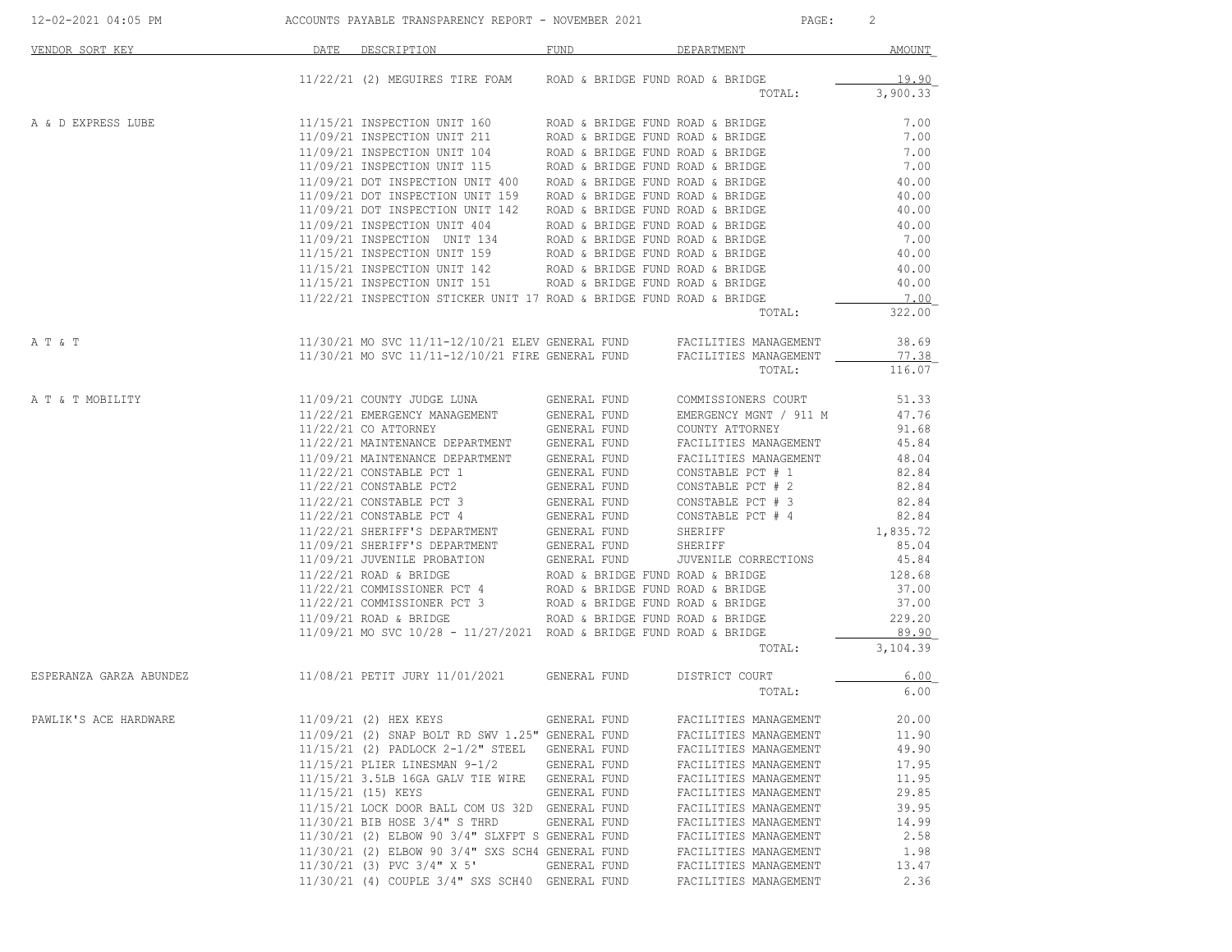| VENDOR SORT KEY | DATE | DESCRIPTION | FUND | DEPARTMENT | AMOUNT |
|---|---|---|---|---|---|
| | 11/22/21 | (2) MEGUIRES TIRE FOAM | ROAD & BRIDGE FUND | ROAD & BRIDGE | 19.90 |
| | | | | TOTAL: | 3,900.33 |
| A & D EXPRESS LUBE | 11/15/21 | INSPECTION UNIT 160 | ROAD & BRIDGE FUND | ROAD & BRIDGE | 7.00 |
| | 11/09/21 | INSPECTION UNIT 211 | ROAD & BRIDGE FUND | ROAD & BRIDGE | 7.00 |
| | 11/09/21 | INSPECTION UNIT 104 | ROAD & BRIDGE FUND | ROAD & BRIDGE | 7.00 |
| | 11/09/21 | INSPECTION UNIT 115 | ROAD & BRIDGE FUND | ROAD & BRIDGE | 7.00 |
| | 11/09/21 | DOT INSPECTION UNIT 400 | ROAD & BRIDGE FUND | ROAD & BRIDGE | 40.00 |
| | 11/09/21 | DOT INSPECTION UNIT 159 | ROAD & BRIDGE FUND | ROAD & BRIDGE | 40.00 |
| | 11/09/21 | DOT INSPECTION UNIT 142 | ROAD & BRIDGE FUND | ROAD & BRIDGE | 40.00 |
| | 11/09/21 | INSPECTION UNIT 404 | ROAD & BRIDGE FUND | ROAD & BRIDGE | 40.00 |
| | 11/09/21 | INSPECTION UNIT 134 | ROAD & BRIDGE FUND | ROAD & BRIDGE | 7.00 |
| | 11/15/21 | INSPECTION UNIT 159 | ROAD & BRIDGE FUND | ROAD & BRIDGE | 40.00 |
| | 11/15/21 | INSPECTION UNIT 142 | ROAD & BRIDGE FUND | ROAD & BRIDGE | 40.00 |
| | 11/15/21 | INSPECTION UNIT 151 | ROAD & BRIDGE FUND | ROAD & BRIDGE | 40.00 |
| | 11/22/21 | INSPECTION STICKER UNIT 17 | ROAD & BRIDGE FUND | ROAD & BRIDGE | 7.00 |
| | | | | TOTAL: | 322.00 |
| A T & T | 11/30/21 | MO SVC 11/11-12/10/21 ELEV | GENERAL FUND | FACILITIES MANAGEMENT | 38.69 |
| | 11/30/21 | MO SVC 11/11-12/10/21 FIRE | GENERAL FUND | FACILITIES MANAGEMENT | 77.38 |
| | | | | TOTAL: | 116.07 |
| A T & T MOBILITY | 11/09/21 | COUNTY JUDGE LUNA | GENERAL FUND | COMMISSIONERS COURT | 51.33 |
| | 11/22/21 | EMERGENCY MANAGEMENT | GENERAL FUND | EMERGENCY MGNT / 911 M | 47.76 |
| | 11/22/21 | CO ATTORNEY | GENERAL FUND | COUNTY ATTORNEY | 91.68 |
| | 11/22/21 | MAINTENANCE DEPARTMENT | GENERAL FUND | FACILITIES MANAGEMENT | 45.84 |
| | 11/09/21 | MAINTENANCE DEPARTMENT | GENERAL FUND | FACILITIES MANAGEMENT | 48.04 |
| | 11/22/21 | CONSTABLE PCT 1 | GENERAL FUND | CONSTABLE PCT # 1 | 82.84 |
| | 11/22/21 | CONSTABLE PCT2 | GENERAL FUND | CONSTABLE PCT # 2 | 82.84 |
| | 11/22/21 | CONSTABLE PCT 3 | GENERAL FUND | CONSTABLE PCT # 3 | 82.84 |
| | 11/22/21 | CONSTABLE PCT 4 | GENERAL FUND | CONSTABLE PCT # 4 | 82.84 |
| | 11/22/21 | SHERIFF'S DEPARTMENT | GENERAL FUND | SHERIFF | 1,835.72 |
| | 11/09/21 | SHERIFF'S DEPARTMENT | GENERAL FUND | SHERIFF | 85.04 |
| | 11/09/21 | JUVENILE PROBATION | GENERAL FUND | JUVENILE CORRECTIONS | 45.84 |
| | 11/22/21 | ROAD & BRIDGE | ROAD & BRIDGE FUND | ROAD & BRIDGE | 128.68 |
| | 11/22/21 | COMMISSIONER PCT 4 | ROAD & BRIDGE FUND | ROAD & BRIDGE | 37.00 |
| | 11/22/21 | COMMISSIONER PCT 3 | ROAD & BRIDGE FUND | ROAD & BRIDGE | 37.00 |
| | 11/09/21 | ROAD & BRIDGE | ROAD & BRIDGE FUND | ROAD & BRIDGE | 229.20 |
| | 11/09/21 | MO SVC 10/28 - 11/27/2021 | ROAD & BRIDGE FUND | ROAD & BRIDGE | 89.90 |
| | | | | TOTAL: | 3,104.39 |
| ESPERANZA GARZA ABUNDEZ | 11/08/21 | PETIT JURY 11/01/2021 | GENERAL FUND | DISTRICT COURT | 6.00 |
| | | | | TOTAL: | 6.00 |
| PAWLIK'S ACE HARDWARE | 11/09/21 | (2) HEX KEYS | GENERAL FUND | FACILITIES MANAGEMENT | 20.00 |
| | 11/09/21 | (2) SNAP BOLT RD SWV 1.25" | GENERAL FUND | FACILITIES MANAGEMENT | 11.90 |
| | 11/15/21 | (2) PADLOCK 2-1/2" STEEL | GENERAL FUND | FACILITIES MANAGEMENT | 49.90 |
| | 11/15/21 | PLIER LINESMAN 9-1/2 | GENERAL FUND | FACILITIES MANAGEMENT | 17.95 |
| | 11/15/21 | 3.5LB 16GA GALV TIE WIRE | GENERAL FUND | FACILITIES MANAGEMENT | 11.95 |
| | 11/15/21 | (15) KEYS | GENERAL FUND | FACILITIES MANAGEMENT | 29.85 |
| | 11/15/21 | LOCK DOOR BALL COM US 32D | GENERAL FUND | FACILITIES MANAGEMENT | 39.95 |
| | 11/30/21 | BIB HOSE 3/4" S THRD | GENERAL FUND | FACILITIES MANAGEMENT | 14.99 |
| | 11/30/21 | (2) ELBOW 90 3/4" SLXFPT S | GENERAL FUND | FACILITIES MANAGEMENT | 2.58 |
| | 11/30/21 | (2) ELBOW 90 3/4" SXS SCH4 | GENERAL FUND | FACILITIES MANAGEMENT | 1.98 |
| | 11/30/21 | (3) PVC 3/4" X 5' | GENERAL FUND | FACILITIES MANAGEMENT | 13.47 |
| | 11/30/21 | (4) COUPLE 3/4" SXS SCH40 | GENERAL FUND | FACILITIES MANAGEMENT | 2.36 |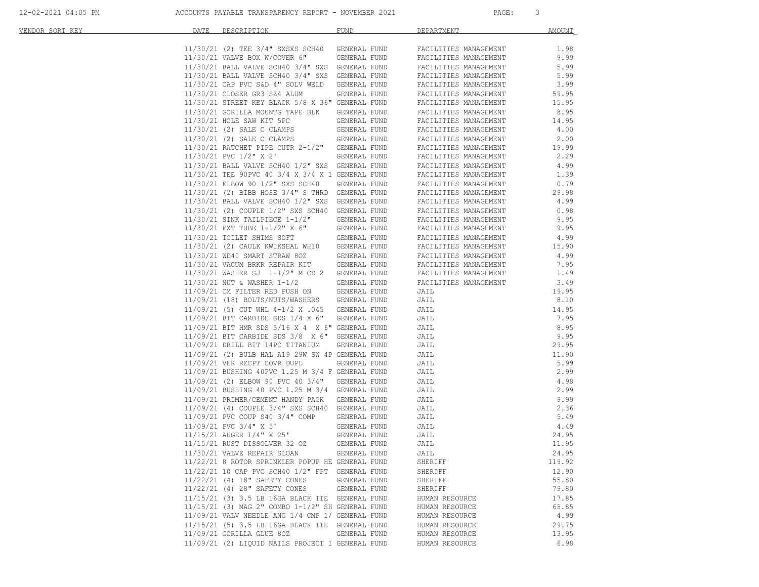| VENDOR SORT KEY | DATE | DESCRIPTION | FUND | DEPARTMENT | AMOUNT |
|---|---|---|---|---|---|
| | 11/30/21 | (2) TEE 3/4" SXSXS SCH40 | GENERAL FUND | FACILITIES MANAGEMENT | 1.98 |
| | 11/30/21 | VALVE BOX W/COVER 6" | GENERAL FUND | FACILITIES MANAGEMENT | 9.99 |
| | 11/30/21 | BALL VALVE SCH40 3/4" SXS | GENERAL FUND | FACILITIES MANAGEMENT | 5.99 |
| | 11/30/21 | BALL VALVE SCH40 3/4" SXS | GENERAL FUND | FACILITIES MANAGEMENT | 5.99 |
| | 11/30/21 | CAP PVC S&D 4" SOLV WELD | GENERAL FUND | FACILITIES MANAGEMENT | 3.99 |
| | 11/30/21 | CLOSER GR3 SZ4 ALUM | GENERAL FUND | FACILITIES MANAGEMENT | 59.95 |
| | 11/30/21 | STREET KEY BLACK 5/8 X 36" | GENERAL FUND | FACILITIES MANAGEMENT | 15.95 |
| | 11/30/21 | GORILLA MOUNTG TAPE BLK | GENERAL FUND | FACILITIES MANAGEMENT | 8.95 |
| | 11/30/21 | HOLE SAW KIT 5PC | GENERAL FUND | FACILITIES MANAGEMENT | 14.95 |
| | 11/30/21 | (2) SALE C CLAMPS | GENERAL FUND | FACILITIES MANAGEMENT | 4.00 |
| | 11/30/21 | (2) SALE C CLAMPS | GENERAL FUND | FACILITIES MANAGEMENT | 2.00 |
| | 11/30/21 | RATCHET PIPE CUTR 2-1/2" | GENERAL FUND | FACILITIES MANAGEMENT | 19.99 |
| | 11/30/21 | PVC 1/2" X 2' | GENERAL FUND | FACILITIES MANAGEMENT | 2.29 |
| | 11/30/21 | BALL VALVE SCH40 1/2" SXS | GENERAL FUND | FACILITIES MANAGEMENT | 4.99 |
| | 11/30/21 | TEE 90PVC 40 3/4 X 3/4 X 1 | GENERAL FUND | FACILITIES MANAGEMENT | 1.39 |
| | 11/30/21 | ELBOW 90 1/2" SXS SCH40 | GENERAL FUND | FACILITIES MANAGEMENT | 0.79 |
| | 11/30/21 | (2) BIBB HOSE 3/4" S THRD | GENERAL FUND | FACILITIES MANAGEMENT | 29.98 |
| | 11/30/21 | BALL VALVE SCH40 1/2" SXS | GENERAL FUND | FACILITIES MANAGEMENT | 4.99 |
| | 11/30/21 | (2) COUPLE 1/2" SXS SCH40 | GENERAL FUND | FACILITIES MANAGEMENT | 0.98 |
| | 11/30/21 | SINK TAILPIECE 1-1/2" | GENERAL FUND | FACILITIES MANAGEMENT | 9.95 |
| | 11/30/21 | EXT TUBE 1-1/2" X 6" | GENERAL FUND | FACILITIES MANAGEMENT | 9.95 |
| | 11/30/21 | TOILET SHIMS SOFT | GENERAL FUND | FACILITIES MANAGEMENT | 4.99 |
| | 11/30/21 | (2) CAULK KWIKSEAL WH10 | GENERAL FUND | FACILITIES MANAGEMENT | 15.90 |
| | 11/30/21 | WD40 SMART STRAW 8OZ | GENERAL FUND | FACILITIES MANAGEMENT | 4.99 |
| | 11/30/21 | VACUM BRKR REPAIR KIT | GENERAL FUND | FACILITIES MANAGEMENT | 7.95 |
| | 11/30/21 | WASHER SJ 1-1/2" M CD 2 | GENERAL FUND | FACILITIES MANAGEMENT | 1.49 |
| | 11/30/21 | NUT & WASHER 1-1/2 | GENERAL FUND | FACILITIES MANAGEMENT | 3.49 |
| | 11/09/21 | CM FILTER RED PUSH ON | GENERAL FUND | JAIL | 19.95 |
| | 11/09/21 | (18) BOLTS/NUTS/WASHERS | GENERAL FUND | JAIL | 8.10 |
| | 11/09/21 | (5) CUT WHL 4-1/2 X .045 | GENERAL FUND | JAIL | 14.95 |
| | 11/09/21 | BIT CARBIDE SDS 1/4 X 6" | GENERAL FUND | JAIL | 7.95 |
| | 11/09/21 | BIT HMR SDS 5/16 X 4 X 6" | GENERAL FUND | JAIL | 8.95 |
| | 11/09/21 | BIT CARBIDE SDS 3/8 X 6" | GENERAL FUND | JAIL | 9.95 |
| | 11/09/21 | DRILL BIT 14PC TITANIUM | GENERAL FUND | JAIL | 29.95 |
| | 11/09/21 | (2) BULB HAL A19 29W SW 4P | GENERAL FUND | JAIL | 11.90 |
| | 11/09/21 | VER RECPT COVR DUPL | GENERAL FUND | JAIL | 5.99 |
| | 11/09/21 | BUSHING 40PVC 1.25 M 3/4 F | GENERAL FUND | JAIL | 2.99 |
| | 11/09/21 | (2) ELBOW 90 PVC 40 3/4" | GENERAL FUND | JAIL | 4.98 |
| | 11/09/21 | BUSHING 40 PVC 1.25 M 3/4 | GENERAL FUND | JAIL | 2.99 |
| | 11/09/21 | PRIMER/CEMENT HANDY PACK | GENERAL FUND | JAIL | 9.99 |
| | 11/09/21 | (4) COUPLE 3/4" SXS SCH40 | GENERAL FUND | JAIL | 2.36 |
| | 11/09/21 | PVC COUP S40 3/4" COMP | GENERAL FUND | JAIL | 5.49 |
| | 11/09/21 | PVC 3/4" X 5' | GENERAL FUND | JAIL | 4.49 |
| | 11/15/21 | AUGER 1/4" X 25' | GENERAL FUND | JAIL | 24.95 |
| | 11/15/21 | RUST DISSOLVER 32 OZ | GENERAL FUND | JAIL | 11.95 |
| | 11/30/21 | VALVE REPAIR SLOAN | GENERAL FUND | JAIL | 24.95 |
| | 11/22/21 | 8 ROTOR SPRINKLER POPUP HE | GENERAL FUND | SHERIFF | 119.92 |
| | 11/22/21 | 10 CAP PVC SCH40 1/2" FPT | GENERAL FUND | SHERIFF | 12.90 |
| | 11/22/21 | (4) 18" SAFETY CONES | GENERAL FUND | SHERIFF | 55.80 |
| | 11/22/21 | (4) 28" SAFETY CONES | GENERAL FUND | SHERIFF | 79.80 |
| | 11/15/21 | (3) 3.5 LB 16GA BLACK TIE | GENERAL FUND | HUMAN RESOURCE | 17.85 |
| | 11/15/21 | (3) MAG 2" COMBO 1-1/2" SH | GENERAL FUND | HUMAN RESOURCE | 65.85 |
| | 11/09/21 | VALV NEEDLE ANG 1/4 CMP 1/ | GENERAL FUND | HUMAN RESOURCE | 4.99 |
| | 11/15/21 | (5) 3.5 LB 16GA BLACK TIE | GENERAL FUND | HUMAN RESOURCE | 29.75 |
| | 11/09/21 | GORILLA GLUE 8OZ | GENERAL FUND | HUMAN RESOURCE | 13.95 |
| | 11/09/21 | (2) LIQUID NAILS PROJECT 1 | GENERAL FUND | HUMAN RESOURCE | 6.98 |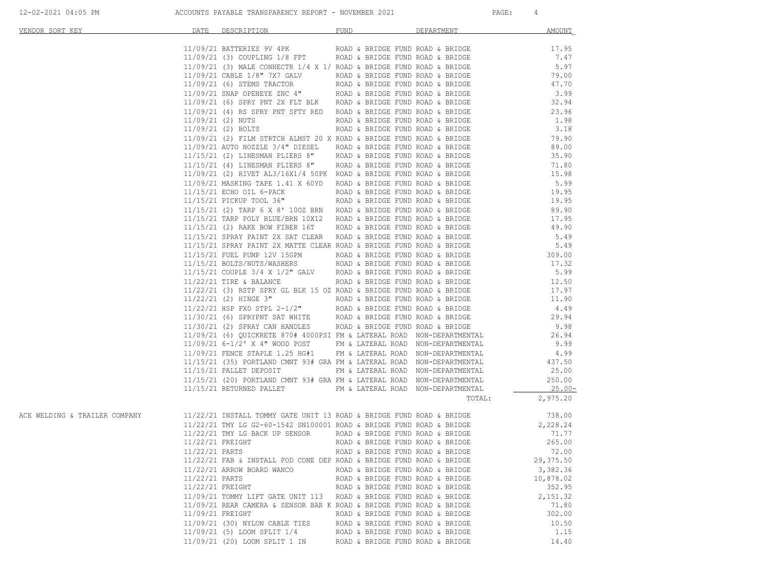| VENDOR SORT KEY | DATE | DESCRIPTION | FUND | DEPARTMENT | AMOUNT |
|---|---|---|---|---|---|
| | 11/09/21 | BATTERIES 9V 4PK | ROAD & BRIDGE FUND | ROAD & BRIDGE | 17.95 |
| | 11/09/21 | (3) COUPLING 1/8 FPT | ROAD & BRIDGE FUND | ROAD & BRIDGE | 7.47 |
| | 11/09/21 | (3) MALE CONNECTR 1/4 X 1/ | ROAD & BRIDGE FUND | ROAD & BRIDGE | 5.97 |
| | 11/09/21 | CABLE 1/8" 7X7 GALV | ROAD & BRIDGE FUND | ROAD & BRIDGE | 79.00 |
| | 11/09/21 | (6) STEMS TRACTOR | ROAD & BRIDGE FUND | ROAD & BRIDGE | 47.70 |
| | 11/09/21 | SNAP OPENEYE ZNC 4" | ROAD & BRIDGE FUND | ROAD & BRIDGE | 3.99 |
| | 11/09/21 | (6) SPRY PNT 2X FLT BLK | ROAD & BRIDGE FUND | ROAD & BRIDGE | 32.94 |
| | 11/09/21 | (4) RS SPRY PNT SFTY RED | ROAD & BRIDGE FUND | ROAD & BRIDGE | 23.96 |
| | 11/09/21 | (2) NUTS | ROAD & BRIDGE FUND | ROAD & BRIDGE | 1.98 |
| | 11/09/21 | (2) BOLTS | ROAD & BRIDGE FUND | ROAD & BRIDGE | 3.18 |
| | 11/09/21 | (2) FILM STRTCH ALMST 20 X | ROAD & BRIDGE FUND | ROAD & BRIDGE | 79.90 |
| | 11/09/21 | AUTO NOZZLE 3/4" DIESEL | ROAD & BRIDGE FUND | ROAD & BRIDGE | 89.00 |
| | 11/15/21 | (2) LINESMAN PLIERS 8" | ROAD & BRIDGE FUND | ROAD & BRIDGE | 35.90 |
| | 11/15/21 | (4) LINESMAN PLIERS 8" | ROAD & BRIDGE FUND | ROAD & BRIDGE | 71.80 |
| | 11/09/21 | (2) RIVET AL3/16X1/4 50PK | ROAD & BRIDGE FUND | ROAD & BRIDGE | 15.98 |
| | 11/09/21 | MASKING TAPE 1.41 X 60YD | ROAD & BRIDGE FUND | ROAD & BRIDGE | 5.99 |
| | 11/15/21 | ECHO OIL 6-PACK | ROAD & BRIDGE FUND | ROAD & BRIDGE | 19.95 |
| | 11/15/21 | PICKUP TOOL 36" | ROAD & BRIDGE FUND | ROAD & BRIDGE | 19.95 |
| | 11/15/21 | (2) TARP 6 X 8' 10OZ BRN | ROAD & BRIDGE FUND | ROAD & BRIDGE | 89.90 |
| | 11/15/21 | TARP POLY BLUE/BRN 10X12 | ROAD & BRIDGE FUND | ROAD & BRIDGE | 17.95 |
| | 11/15/21 | (2) RAKE BOW FIBER 16T | ROAD & BRIDGE FUND | ROAD & BRIDGE | 49.90 |
| | 11/15/21 | SPRAY PAINT 2X SAT CLEAR | ROAD & BRIDGE FUND | ROAD & BRIDGE | 5.49 |
| | 11/15/21 | SPRAY PAINT 2X MATTE CLEAR | ROAD & BRIDGE FUND | ROAD & BRIDGE | 5.49 |
| | 11/15/21 | FUEL PUMP 12V 15GPM | ROAD & BRIDGE FUND | ROAD & BRIDGE | 309.00 |
| | 11/15/21 | BOLTS/NUTS/WASHERS | ROAD & BRIDGE FUND | ROAD & BRIDGE | 17.32 |
| | 11/15/21 | COUPLE 3/4 X 1/2" GALV | ROAD & BRIDGE FUND | ROAD & BRIDGE | 5.99 |
| | 11/22/21 | TIRE & BALANCE | ROAD & BRIDGE FUND | ROAD & BRIDGE | 12.50 |
| | 11/22/21 | (3) RSTP SPRY GL BLK 15 OZ | ROAD & BRIDGE FUND | ROAD & BRIDGE | 17.97 |
| | 11/22/21 | (2) HINGE 3" | ROAD & BRIDGE FUND | ROAD & BRIDGE | 11.90 |
| | 11/22/21 | HSP FXD STPL 2-1/2" | ROAD & BRIDGE FUND | ROAD & BRIDGE | 4.49 |
| | 11/30/21 | (6) SPRYPNT SAT WHITE | ROAD & BRIDGE FUND | ROAD & BRIDGE | 29.94 |
| | 11/30/21 | (2) SPRAY CAN HANDLES | ROAD & BRIDGE FUND | ROAD & BRIDGE | 9.98 |
| | 11/09/21 | (6) QUICKRETE 870# 4000PSI | FM & LATERAL ROAD | NON-DEPARTMENTAL | 26.94 |
| | 11/09/21 | 6-1/2' X 4" WOOD POST | FM & LATERAL ROAD | NON-DEPARTMENTAL | 9.99 |
| | 11/09/21 | FENCE STAPLE 1.25 HG#1 | FM & LATERAL ROAD | NON-DEPARTMENTAL | 4.99 |
| | 11/15/21 | (35) PORTLAND CMNT 93# GRA | FM & LATERAL ROAD | NON-DEPARTMENTAL | 437.50 |
| | 11/15/21 | PALLET DEPOSIT | FM & LATERAL ROAD | NON-DEPARTMENTAL | 25.00 |
| | 11/15/21 | (20) PORTLAND CMNT 93# GRA | FM & LATERAL ROAD | NON-DEPARTMENTAL | 250.00 |
| | 11/15/21 | RETURNED PALLET | FM & LATERAL ROAD | NON-DEPARTMENTAL | 25.00- |
| | | | | TOTAL: | 2,975.20 |
| ACE WELDING & TRAILER COMPANY | 11/22/21 | INSTALL TOMMY GATE UNIT 13 | ROAD & BRIDGE FUND | ROAD & BRIDGE | 738.00 |
| | 11/22/21 | TMY LG G2-60-1542 SN100001 | ROAD & BRIDGE FUND | ROAD & BRIDGE | 2,228.24 |
| | 11/22/21 | TMY LG BACK UP SENSOR | ROAD & BRIDGE FUND | ROAD & BRIDGE | 71.77 |
| | 11/22/21 | FREIGHT | ROAD & BRIDGE FUND | ROAD & BRIDGE | 265.00 |
| | 11/22/21 | PARTS | ROAD & BRIDGE FUND | ROAD & BRIDGE | 72.00 |
| | 11/22/21 | FAB & INSTALL FOD CONE DEP | ROAD & BRIDGE FUND | ROAD & BRIDGE | 29,375.50 |
| | 11/22/21 | ARROW BOARD WANCO | ROAD & BRIDGE FUND | ROAD & BRIDGE | 3,382.36 |
| | 11/22/21 | PARTS | ROAD & BRIDGE FUND | ROAD & BRIDGE | 10,878.02 |
| | 11/22/21 | FREIGHT | ROAD & BRIDGE FUND | ROAD & BRIDGE | 352.95 |
| | 11/09/21 | TOMMY LIFT GATE UNIT 113 | ROAD & BRIDGE FUND | ROAD & BRIDGE | 2,151.32 |
| | 11/09/21 | REAR CAMERA & SENSOR BAR K | ROAD & BRIDGE FUND | ROAD & BRIDGE | 71.80 |
| | 11/09/21 | FREIGHT | ROAD & BRIDGE FUND | ROAD & BRIDGE | 302.00 |
| | 11/09/21 | (30) NYLON CABLE TIES | ROAD & BRIDGE FUND | ROAD & BRIDGE | 10.50 |
| | 11/09/21 | (5) LOOM SPLIT 1/4 | ROAD & BRIDGE FUND | ROAD & BRIDGE | 1.15 |
| | 11/09/21 | (20) LOOM SPLIT 1 IN | ROAD & BRIDGE FUND | ROAD & BRIDGE | 14.40 |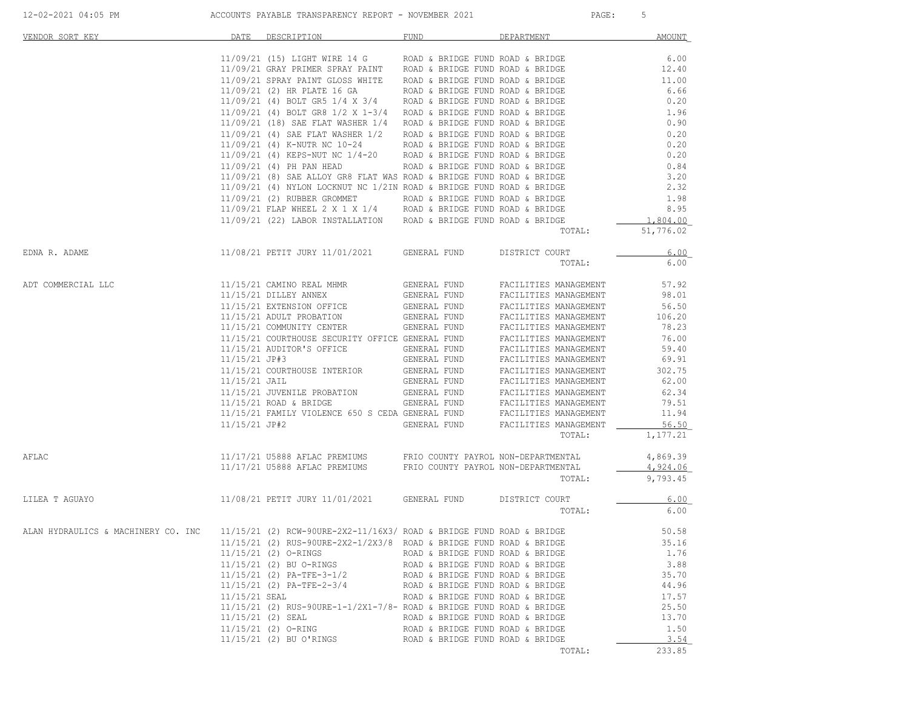| VENDOR SORT KEY | DATE | DESCRIPTION | FUND | DEPARTMENT | AMOUNT |
|---|---|---|---|---|---|
| | 11/09/21 | (15) LIGHT WIRE 14 G | ROAD & BRIDGE FUND | ROAD & BRIDGE | 6.00 |
| | 11/09/21 | GRAY PRIMER SPRAY PAINT | ROAD & BRIDGE FUND | ROAD & BRIDGE | 12.40 |
| | 11/09/21 | SPRAY PAINT GLOSS WHITE | ROAD & BRIDGE FUND | ROAD & BRIDGE | 11.00 |
| | 11/09/21 | (2) HR PLATE 16 GA | ROAD & BRIDGE FUND | ROAD & BRIDGE | 6.66 |
| | 11/09/21 | (4) BOLT GR5 1/4 X 3/4 | ROAD & BRIDGE FUND | ROAD & BRIDGE | 0.20 |
| | 11/09/21 | (4) BOLT GR8 1/2 X 1-3/4 | ROAD & BRIDGE FUND | ROAD & BRIDGE | 1.96 |
| | 11/09/21 | (18) SAE FLAT WASHER 1/4 | ROAD & BRIDGE FUND | ROAD & BRIDGE | 0.90 |
| | 11/09/21 | (4) SAE FLAT WASHER 1/2 | ROAD & BRIDGE FUND | ROAD & BRIDGE | 0.20 |
| | 11/09/21 | (4) K-NUTR NC 10-24 | ROAD & BRIDGE FUND | ROAD & BRIDGE | 0.20 |
| | 11/09/21 | (4) KEPS-NUT NC 1/4-20 | ROAD & BRIDGE FUND | ROAD & BRIDGE | 0.20 |
| | 11/09/21 | (4) PH PAN HEAD | ROAD & BRIDGE FUND | ROAD & BRIDGE | 0.84 |
| | 11/09/21 | (8) SAE ALLOY GR8 FLAT WAS | ROAD & BRIDGE FUND | ROAD & BRIDGE | 3.20 |
| | 11/09/21 | (4) NYLON LOCKNUT NC 1/2IN | ROAD & BRIDGE FUND | ROAD & BRIDGE | 2.32 |
| | 11/09/21 | (2) RUBBER GROMMET | ROAD & BRIDGE FUND | ROAD & BRIDGE | 1.98 |
| | 11/09/21 | FLAP WHEEL 2 X 1 X 1/4 | ROAD & BRIDGE FUND | ROAD & BRIDGE | 8.95 |
| | 11/09/21 | (22) LABOR INSTALLATION | ROAD & BRIDGE FUND | ROAD & BRIDGE | 1,804.00 |
| | | | | TOTAL: | 51,776.02 |
| EDNA R. ADAME | 11/08/21 | PETIT JURY 11/01/2021 | GENERAL FUND | DISTRICT COURT | 6.00 |
| | | | | TOTAL: | 6.00 |
| ADT COMMERCIAL LLC | 11/15/21 | CAMINO REAL MHMR | GENERAL FUND | FACILITIES MANAGEMENT | 57.92 |
| | 11/15/21 | DILLEY ANNEX | GENERAL FUND | FACILITIES MANAGEMENT | 98.01 |
| | 11/15/21 | EXTENSION OFFICE | GENERAL FUND | FACILITIES MANAGEMENT | 56.50 |
| | 11/15/21 | ADULT PROBATION | GENERAL FUND | FACILITIES MANAGEMENT | 106.20 |
| | 11/15/21 | COMMUNITY CENTER | GENERAL FUND | FACILITIES MANAGEMENT | 78.23 |
| | 11/15/21 | COURTHOUSE SECURITY OFFICE | GENERAL FUND | FACILITIES MANAGEMENT | 76.00 |
| | 11/15/21 | AUDITOR'S OFFICE | GENERAL FUND | FACILITIES MANAGEMENT | 59.40 |
| | 11/15/21 | JP#3 | GENERAL FUND | FACILITIES MANAGEMENT | 69.91 |
| | 11/15/21 | COURTHOUSE INTERIOR | GENERAL FUND | FACILITIES MANAGEMENT | 302.75 |
| | 11/15/21 | JAIL | GENERAL FUND | FACILITIES MANAGEMENT | 62.00 |
| | 11/15/21 | JUVENILE PROBATION | GENERAL FUND | FACILITIES MANAGEMENT | 62.34 |
| | 11/15/21 | ROAD & BRIDGE | GENERAL FUND | FACILITIES MANAGEMENT | 79.51 |
| | 11/15/21 | FAMILY VIOLENCE 650 S CEDA | GENERAL FUND | FACILITIES MANAGEMENT | 11.94 |
| | 11/15/21 | JP#2 | GENERAL FUND | FACILITIES MANAGEMENT | 56.50 |
| | | | | TOTAL: | 1,177.21 |
| AFLAC | 11/17/21 | U5888 AFLAC PREMIUMS | FRIO COUNTY PAYROL | NON-DEPARTMENTAL | 4,869.39 |
| | 11/17/21 | U5888 AFLAC PREMIUMS | FRIO COUNTY PAYROL | NON-DEPARTMENTAL | 4,924.06 |
| | | | | TOTAL: | 9,793.45 |
| LILEA T AGUAYO | 11/08/21 | PETIT JURY 11/01/2021 | GENERAL FUND | DISTRICT COURT | 6.00 |
| | | | | TOTAL: | 6.00 |
| ALAN HYDRAULICS & MACHINERY CO. INC | 11/15/21 | (2) RCW-90URE-2X2-11/16X3/ | ROAD & BRIDGE FUND | ROAD & BRIDGE | 50.58 |
| | 11/15/21 | (2) RUS-90URE-2X2-1/2X3/8 | ROAD & BRIDGE FUND | ROAD & BRIDGE | 35.16 |
| | 11/15/21 | (2) O-RINGS | ROAD & BRIDGE FUND | ROAD & BRIDGE | 1.76 |
| | 11/15/21 | (2) BU O-RINGS | ROAD & BRIDGE FUND | ROAD & BRIDGE | 3.88 |
| | 11/15/21 | (2) PA-TFE-3-1/2 | ROAD & BRIDGE FUND | ROAD & BRIDGE | 35.70 |
| | 11/15/21 | (2) PA-TFE-2-3/4 | ROAD & BRIDGE FUND | ROAD & BRIDGE | 44.96 |
| | 11/15/21 | SEAL | ROAD & BRIDGE FUND | ROAD & BRIDGE | 17.57 |
| | 11/15/21 | (2) RUS-90URE-1-1/2X1-7/8- | ROAD & BRIDGE FUND | ROAD & BRIDGE | 25.50 |
| | 11/15/21 | (2) SEAL | ROAD & BRIDGE FUND | ROAD & BRIDGE | 13.70 |
| | 11/15/21 | (2) O-RING | ROAD & BRIDGE FUND | ROAD & BRIDGE | 1.50 |
| | 11/15/21 | (2) BU O'RINGS | ROAD & BRIDGE FUND | ROAD & BRIDGE | 3.54 |
| | | | | TOTAL: | 233.85 |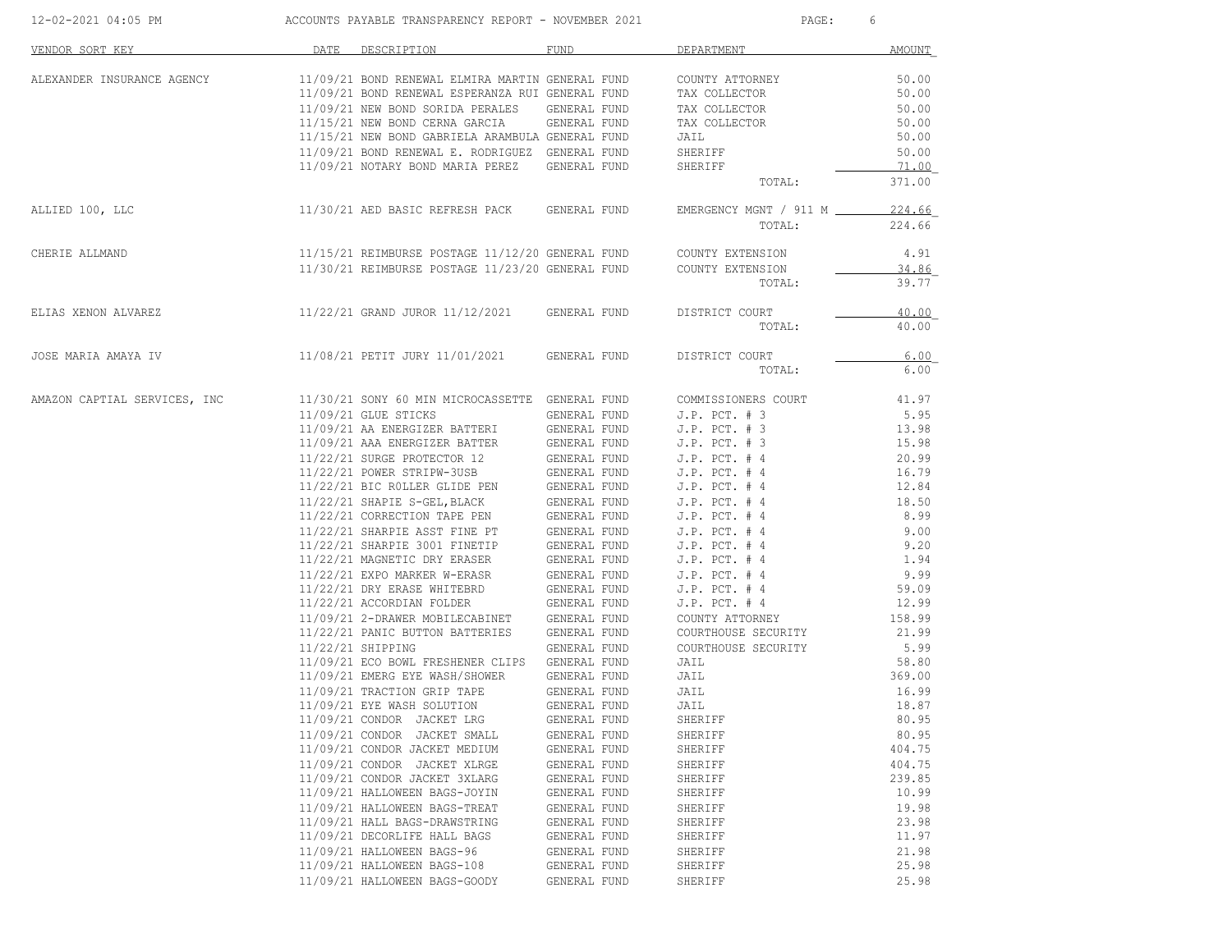# ACCOUNTS PAYABLE TRANSPARENCY REPORT - NOVEMBER 2021

| VENDOR SORT KEY | DATE | DESCRIPTION | FUND | DEPARTMENT | AMOUNT |
|---|---|---|---|---|---|
| ALEXANDER INSURANCE AGENCY | 11/09/21 | BOND RENEWAL ELMIRA MARTIN | GENERAL FUND | COUNTY ATTORNEY | 50.00 |
| | 11/09/21 | BOND RENEWAL ESPERANZA RUI | GENERAL FUND | TAX COLLECTOR | 50.00 |
| | 11/09/21 | NEW BOND SORIDA PERALES | GENERAL FUND | TAX COLLECTOR | 50.00 |
| | 11/15/21 | NEW BOND CERNA GARCIA | GENERAL FUND | TAX COLLECTOR | 50.00 |
| | 11/15/21 | NEW BOND GABRIELA ARAMBULA | GENERAL FUND | JAIL | 50.00 |
| | 11/09/21 | BOND RENEWAL E. RODRIGUEZ | GENERAL FUND | SHERIFF | 50.00 |
| | 11/09/21 | NOTARY BOND MARIA PEREZ | GENERAL FUND | SHERIFF | 71.00 |
| | | | | TOTAL: | 371.00 |
| ALLIED 100, LLC | 11/30/21 | AED BASIC REFRESH PACK | GENERAL FUND | EMERGENCY MGNT / 911 M | 224.66 |
| | | | | TOTAL: | 224.66 |
| CHERIE ALLMAND | 11/15/21 | REIMBURSE POSTAGE 11/12/20 | GENERAL FUND | COUNTY EXTENSION | 4.91 |
| | 11/30/21 | REIMBURSE POSTAGE 11/23/20 | GENERAL FUND | COUNTY EXTENSION | 34.86 |
| | | | | TOTAL: | 39.77 |
| ELIAS XENON ALVAREZ | 11/22/21 | GRAND JUROR 11/12/2021 | GENERAL FUND | DISTRICT COURT | 40.00 |
| | | | | TOTAL: | 40.00 |
| JOSE MARIA AMAYA IV | 11/08/21 | PETIT JURY 11/01/2021 | GENERAL FUND | DISTRICT COURT | 6.00 |
| | | | | TOTAL: | 6.00 |
| AMAZON CAPTIAL SERVICES, INC | 11/30/21 | SONY 60 MIN MICROCASSETTE | GENERAL FUND | COMMISSIONERS COURT | 41.97 |
| | 11/09/21 | GLUE STICKS | GENERAL FUND | J.P. PCT. # 3 | 5.95 |
| | 11/09/21 | AA ENERGIZER BATTERI | GENERAL FUND | J.P. PCT. # 3 | 13.98 |
| | 11/09/21 | AAA ENERGIZER BATTER | GENERAL FUND | J.P. PCT. # 3 | 15.98 |
| | 11/22/21 | SURGE PROTECTOR 12 | GENERAL FUND | J.P. PCT. # 4 | 20.99 |
| | 11/22/21 | POWER STRIPW-3USB | GENERAL FUND | J.P. PCT. # 4 | 16.79 |
| | 11/22/21 | BIC R0LLER GLIDE PEN | GENERAL FUND | J.P. PCT. # 4 | 12.84 |
| | 11/22/21 | SHAPIE S-GEL,BLACK | GENERAL FUND | J.P. PCT. # 4 | 18.50 |
| | 11/22/21 | CORRECTION TAPE PEN | GENERAL FUND | J.P. PCT. # 4 | 8.99 |
| | 11/22/21 | SHARPIE ASST FINE PT | GENERAL FUND | J.P. PCT. # 4 | 9.00 |
| | 11/22/21 | SHARPIE 3001 FINETIP | GENERAL FUND | J.P. PCT. # 4 | 9.20 |
| | 11/22/21 | MAGNETIC DRY ERASER | GENERAL FUND | J.P. PCT. # 4 | 1.94 |
| | 11/22/21 | EXPO MARKER W-ERASR | GENERAL FUND | J.P. PCT. # 4 | 9.99 |
| | 11/22/21 | DRY ERASE WHITEBRD | GENERAL FUND | J.P. PCT. # 4 | 59.09 |
| | 11/22/21 | ACCORDIAN FOLDER | GENERAL FUND | J.P. PCT. # 4 | 12.99 |
| | 11/09/21 | 2-DRAWER MOBILECABINET | GENERAL FUND | COUNTY ATTORNEY | 158.99 |
| | 11/22/21 | PANIC BUTTON BATTERIES | GENERAL FUND | COURTHOUSE SECURITY | 21.99 |
| | 11/22/21 | SHIPPING | GENERAL FUND | COURTHOUSE SECURITY | 5.99 |
| | 11/09/21 | ECO BOWL FRESHENER CLIPS | GENERAL FUND | JAIL | 58.80 |
| | 11/09/21 | EMERG EYE WASH/SHOWER | GENERAL FUND | JAIL | 369.00 |
| | 11/09/21 | TRACTION GRIP TAPE | GENERAL FUND | JAIL | 16.99 |
| | 11/09/21 | EYE WASH SOLUTION | GENERAL FUND | JAIL | 18.87 |
| | 11/09/21 | CONDOR JACKET LRG | GENERAL FUND | SHERIFF | 80.95 |
| | 11/09/21 | CONDOR JACKET SMALL | GENERAL FUND | SHERIFF | 80.95 |
| | 11/09/21 | CONDOR JACKET MEDIUM | GENERAL FUND | SHERIFF | 404.75 |
| | 11/09/21 | CONDOR JACKET XLRGE | GENERAL FUND | SHERIFF | 404.75 |
| | 11/09/21 | CONDOR JACKET 3XLARG | GENERAL FUND | SHERIFF | 239.85 |
| | 11/09/21 | HALLOWEEN BAGS-JOYIN | GENERAL FUND | SHERIFF | 10.99 |
| | 11/09/21 | HALLOWEEN BAGS-TREAT | GENERAL FUND | SHERIFF | 19.98 |
| | 11/09/21 | HALL BAGS-DRAWSTRING | GENERAL FUND | SHERIFF | 23.98 |
| | 11/09/21 | DECORLIFE HALL BAGS | GENERAL FUND | SHERIFF | 11.97 |
| | 11/09/21 | HALLOWEEN BAGS-96 | GENERAL FUND | SHERIFF | 21.98 |
| | 11/09/21 | HALLOWEEN BAGS-108 | GENERAL FUND | SHERIFF | 25.98 |
| | 11/09/21 | HALLOWEEN BAGS-GOODY | GENERAL FUND | SHERIFF | 25.98 |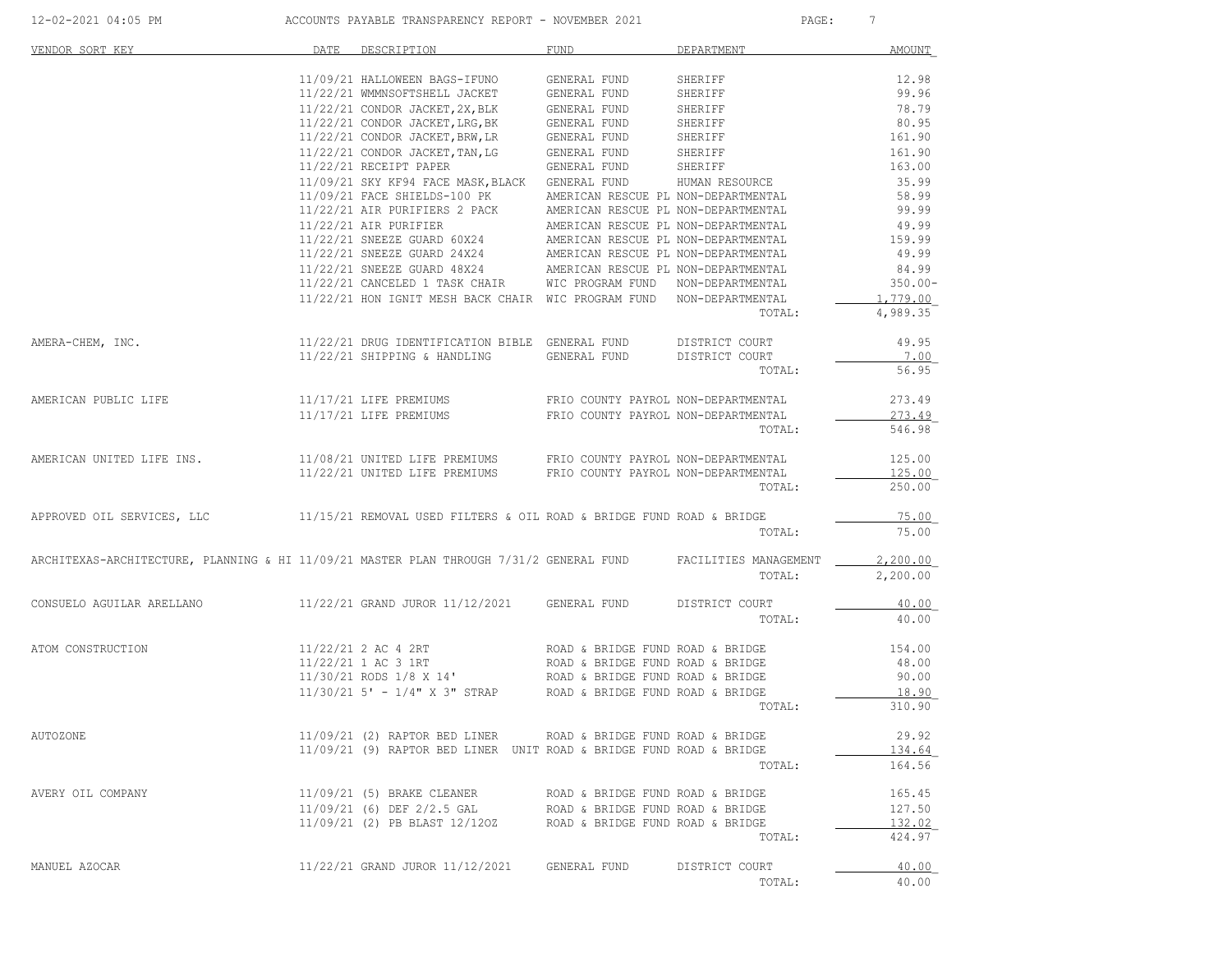| VENDOR SORT KEY | DATE | DESCRIPTION | FUND | DEPARTMENT | AMOUNT |
|---|---|---|---|---|---|
| | 11/09/21 | HALLOWEEN BAGS-IFUNO | GENERAL FUND | SHERIFF | 12.98 |
| | 11/22/21 | WMMNSOFTSHELL JACKET | GENERAL FUND | SHERIFF | 99.96 |
| | 11/22/21 | CONDOR JACKET,2X,BLK | GENERAL FUND | SHERIFF | 78.79 |
| | 11/22/21 | CONDOR JACKET,LRG,BK | GENERAL FUND | SHERIFF | 80.95 |
| | 11/22/21 | CONDOR JACKET,BRW,LR | GENERAL FUND | SHERIFF | 161.90 |
| | 11/22/21 | CONDOR JACKET,TAN,LG | GENERAL FUND | SHERIFF | 161.90 |
| | 11/22/21 | RECEIPT PAPER | GENERAL FUND | SHERIFF | 163.00 |
| | 11/09/21 | SKY KF94 FACE MASK,BLACK | GENERAL FUND | HUMAN RESOURCE | 35.99 |
| | 11/09/21 | FACE SHIELDS-100 PK | AMERICAN RESCUE PL | NON-DEPARTMENTAL | 58.99 |
| | 11/22/21 | AIR PURIFIERS 2 PACK | AMERICAN RESCUE PL | NON-DEPARTMENTAL | 99.99 |
| | 11/22/21 | AIR PURIFIER | AMERICAN RESCUE PL | NON-DEPARTMENTAL | 49.99 |
| | 11/22/21 | SNEEZE GUARD 60X24 | AMERICAN RESCUE PL | NON-DEPARTMENTAL | 159.99 |
| | 11/22/21 | SNEEZE GUARD 24X24 | AMERICAN RESCUE PL | NON-DEPARTMENTAL | 49.99 |
| | 11/22/21 | SNEEZE GUARD 48X24 | AMERICAN RESCUE PL | NON-DEPARTMENTAL | 84.99 |
| | 11/22/21 | CANCELED 1 TASK CHAIR | WIC PROGRAM FUND | NON-DEPARTMENTAL | 350.00- |
| | 11/22/21 | HON IGNIT MESH BACK CHAIR | WIC PROGRAM FUND | NON-DEPARTMENTAL | 1,779.00 |
| | | | | TOTAL: | 4,989.35 |
| AMERA-CHEM, INC. | 11/22/21 | DRUG IDENTIFICATION BIBLE | GENERAL FUND | DISTRICT COURT | 49.95 |
| | 11/22/21 | SHIPPING & HANDLING | GENERAL FUND | DISTRICT COURT | 7.00 |
| | | | | TOTAL: | 56.95 |
| AMERICAN PUBLIC LIFE | 11/17/21 | LIFE PREMIUMS | FRIO COUNTY PAYROL | NON-DEPARTMENTAL | 273.49 |
| | 11/17/21 | LIFE PREMIUMS | FRIO COUNTY PAYROL | NON-DEPARTMENTAL | 273.49 |
| | | | | TOTAL: | 546.98 |
| AMERICAN UNITED LIFE INS. | 11/08/21 | UNITED LIFE PREMIUMS | FRIO COUNTY PAYROL | NON-DEPARTMENTAL | 125.00 |
| | 11/22/21 | UNITED LIFE PREMIUMS | FRIO COUNTY PAYROL | NON-DEPARTMENTAL | 125.00 |
| | | | | TOTAL: | 250.00 |
| APPROVED OIL SERVICES, LLC | 11/15/21 | REMOVAL USED FILTERS & OIL | ROAD & BRIDGE FUND | ROAD & BRIDGE | 75.00 |
| | | | | TOTAL: | 75.00 |
| ARCHITEXAS-ARCHITECTURE, PLANNING & HI | 11/09/21 | MASTER PLAN THROUGH 7/31/2 | GENERAL FUND | FACILITIES MANAGEMENT | 2,200.00 |
| | | | | TOTAL: | 2,200.00 |
| CONSUELO AGUILAR ARELLANO | 11/22/21 | GRAND JUROR 11/12/2021 | GENERAL FUND | DISTRICT COURT | 40.00 |
| | | | | TOTAL: | 40.00 |
| ATOM CONSTRUCTION | 11/22/21 | 2 AC 4 2RT | ROAD & BRIDGE FUND | ROAD & BRIDGE | 154.00 |
| | 11/22/21 | 1 AC 3 1RT | ROAD & BRIDGE FUND | ROAD & BRIDGE | 48.00 |
| | 11/30/21 | RODS 1/8 X 14' | ROAD & BRIDGE FUND | ROAD & BRIDGE | 90.00 |
| | 11/30/21 | 5' - 1/4" X 3" STRAP | ROAD & BRIDGE FUND | ROAD & BRIDGE | 18.90 |
| | | | | TOTAL: | 310.90 |
| AUTOZONE | 11/09/21 | (2) RAPTOR BED LINER | ROAD & BRIDGE FUND | ROAD & BRIDGE | 29.92 |
| | 11/09/21 | (9) RAPTOR BED LINER UNIT | ROAD & BRIDGE FUND | ROAD & BRIDGE | 134.64 |
| | | | | TOTAL: | 164.56 |
| AVERY OIL COMPANY | 11/09/21 | (5) BRAKE CLEANER | ROAD & BRIDGE FUND | ROAD & BRIDGE | 165.45 |
| | 11/09/21 | (6) DEF 2/2.5 GAL | ROAD & BRIDGE FUND | ROAD & BRIDGE | 127.50 |
| | 11/09/21 | (2) PB BLAST 12/12OZ | ROAD & BRIDGE FUND | ROAD & BRIDGE | 132.02 |
| | | | | TOTAL: | 424.97 |
| MANUEL AZOCAR | 11/22/21 | GRAND JUROR 11/12/2021 | GENERAL FUND | DISTRICT COURT | 40.00 |
| | | | | TOTAL: | 40.00 |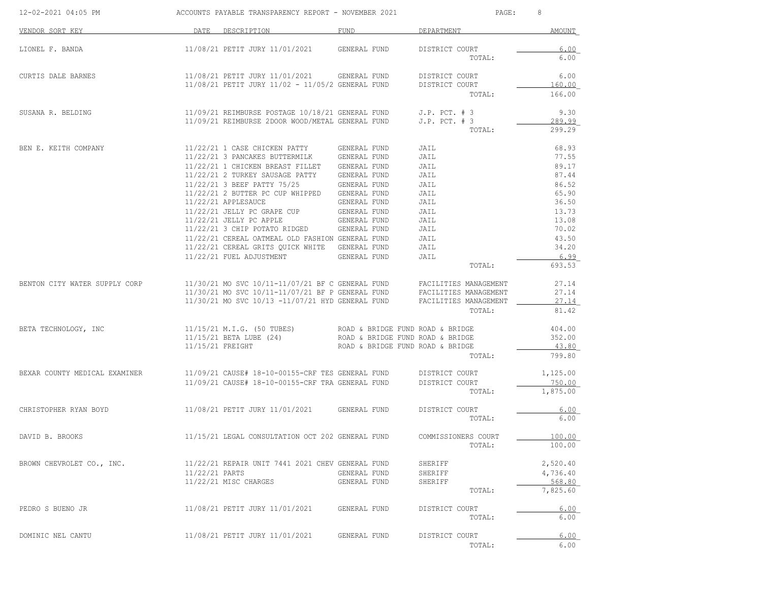# ACCOUNTS PAYABLE TRANSPARENCY REPORT - NOVEMBER 2021

| VENDOR SORT KEY | DATE | DESCRIPTION | FUND | DEPARTMENT | AMOUNT |
|---|---|---|---|---|---|
| LIONEL F. BANDA | 11/08/21 | PETIT JURY 11/01/2021 | GENERAL FUND | DISTRICT COURT | 6.00 |
| | | | | TOTAL: | 6.00 |
| CURTIS DALE BARNES | 11/08/21 | PETIT JURY 11/01/2021 | GENERAL FUND | DISTRICT COURT | 6.00 |
| | 11/08/21 | PETIT JURY 11/02 - 11/05/2 | GENERAL FUND | DISTRICT COURT | 160.00 |
| | | | | TOTAL: | 166.00 |
| SUSANA R. BELDING | 11/09/21 | REIMBURSE POSTAGE 10/18/21 | GENERAL FUND | J.P. PCT. # 3 | 9.30 |
| | 11/09/21 | REIMBURSE 2DOOR WOOD/METAL | GENERAL FUND | J.P. PCT. # 3 | 289.99 |
| | | | | TOTAL: | 299.29 |
| BEN E. KEITH COMPANY | 11/22/21 | 1 CASE CHICKEN PATTY | GENERAL FUND | JAIL | 68.93 |
| | 11/22/21 | 3 PANCAKES BUTTERMILK | GENERAL FUND | JAIL | 77.55 |
| | 11/22/21 | 1 CHICKEN BREAST FILLET | GENERAL FUND | JAIL | 89.17 |
| | 11/22/21 | 2 TURKEY SAUSAGE PATTY | GENERAL FUND | JAIL | 87.44 |
| | 11/22/21 | 3 BEEF PATTY 75/25 | GENERAL FUND | JAIL | 86.52 |
| | 11/22/21 | 2 BUTTER PC CUP WHIPPED | GENERAL FUND | JAIL | 65.90 |
| | 11/22/21 | APPLESAUCE | GENERAL FUND | JAIL | 36.50 |
| | 11/22/21 | JELLY PC GRAPE CUP | GENERAL FUND | JAIL | 13.73 |
| | 11/22/21 | JELLY PC APPLE | GENERAL FUND | JAIL | 13.08 |
| | 11/22/21 | 3 CHIP POTATO RIDGED | GENERAL FUND | JAIL | 70.02 |
| | 11/22/21 | CEREAL OATMEAL OLD FASHION | GENERAL FUND | JAIL | 43.50 |
| | 11/22/21 | CEREAL GRITS QUICK WHITE | GENERAL FUND | JAIL | 34.20 |
| | 11/22/21 | FUEL ADJUSTMENT | GENERAL FUND | JAIL | 6.99 |
| | | | | TOTAL: | 693.53 |
| BENTON CITY WATER SUPPLY CORP | 11/30/21 | MO SVC 10/11-11/07/21 BF C | GENERAL FUND | FACILITIES MANAGEMENT | 27.14 |
| | 11/30/21 | MO SVC 10/11-11/07/21 BF P | GENERAL FUND | FACILITIES MANAGEMENT | 27.14 |
| | 11/30/21 | MO SVC 10/13 -11/07/21 HYD | GENERAL FUND | FACILITIES MANAGEMENT | 27.14 |
| | | | | TOTAL: | 81.42 |
| BETA TECHNOLOGY, INC | 11/15/21 | M.I.G. (50 TUBES) | ROAD & BRIDGE FUND | ROAD & BRIDGE | 404.00 |
| | 11/15/21 | BETA LUBE (24) | ROAD & BRIDGE FUND | ROAD & BRIDGE | 352.00 |
| | 11/15/21 | FREIGHT | ROAD & BRIDGE FUND | ROAD & BRIDGE | 43.80 |
| | | | | TOTAL: | 799.80 |
| BEXAR COUNTY MEDICAL EXAMINER | 11/09/21 | CAUSE# 18-10-00155-CRF TES | GENERAL FUND | DISTRICT COURT | 1,125.00 |
| | 11/09/21 | CAUSE# 18-10-00155-CRF TRA | GENERAL FUND | DISTRICT COURT | 750.00 |
| | | | | TOTAL: | 1,875.00 |
| CHRISTOPHER RYAN BOYD | 11/08/21 | PETIT JURY 11/01/2021 | GENERAL FUND | DISTRICT COURT | 6.00 |
| | | | | TOTAL: | 6.00 |
| DAVID B. BROOKS | 11/15/21 | LEGAL CONSULTATION OCT 202 | GENERAL FUND | COMMISSIONERS COURT | 100.00 |
| | | | | TOTAL: | 100.00 |
| BROWN CHEVROLET CO., INC. | 11/22/21 | REPAIR UNIT 7441 2021 CHEV | GENERAL FUND | SHERIFF | 2,520.40 |
| | 11/22/21 | PARTS | GENERAL FUND | SHERIFF | 4,736.40 |
| | 11/22/21 | MISC CHARGES | GENERAL FUND | SHERIFF | 568.80 |
| | | | | TOTAL: | 7,825.60 |
| PEDRO S BUENO JR | 11/08/21 | PETIT JURY 11/01/2021 | GENERAL FUND | DISTRICT COURT | 6.00 |
| | | | | TOTAL: | 6.00 |
| DOMINIC NEL CANTU | 11/08/21 | PETIT JURY 11/01/2021 | GENERAL FUND | DISTRICT COURT | 6.00 |
| | | | | TOTAL: | 6.00 |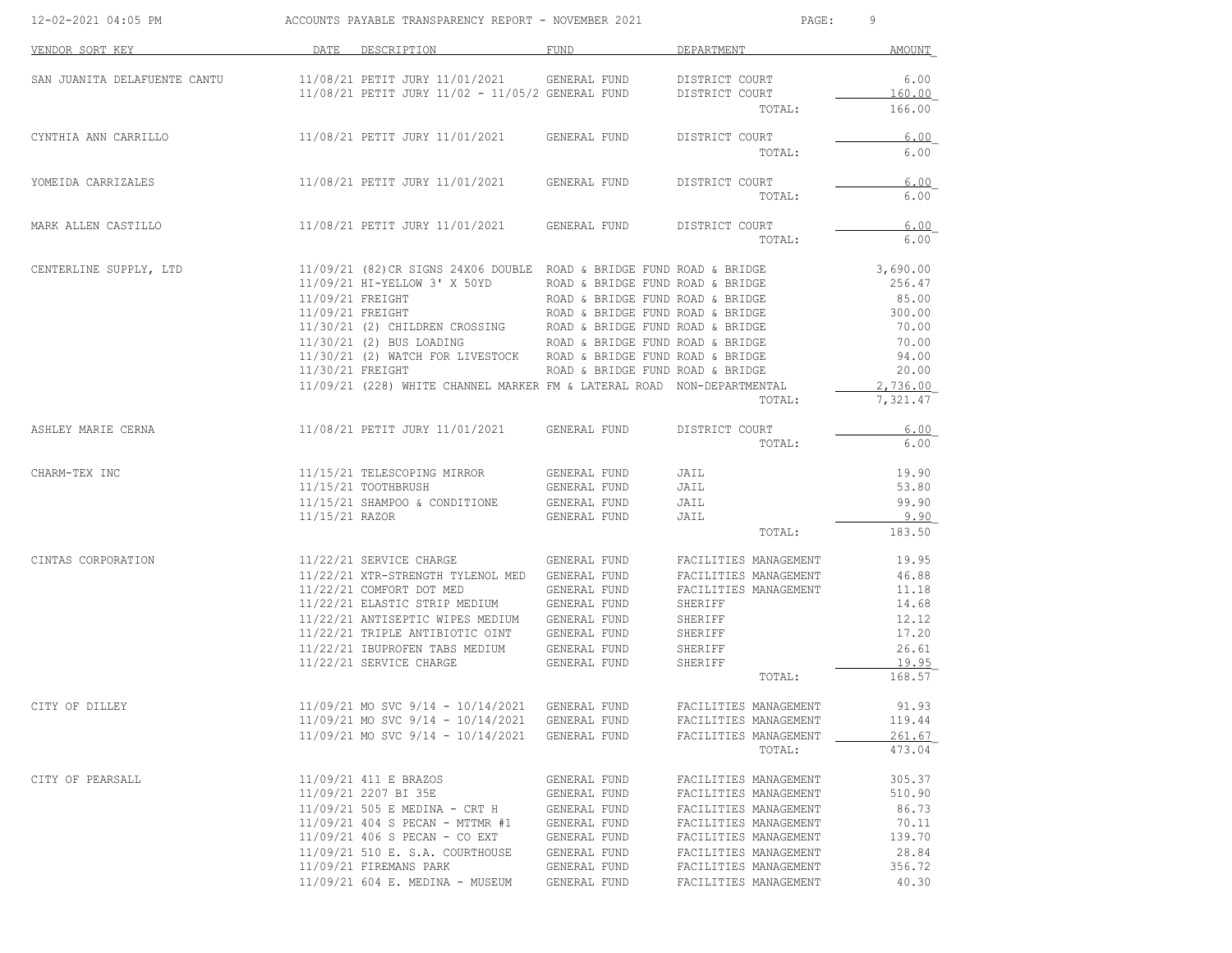ACCOUNTS PAYABLE TRANSPARENCY REPORT - NOVEMBER 2021

| VENDOR SORT KEY | DATE | DESCRIPTION | FUND | DEPARTMENT | AMOUNT |
|---|---|---|---|---|---|
| SAN JUANITA DELAFUENTE CANTU | 11/08/21 | PETIT JURY 11/01/2021 | GENERAL FUND | DISTRICT COURT | 6.00 |
| | 11/08/21 | PETIT JURY 11/02 - 11/05/2 | GENERAL FUND | DISTRICT COURT | 160.00 |
| | | | | TOTAL: | 166.00 |
| CYNTHIA ANN CARRILLO | 11/08/21 | PETIT JURY 11/01/2021 | GENERAL FUND | DISTRICT COURT | 6.00 |
| | | | | TOTAL: | 6.00 |
| YOMEIDA CARRIZALES | 11/08/21 | PETIT JURY 11/01/2021 | GENERAL FUND | DISTRICT COURT | 6.00 |
| | | | | TOTAL: | 6.00 |
| MARK ALLEN CASTILLO | 11/08/21 | PETIT JURY 11/01/2021 | GENERAL FUND | DISTRICT COURT | 6.00 |
| | | | | TOTAL: | 6.00 |
| CENTERLINE SUPPLY, LTD | 11/09/21 | (82)CR SIGNS 24X06 DOUBLE | ROAD & BRIDGE FUND | ROAD & BRIDGE | 3,690.00 |
| | 11/09/21 | HI-YELLOW 3' X 50YD | ROAD & BRIDGE FUND | ROAD & BRIDGE | 256.47 |
| | 11/09/21 | FREIGHT | ROAD & BRIDGE FUND | ROAD & BRIDGE | 85.00 |
| | 11/09/21 | FREIGHT | ROAD & BRIDGE FUND | ROAD & BRIDGE | 300.00 |
| | 11/30/21 | (2) CHILDREN CROSSING | ROAD & BRIDGE FUND | ROAD & BRIDGE | 70.00 |
| | 11/30/21 | (2) BUS LOADING | ROAD & BRIDGE FUND | ROAD & BRIDGE | 70.00 |
| | 11/30/21 | (2) WATCH FOR LIVESTOCK | ROAD & BRIDGE FUND | ROAD & BRIDGE | 94.00 |
| | 11/30/21 | FREIGHT | ROAD & BRIDGE FUND | ROAD & BRIDGE | 20.00 |
| | 11/09/21 | (228) WHITE CHANNEL MARKER | FM & LATERAL ROAD | NON-DEPARTMENTAL | 2,736.00 |
| | | | | TOTAL: | 7,321.47 |
| ASHLEY MARIE CERNA | 11/08/21 | PETIT JURY 11/01/2021 | GENERAL FUND | DISTRICT COURT | 6.00 |
| | | | | TOTAL: | 6.00 |
| CHARM-TEX INC | 11/15/21 | TELESCOPING MIRROR | GENERAL FUND | JAIL | 19.90 |
| | 11/15/21 | TOOTHBRUSH | GENERAL FUND | JAIL | 53.80 |
| | 11/15/21 | SHAMPOO & CONDITIONE | GENERAL FUND | JAIL | 99.90 |
| | 11/15/21 | RAZOR | GENERAL FUND | JAIL | 9.90 |
| | | | | TOTAL: | 183.50 |
| CINTAS CORPORATION | 11/22/21 | SERVICE CHARGE | GENERAL FUND | FACILITIES MANAGEMENT | 19.95 |
| | 11/22/21 | XTR-STRENGTH TYLENOL MED | GENERAL FUND | FACILITIES MANAGEMENT | 46.88 |
| | 11/22/21 | COMFORT DOT MED | GENERAL FUND | FACILITIES MANAGEMENT | 11.18 |
| | 11/22/21 | ELASTIC STRIP MEDIUM | GENERAL FUND | SHERIFF | 14.68 |
| | 11/22/21 | ANTISEPTIC WIPES MEDIUM | GENERAL FUND | SHERIFF | 12.12 |
| | 11/22/21 | TRIPLE ANTIBIOTIC OINT | GENERAL FUND | SHERIFF | 17.20 |
| | 11/22/21 | IBUPROFEN TABS MEDIUM | GENERAL FUND | SHERIFF | 26.61 |
| | 11/22/21 | SERVICE CHARGE | GENERAL FUND | SHERIFF | 19.95 |
| | | | | TOTAL: | 168.57 |
| CITY OF DILLEY | 11/09/21 | MO SVC 9/14 - 10/14/2021 | GENERAL FUND | FACILITIES MANAGEMENT | 91.93 |
| | 11/09/21 | MO SVC 9/14 - 10/14/2021 | GENERAL FUND | FACILITIES MANAGEMENT | 119.44 |
| | 11/09/21 | MO SVC 9/14 - 10/14/2021 | GENERAL FUND | FACILITIES MANAGEMENT | 261.67 |
| | | | | TOTAL: | 473.04 |
| CITY OF PEARSALL | 11/09/21 | 411 E BRAZOS | GENERAL FUND | FACILITIES MANAGEMENT | 305.37 |
| | 11/09/21 | 2207 BI 35E | GENERAL FUND | FACILITIES MANAGEMENT | 510.90 |
| | 11/09/21 | 505 E MEDINA - CRT H | GENERAL FUND | FACILITIES MANAGEMENT | 86.73 |
| | 11/09/21 | 404 S PECAN - MTTMR #1 | GENERAL FUND | FACILITIES MANAGEMENT | 70.11 |
| | 11/09/21 | 406 S PECAN - CO EXT | GENERAL FUND | FACILITIES MANAGEMENT | 139.70 |
| | 11/09/21 | 510 E. S.A. COURTHOUSE | GENERAL FUND | FACILITIES MANAGEMENT | 28.84 |
| | 11/09/21 | FIREMANS PARK | GENERAL FUND | FACILITIES MANAGEMENT | 356.72 |
| | 11/09/21 | 604 E. MEDINA - MUSEUM | GENERAL FUND | FACILITIES MANAGEMENT | 40.30 |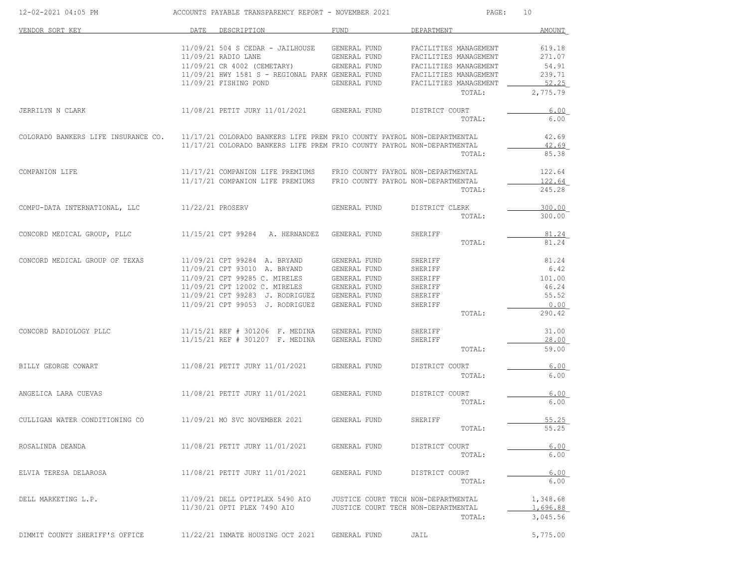# ACCOUNTS PAYABLE TRANSPARENCY REPORT - NOVEMBER 2021

| VENDOR SORT KEY | DATE | DESCRIPTION | FUND | DEPARTMENT | AMOUNT |
|---|---|---|---|---|---|
| | 11/09/21 | 504 S CEDAR - JAILHOUSE | GENERAL FUND | FACILITIES MANAGEMENT | 619.18 |
| | 11/09/21 | RADIO LANE | GENERAL FUND | FACILITIES MANAGEMENT | 271.07 |
| | 11/09/21 | CR 4002 (CEMETARY) | GENERAL FUND | FACILITIES MANAGEMENT | 54.91 |
| | 11/09/21 | HWY 1581 S - REGIONAL PARK | GENERAL FUND | FACILITIES MANAGEMENT | 239.71 |
| | 11/09/21 | FISHING POND | GENERAL FUND | FACILITIES MANAGEMENT | 52.25 |
| | | | | TOTAL: | 2,775.79 |
| JERRILYN N CLARK | 11/08/21 | PETIT JURY 11/01/2021 | GENERAL FUND | DISTRICT COURT | 6.00 |
| | | | | TOTAL: | 6.00 |
| COLORADO BANKERS LIFE INSURANCE CO. | 11/17/21 | COLORADO BANKERS LIFE PREM | FRIO COUNTY PAYROL | NON-DEPARTMENTAL | 42.69 |
| | 11/17/21 | COLORADO BANKERS LIFE PREM | FRIO COUNTY PAYROL | NON-DEPARTMENTAL | 42.69 |
| | | | | TOTAL: | 85.38 |
| COMPANION LIFE | 11/17/21 | COMPANION LIFE PREMIUMS | FRIO COUNTY PAYROL | NON-DEPARTMENTAL | 122.64 |
| | 11/17/21 | COMPANION LIFE PREMIUMS | FRIO COUNTY PAYROL | NON-DEPARTMENTAL | 122.64 |
| | | | | TOTAL: | 245.28 |
| COMPU-DATA INTERNATIONAL, LLC | 11/22/21 | PROSERV | GENERAL FUND | DISTRICT CLERK | 300.00 |
| | | | | TOTAL: | 300.00 |
| CONCORD MEDICAL GROUP, PLLC | 11/15/21 | CPT 99284 A. HERNANDEZ | GENERAL FUND | SHERIFF | 81.24 |
| | | | | TOTAL: | 81.24 |
| CONCORD MEDICAL GROUP OF TEXAS | 11/09/21 | CPT 99284 A. BRYAND | GENERAL FUND | SHERIFF | 81.24 |
| | 11/09/21 | CPT 93010 A. BRYAND | GENERAL FUND | SHERIFF | 6.42 |
| | 11/09/21 | CPT 99285 C. MIRELES | GENERAL FUND | SHERIFF | 101.00 |
| | 11/09/21 | CPT 12002 C. MIRELES | GENERAL FUND | SHERIFF | 46.24 |
| | 11/09/21 | CPT 99283 J. RODRIGUEZ | GENERAL FUND | SHERIFF | 55.52 |
| | 11/09/21 | CPT 99053 J. RODRIGUEZ | GENERAL FUND | SHERIFF | 0.00 |
| | | | | TOTAL: | 290.42 |
| CONCORD RADIOLOGY PLLC | 11/15/21 | REF # 301206 F. MEDINA | GENERAL FUND | SHERIFF | 31.00 |
| | 11/15/21 | REF # 301207 F. MEDINA | GENERAL FUND | SHERIFF | 28.00 |
| | | | | TOTAL: | 59.00 |
| BILLY GEORGE COWART | 11/08/21 | PETIT JURY 11/01/2021 | GENERAL FUND | DISTRICT COURT | 6.00 |
| | | | | TOTAL: | 6.00 |
| ANGELICA LARA CUEVAS | 11/08/21 | PETIT JURY 11/01/2021 | GENERAL FUND | DISTRICT COURT | 6.00 |
| | | | | TOTAL: | 6.00 |
| CULLIGAN WATER CONDITIONING CO | 11/09/21 | MO SVC NOVEMBER 2021 | GENERAL FUND | SHERIFF | 55.25 |
| | | | | TOTAL: | 55.25 |
| ROSALINDA DEANDA | 11/08/21 | PETIT JURY 11/01/2021 | GENERAL FUND | DISTRICT COURT | 6.00 |
| | | | | TOTAL: | 6.00 |
| ELVIA TERESA DELAROSA | 11/08/21 | PETIT JURY 11/01/2021 | GENERAL FUND | DISTRICT COURT | 6.00 |
| | | | | TOTAL: | 6.00 |
| DELL MARKETING L.P. | 11/09/21 | DELL OPTIPLEX 5490 AIO | JUSTICE COURT TECH | NON-DEPARTMENTAL | 1,348.68 |
| | 11/30/21 | OPTI PLEX 7490 AIO | JUSTICE COURT TECH | NON-DEPARTMENTAL | 1,696.88 |
| | | | | TOTAL: | 3,045.56 |
| DIMMIT COUNTY SHERIFF'S OFFICE | 11/22/21 | INMATE HOUSING OCT 2021 | GENERAL FUND | JAIL | 5,775.00 |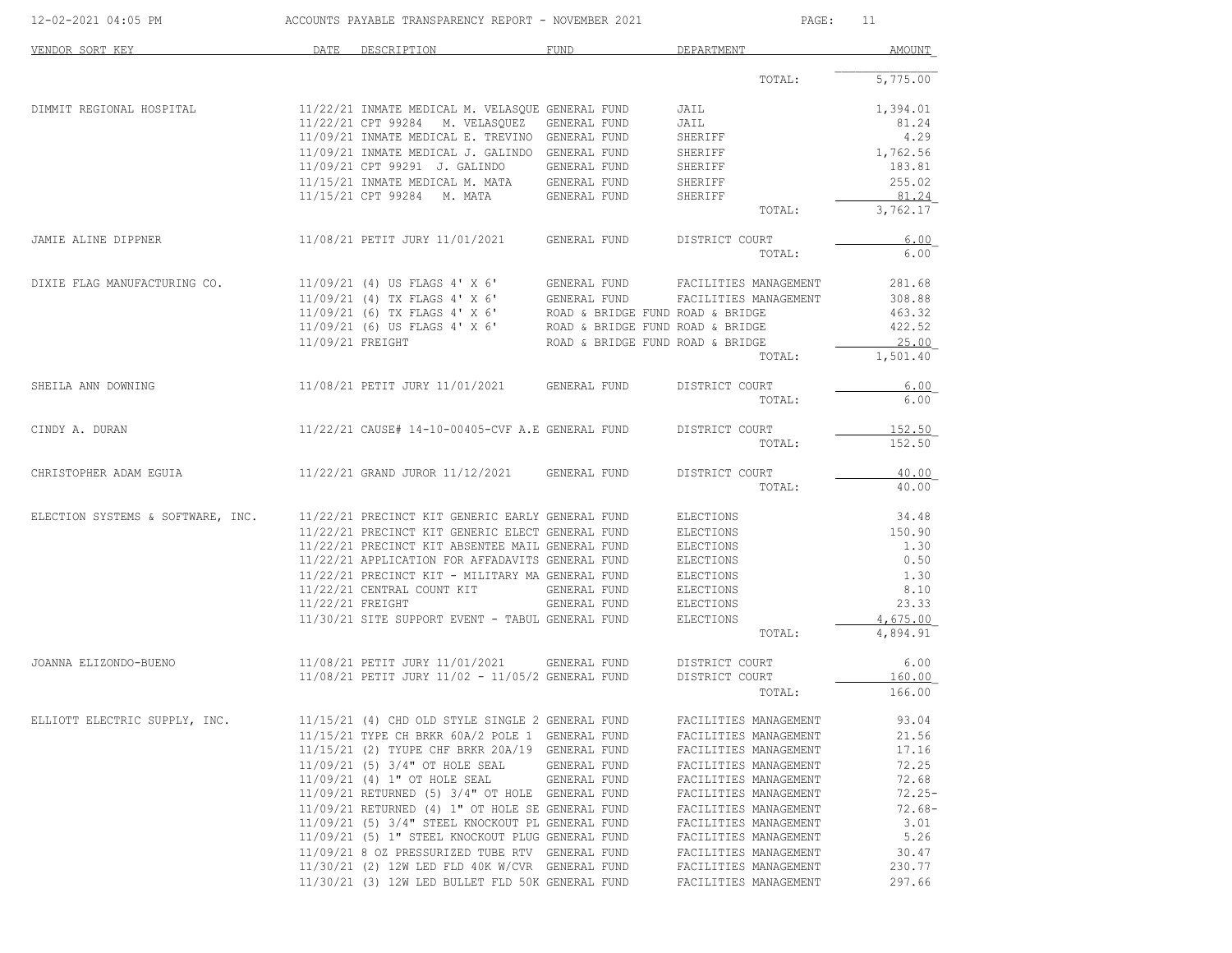ACCOUNTS PAYABLE TRANSPARENCY REPORT - NOVEMBER 2021

| VENDOR SORT KEY | DATE | DESCRIPTION | FUND | DEPARTMENT | AMOUNT |
|---|---|---|---|---|---|
| | | | | TOTAL: | 5,775.00 |
| DIMMIT REGIONAL HOSPITAL | 11/22/21 | INMATE MEDICAL M. VELASQUE | GENERAL FUND | JAIL | 1,394.01 |
| | 11/22/21 | CPT 99284 M. VELASQUEZ | GENERAL FUND | JAIL | 81.24 |
| | 11/09/21 | INMATE MEDICAL E. TREVINO | GENERAL FUND | SHERIFF | 4.29 |
| | 11/09/21 | INMATE MEDICAL J. GALINDO | GENERAL FUND | SHERIFF | 1,762.56 |
| | 11/09/21 | CPT 99291 J. GALINDO | GENERAL FUND | SHERIFF | 183.81 |
| | 11/15/21 | INMATE MEDICAL M. MATA | GENERAL FUND | SHERIFF | 255.02 |
| | 11/15/21 | CPT 99284 M. MATA | GENERAL FUND | SHERIFF | 81.24 |
| | | | | TOTAL: | 3,762.17 |
| JAMIE ALINE DIPPNER | 11/08/21 | PETIT JURY 11/01/2021 | GENERAL FUND | DISTRICT COURT | 6.00 |
| | | | | TOTAL: | 6.00 |
| DIXIE FLAG MANUFACTURING CO. | 11/09/21 | (4) US FLAGS 4' X 6' | GENERAL FUND | FACILITIES MANAGEMENT | 281.68 |
| | 11/09/21 | (4) TX FLAGS 4' X 6' | GENERAL FUND | FACILITIES MANAGEMENT | 308.88 |
| | 11/09/21 | (6) TX FLAGS 4' X 6' | ROAD & BRIDGE FUND | ROAD & BRIDGE | 463.32 |
| | 11/09/21 | (6) US FLAGS 4' X 6' | ROAD & BRIDGE FUND | ROAD & BRIDGE | 422.52 |
| | 11/09/21 | FREIGHT | ROAD & BRIDGE FUND | ROAD & BRIDGE | 25.00 |
| | | | | TOTAL: | 1,501.40 |
| SHEILA ANN DOWNING | 11/08/21 | PETIT JURY 11/01/2021 | GENERAL FUND | DISTRICT COURT | 6.00 |
| | | | | TOTAL: | 6.00 |
| CINDY A. DURAN | 11/22/21 | CAUSE# 14-10-00405-CVF A.E | GENERAL FUND | DISTRICT COURT | 152.50 |
| | | | | TOTAL: | 152.50 |
| CHRISTOPHER ADAM EGUIA | 11/22/21 | GRAND JUROR 11/12/2021 | GENERAL FUND | DISTRICT COURT | 40.00 |
| | | | | TOTAL: | 40.00 |
| ELECTION SYSTEMS & SOFTWARE, INC. | 11/22/21 | PRECINCT KIT GENERIC EARLY | GENERAL FUND | ELECTIONS | 34.48 |
| | 11/22/21 | PRECINCT KIT GENERIC ELECT | GENERAL FUND | ELECTIONS | 150.90 |
| | 11/22/21 | PRECINCT KIT ABSENTEE MAIL | GENERAL FUND | ELECTIONS | 1.30 |
| | 11/22/21 | APPLICATION FOR AFFADAVITS | GENERAL FUND | ELECTIONS | 0.50 |
| | 11/22/21 | PRECINCT KIT - MILITARY MA | GENERAL FUND | ELECTIONS | 1.30 |
| | 11/22/21 | CENTRAL COUNT KIT | GENERAL FUND | ELECTIONS | 8.10 |
| | 11/22/21 | FREIGHT | GENERAL FUND | ELECTIONS | 23.33 |
| | 11/30/21 | SITE SUPPORT EVENT - TABUL | GENERAL FUND | ELECTIONS | 4,675.00 |
| | | | | TOTAL: | 4,894.91 |
| JOANNA ELIZONDO-BUENO | 11/08/21 | PETIT JURY 11/01/2021 | GENERAL FUND | DISTRICT COURT | 6.00 |
| | 11/08/21 | PETIT JURY 11/02 - 11/05/2 | GENERAL FUND | DISTRICT COURT | 160.00 |
| | | | | TOTAL: | 166.00 |
| ELLIOTT ELECTRIC SUPPLY, INC. | 11/15/21 | (4) CHD OLD STYLE SINGLE 2 | GENERAL FUND | FACILITIES MANAGEMENT | 93.04 |
| | 11/15/21 | TYPE CH BRKR 60A/2 POLE 1 | GENERAL FUND | FACILITIES MANAGEMENT | 21.56 |
| | 11/15/21 | (2) TYUPE CHF BRKR 20A/19 | GENERAL FUND | FACILITIES MANAGEMENT | 17.16 |
| | 11/09/21 | (5) 3/4" OT HOLE SEAL | GENERAL FUND | FACILITIES MANAGEMENT | 72.25 |
| | 11/09/21 | (4) 1" OT HOLE SEAL | GENERAL FUND | FACILITIES MANAGEMENT | 72.68 |
| | 11/09/21 | RETURNED (5) 3/4" OT HOLE | GENERAL FUND | FACILITIES MANAGEMENT | 72.25- |
| | 11/09/21 | RETURNED (4) 1" OT HOLE SE | GENERAL FUND | FACILITIES MANAGEMENT | 72.68- |
| | 11/09/21 | (5) 3/4" STEEL KNOCKOUT PL | GENERAL FUND | FACILITIES MANAGEMENT | 3.01 |
| | 11/09/21 | (5) 1" STEEL KNOCKOUT PLUG | GENERAL FUND | FACILITIES MANAGEMENT | 5.26 |
| | 11/09/21 | 8 OZ PRESSURIZED TUBE RTV | GENERAL FUND | FACILITIES MANAGEMENT | 30.47 |
| | 11/30/21 | (2) 12W LED FLD 40K W/CVR | GENERAL FUND | FACILITIES MANAGEMENT | 230.77 |
| | 11/30/21 | (3) 12W LED BULLET FLD 50K | GENERAL FUND | FACILITIES MANAGEMENT | 297.66 |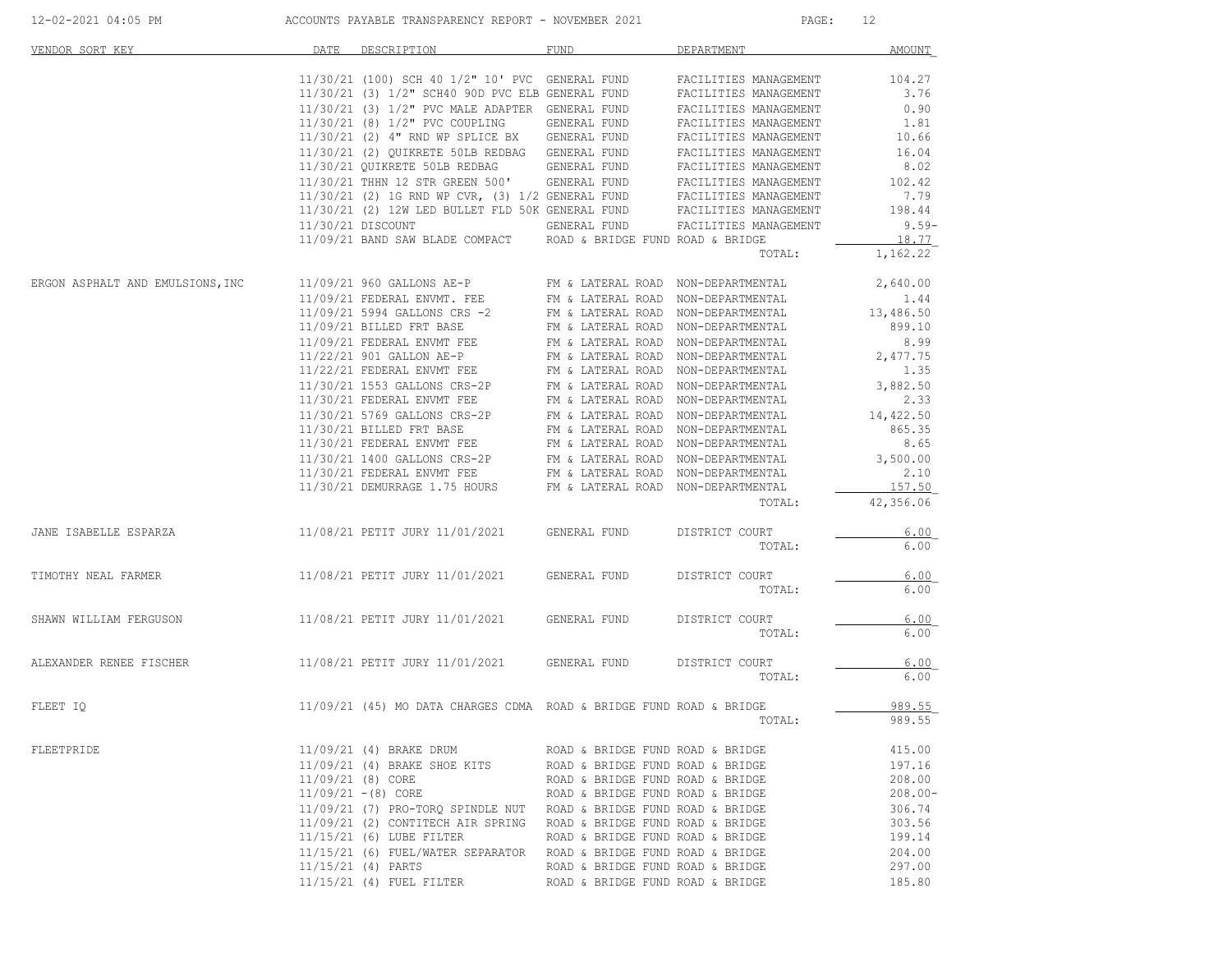ACCOUNTS PAYABLE TRANSPARENCY REPORT - NOVEMBER 2021

| VENDOR SORT KEY | DATE | DESCRIPTION | FUND | DEPARTMENT | AMOUNT |
|---|---|---|---|---|---|
| | 11/30/21 | (100) SCH 40 1/2" 10' PVC | GENERAL FUND | FACILITIES MANAGEMENT | 104.27 |
| | 11/30/21 | (3) 1/2" SCH40 90D PVC ELB | GENERAL FUND | FACILITIES MANAGEMENT | 3.76 |
| | 11/30/21 | (3) 1/2" PVC MALE ADAPTER | GENERAL FUND | FACILITIES MANAGEMENT | 0.90 |
| | 11/30/21 | (8) 1/2" PVC COUPLING | GENERAL FUND | FACILITIES MANAGEMENT | 1.81 |
| | 11/30/21 | (2) 4" RND WP SPLICE BX | GENERAL FUND | FACILITIES MANAGEMENT | 10.66 |
| | 11/30/21 | (2) QUIKRETE 50LB REDBAG | GENERAL FUND | FACILITIES MANAGEMENT | 16.04 |
| | 11/30/21 | QUIKRETE 50LB REDBAG | GENERAL FUND | FACILITIES MANAGEMENT | 8.02 |
| | 11/30/21 | THHN 12 STR GREEN 500' | GENERAL FUND | FACILITIES MANAGEMENT | 102.42 |
| | 11/30/21 | (2) 1G RND WP CVR, (3) 1/2 | GENERAL FUND | FACILITIES MANAGEMENT | 7.79 |
| | 11/30/21 | (2) 12W LED BULLET FLD 50K | GENERAL FUND | FACILITIES MANAGEMENT | 198.44 |
| | 11/30/21 | DISCOUNT | GENERAL FUND | FACILITIES MANAGEMENT | 9.59- |
| | 11/09/21 | BAND SAW BLADE COMPACT | ROAD & BRIDGE FUND | ROAD & BRIDGE | 18.77 |
| | | | | TOTAL: | 1,162.22 |
| ERGON ASPHALT AND EMULSIONS, INC | 11/09/21 | 960 GALLONS AE-P | FM & LATERAL ROAD | NON-DEPARTMENTAL | 2,640.00 |
| | 11/09/21 | FEDERAL ENVMT. FEE | FM & LATERAL ROAD | NON-DEPARTMENTAL | 1.44 |
| | 11/09/21 | 5994 GALLONS CRS -2 | FM & LATERAL ROAD | NON-DEPARTMENTAL | 13,486.50 |
| | 11/09/21 | BILLED FRT BASE | FM & LATERAL ROAD | NON-DEPARTMENTAL | 899.10 |
| | 11/09/21 | FEDERAL ENVMT FEE | FM & LATERAL ROAD | NON-DEPARTMENTAL | 8.99 |
| | 11/22/21 | 901 GALLON AE-P | FM & LATERAL ROAD | NON-DEPARTMENTAL | 2,477.75 |
| | 11/22/21 | FEDERAL ENVMT FEE | FM & LATERAL ROAD | NON-DEPARTMENTAL | 1.35 |
| | 11/30/21 | 1553 GALLONS CRS-2P | FM & LATERAL ROAD | NON-DEPARTMENTAL | 3,882.50 |
| | 11/30/21 | FEDERAL ENVMT FEE | FM & LATERAL ROAD | NON-DEPARTMENTAL | 2.33 |
| | 11/30/21 | 5769 GALLONS CRS-2P | FM & LATERAL ROAD | NON-DEPARTMENTAL | 14,422.50 |
| | 11/30/21 | BILLED FRT BASE | FM & LATERAL ROAD | NON-DEPARTMENTAL | 865.35 |
| | 11/30/21 | FEDERAL ENVMT FEE | FM & LATERAL ROAD | NON-DEPARTMENTAL | 8.65 |
| | 11/30/21 | 1400 GALLONS CRS-2P | FM & LATERAL ROAD | NON-DEPARTMENTAL | 3,500.00 |
| | 11/30/21 | FEDERAL ENVMT FEE | FM & LATERAL ROAD | NON-DEPARTMENTAL | 2.10 |
| | 11/30/21 | DEMURRAGE 1.75 HOURS | FM & LATERAL ROAD | NON-DEPARTMENTAL | 157.50 |
| | | | | TOTAL: | 42,356.06 |
| JANE ISABELLE ESPARZA | 11/08/21 | PETIT JURY 11/01/2021 | GENERAL FUND | DISTRICT COURT | 6.00 |
| | | | | TOTAL: | 6.00 |
| TIMOTHY NEAL FARMER | 11/08/21 | PETIT JURY 11/01/2021 | GENERAL FUND | DISTRICT COURT | 6.00 |
| | | | | TOTAL: | 6.00 |
| SHAWN WILLIAM FERGUSON | 11/08/21 | PETIT JURY 11/01/2021 | GENERAL FUND | DISTRICT COURT | 6.00 |
| | | | | TOTAL: | 6.00 |
| ALEXANDER RENEE FISCHER | 11/08/21 | PETIT JURY 11/01/2021 | GENERAL FUND | DISTRICT COURT | 6.00 |
| | | | | TOTAL: | 6.00 |
| FLEET IQ | 11/09/21 | (45) MO DATA CHARGES CDMA | ROAD & BRIDGE FUND | ROAD & BRIDGE | 989.55 |
| | | | | TOTAL: | 989.55 |
| FLEETPRIDE | 11/09/21 | (4) BRAKE DRUM | ROAD & BRIDGE FUND | ROAD & BRIDGE | 415.00 |
| | 11/09/21 | (4) BRAKE SHOE KITS | ROAD & BRIDGE FUND | ROAD & BRIDGE | 197.16 |
| | 11/09/21 | (8) CORE | ROAD & BRIDGE FUND | ROAD & BRIDGE | 208.00 |
| | 11/09/21 | -(8) CORE | ROAD & BRIDGE FUND | ROAD & BRIDGE | 208.00- |
| | 11/09/21 | (7) PRO-TORQ SPINDLE NUT | ROAD & BRIDGE FUND | ROAD & BRIDGE | 306.74 |
| | 11/09/21 | (2) CONTITECH AIR SPRING | ROAD & BRIDGE FUND | ROAD & BRIDGE | 303.56 |
| | 11/15/21 | (6) LUBE FILTER | ROAD & BRIDGE FUND | ROAD & BRIDGE | 199.14 |
| | 11/15/21 | (6) FUEL/WATER SEPARATOR | ROAD & BRIDGE FUND | ROAD & BRIDGE | 204.00 |
| | 11/15/21 | (4) PARTS | ROAD & BRIDGE FUND | ROAD & BRIDGE | 297.00 |
| | 11/15/21 | (4) FUEL FILTER | ROAD & BRIDGE FUND | ROAD & BRIDGE | 185.80 |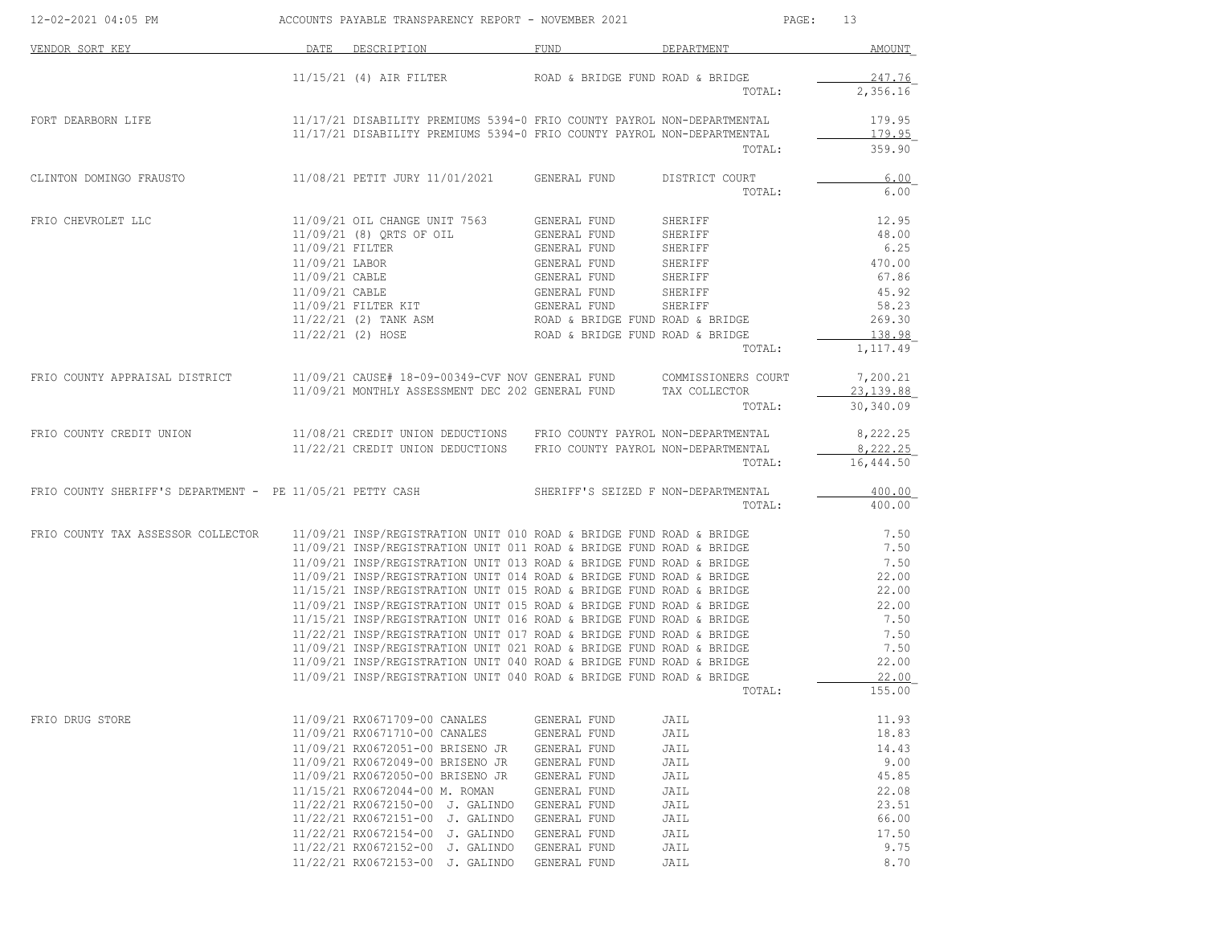| VENDOR SORT KEY | DATE | DESCRIPTION | FUND | DEPARTMENT | AMOUNT |
|---|---|---|---|---|---|
| | 11/15/21 | (4) AIR FILTER | ROAD & BRIDGE FUND | ROAD & BRIDGE | 247.76 |
| | | | | TOTAL: | 2,356.16 |
| FORT DEARBORN LIFE | 11/17/21 | DISABILITY PREMIUMS 5394-0 | FRIO COUNTY PAYROL | NON-DEPARTMENTAL | 179.95 |
| | 11/17/21 | DISABILITY PREMIUMS 5394-0 | FRIO COUNTY PAYROL | NON-DEPARTMENTAL | 179.95 |
| | | | | TOTAL: | 359.90 |
| CLINTON DOMINGO FRAUSTO | 11/08/21 | PETIT JURY 11/01/2021 | GENERAL FUND | DISTRICT COURT | 6.00 |
| | | | | TOTAL: | 6.00 |
| FRIO CHEVROLET LLC | 11/09/21 | OIL CHANGE UNIT 7563 | GENERAL FUND | SHERIFF | 12.95 |
| | 11/09/21 | (8) QRTS OF OIL | GENERAL FUND | SHERIFF | 48.00 |
| | 11/09/21 | FILTER | GENERAL FUND | SHERIFF | 6.25 |
| | 11/09/21 | LABOR | GENERAL FUND | SHERIFF | 470.00 |
| | 11/09/21 | CABLE | GENERAL FUND | SHERIFF | 67.86 |
| | 11/09/21 | CABLE | GENERAL FUND | SHERIFF | 45.92 |
| | 11/09/21 | FILTER KIT | GENERAL FUND | SHERIFF | 58.23 |
| | 11/22/21 | (2) TANK ASM | ROAD & BRIDGE FUND | ROAD & BRIDGE | 269.30 |
| | 11/22/21 | (2) HOSE | ROAD & BRIDGE FUND | ROAD & BRIDGE | 138.98 |
| | | | | TOTAL: | 1,117.49 |
| FRIO COUNTY APPRAISAL DISTRICT | 11/09/21 | CAUSE# 18-09-00349-CVF NOV | GENERAL FUND | COMMISSIONERS COURT | 7,200.21 |
| | 11/09/21 | MONTHLY ASSESSMENT DEC 202 | GENERAL FUND | TAX COLLECTOR | 23,139.88 |
| | | | | TOTAL: | 30,340.09 |
| FRIO COUNTY CREDIT UNION | 11/08/21 | CREDIT UNION DEDUCTIONS | FRIO COUNTY PAYROL | NON-DEPARTMENTAL | 8,222.25 |
| | 11/22/21 | CREDIT UNION DEDUCTIONS | FRIO COUNTY PAYROL | NON-DEPARTMENTAL | 8,222.25 |
| | | | | TOTAL: | 16,444.50 |
| FRIO COUNTY SHERIFF'S DEPARTMENT - PE | 11/05/21 | PETTY CASH | SHERIFF'S SEIZED F | NON-DEPARTMENTAL | 400.00 |
| | | | | TOTAL: | 400.00 |
| FRIO COUNTY TAX ASSESSOR COLLECTOR | 11/09/21 | INSP/REGISTRATION UNIT 010 | ROAD & BRIDGE FUND | ROAD & BRIDGE | 7.50 |
| | 11/09/21 | INSP/REGISTRATION UNIT 011 | ROAD & BRIDGE FUND | ROAD & BRIDGE | 7.50 |
| | 11/09/21 | INSP/REGISTRATION UNIT 013 | ROAD & BRIDGE FUND | ROAD & BRIDGE | 7.50 |
| | 11/09/21 | INSP/REGISTRATION UNIT 014 | ROAD & BRIDGE FUND | ROAD & BRIDGE | 22.00 |
| | 11/15/21 | INSP/REGISTRATION UNIT 015 | ROAD & BRIDGE FUND | ROAD & BRIDGE | 22.00 |
| | 11/09/21 | INSP/REGISTRATION UNIT 015 | ROAD & BRIDGE FUND | ROAD & BRIDGE | 22.00 |
| | 11/15/21 | INSP/REGISTRATION UNIT 016 | ROAD & BRIDGE FUND | ROAD & BRIDGE | 7.50 |
| | 11/22/21 | INSP/REGISTRATION UNIT 017 | ROAD & BRIDGE FUND | ROAD & BRIDGE | 7.50 |
| | 11/09/21 | INSP/REGISTRATION UNIT 021 | ROAD & BRIDGE FUND | ROAD & BRIDGE | 7.50 |
| | 11/09/21 | INSP/REGISTRATION UNIT 040 | ROAD & BRIDGE FUND | ROAD & BRIDGE | 22.00 |
| | 11/09/21 | INSP/REGISTRATION UNIT 040 | ROAD & BRIDGE FUND | ROAD & BRIDGE | 22.00 |
| | | | | TOTAL: | 155.00 |
| FRIO DRUG STORE | 11/09/21 | RX0671709-00 CANALES | GENERAL FUND | JAIL | 11.93 |
| | 11/09/21 | RX0671710-00 CANALES | GENERAL FUND | JAIL | 18.83 |
| | 11/09/21 | RX0672051-00 BRISENO JR | GENERAL FUND | JAIL | 14.43 |
| | 11/09/21 | RX0672049-00 BRISENO JR | GENERAL FUND | JAIL | 9.00 |
| | 11/09/21 | RX0672050-00 BRISENO JR | GENERAL FUND | JAIL | 45.85 |
| | 11/15/21 | RX0672044-00 M. ROMAN | GENERAL FUND | JAIL | 22.08 |
| | 11/22/21 | RX0672150-00 J. GALINDO | GENERAL FUND | JAIL | 23.51 |
| | 11/22/21 | RX0672151-00 J. GALINDO | GENERAL FUND | JAIL | 66.00 |
| | 11/22/21 | RX0672154-00 J. GALINDO | GENERAL FUND | JAIL | 17.50 |
| | 11/22/21 | RX0672152-00 J. GALINDO | GENERAL FUND | JAIL | 9.75 |
| | 11/22/21 | RX0672153-00 J. GALINDO | GENERAL FUND | JAIL | 8.70 |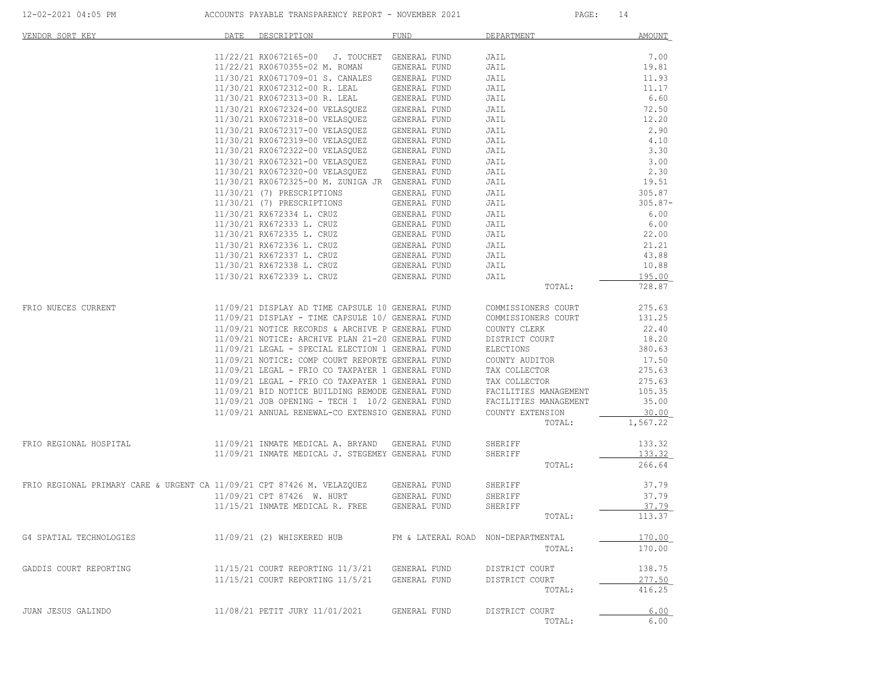# ACCOUNTS PAYABLE TRANSPARENCY REPORT - NOVEMBER 2021

| VENDOR SORT KEY | DATE | DESCRIPTION | FUND | DEPARTMENT | AMOUNT |
|---|---|---|---|---|---|
| | 11/22/21 | RX0672165-00 J. TOUCHET | GENERAL FUND | JAIL | 7.00 |
| | 11/22/21 | RX0670355-02 M. ROMAN | GENERAL FUND | JAIL | 19.81 |
| | 11/30/21 | RX0671709-01 S. CANALES | GENERAL FUND | JAIL | 11.93 |
| | 11/30/21 | RX0672312-00 R. LEAL | GENERAL FUND | JAIL | 11.17 |
| | 11/30/21 | RX0672313-00 R. LEAL | GENERAL FUND | JAIL | 6.60 |
| | 11/30/21 | RX0672324-00 VELASQUEZ | GENERAL FUND | JAIL | 72.50 |
| | 11/30/21 | RX0672318-00 VELASQUEZ | GENERAL FUND | JAIL | 12.20 |
| | 11/30/21 | RX0672317-00 VELASQUEZ | GENERAL FUND | JAIL | 2.90 |
| | 11/30/21 | RX0672319-00 VELASQUEZ | GENERAL FUND | JAIL | 4.10 |
| | 11/30/21 | RX0672322-00 VELASQUEZ | GENERAL FUND | JAIL | 3.30 |
| | 11/30/21 | RX0672321-00 VELASQUEZ | GENERAL FUND | JAIL | 3.00 |
| | 11/30/21 | RX0672320-00 VELASQUEZ | GENERAL FUND | JAIL | 2.30 |
| | 11/30/21 | RX0672325-00 M. ZUNIGA JR | GENERAL FUND | JAIL | 19.51 |
| | 11/30/21 | (7) PRESCRIPTIONS | GENERAL FUND | JAIL | 305.87 |
| | 11/30/21 | (7) PRESCRIPTIONS | GENERAL FUND | JAIL | 305.87- |
| | 11/30/21 | RX672334 L. CRUZ | GENERAL FUND | JAIL | 6.00 |
| | 11/30/21 | RX672333 L. CRUZ | GENERAL FUND | JAIL | 6.00 |
| | 11/30/21 | RX672335 L. CRUZ | GENERAL FUND | JAIL | 22.00 |
| | 11/30/21 | RX672336 L. CRUZ | GENERAL FUND | JAIL | 21.21 |
| | 11/30/21 | RX672337 L. CRUZ | GENERAL FUND | JAIL | 43.88 |
| | 11/30/21 | RX672338 L. CRUZ | GENERAL FUND | JAIL | 10.88 |
| | 11/30/21 | RX672339 L. CRUZ | GENERAL FUND | JAIL | 195.00 |
| | | | | TOTAL: | 728.87 |
| FRIO NUECES CURRENT | 11/09/21 | DISPLAY AD TIME CAPSULE 10 | GENERAL FUND | COMMISSIONERS COURT | 275.63 |
| | 11/09/21 | DISPLAY - TIME CAPSULE 10/ | GENERAL FUND | COMMISSIONERS COURT | 131.25 |
| | 11/09/21 | NOTICE RECORDS & ARCHIVE P | GENERAL FUND | COUNTY CLERK | 22.40 |
| | 11/09/21 | NOTICE: ARCHIVE PLAN 21-20 | GENERAL FUND | DISTRICT COURT | 18.20 |
| | 11/09/21 | LEGAL - SPECIAL ELECTION 1 | GENERAL FUND | ELECTIONS | 380.63 |
| | 11/09/21 | NOTICE: COMP COURT REPORTE | GENERAL FUND | COUNTY AUDITOR | 17.50 |
| | 11/09/21 | LEGAL - FRIO CO TAXPAYER 1 | GENERAL FUND | TAX COLLECTOR | 275.63 |
| | 11/09/21 | LEGAL - FRIO CO TAXPAYER 1 | GENERAL FUND | TAX COLLECTOR | 275.63 |
| | 11/09/21 | BID NOTICE BUILDING REMODE | GENERAL FUND | FACILITIES MANAGEMENT | 105.35 |
| | 11/09/21 | JOB OPENING - TECH I 10/2 | GENERAL FUND | FACILITIES MANAGEMENT | 35.00 |
| | 11/09/21 | ANNUAL RENEWAL-CO EXTENSIO | GENERAL FUND | COUNTY EXTENSION | 30.00 |
| | | | | TOTAL: | 1,567.22 |
| FRIO REGIONAL HOSPITAL | 11/09/21 | INMATE MEDICAL A. BRYAND | GENERAL FUND | SHERIFF | 133.32 |
| | 11/09/21 | INMATE MEDICAL J. STEGEMEY | GENERAL FUND | SHERIFF | 133.32 |
| | | | | TOTAL: | 266.64 |
| FRIO REGIONAL PRIMARY CARE & URGENT CA | 11/09/21 | CPT 87426 M. VELAZQUEZ | GENERAL FUND | SHERIFF | 37.79 |
| | 11/09/21 | CPT 87426 W. HURT | GENERAL FUND | SHERIFF | 37.79 |
| | 11/15/21 | INMATE MEDICAL R. FREE | GENERAL FUND | SHERIFF | 37.79 |
| | | | | TOTAL: | 113.37 |
| G4 SPATIAL TECHNOLOGIES | 11/09/21 | (2) WHISKERED HUB | FM & LATERAL ROAD | NON-DEPARTMENTAL | 170.00 |
| | | | | TOTAL: | 170.00 |
| GADDIS COURT REPORTING | 11/15/21 | COURT REPORTING 11/3/21 | GENERAL FUND | DISTRICT COURT | 138.75 |
| | 11/15/21 | COURT REPORTING 11/5/21 | GENERAL FUND | DISTRICT COURT | 277.50 |
| | | | | TOTAL: | 416.25 |
| JUAN JESUS GALINDO | 11/08/21 | PETIT JURY 11/01/2021 | GENERAL FUND | DISTRICT COURT | 6.00 |
| | | | | TOTAL: | 6.00 |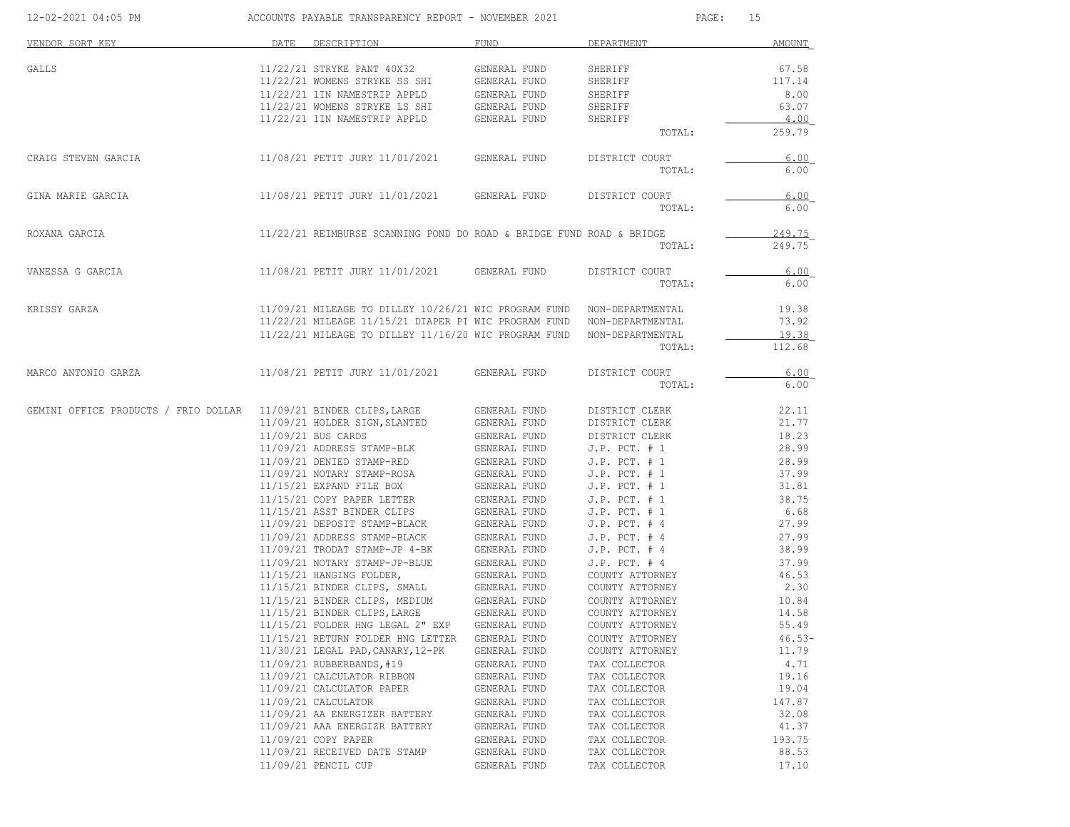ACCOUNTS PAYABLE TRANSPARENCY REPORT - NOVEMBER 2021

| VENDOR SORT KEY | DATE | DESCRIPTION | FUND | DEPARTMENT | AMOUNT |
|---|---|---|---|---|---|
| GALLS | 11/22/21 | STRYKE PANT 40X32 | GENERAL FUND | SHERIFF | 67.58 |
| | 11/22/21 | WOMENS STRYKE SS SHI | GENERAL FUND | SHERIFF | 117.14 |
| | 11/22/21 | 1IN NAMESTRIP APPLD | GENERAL FUND | SHERIFF | 8.00 |
| | 11/22/21 | WOMENS STRYKE LS SHI | GENERAL FUND | SHERIFF | 63.07 |
| | 11/22/21 | 1IN NAMESTRIP APPLD | GENERAL FUND | SHERIFF | 4.00 |
| | | | | TOTAL: | 259.79 |
| CRAIG STEVEN GARCIA | 11/08/21 | PETIT JURY 11/01/2021 | GENERAL FUND | DISTRICT COURT | 6.00 |
| | | | | TOTAL: | 6.00 |
| GINA MARIE GARCIA | 11/08/21 | PETIT JURY 11/01/2021 | GENERAL FUND | DISTRICT COURT | 6.00 |
| | | | | TOTAL: | 6.00 |
| ROXANA GARCIA | 11/22/21 | REIMBURSE SCANNING POND DO | ROAD & BRIDGE FUND | ROAD & BRIDGE | 249.75 |
| | | | | TOTAL: | 249.75 |
| VANESSA G GARCIA | 11/08/21 | PETIT JURY 11/01/2021 | GENERAL FUND | DISTRICT COURT | 6.00 |
| | | | | TOTAL: | 6.00 |
| KRISSY GARZA | 11/09/21 | MILEAGE TO DILLEY 10/26/21 | WIC PROGRAM FUND | NON-DEPARTMENTAL | 19.38 |
| | 11/22/21 | MILEAGE 11/15/21 DIAPER PI | WIC PROGRAM FUND | NON-DEPARTMENTAL | 73.92 |
| | 11/22/21 | MILEAGE TO DILLEY 11/16/20 | WIC PROGRAM FUND | NON-DEPARTMENTAL | 19.38 |
| | | | | TOTAL: | 112.68 |
| MARCO ANTONIO GARZA | 11/08/21 | PETIT JURY 11/01/2021 | GENERAL FUND | DISTRICT COURT | 6.00 |
| | | | | TOTAL: | 6.00 |
| GEMINI OFFICE PRODUCTS / FRIO DOLLAR | 11/09/21 | BINDER CLIPS,LARGE | GENERAL FUND | DISTRICT CLERK | 22.11 |
| | 11/09/21 | HOLDER SIGN,SLANTED | GENERAL FUND | DISTRICT CLERK | 21.77 |
| | 11/09/21 | BUS CARDS | GENERAL FUND | DISTRICT CLERK | 18.23 |
| | 11/09/21 | ADDRESS STAMP-BLK | GENERAL FUND | J.P. PCT. # 1 | 28.99 |
| | 11/09/21 | DENIED STAMP-RED | GENERAL FUND | J.P. PCT. # 1 | 28.99 |
| | 11/09/21 | NOTARY STAMP-ROSA | GENERAL FUND | J.P. PCT. # 1 | 37.99 |
| | 11/15/21 | EXPAND FILE BOX | GENERAL FUND | J.P. PCT. # 1 | 31.81 |
| | 11/15/21 | COPY PAPER LETTER | GENERAL FUND | J.P. PCT. # 1 | 38.75 |
| | 11/15/21 | ASST BINDER CLIPS | GENERAL FUND | J.P. PCT. # 1 | 6.68 |
| | 11/09/21 | DEPOSIT STAMP-BLACK | GENERAL FUND | J.P. PCT. # 4 | 27.99 |
| | 11/09/21 | ADDRESS STAMP-BLACK | GENERAL FUND | J.P. PCT. # 4 | 27.99 |
| | 11/09/21 | TRODAT STAMP-JP 4-BK | GENERAL FUND | J.P. PCT. # 4 | 38.99 |
| | 11/09/21 | NOTARY STAMP-JP-BLUE | GENERAL FUND | J.P. PCT. # 4 | 37.99 |
| | 11/15/21 | HANGING FOLDER, | GENERAL FUND | COUNTY ATTORNEY | 46.53 |
| | 11/15/21 | BINDER CLIPS, SMALL | GENERAL FUND | COUNTY ATTORNEY | 2.30 |
| | 11/15/21 | BINDER CLIPS, MEDIUM | GENERAL FUND | COUNTY ATTORNEY | 10.84 |
| | 11/15/21 | BINDER CLIPS,LARGE | GENERAL FUND | COUNTY ATTORNEY | 14.58 |
| | 11/15/21 | FOLDER HNG LEGAL 2" EXP | GENERAL FUND | COUNTY ATTORNEY | 55.49 |
| | 11/15/21 | RETURN FOLDER HNG LETTER | GENERAL FUND | COUNTY ATTORNEY | 46.53- |
| | 11/30/21 | LEGAL PAD,CANARY,12-PK | GENERAL FUND | COUNTY ATTORNEY | 11.79 |
| | 11/09/21 | RUBBERBANDS,#19 | GENERAL FUND | TAX COLLECTOR | 4.71 |
| | 11/09/21 | CALCULATOR RIBBON | GENERAL FUND | TAX COLLECTOR | 19.16 |
| | 11/09/21 | CALCULATOR PAPER | GENERAL FUND | TAX COLLECTOR | 19.04 |
| | 11/09/21 | CALCULATOR | GENERAL FUND | TAX COLLECTOR | 147.87 |
| | 11/09/21 | AA ENERGIZER BATTERY | GENERAL FUND | TAX COLLECTOR | 32.08 |
| | 11/09/21 | AAA ENERGIZR BATTERY | GENERAL FUND | TAX COLLECTOR | 41.37 |
| | 11/09/21 | COPY PAPER | GENERAL FUND | TAX COLLECTOR | 193.75 |
| | 11/09/21 | RECEIVED DATE STAMP | GENERAL FUND | TAX COLLECTOR | 88.53 |
| | 11/09/21 | PENCIL CUP | GENERAL FUND | TAX COLLECTOR | 17.10 |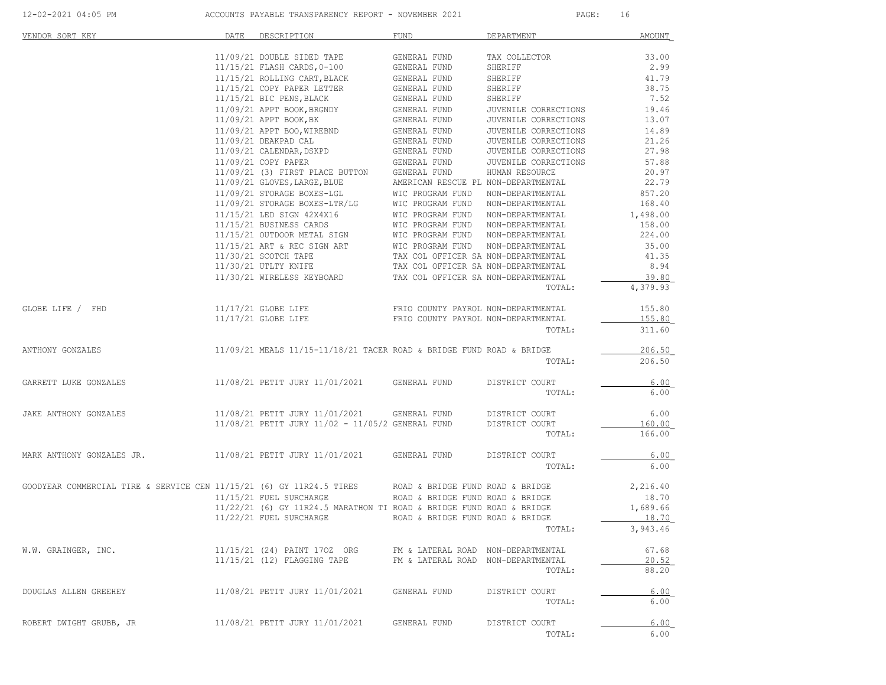| VENDOR SORT KEY | DATE | DESCRIPTION | FUND | DEPARTMENT | AMOUNT |
|---|---|---|---|---|---|
| | 11/09/21 | DOUBLE SIDED TAPE | GENERAL FUND | TAX COLLECTOR | 33.00 |
| | 11/15/21 | FLASH CARDS,0-100 | GENERAL FUND | SHERIFF | 2.99 |
| | 11/15/21 | ROLLING CART,BLACK | GENERAL FUND | SHERIFF | 41.79 |
| | 11/15/21 | COPY PAPER LETTER | GENERAL FUND | SHERIFF | 38.75 |
| | 11/15/21 | BIC PENS,BLACK | GENERAL FUND | SHERIFF | 7.52 |
| | 11/09/21 | APPT BOOK,BRGNDY | GENERAL FUND | JUVENILE CORRECTIONS | 19.46 |
| | 11/09/21 | APPT BOOK,BK | GENERAL FUND | JUVENILE CORRECTIONS | 13.07 |
| | 11/09/21 | APPT BOO,WIREBND | GENERAL FUND | JUVENILE CORRECTIONS | 14.89 |
| | 11/09/21 | DEAKPAD CAL | GENERAL FUND | JUVENILE CORRECTIONS | 21.26 |
| | 11/09/21 | CALENDAR,DSKPD | GENERAL FUND | JUVENILE CORRECTIONS | 27.98 |
| | 11/09/21 | COPY PAPER | GENERAL FUND | JUVENILE CORRECTIONS | 57.88 |
| | 11/09/21 | (3) FIRST PLACE BUTTON | GENERAL FUND | HUMAN RESOURCE | 20.97 |
| | 11/09/21 | GLOVES,LARGE,BLUE | AMERICAN RESCUE PL | NON-DEPARTMENTAL | 22.79 |
| | 11/09/21 | STORAGE BOXES-LGL | WIC PROGRAM FUND | NON-DEPARTMENTAL | 857.20 |
| | 11/09/21 | STORAGE BOXES-LTR/LG | WIC PROGRAM FUND | NON-DEPARTMENTAL | 168.40 |
| | 11/15/21 | LED SIGN 42X4X16 | WIC PROGRAM FUND | NON-DEPARTMENTAL | 1,498.00 |
| | 11/15/21 | BUSINESS CARDS | WIC PROGRAM FUND | NON-DEPARTMENTAL | 158.00 |
| | 11/15/21 | OUTDOOR METAL SIGN | WIC PROGRAM FUND | NON-DEPARTMENTAL | 224.00 |
| | 11/15/21 | ART & REC SIGN ART | WIC PROGRAM FUND | NON-DEPARTMENTAL | 35.00 |
| | 11/30/21 | SCOTCH TAPE | TAX COL OFFICER SA | NON-DEPARTMENTAL | 41.35 |
| | 11/30/21 | UTLTY KNIFE | TAX COL OFFICER SA | NON-DEPARTMENTAL | 8.94 |
| | 11/30/21 | WIRELESS KEYBOARD | TAX COL OFFICER SA | NON-DEPARTMENTAL | 39.80 |
| | | | | TOTAL: | 4,379.93 |
| GLOBE LIFE / FHD | 11/17/21 | GLOBE LIFE | FRIO COUNTY PAYROL | NON-DEPARTMENTAL | 155.80 |
| | 11/17/21 | GLOBE LIFE | FRIO COUNTY PAYROL | NON-DEPARTMENTAL | 155.80 |
| | | | | TOTAL: | 311.60 |
| ANTHONY GONZALES | 11/09/21 | MEALS 11/15-11/18/21 TACER | ROAD & BRIDGE FUND | ROAD & BRIDGE | 206.50 |
| | | | | TOTAL: | 206.50 |
| GARRETT LUKE GONZALES | 11/08/21 | PETIT JURY 11/01/2021 | GENERAL FUND | DISTRICT COURT | 6.00 |
| | | | | TOTAL: | 6.00 |
| JAKE ANTHONY GONZALES | 11/08/21 | PETIT JURY 11/01/2021 | GENERAL FUND | DISTRICT COURT | 6.00 |
| | 11/08/21 | PETIT JURY 11/02 - 11/05/2 | GENERAL FUND | DISTRICT COURT | 160.00 |
| | | | | TOTAL: | 166.00 |
| MARK ANTHONY GONZALES JR. | 11/08/21 | PETIT JURY 11/01/2021 | GENERAL FUND | DISTRICT COURT | 6.00 |
| | | | | TOTAL: | 6.00 |
| GOODYEAR COMMERCIAL TIRE & SERVICE CEN | 11/15/21 | (6) GY 11R24.5 TIRES | ROAD & BRIDGE FUND | ROAD & BRIDGE | 2,216.40 |
| | 11/15/21 | FUEL SURCHARGE | ROAD & BRIDGE FUND | ROAD & BRIDGE | 18.70 |
| | 11/22/21 | (6) GY 11R24.5 MARATHON TI | ROAD & BRIDGE FUND | ROAD & BRIDGE | 1,689.66 |
| | 11/22/21 | FUEL SURCHARGE | ROAD & BRIDGE FUND | ROAD & BRIDGE | 18.70 |
| | | | | TOTAL: | 3,943.46 |
| W.W. GRAINGER, INC. | 11/15/21 | (24) PAINT 17OZ ORG | FM & LATERAL ROAD | NON-DEPARTMENTAL | 67.68 |
| | 11/15/21 | (12) FLAGGING TAPE | FM & LATERAL ROAD | NON-DEPARTMENTAL | 20.52 |
| | | | | TOTAL: | 88.20 |
| DOUGLAS ALLEN GREEHEY | 11/08/21 | PETIT JURY 11/01/2021 | GENERAL FUND | DISTRICT COURT | 6.00 |
| | | | | TOTAL: | 6.00 |
| ROBERT DWIGHT GRUBB, JR | 11/08/21 | PETIT JURY 11/01/2021 | GENERAL FUND | DISTRICT COURT | 6.00 |
| | | | | TOTAL: | 6.00 |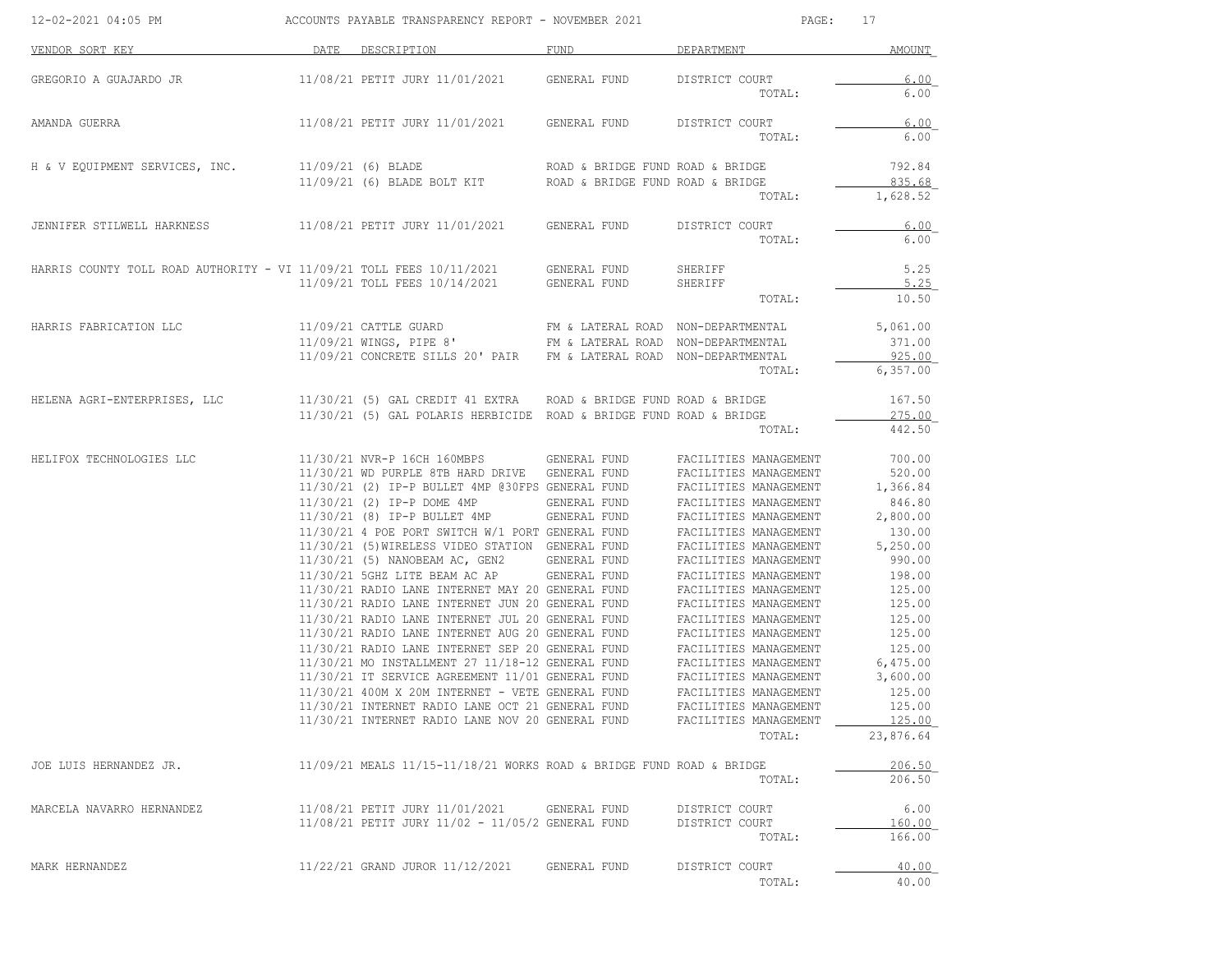# ACCOUNTS PAYABLE TRANSPARENCY REPORT - NOVEMBER 2021

12-02-2021 04:05 PM

| VENDOR SORT KEY | DATE | DESCRIPTION | FUND | DEPARTMENT | AMOUNT |
|---|---|---|---|---|---|
| GREGORIO A GUAJARDO JR | 11/08/21 | PETIT JURY 11/01/2021 | GENERAL FUND | DISTRICT COURT | 6.00 |
| | | | | TOTAL: | 6.00 |
| AMANDA GUERRA | 11/08/21 | PETIT JURY 11/01/2021 | GENERAL FUND | DISTRICT COURT | 6.00 |
| | | | | TOTAL: | 6.00 |
| H & V EQUIPMENT SERVICES, INC. | 11/09/21 | (6) BLADE | ROAD & BRIDGE FUND | ROAD & BRIDGE | 792.84 |
| | 11/09/21 | (6) BLADE BOLT KIT | ROAD & BRIDGE FUND | ROAD & BRIDGE | 835.68 |
| | | | | TOTAL: | 1,628.52 |
| JENNIFER STILWELL HARKNESS | 11/08/21 | PETIT JURY 11/01/2021 | GENERAL FUND | DISTRICT COURT | 6.00 |
| | | | | TOTAL: | 6.00 |
| HARRIS COUNTY TOLL ROAD AUTHORITY - VI | 11/09/21 | TOLL FEES 10/11/2021 | GENERAL FUND | SHERIFF | 5.25 |
| | 11/09/21 | TOLL FEES 10/14/2021 | GENERAL FUND | SHERIFF | 5.25 |
| | | | | TOTAL: | 10.50 |
| HARRIS FABRICATION LLC | 11/09/21 | CATTLE GUARD | FM & LATERAL ROAD | NON-DEPARTMENTAL | 5,061.00 |
| | 11/09/21 | WINGS, PIPE 8' | FM & LATERAL ROAD | NON-DEPARTMENTAL | 371.00 |
| | 11/09/21 | CONCRETE SILLS 20' PAIR | FM & LATERAL ROAD | NON-DEPARTMENTAL | 925.00 |
| | | | | TOTAL: | 6,357.00 |
| HELENA AGRI-ENTERPRISES, LLC | 11/30/21 | (5) GAL CREDIT 41 EXTRA | ROAD & BRIDGE FUND | ROAD & BRIDGE | 167.50 |
| | 11/30/21 | (5) GAL POLARIS HERBICIDE | ROAD & BRIDGE FUND | ROAD & BRIDGE | 275.00 |
| | | | | TOTAL: | 442.50 |
| HELIFOX TECHNOLOGIES LLC | 11/30/21 | NVR-P 16CH 160MBPS | GENERAL FUND | FACILITIES MANAGEMENT | 700.00 |
| | 11/30/21 | WD PURPLE 8TB HARD DRIVE | GENERAL FUND | FACILITIES MANAGEMENT | 520.00 |
| | 11/30/21 | (2) IP-P BULLET 4MP @30FPS | GENERAL FUND | FACILITIES MANAGEMENT | 1,366.84 |
| | 11/30/21 | (2) IP-P DOME 4MP | GENERAL FUND | FACILITIES MANAGEMENT | 846.80 |
| | 11/30/21 | (8) IP-P BULLET 4MP | GENERAL FUND | FACILITIES MANAGEMENT | 2,800.00 |
| | 11/30/21 | 4 POE PORT SWITCH W/1 PORT | GENERAL FUND | FACILITIES MANAGEMENT | 130.00 |
| | 11/30/21 | (5)WIRELESS VIDEO STATION | GENERAL FUND | FACILITIES MANAGEMENT | 5,250.00 |
| | 11/30/21 | (5) NANOBEAM AC, GEN2 | GENERAL FUND | FACILITIES MANAGEMENT | 990.00 |
| | 11/30/21 | 5GHZ LITE BEAM AC AP | GENERAL FUND | FACILITIES MANAGEMENT | 198.00 |
| | 11/30/21 | RADIO LANE INTERNET MAY 20 | GENERAL FUND | FACILITIES MANAGEMENT | 125.00 |
| | 11/30/21 | RADIO LANE INTERNET JUN 20 | GENERAL FUND | FACILITIES MANAGEMENT | 125.00 |
| | 11/30/21 | RADIO LANE INTERNET JUL 20 | GENERAL FUND | FACILITIES MANAGEMENT | 125.00 |
| | 11/30/21 | RADIO LANE INTERNET AUG 20 | GENERAL FUND | FACILITIES MANAGEMENT | 125.00 |
| | 11/30/21 | RADIO LANE INTERNET SEP 20 | GENERAL FUND | FACILITIES MANAGEMENT | 125.00 |
| | 11/30/21 | MO INSTALLMENT 27 11/18-12 | GENERAL FUND | FACILITIES MANAGEMENT | 6,475.00 |
| | 11/30/21 | IT SERVICE AGREEMENT 11/01 | GENERAL FUND | FACILITIES MANAGEMENT | 3,600.00 |
| | 11/30/21 | 400M X 20M INTERNET - VETE | GENERAL FUND | FACILITIES MANAGEMENT | 125.00 |
| | 11/30/21 | INTERNET RADIO LANE OCT 21 | GENERAL FUND | FACILITIES MANAGEMENT | 125.00 |
| | 11/30/21 | INTERNET RADIO LANE NOV 20 | GENERAL FUND | FACILITIES MANAGEMENT | 125.00 |
| | | | | TOTAL: | 23,876.64 |
| JOE LUIS HERNANDEZ JR. | 11/09/21 | MEALS 11/15-11/18/21 WORKS | ROAD & BRIDGE FUND | ROAD & BRIDGE | 206.50 |
| | | | | TOTAL: | 206.50 |
| MARCELA NAVARRO HERNANDEZ | 11/08/21 | PETIT JURY 11/01/2021 | GENERAL FUND | DISTRICT COURT | 6.00 |
| | 11/08/21 | PETIT JURY 11/02 - 11/05/2 | GENERAL FUND | DISTRICT COURT | 160.00 |
| | | | | TOTAL: | 166.00 |
| MARK HERNANDEZ | 11/22/21 | GRAND JUROR 11/12/2021 | GENERAL FUND | DISTRICT COURT | 40.00 |
| | | | | TOTAL: | 40.00 |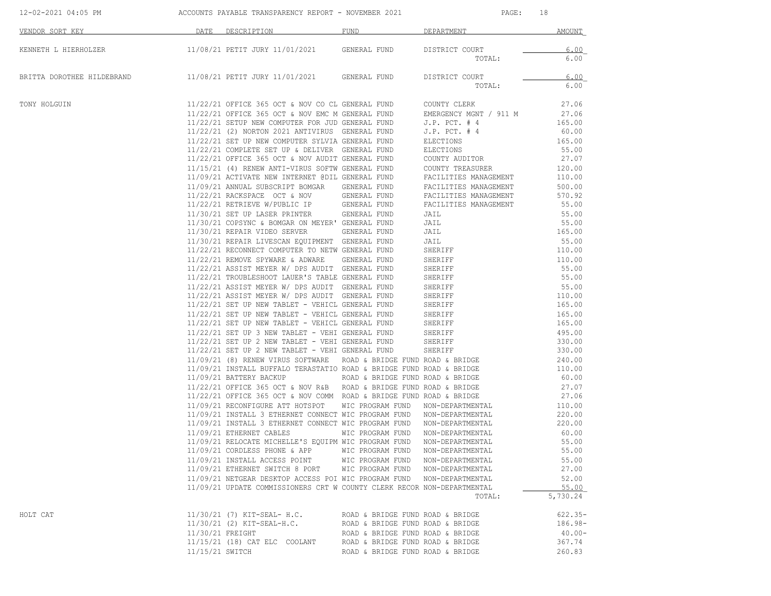| VENDOR SORT KEY | DATE | DESCRIPTION | FUND | DEPARTMENT | AMOUNT |
|---|---|---|---|---|---|
| KENNETH L HIERHOLZER | 11/08/21 | PETIT JURY 11/01/2021 | GENERAL FUND | DISTRICT COURT | 6.00 |
| | | | | TOTAL: | 6.00 |
| BRITTA DOROTHEE HILDEBRAND | 11/08/21 | PETIT JURY 11/01/2021 | GENERAL FUND | DISTRICT COURT | 6.00 |
| | | | | TOTAL: | 6.00 |
| TONY HOLGUIN | 11/22/21 | OFFICE 365 OCT & NOV CO CL | GENERAL FUND | COUNTY CLERK | 27.06 |
| | 11/22/21 | OFFICE 365 OCT & NOV EMC M | GENERAL FUND | EMERGENCY MGNT / 911 M | 27.06 |
| | 11/22/21 | SETUP NEW COMPUTER FOR JUD | GENERAL FUND | J.P. PCT. # 4 | 165.00 |
| | 11/22/21 | (2) NORTON 2021 ANTIVIRUS | GENERAL FUND | J.P. PCT. # 4 | 60.00 |
| | 11/22/21 | SET UP NEW COMPUTER SYLVIA | GENERAL FUND | ELECTIONS | 165.00 |
| | 11/22/21 | COMPLETE SET UP & DELIVER | GENERAL FUND | ELECTIONS | 55.00 |
| | 11/22/21 | OFFICE 365 OCT & NOV AUDIT | GENERAL FUND | COUNTY AUDITOR | 27.07 |
| | 11/15/21 | (4) RENEW ANTI-VIRUS SOFTW | GENERAL FUND | COUNTY TREASURER | 120.00 |
| | 11/09/21 | ACTIVATE NEW INTERNET @DIL | GENERAL FUND | FACILITIES MANAGEMENT | 110.00 |
| | 11/09/21 | ANNUAL SUBSCRIPT BOMGAR | GENERAL FUND | FACILITIES MANAGEMENT | 500.00 |
| | 11/22/21 | RACKSPACE OCT & NOV | GENERAL FUND | FACILITIES MANAGEMENT | 570.92 |
| | 11/22/21 | RETRIEVE W/PUBLIC IP | GENERAL FUND | FACILITIES MANAGEMENT | 55.00 |
| | 11/30/21 | SET UP LASER PRINTER | GENERAL FUND | JAIL | 55.00 |
| | 11/30/21 | COPSYNC & BOMGAR ON MEYER' | GENERAL FUND | JAIL | 55.00 |
| | 11/30/21 | REPAIR VIDEO SERVER | GENERAL FUND | JAIL | 165.00 |
| | 11/30/21 | REPAIR LIVESCAN EQUIPMENT | GENERAL FUND | JAIL | 55.00 |
| | 11/22/21 | RECONNECT COMPUTER TO NETW | GENERAL FUND | SHERIFF | 110.00 |
| | 11/22/21 | REMOVE SPYWARE & ADWARE | GENERAL FUND | SHERIFF | 110.00 |
| | 11/22/21 | ASSIST MEYER W/ DPS AUDIT | GENERAL FUND | SHERIFF | 55.00 |
| | 11/22/21 | TROUBLESHOOT LAUER'S TABLE | GENERAL FUND | SHERIFF | 55.00 |
| | 11/22/21 | ASSIST MEYER W/ DPS AUDIT | GENERAL FUND | SHERIFF | 55.00 |
| | 11/22/21 | ASSIST MEYER W/ DPS AUDIT | GENERAL FUND | SHERIFF | 110.00 |
| | 11/22/21 | SET UP NEW TABLET - VEHICL | GENERAL FUND | SHERIFF | 165.00 |
| | 11/22/21 | SET UP NEW TABLET - VEHICL | GENERAL FUND | SHERIFF | 165.00 |
| | 11/22/21 | SET UP NEW TABLET - VEHICL | GENERAL FUND | SHERIFF | 165.00 |
| | 11/22/21 | SET UP 3 NEW TABLET - VEHI | GENERAL FUND | SHERIFF | 495.00 |
| | 11/22/21 | SET UP 2 NEW TABLET - VEHI | GENERAL FUND | SHERIFF | 330.00 |
| | 11/22/21 | SET UP 2 NEW TABLET - VEHI | GENERAL FUND | SHERIFF | 330.00 |
| | 11/09/21 | (8) RENEW VIRUS SOFTWARE | ROAD & BRIDGE FUND | ROAD & BRIDGE | 240.00 |
| | 11/09/21 | INSTALL BUFFALO TERASTATIO | ROAD & BRIDGE FUND | ROAD & BRIDGE | 110.00 |
| | 11/09/21 | BATTERY BACKUP | ROAD & BRIDGE FUND | ROAD & BRIDGE | 60.00 |
| | 11/22/21 | OFFICE 365 OCT & NOV R&B | ROAD & BRIDGE FUND | ROAD & BRIDGE | 27.07 |
| | 11/22/21 | OFFICE 365 OCT & NOV COMM | ROAD & BRIDGE FUND | ROAD & BRIDGE | 27.06 |
| | 11/09/21 | RECONFIGURE ATT HOTSPOT | WIC PROGRAM FUND | NON-DEPARTMENTAL | 110.00 |
| | 11/09/21 | INSTALL 3 ETHERNET CONNECT | WIC PROGRAM FUND | NON-DEPARTMENTAL | 220.00 |
| | 11/09/21 | INSTALL 3 ETHERNET CONNECT | WIC PROGRAM FUND | NON-DEPARTMENTAL | 220.00 |
| | 11/09/21 | ETHERNET CABLES | WIC PROGRAM FUND | NON-DEPARTMENTAL | 60.00 |
| | 11/09/21 | RELOCATE MICHELLE'S EQUIPM | WIC PROGRAM FUND | NON-DEPARTMENTAL | 55.00 |
| | 11/09/21 | CORDLESS PHONE & APP | WIC PROGRAM FUND | NON-DEPARTMENTAL | 55.00 |
| | 11/09/21 | INSTALL ACCESS POINT | WIC PROGRAM FUND | NON-DEPARTMENTAL | 55.00 |
| | 11/09/21 | ETHERNET SWITCH 8 PORT | WIC PROGRAM FUND | NON-DEPARTMENTAL | 27.00 |
| | 11/09/21 | NETGEAR DESKTOP ACCESS POI | WIC PROGRAM FUND | NON-DEPARTMENTAL | 52.00 |
| | 11/09/21 | UPDATE COMMISSIONERS CRT W | COUNTY CLERK RECOR | NON-DEPARTMENTAL | 55.00 |
| | | | | TOTAL: | 5,730.24 |
| HOLT CAT | 11/30/21 | (7) KIT-SEAL- H.C. | ROAD & BRIDGE FUND | ROAD & BRIDGE | 622.35- |
| | 11/30/21 | (2) KIT-SEAL-H.C. | ROAD & BRIDGE FUND | ROAD & BRIDGE | 186.98- |
| | 11/30/21 | FREIGHT | ROAD & BRIDGE FUND | ROAD & BRIDGE | 40.00- |
| | 11/15/21 | (18) CAT ELC COOLANT | ROAD & BRIDGE FUND | ROAD & BRIDGE | 367.74 |
| | 11/15/21 | SWITCH | ROAD & BRIDGE FUND | ROAD & BRIDGE | 260.83 |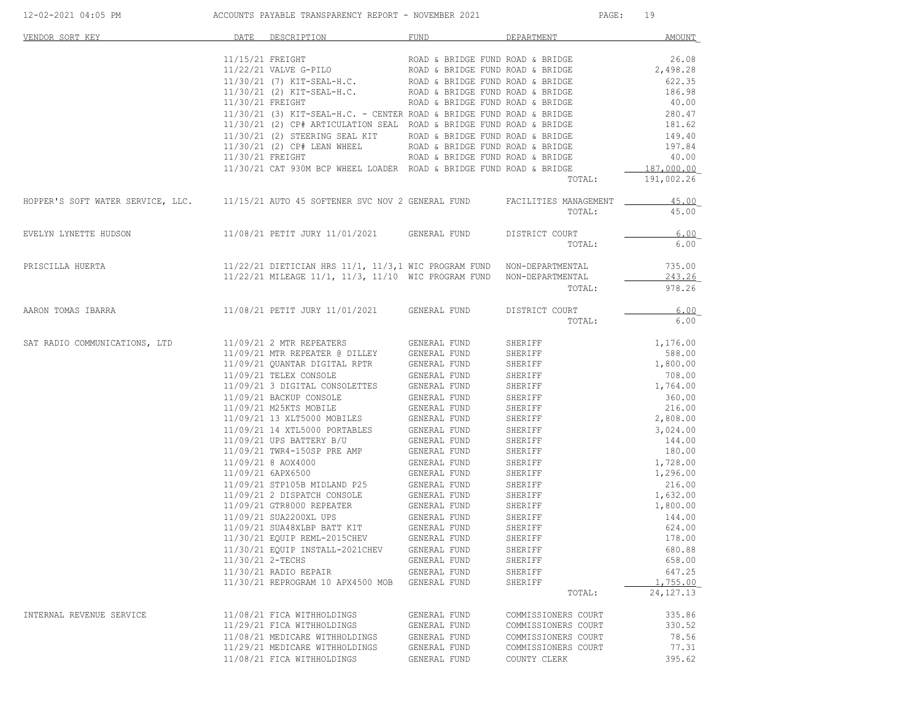| VENDOR SORT KEY | DATE | DESCRIPTION | FUND | DEPARTMENT | AMOUNT |
|---|---|---|---|---|---|
| | 11/15/21 | FREIGHT | ROAD & BRIDGE FUND | ROAD & BRIDGE | 26.08 |
| | 11/22/21 | VALVE G-PILO | ROAD & BRIDGE FUND | ROAD & BRIDGE | 2,498.28 |
| | 11/30/21 | (7) KIT-SEAL-H.C. | ROAD & BRIDGE FUND | ROAD & BRIDGE | 622.35 |
| | 11/30/21 | (2) KIT-SEAL-H.C. | ROAD & BRIDGE FUND | ROAD & BRIDGE | 186.98 |
| | 11/30/21 | FREIGHT | ROAD & BRIDGE FUND | ROAD & BRIDGE | 40.00 |
| | 11/30/21 | (3) KIT-SEAL-H.C. - CENTER | ROAD & BRIDGE FUND | ROAD & BRIDGE | 280.47 |
| | 11/30/21 | (2) CP# ARTICULATION SEAL | ROAD & BRIDGE FUND | ROAD & BRIDGE | 181.62 |
| | 11/30/21 | (2) STEERING SEAL KIT | ROAD & BRIDGE FUND | ROAD & BRIDGE | 149.40 |
| | 11/30/21 | (2) CP# LEAN WHEEL | ROAD & BRIDGE FUND | ROAD & BRIDGE | 197.84 |
| | 11/30/21 | FREIGHT | ROAD & BRIDGE FUND | ROAD & BRIDGE | 40.00 |
| | 11/30/21 | CAT 930M BCP WHEEL LOADER | ROAD & BRIDGE FUND | ROAD & BRIDGE | 187,000.00 |
| | | | | TOTAL: | 191,002.26 |
| HOPPER'S SOFT WATER SERVICE, LLC. | 11/15/21 | AUTO 45 SOFTENER SVC NOV 2 | GENERAL FUND | FACILITIES MANAGEMENT | 45.00 |
| | | | | TOTAL: | 45.00 |
| EVELYN LYNETTE HUDSON | 11/08/21 | PETIT JURY 11/01/2021 | GENERAL FUND | DISTRICT COURT | 6.00 |
| | | | | TOTAL: | 6.00 |
| PRISCILLA HUERTA | 11/22/21 | DIETICIAN HRS 11/1, 11/3,1 | WIC PROGRAM FUND | NON-DEPARTMENTAL | 735.00 |
| | 11/22/21 | MILEAGE 11/1, 11/3, 11/10 | WIC PROGRAM FUND | NON-DEPARTMENTAL | 243.26 |
| | | | | TOTAL: | 978.26 |
| AARON TOMAS IBARRA | 11/08/21 | PETIT JURY 11/01/2021 | GENERAL FUND | DISTRICT COURT | 6.00 |
| | | | | TOTAL: | 6.00 |
| SAT RADIO COMMUNICATIONS, LTD | 11/09/21 | 2 MTR REPEATERS | GENERAL FUND | SHERIFF | 1,176.00 |
| | 11/09/21 | MTR REPEATER @ DILLEY | GENERAL FUND | SHERIFF | 588.00 |
| | 11/09/21 | QUANTAR DIGITAL RPTR | GENERAL FUND | SHERIFF | 1,800.00 |
| | 11/09/21 | TELEX CONSOLE | GENERAL FUND | SHERIFF | 708.00 |
| | 11/09/21 | 3 DIGITAL CONSOLETTES | GENERAL FUND | SHERIFF | 1,764.00 |
| | 11/09/21 | BACKUP CONSOLE | GENERAL FUND | SHERIFF | 360.00 |
| | 11/09/21 | M25KTS MOBILE | GENERAL FUND | SHERIFF | 216.00 |
| | 11/09/21 | 13 XLT5000 MOBILES | GENERAL FUND | SHERIFF | 2,808.00 |
| | 11/09/21 | 14 XTL5000 PORTABLES | GENERAL FUND | SHERIFF | 3,024.00 |
| | 11/09/21 | UPS BATTERY B/U | GENERAL FUND | SHERIFF | 144.00 |
| | 11/09/21 | TWR4-150SP PRE AMP | GENERAL FUND | SHERIFF | 180.00 |
| | 11/09/21 | 8 AOX4000 | GENERAL FUND | SHERIFF | 1,728.00 |
| | 11/09/21 | 6APX6500 | GENERAL FUND | SHERIFF | 1,296.00 |
| | 11/09/21 | STP105B MIDLAND P25 | GENERAL FUND | SHERIFF | 216.00 |
| | 11/09/21 | 2 DISPATCH CONSOLE | GENERAL FUND | SHERIFF | 1,632.00 |
| | 11/09/21 | GTR8000 REPEATER | GENERAL FUND | SHERIFF | 1,800.00 |
| | 11/09/21 | SUA2200XL UPS | GENERAL FUND | SHERIFF | 144.00 |
| | 11/09/21 | SUA48XLBP BATT KIT | GENERAL FUND | SHERIFF | 624.00 |
| | 11/30/21 | EQUIP REML-2015CHEV | GENERAL FUND | SHERIFF | 178.00 |
| | 11/30/21 | EQUIP INSTALL-2021CHEV | GENERAL FUND | SHERIFF | 680.88 |
| | 11/30/21 | 2-TECHS | GENERAL FUND | SHERIFF | 658.00 |
| | 11/30/21 | RADIO REPAIR | GENERAL FUND | SHERIFF | 647.25 |
| | 11/30/21 | REPROGRAM 10 APX4500 MOB | GENERAL FUND | SHERIFF | 1,755.00 |
| | | | | TOTAL: | 24,127.13 |
| INTERNAL REVENUE SERVICE | 11/08/21 | FICA WITHHOLDINGS | GENERAL FUND | COMMISSIONERS COURT | 335.86 |
| | 11/29/21 | FICA WITHHOLDINGS | GENERAL FUND | COMMISSIONERS COURT | 330.52 |
| | 11/08/21 | MEDICARE WITHHOLDINGS | GENERAL FUND | COMMISSIONERS COURT | 78.56 |
| | 11/29/21 | MEDICARE WITHHOLDINGS | GENERAL FUND | COMMISSIONERS COURT | 77.31 |
| | 11/08/21 | FICA WITHHOLDINGS | GENERAL FUND | COUNTY CLERK | 395.62 |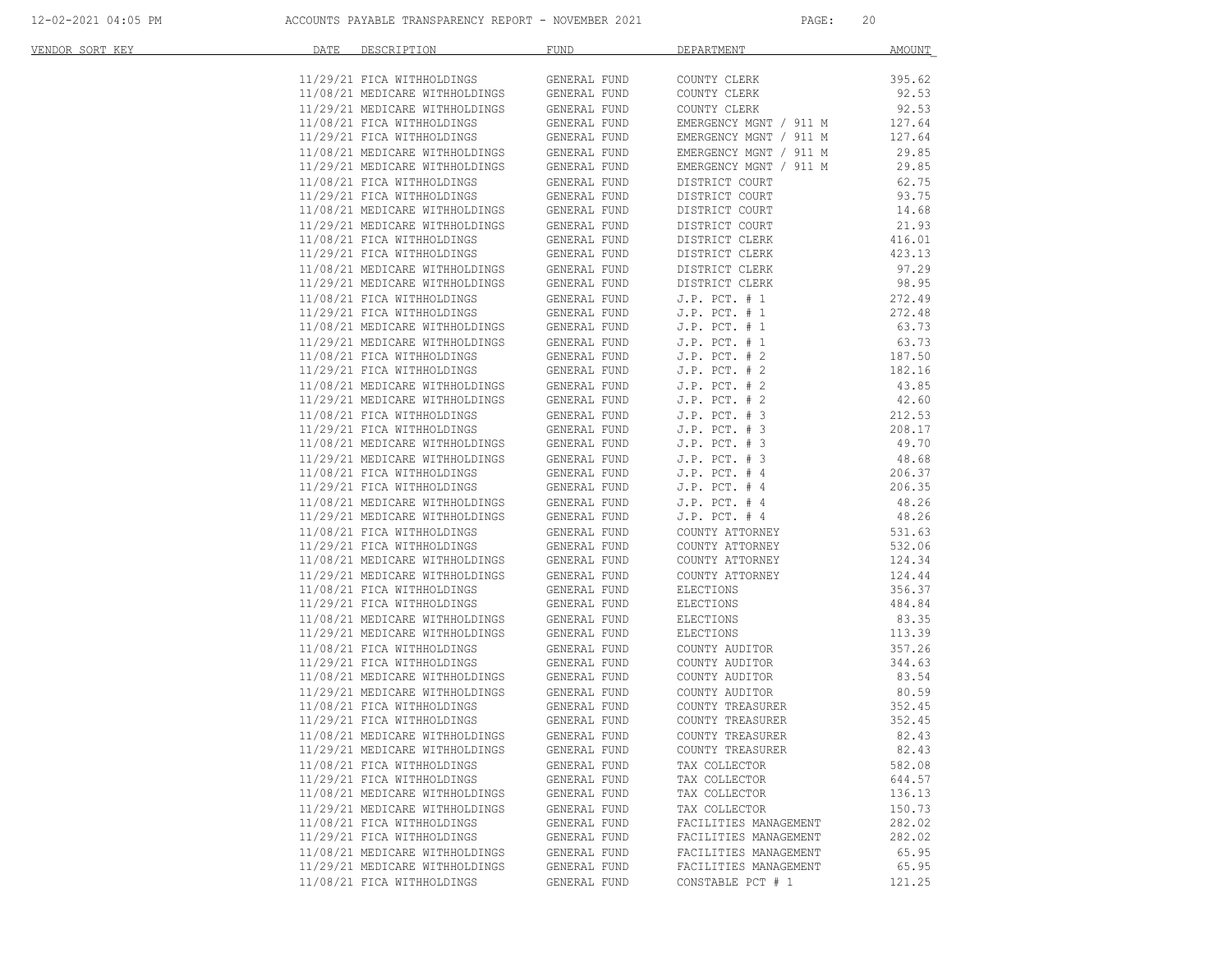| VENDOR SORT KEY | DATE | DESCRIPTION | FUND | DEPARTMENT | AMOUNT |
|---|---|---|---|---|---|
| | 11/29/21 | FICA WITHHOLDINGS | GENERAL FUND | COUNTY CLERK | 395.62 |
| | 11/08/21 | MEDICARE WITHHOLDINGS | GENERAL FUND | COUNTY CLERK | 92.53 |
| | 11/29/21 | MEDICARE WITHHOLDINGS | GENERAL FUND | COUNTY CLERK | 92.53 |
| | 11/08/21 | FICA WITHHOLDINGS | GENERAL FUND | EMERGENCY MGNT / 911 M | 127.64 |
| | 11/29/21 | FICA WITHHOLDINGS | GENERAL FUND | EMERGENCY MGNT / 911 M | 127.64 |
| | 11/08/21 | MEDICARE WITHHOLDINGS | GENERAL FUND | EMERGENCY MGNT / 911 M | 29.85 |
| | 11/29/21 | MEDICARE WITHHOLDINGS | GENERAL FUND | EMERGENCY MGNT / 911 M | 29.85 |
| | 11/08/21 | FICA WITHHOLDINGS | GENERAL FUND | DISTRICT COURT | 62.75 |
| | 11/29/21 | FICA WITHHOLDINGS | GENERAL FUND | DISTRICT COURT | 93.75 |
| | 11/08/21 | MEDICARE WITHHOLDINGS | GENERAL FUND | DISTRICT COURT | 14.68 |
| | 11/29/21 | MEDICARE WITHHOLDINGS | GENERAL FUND | DISTRICT COURT | 21.93 |
| | 11/08/21 | FICA WITHHOLDINGS | GENERAL FUND | DISTRICT CLERK | 416.01 |
| | 11/29/21 | FICA WITHHOLDINGS | GENERAL FUND | DISTRICT CLERK | 423.13 |
| | 11/08/21 | MEDICARE WITHHOLDINGS | GENERAL FUND | DISTRICT CLERK | 97.29 |
| | 11/29/21 | MEDICARE WITHHOLDINGS | GENERAL FUND | DISTRICT CLERK | 98.95 |
| | 11/08/21 | FICA WITHHOLDINGS | GENERAL FUND | J.P. PCT. # 1 | 272.49 |
| | 11/29/21 | FICA WITHHOLDINGS | GENERAL FUND | J.P. PCT. # 1 | 272.48 |
| | 11/08/21 | MEDICARE WITHHOLDINGS | GENERAL FUND | J.P. PCT. # 1 | 63.73 |
| | 11/29/21 | MEDICARE WITHHOLDINGS | GENERAL FUND | J.P. PCT. # 1 | 63.73 |
| | 11/08/21 | FICA WITHHOLDINGS | GENERAL FUND | J.P. PCT. # 2 | 187.50 |
| | 11/29/21 | FICA WITHHOLDINGS | GENERAL FUND | J.P. PCT. # 2 | 182.16 |
| | 11/08/21 | MEDICARE WITHHOLDINGS | GENERAL FUND | J.P. PCT. # 2 | 43.85 |
| | 11/29/21 | MEDICARE WITHHOLDINGS | GENERAL FUND | J.P. PCT. # 2 | 42.60 |
| | 11/08/21 | FICA WITHHOLDINGS | GENERAL FUND | J.P. PCT. # 3 | 212.53 |
| | 11/29/21 | FICA WITHHOLDINGS | GENERAL FUND | J.P. PCT. # 3 | 208.17 |
| | 11/08/21 | MEDICARE WITHHOLDINGS | GENERAL FUND | J.P. PCT. # 3 | 49.70 |
| | 11/29/21 | MEDICARE WITHHOLDINGS | GENERAL FUND | J.P. PCT. # 3 | 48.68 |
| | 11/08/21 | FICA WITHHOLDINGS | GENERAL FUND | J.P. PCT. # 4 | 206.37 |
| | 11/29/21 | FICA WITHHOLDINGS | GENERAL FUND | J.P. PCT. # 4 | 206.35 |
| | 11/08/21 | MEDICARE WITHHOLDINGS | GENERAL FUND | J.P. PCT. # 4 | 48.26 |
| | 11/29/21 | MEDICARE WITHHOLDINGS | GENERAL FUND | J.P. PCT. # 4 | 48.26 |
| | 11/08/21 | FICA WITHHOLDINGS | GENERAL FUND | COUNTY ATTORNEY | 531.63 |
| | 11/29/21 | FICA WITHHOLDINGS | GENERAL FUND | COUNTY ATTORNEY | 532.06 |
| | 11/08/21 | MEDICARE WITHHOLDINGS | GENERAL FUND | COUNTY ATTORNEY | 124.34 |
| | 11/29/21 | MEDICARE WITHHOLDINGS | GENERAL FUND | COUNTY ATTORNEY | 124.44 |
| | 11/08/21 | FICA WITHHOLDINGS | GENERAL FUND | ELECTIONS | 356.37 |
| | 11/29/21 | FICA WITHHOLDINGS | GENERAL FUND | ELECTIONS | 484.84 |
| | 11/08/21 | MEDICARE WITHHOLDINGS | GENERAL FUND | ELECTIONS | 83.35 |
| | 11/29/21 | MEDICARE WITHHOLDINGS | GENERAL FUND | ELECTIONS | 113.39 |
| | 11/08/21 | FICA WITHHOLDINGS | GENERAL FUND | COUNTY AUDITOR | 357.26 |
| | 11/29/21 | FICA WITHHOLDINGS | GENERAL FUND | COUNTY AUDITOR | 344.63 |
| | 11/08/21 | MEDICARE WITHHOLDINGS | GENERAL FUND | COUNTY AUDITOR | 83.54 |
| | 11/29/21 | MEDICARE WITHHOLDINGS | GENERAL FUND | COUNTY AUDITOR | 80.59 |
| | 11/08/21 | FICA WITHHOLDINGS | GENERAL FUND | COUNTY TREASURER | 352.45 |
| | 11/29/21 | FICA WITHHOLDINGS | GENERAL FUND | COUNTY TREASURER | 352.45 |
| | 11/08/21 | MEDICARE WITHHOLDINGS | GENERAL FUND | COUNTY TREASURER | 82.43 |
| | 11/29/21 | MEDICARE WITHHOLDINGS | GENERAL FUND | COUNTY TREASURER | 82.43 |
| | 11/08/21 | FICA WITHHOLDINGS | GENERAL FUND | TAX COLLECTOR | 582.08 |
| | 11/29/21 | FICA WITHHOLDINGS | GENERAL FUND | TAX COLLECTOR | 644.57 |
| | 11/08/21 | MEDICARE WITHHOLDINGS | GENERAL FUND | TAX COLLECTOR | 136.13 |
| | 11/29/21 | MEDICARE WITHHOLDINGS | GENERAL FUND | TAX COLLECTOR | 150.73 |
| | 11/08/21 | FICA WITHHOLDINGS | GENERAL FUND | FACILITIES MANAGEMENT | 282.02 |
| | 11/29/21 | FICA WITHHOLDINGS | GENERAL FUND | FACILITIES MANAGEMENT | 282.02 |
| | 11/08/21 | MEDICARE WITHHOLDINGS | GENERAL FUND | FACILITIES MANAGEMENT | 65.95 |
| | 11/29/21 | MEDICARE WITHHOLDINGS | GENERAL FUND | FACILITIES MANAGEMENT | 65.95 |
| | 11/08/21 | FICA WITHHOLDINGS | GENERAL FUND | CONSTABLE PCT # 1 | 121.25 |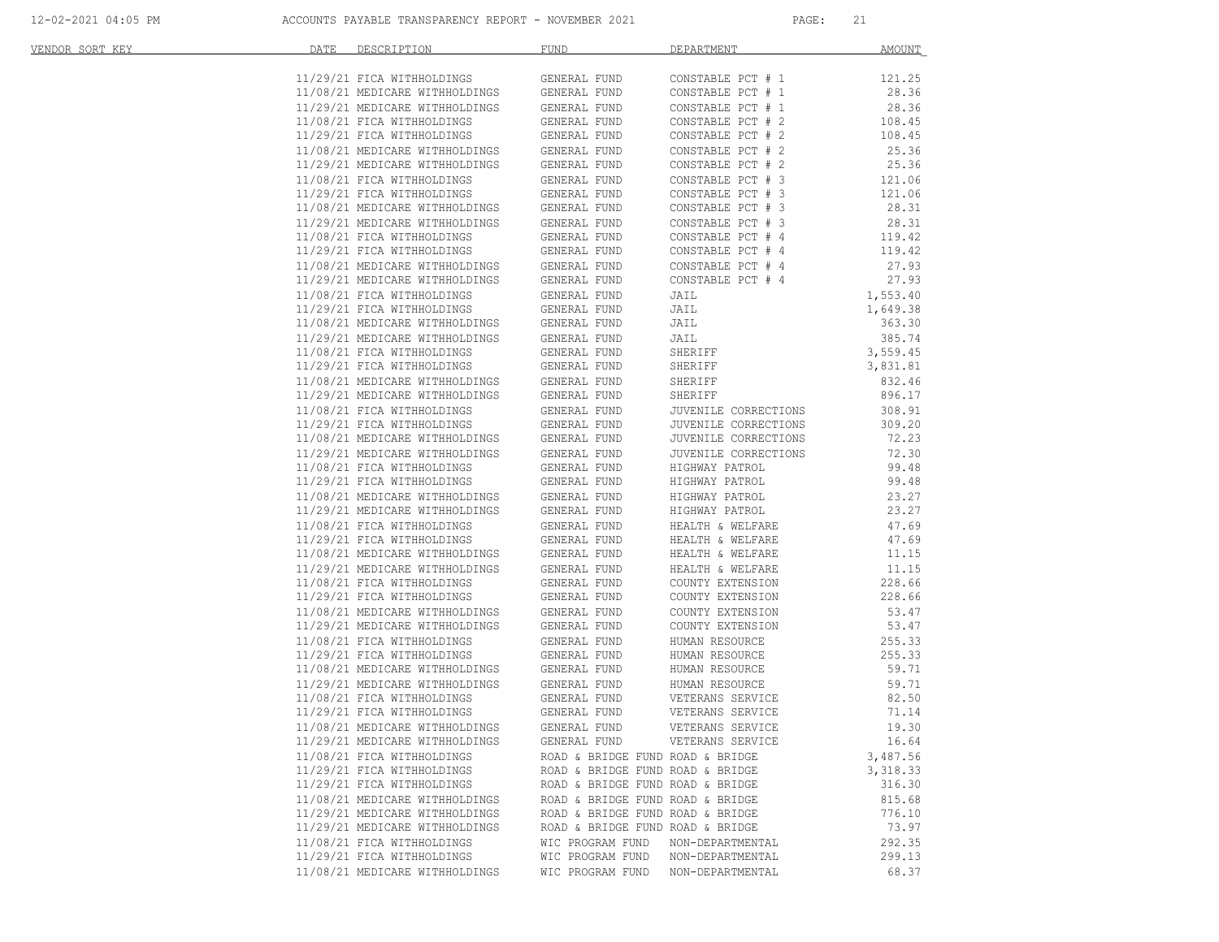| VENDOR SORT KEY | DATE | DESCRIPTION | FUND | DEPARTMENT | AMOUNT |
|---|---|---|---|---|---|
| | 11/29/21 | FICA WITHHOLDINGS | GENERAL FUND | CONSTABLE PCT # 1 | 121.25 |
| | 11/08/21 | MEDICARE WITHHOLDINGS | GENERAL FUND | CONSTABLE PCT # 1 | 28.36 |
| | 11/29/21 | MEDICARE WITHHOLDINGS | GENERAL FUND | CONSTABLE PCT # 1 | 28.36 |
| | 11/08/21 | FICA WITHHOLDINGS | GENERAL FUND | CONSTABLE PCT # 2 | 108.45 |
| | 11/29/21 | FICA WITHHOLDINGS | GENERAL FUND | CONSTABLE PCT # 2 | 108.45 |
| | 11/08/21 | MEDICARE WITHHOLDINGS | GENERAL FUND | CONSTABLE PCT # 2 | 25.36 |
| | 11/29/21 | MEDICARE WITHHOLDINGS | GENERAL FUND | CONSTABLE PCT # 2 | 25.36 |
| | 11/08/21 | FICA WITHHOLDINGS | GENERAL FUND | CONSTABLE PCT # 3 | 121.06 |
| | 11/29/21 | FICA WITHHOLDINGS | GENERAL FUND | CONSTABLE PCT # 3 | 121.06 |
| | 11/08/21 | MEDICARE WITHHOLDINGS | GENERAL FUND | CONSTABLE PCT # 3 | 28.31 |
| | 11/29/21 | MEDICARE WITHHOLDINGS | GENERAL FUND | CONSTABLE PCT # 3 | 28.31 |
| | 11/08/21 | FICA WITHHOLDINGS | GENERAL FUND | CONSTABLE PCT # 4 | 119.42 |
| | 11/29/21 | FICA WITHHOLDINGS | GENERAL FUND | CONSTABLE PCT # 4 | 119.42 |
| | 11/08/21 | MEDICARE WITHHOLDINGS | GENERAL FUND | CONSTABLE PCT # 4 | 27.93 |
| | 11/29/21 | MEDICARE WITHHOLDINGS | GENERAL FUND | CONSTABLE PCT # 4 | 27.93 |
| | 11/08/21 | FICA WITHHOLDINGS | GENERAL FUND | JAIL | 1,553.40 |
| | 11/29/21 | FICA WITHHOLDINGS | GENERAL FUND | JAIL | 1,649.38 |
| | 11/08/21 | MEDICARE WITHHOLDINGS | GENERAL FUND | JAIL | 363.30 |
| | 11/29/21 | MEDICARE WITHHOLDINGS | GENERAL FUND | JAIL | 385.74 |
| | 11/08/21 | FICA WITHHOLDINGS | GENERAL FUND | SHERIFF | 3,559.45 |
| | 11/29/21 | FICA WITHHOLDINGS | GENERAL FUND | SHERIFF | 3,831.81 |
| | 11/08/21 | MEDICARE WITHHOLDINGS | GENERAL FUND | SHERIFF | 832.46 |
| | 11/29/21 | MEDICARE WITHHOLDINGS | GENERAL FUND | SHERIFF | 896.17 |
| | 11/08/21 | FICA WITHHOLDINGS | GENERAL FUND | JUVENILE CORRECTIONS | 308.91 |
| | 11/29/21 | FICA WITHHOLDINGS | GENERAL FUND | JUVENILE CORRECTIONS | 309.20 |
| | 11/08/21 | MEDICARE WITHHOLDINGS | GENERAL FUND | JUVENILE CORRECTIONS | 72.23 |
| | 11/29/21 | MEDICARE WITHHOLDINGS | GENERAL FUND | JUVENILE CORRECTIONS | 72.30 |
| | 11/08/21 | FICA WITHHOLDINGS | GENERAL FUND | HIGHWAY PATROL | 99.48 |
| | 11/29/21 | FICA WITHHOLDINGS | GENERAL FUND | HIGHWAY PATROL | 99.48 |
| | 11/08/21 | MEDICARE WITHHOLDINGS | GENERAL FUND | HIGHWAY PATROL | 23.27 |
| | 11/29/21 | MEDICARE WITHHOLDINGS | GENERAL FUND | HIGHWAY PATROL | 23.27 |
| | 11/08/21 | FICA WITHHOLDINGS | GENERAL FUND | HEALTH & WELFARE | 47.69 |
| | 11/29/21 | FICA WITHHOLDINGS | GENERAL FUND | HEALTH & WELFARE | 47.69 |
| | 11/08/21 | MEDICARE WITHHOLDINGS | GENERAL FUND | HEALTH & WELFARE | 11.15 |
| | 11/29/21 | MEDICARE WITHHOLDINGS | GENERAL FUND | HEALTH & WELFARE | 11.15 |
| | 11/08/21 | FICA WITHHOLDINGS | GENERAL FUND | COUNTY EXTENSION | 228.66 |
| | 11/29/21 | FICA WITHHOLDINGS | GENERAL FUND | COUNTY EXTENSION | 228.66 |
| | 11/08/21 | MEDICARE WITHHOLDINGS | GENERAL FUND | COUNTY EXTENSION | 53.47 |
| | 11/29/21 | MEDICARE WITHHOLDINGS | GENERAL FUND | COUNTY EXTENSION | 53.47 |
| | 11/08/21 | FICA WITHHOLDINGS | GENERAL FUND | HUMAN RESOURCE | 255.33 |
| | 11/29/21 | FICA WITHHOLDINGS | GENERAL FUND | HUMAN RESOURCE | 255.33 |
| | 11/08/21 | MEDICARE WITHHOLDINGS | GENERAL FUND | HUMAN RESOURCE | 59.71 |
| | 11/29/21 | MEDICARE WITHHOLDINGS | GENERAL FUND | HUMAN RESOURCE | 59.71 |
| | 11/08/21 | FICA WITHHOLDINGS | GENERAL FUND | VETERANS SERVICE | 82.50 |
| | 11/29/21 | FICA WITHHOLDINGS | GENERAL FUND | VETERANS SERVICE | 71.14 |
| | 11/08/21 | MEDICARE WITHHOLDINGS | GENERAL FUND | VETERANS SERVICE | 19.30 |
| | 11/29/21 | MEDICARE WITHHOLDINGS | GENERAL FUND | VETERANS SERVICE | 16.64 |
| | 11/08/21 | FICA WITHHOLDINGS | ROAD & BRIDGE FUND | ROAD & BRIDGE | 3,487.56 |
| | 11/29/21 | FICA WITHHOLDINGS | ROAD & BRIDGE FUND | ROAD & BRIDGE | 3,318.33 |
| | 11/29/21 | FICA WITHHOLDINGS | ROAD & BRIDGE FUND | ROAD & BRIDGE | 316.30 |
| | 11/08/21 | MEDICARE WITHHOLDINGS | ROAD & BRIDGE FUND | ROAD & BRIDGE | 815.68 |
| | 11/29/21 | MEDICARE WITHHOLDINGS | ROAD & BRIDGE FUND | ROAD & BRIDGE | 776.10 |
| | 11/29/21 | MEDICARE WITHHOLDINGS | ROAD & BRIDGE FUND | ROAD & BRIDGE | 73.97 |
| | 11/08/21 | FICA WITHHOLDINGS | WIC PROGRAM FUND | NON-DEPARTMENTAL | 292.35 |
| | 11/29/21 | FICA WITHHOLDINGS | WIC PROGRAM FUND | NON-DEPARTMENTAL | 299.13 |
| | 11/08/21 | MEDICARE WITHHOLDINGS | WIC PROGRAM FUND | NON-DEPARTMENTAL | 68.37 |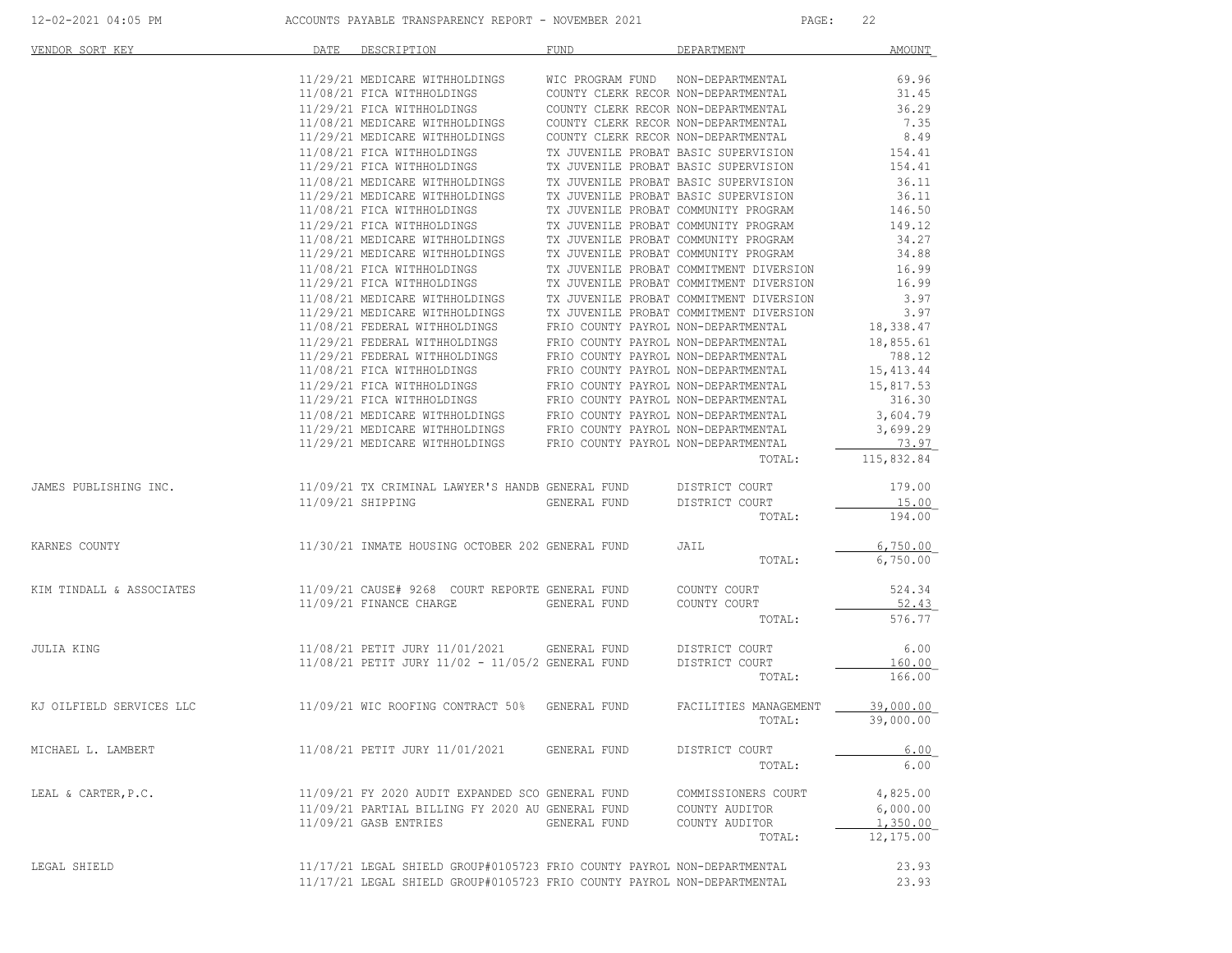ACCOUNTS PAYABLE TRANSPARENCY REPORT - NOVEMBER 2021

| VENDOR SORT KEY | DATE | DESCRIPTION | FUND | DEPARTMENT | AMOUNT |
|---|---|---|---|---|---|
| | 11/29/21 | MEDICARE WITHHOLDINGS | WIC PROGRAM FUND | NON-DEPARTMENTAL | 69.96 |
| | 11/08/21 | FICA WITHHOLDINGS | COUNTY CLERK RECOR | NON-DEPARTMENTAL | 31.45 |
| | 11/29/21 | FICA WITHHOLDINGS | COUNTY CLERK RECOR | NON-DEPARTMENTAL | 36.29 |
| | 11/08/21 | MEDICARE WITHHOLDINGS | COUNTY CLERK RECOR | NON-DEPARTMENTAL | 7.35 |
| | 11/29/21 | MEDICARE WITHHOLDINGS | COUNTY CLERK RECOR | NON-DEPARTMENTAL | 8.49 |
| | 11/08/21 | FICA WITHHOLDINGS | TX JUVENILE PROBAT | BASIC SUPERVISION | 154.41 |
| | 11/29/21 | FICA WITHHOLDINGS | TX JUVENILE PROBAT | BASIC SUPERVISION | 154.41 |
| | 11/08/21 | MEDICARE WITHHOLDINGS | TX JUVENILE PROBAT | BASIC SUPERVISION | 36.11 |
| | 11/29/21 | MEDICARE WITHHOLDINGS | TX JUVENILE PROBAT | BASIC SUPERVISION | 36.11 |
| | 11/08/21 | FICA WITHHOLDINGS | TX JUVENILE PROBAT | COMMUNITY PROGRAM | 146.50 |
| | 11/29/21 | FICA WITHHOLDINGS | TX JUVENILE PROBAT | COMMUNITY PROGRAM | 149.12 |
| | 11/08/21 | MEDICARE WITHHOLDINGS | TX JUVENILE PROBAT | COMMUNITY PROGRAM | 34.27 |
| | 11/29/21 | MEDICARE WITHHOLDINGS | TX JUVENILE PROBAT | COMMUNITY PROGRAM | 34.88 |
| | 11/08/21 | FICA WITHHOLDINGS | TX JUVENILE PROBAT | COMMITMENT DIVERSION | 16.99 |
| | 11/29/21 | FICA WITHHOLDINGS | TX JUVENILE PROBAT | COMMITMENT DIVERSION | 16.99 |
| | 11/08/21 | MEDICARE WITHHOLDINGS | TX JUVENILE PROBAT | COMMITMENT DIVERSION | 3.97 |
| | 11/29/21 | MEDICARE WITHHOLDINGS | TX JUVENILE PROBAT | COMMITMENT DIVERSION | 3.97 |
| | 11/08/21 | FEDERAL WITHHOLDINGS | FRIO COUNTY PAYROL | NON-DEPARTMENTAL | 18,338.47 |
| | 11/29/21 | FEDERAL WITHHOLDINGS | FRIO COUNTY PAYROL | NON-DEPARTMENTAL | 18,855.61 |
| | 11/29/21 | FEDERAL WITHHOLDINGS | FRIO COUNTY PAYROL | NON-DEPARTMENTAL | 788.12 |
| | 11/08/21 | FICA WITHHOLDINGS | FRIO COUNTY PAYROL | NON-DEPARTMENTAL | 15,413.44 |
| | 11/29/21 | FICA WITHHOLDINGS | FRIO COUNTY PAYROL | NON-DEPARTMENTAL | 15,817.53 |
| | 11/29/21 | FICA WITHHOLDINGS | FRIO COUNTY PAYROL | NON-DEPARTMENTAL | 316.30 |
| | 11/08/21 | MEDICARE WITHHOLDINGS | FRIO COUNTY PAYROL | NON-DEPARTMENTAL | 3,604.79 |
| | 11/29/21 | MEDICARE WITHHOLDINGS | FRIO COUNTY PAYROL | NON-DEPARTMENTAL | 3,699.29 |
| | 11/29/21 | MEDICARE WITHHOLDINGS | FRIO COUNTY PAYROL | NON-DEPARTMENTAL | 73.97 |
| | | | | TOTAL: | 115,832.84 |
| JAMES PUBLISHING INC. | 11/09/21 | TX CRIMINAL LAWYER'S HANDB | GENERAL FUND | DISTRICT COURT | 179.00 |
| | 11/09/21 | SHIPPING | GENERAL FUND | DISTRICT COURT | 15.00 |
| | | | | TOTAL: | 194.00 |
| KARNES COUNTY | 11/30/21 | INMATE HOUSING OCTOBER 202 | GENERAL FUND | JAIL | 6,750.00 |
| | | | | TOTAL: | 6,750.00 |
| KIM TINDALL & ASSOCIATES | 11/09/21 | CAUSE# 9268 COURT REPORTE | GENERAL FUND | COUNTY COURT | 524.34 |
| | 11/09/21 | FINANCE CHARGE | GENERAL FUND | COUNTY COURT | 52.43 |
| | | | | TOTAL: | 576.77 |
| JULIA KING | 11/08/21 | PETIT JURY 11/01/2021 | GENERAL FUND | DISTRICT COURT | 6.00 |
| | 11/08/21 | PETIT JURY 11/02 - 11/05/2 | GENERAL FUND | DISTRICT COURT | 160.00 |
| | | | | TOTAL: | 166.00 |
| KJ OILFIELD SERVICES LLC | 11/09/21 | WIC ROOFING CONTRACT 50% | GENERAL FUND | FACILITIES MANAGEMENT | 39,000.00 |
| | | | | TOTAL: | 39,000.00 |
| MICHAEL L. LAMBERT | 11/08/21 | PETIT JURY 11/01/2021 | GENERAL FUND | DISTRICT COURT | 6.00 |
| | | | | TOTAL: | 6.00 |
| LEAL & CARTER,P.C. | 11/09/21 | FY 2020 AUDIT EXPANDED SCO | GENERAL FUND | COMMISSIONERS COURT | 4,825.00 |
| | 11/09/21 | PARTIAL BILLING FY 2020 AU | GENERAL FUND | COUNTY AUDITOR | 6,000.00 |
| | 11/09/21 | GASB ENTRIES | GENERAL FUND | COUNTY AUDITOR | 1,350.00 |
| | | | | TOTAL: | 12,175.00 |
| LEGAL SHIELD | 11/17/21 | LEGAL SHIELD GROUP#0105723 | FRIO COUNTY PAYROL | NON-DEPARTMENTAL | 23.93 |
| | 11/17/21 | LEGAL SHIELD GROUP#0105723 | FRIO COUNTY PAYROL | NON-DEPARTMENTAL | 23.93 |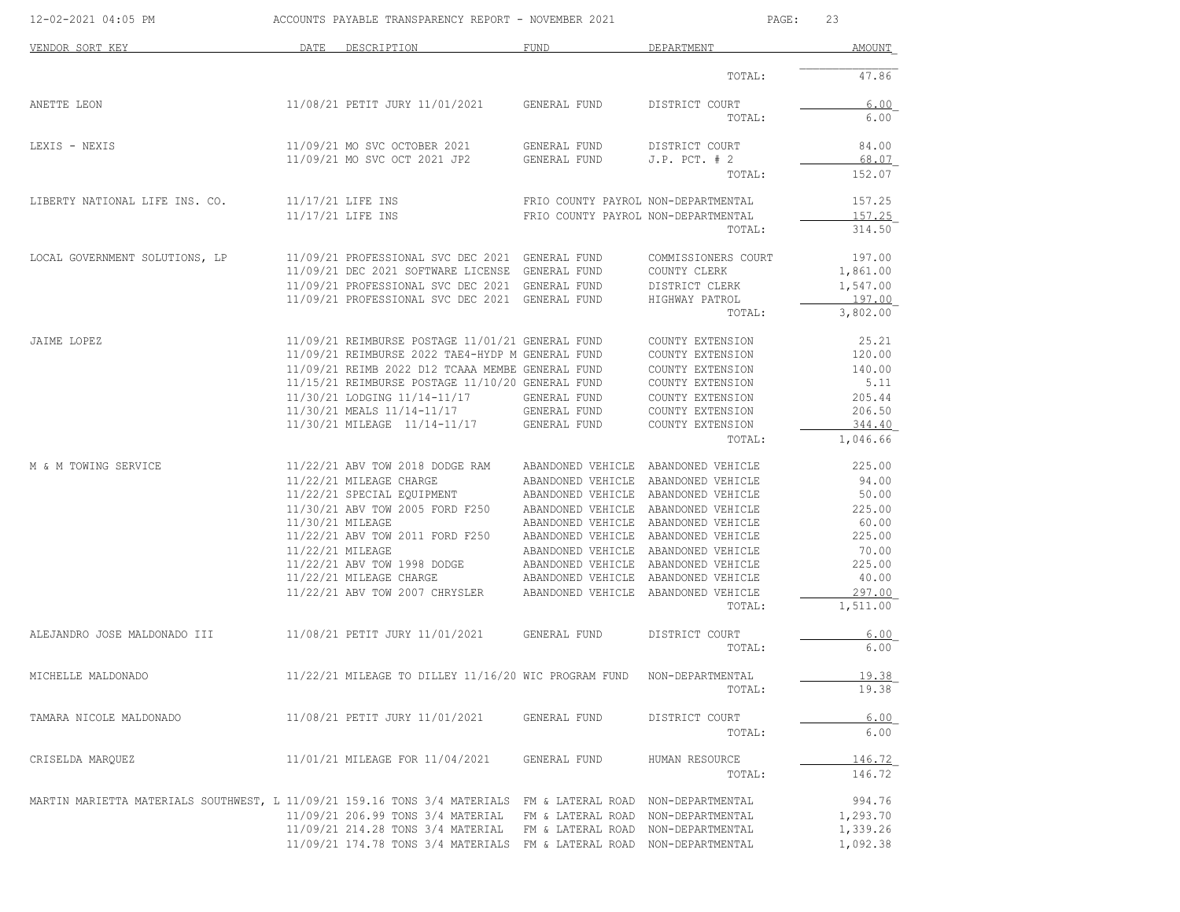| VENDOR SORT KEY | DATE | DESCRIPTION | FUND | DEPARTMENT | AMOUNT |
|---|---|---|---|---|---|
| | | | | TOTAL: | 47.86 |
| ANETTE LEON | 11/08/21 | PETIT JURY 11/01/2021 | GENERAL FUND | DISTRICT COURT | 6.00 |
| | | | | TOTAL: | 6.00 |
| LEXIS - NEXIS | 11/09/21 | MO SVC OCTOBER 2021 | GENERAL FUND | DISTRICT COURT | 84.00 |
| | 11/09/21 | MO SVC OCT 2021 JP2 | GENERAL FUND | J.P. PCT. # 2 | 68.07 |
| | | | | TOTAL: | 152.07 |
| LIBERTY NATIONAL LIFE INS. CO. | 11/17/21 | LIFE INS | FRIO COUNTY PAYROL | NON-DEPARTMENTAL | 157.25 |
| | 11/17/21 | LIFE INS | FRIO COUNTY PAYROL | NON-DEPARTMENTAL | 157.25 |
| | | | | TOTAL: | 314.50 |
| LOCAL GOVERNMENT SOLUTIONS, LP | 11/09/21 | PROFESSIONAL SVC DEC 2021 | GENERAL FUND | COMMISSIONERS COURT | 197.00 |
| | 11/09/21 | DEC 2021 SOFTWARE LICENSE | GENERAL FUND | COUNTY CLERK | 1,861.00 |
| | 11/09/21 | PROFESSIONAL SVC DEC 2021 | GENERAL FUND | DISTRICT CLERK | 1,547.00 |
| | 11/09/21 | PROFESSIONAL SVC DEC 2021 | GENERAL FUND | HIGHWAY PATROL | 197.00 |
| | | | | TOTAL: | 3,802.00 |
| JAIME LOPEZ | 11/09/21 | REIMBURSE POSTAGE 11/01/21 | GENERAL FUND | COUNTY EXTENSION | 25.21 |
| | 11/09/21 | REIMBURSE 2022 TAE4-HYDP M | GENERAL FUND | COUNTY EXTENSION | 120.00 |
| | 11/09/21 | REIMB 2022 D12 TCAAA MEMBE | GENERAL FUND | COUNTY EXTENSION | 140.00 |
| | 11/15/21 | REIMBURSE POSTAGE 11/10/20 | GENERAL FUND | COUNTY EXTENSION | 5.11 |
| | 11/30/21 | LODGING 11/14-11/17 | GENERAL FUND | COUNTY EXTENSION | 205.44 |
| | 11/30/21 | MEALS 11/14-11/17 | GENERAL FUND | COUNTY EXTENSION | 206.50 |
| | 11/30/21 | MILEAGE 11/14-11/17 | GENERAL FUND | COUNTY EXTENSION | 344.40 |
| | | | | TOTAL: | 1,046.66 |
| M & M TOWING SERVICE | 11/22/21 | ABV TOW 2018 DODGE RAM | ABANDONED VEHICLE | ABANDONED VEHICLE | 225.00 |
| | 11/22/21 | MILEAGE CHARGE | ABANDONED VEHICLE | ABANDONED VEHICLE | 94.00 |
| | 11/22/21 | SPECIAL EQUIPMENT | ABANDONED VEHICLE | ABANDONED VEHICLE | 50.00 |
| | 11/30/21 | ABV TOW 2005 FORD F250 | ABANDONED VEHICLE | ABANDONED VEHICLE | 225.00 |
| | 11/30/21 | MILEAGE | ABANDONED VEHICLE | ABANDONED VEHICLE | 60.00 |
| | 11/22/21 | ABV TOW 2011 FORD F250 | ABANDONED VEHICLE | ABANDONED VEHICLE | 225.00 |
| | 11/22/21 | MILEAGE | ABANDONED VEHICLE | ABANDONED VEHICLE | 70.00 |
| | 11/22/21 | ABV TOW 1998 DODGE | ABANDONED VEHICLE | ABANDONED VEHICLE | 225.00 |
| | 11/22/21 | MILEAGE CHARGE | ABANDONED VEHICLE | ABANDONED VEHICLE | 40.00 |
| | 11/22/21 | ABV TOW 2007 CHRYSLER | ABANDONED VEHICLE | ABANDONED VEHICLE | 297.00 |
| | | | | TOTAL: | 1,511.00 |
| ALEJANDRO JOSE MALDONADO III | 11/08/21 | PETIT JURY 11/01/2021 | GENERAL FUND | DISTRICT COURT | 6.00 |
| | | | | TOTAL: | 6.00 |
| MICHELLE MALDONADO | 11/22/21 | MILEAGE TO DILLEY 11/16/20 | WIC PROGRAM FUND | NON-DEPARTMENTAL | 19.38 |
| | | | | TOTAL: | 19.38 |
| TAMARA NICOLE MALDONADO | 11/08/21 | PETIT JURY 11/01/2021 | GENERAL FUND | DISTRICT COURT | 6.00 |
| | | | | TOTAL: | 6.00 |
| CRISELDA MARQUEZ | 11/01/21 | MILEAGE FOR 11/04/2021 | GENERAL FUND | HUMAN RESOURCE | 146.72 |
| | | | | TOTAL: | 146.72 |
| MARTIN MARIETTA MATERIALS SOUTHWEST, L | 11/09/21 | 159.16 TONS 3/4 MATERIALS | FM & LATERAL ROAD | NON-DEPARTMENTAL | 994.76 |
| | 11/09/21 | 206.99 TONS 3/4 MATERIAL | FM & LATERAL ROAD | NON-DEPARTMENTAL | 1,293.70 |
| | 11/09/21 | 214.28 TONS 3/4 MATERIAL | FM & LATERAL ROAD | NON-DEPARTMENTAL | 1,339.26 |
| | 11/09/21 | 174.78 TONS 3/4 MATERIALS | FM & LATERAL ROAD | NON-DEPARTMENTAL | 1,092.38 |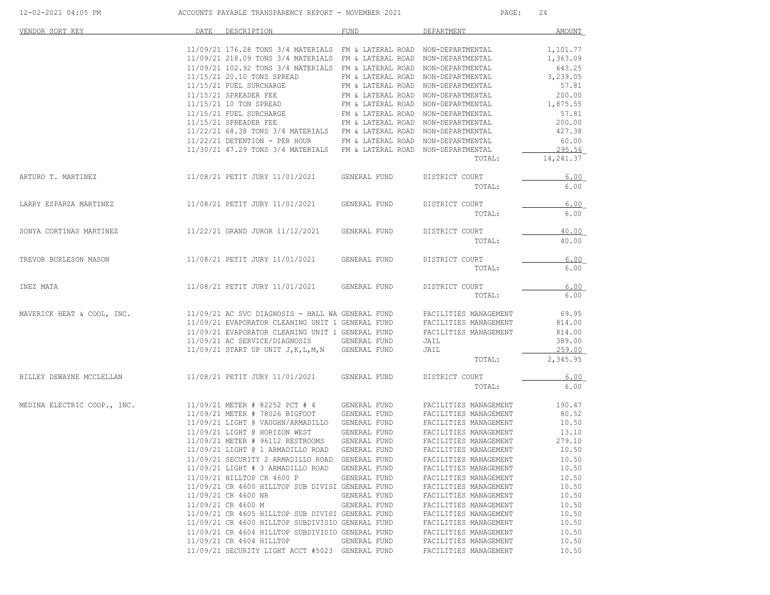ACCOUNTS PAYABLE TRANSPARENCY REPORT - NOVEMBER 2021

| VENDOR SORT KEY | DATE | DESCRIPTION | FUND | DEPARTMENT | AMOUNT |
|---|---|---|---|---|---|
| | 11/09/21 | 176.28 TONS 3/4 MATERIALS | FM & LATERAL ROAD | NON-DEPARTMENTAL | 1,101.77 |
| | 11/09/21 | 218.09 TONS 3/4 MATERIALS | FM & LATERAL ROAD | NON-DEPARTMENTAL | 1,363.09 |
| | 11/09/21 | 102.92 TONS 3/4 MATERIALS | FM & LATERAL ROAD | NON-DEPARTMENTAL | 643.25 |
| | 11/15/21 | 20.10 TONS SPREAD | FM & LATERAL ROAD | NON-DEPARTMENTAL | 3,239.05 |
| | 11/15/21 | FUEL SURCHARGE | FM & LATERAL ROAD | NON-DEPARTMENTAL | 57.81 |
| | 11/15/21 | SPREADER FEE | FM & LATERAL ROAD | NON-DEPARTMENTAL | 200.00 |
| | 11/15/21 | 10 TON SPREAD | FM & LATERAL ROAD | NON-DEPARTMENTAL | 1,875.55 |
| | 11/15/21 | FUEL SURCHARGE | FM & LATERAL ROAD | NON-DEPARTMENTAL | 57.81 |
| | 11/15/21 | SPREADER FEE | FM & LATERAL ROAD | NON-DEPARTMENTAL | 200.00 |
| | 11/22/21 | 68.38 TONS 3/4 MATERIALS | FM & LATERAL ROAD | NON-DEPARTMENTAL | 427.38 |
| | 11/22/21 | DETENTION - PER HOUR | FM & LATERAL ROAD | NON-DEPARTMENTAL | 60.00 |
| | 11/30/21 | 47.29 TONS 3/4 MATERIALS | FM & LATERAL ROAD | NON-DEPARTMENTAL | 295.56 |
| | | | | TOTAL: | 14,241.37 |
| ARTURO T. MARTINEZ | 11/08/21 | PETIT JURY 11/01/2021 | GENERAL FUND | DISTRICT COURT | 6.00 |
| | | | | TOTAL: | 6.00 |
| LARRY ESPARZA MARTINEZ | 11/08/21 | PETIT JURY 11/01/2021 | GENERAL FUND | DISTRICT COURT | 6.00 |
| | | | | TOTAL: | 6.00 |
| SONYA CORTINAS MARTINEZ | 11/22/21 | GRAND JUROR 11/12/2021 | GENERAL FUND | DISTRICT COURT | 40.00 |
| | | | | TOTAL: | 40.00 |
| TREVOR BURLESON MASON | 11/08/21 | PETIT JURY 11/01/2021 | GENERAL FUND | DISTRICT COURT | 6.00 |
| | | | | TOTAL: | 6.00 |
| INEZ MATA | 11/08/21 | PETIT JURY 11/01/2021 | GENERAL FUND | DISTRICT COURT | 6.00 |
| | | | | TOTAL: | 6.00 |
| MAVERICK HEAT & COOL, INC. | 11/09/21 | AC SVC DIAGNOSIS - HALL WA | GENERAL FUND | FACILITIES MANAGEMENT | 69.95 |
| | 11/09/21 | EVAPORATOR CLEANING UNIT 1 | GENERAL FUND | FACILITIES MANAGEMENT | 814.00 |
| | 11/09/21 | EVAPORATOR CLEANING UNIT 1 | GENERAL FUND | FACILITIES MANAGEMENT | 814.00 |
| | 11/09/21 | AC SERVICE/DIAGNOSIS | GENERAL FUND | JAIL | 389.00 |
| | 11/09/21 | START UP UNIT J,K,L,M,N | GENERAL FUND | JAIL | 259.00 |
| | | | | TOTAL: | 2,345.95 |
| BILLEY DEWAYNE MCCLELLAN | 11/08/21 | PETIT JURY 11/01/2021 | GENERAL FUND | DISTRICT COURT | 6.00 |
| | | | | TOTAL: | 6.00 |
| MEDINA ELECTRIC COOP., INC. | 11/09/21 | METER # 82252 PCT # 4 | GENERAL FUND | FACILITIES MANAGEMENT | 190.47 |
| | 11/09/21 | METER # 78026 BIGFOOT | GENERAL FUND | FACILITIES MANAGEMENT | 80.52 |
| | 11/09/21 | LIGHT @ VAUGHN/ARMADILLO | GENERAL FUND | FACILITIES MANAGEMENT | 10.50 |
| | 11/09/21 | LIGHT @ HORIZON WEST | GENERAL FUND | FACILITIES MANAGEMENT | 13.10 |
| | 11/09/21 | METER # 96112 RESTROOMS | GENERAL FUND | FACILITIES MANAGEMENT | 279.10 |
| | 11/09/21 | LIGHT @ 1 ARMADILLO ROAD | GENERAL FUND | FACILITIES MANAGEMENT | 10.50 |
| | 11/09/21 | SECURITY 2 ARMADILLO ROAD | GENERAL FUND | FACILITIES MANAGEMENT | 10.50 |
| | 11/09/21 | LIGHT # 3 ARMADILLO ROAD | GENERAL FUND | FACILITIES MANAGEMENT | 10.50 |
| | 11/09/21 | HILLTOP CR 4600 P | GENERAL FUND | FACILITIES MANAGEMENT | 10.50 |
| | 11/09/21 | CR 4600 HILLTOP SUB DIVISI | GENERAL FUND | FACILITIES MANAGEMENT | 10.50 |
| | 11/09/21 | CR 4600 NR | GENERAL FUND | FACILITIES MANAGEMENT | 10.50 |
| | 11/09/21 | CR 4600 M | GENERAL FUND | FACILITIES MANAGEMENT | 10.50 |
| | 11/09/21 | CR 4605 HILLTOP SUB DIVISI | GENERAL FUND | FACILITIES MANAGEMENT | 10.50 |
| | 11/09/21 | CR 4600 HILLTOP SUBDIVISIO | GENERAL FUND | FACILITIES MANAGEMENT | 10.50 |
| | 11/09/21 | CR 4604 HILLTOP SUBDIVISIO | GENERAL FUND | FACILITIES MANAGEMENT | 10.50 |
| | 11/09/21 | CR 4604 HILLTOP | GENERAL FUND | FACILITIES MANAGEMENT | 10.50 |
| | 11/09/21 | SECURITY LIGHT ACCT #5023 | GENERAL FUND | FACILITIES MANAGEMENT | 10.50 |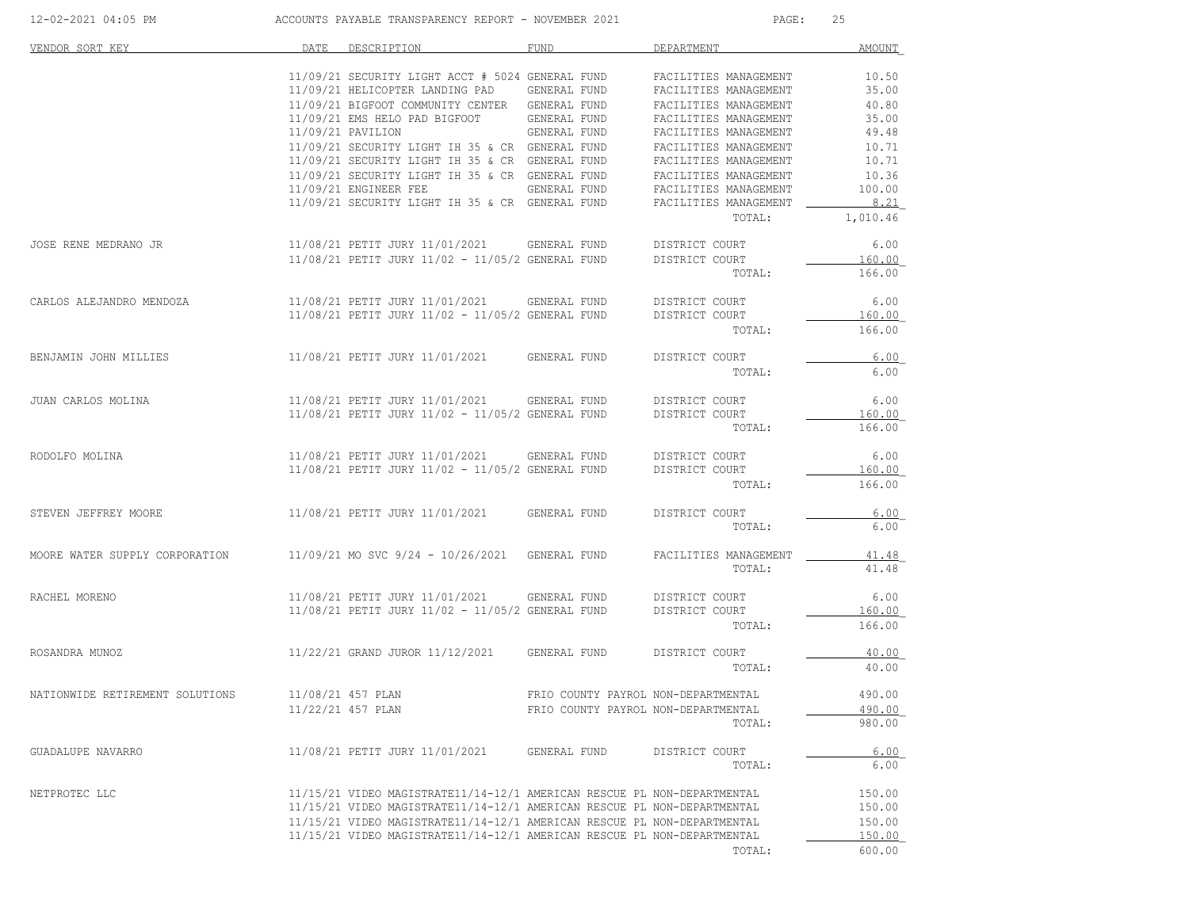ACCOUNTS PAYABLE TRANSPARENCY REPORT - NOVEMBER 2021

| VENDOR SORT KEY | DATE | DESCRIPTION | FUND | DEPARTMENT | AMOUNT |
|---|---|---|---|---|---|
| | 11/09/21 | SECURITY LIGHT ACCT # 5024 | GENERAL FUND | FACILITIES MANAGEMENT | 10.50 |
| | 11/09/21 | HELICOPTER LANDING PAD | GENERAL FUND | FACILITIES MANAGEMENT | 35.00 |
| | 11/09/21 | BIGFOOT COMMUNITY CENTER | GENERAL FUND | FACILITIES MANAGEMENT | 40.80 |
| | 11/09/21 | EMS HELO PAD BIGFOOT | GENERAL FUND | FACILITIES MANAGEMENT | 35.00 |
| | 11/09/21 | PAVILION | GENERAL FUND | FACILITIES MANAGEMENT | 49.48 |
| | 11/09/21 | SECURITY LIGHT IH 35 & CR | GENERAL FUND | FACILITIES MANAGEMENT | 10.71 |
| | 11/09/21 | SECURITY LIGHT IH 35 & CR | GENERAL FUND | FACILITIES MANAGEMENT | 10.71 |
| | 11/09/21 | SECURITY LIGHT IH 35 & CR | GENERAL FUND | FACILITIES MANAGEMENT | 10.36 |
| | 11/09/21 | ENGINEER FEE | GENERAL FUND | FACILITIES MANAGEMENT | 100.00 |
| | 11/09/21 | SECURITY LIGHT IH 35 & CR | GENERAL FUND | FACILITIES MANAGEMENT | 8.21 |
| | | | | TOTAL: | 1,010.46 |
| JOSE RENE MEDRANO JR | 11/08/21 | PETIT JURY 11/01/2021 | GENERAL FUND | DISTRICT COURT | 6.00 |
| | 11/08/21 | PETIT JURY 11/02 - 11/05/2 | GENERAL FUND | DISTRICT COURT | 160.00 |
| | | | | TOTAL: | 166.00 |
| CARLOS ALEJANDRO MENDOZA | 11/08/21 | PETIT JURY 11/01/2021 | GENERAL FUND | DISTRICT COURT | 6.00 |
| | 11/08/21 | PETIT JURY 11/02 - 11/05/2 | GENERAL FUND | DISTRICT COURT | 160.00 |
| | | | | TOTAL: | 166.00 |
| BENJAMIN JOHN MILLIES | 11/08/21 | PETIT JURY 11/01/2021 | GENERAL FUND | DISTRICT COURT | 6.00 |
| | | | | TOTAL: | 6.00 |
| JUAN CARLOS MOLINA | 11/08/21 | PETIT JURY 11/01/2021 | GENERAL FUND | DISTRICT COURT | 6.00 |
| | 11/08/21 | PETIT JURY 11/02 - 11/05/2 | GENERAL FUND | DISTRICT COURT | 160.00 |
| | | | | TOTAL: | 166.00 |
| RODOLFO MOLINA | 11/08/21 | PETIT JURY 11/01/2021 | GENERAL FUND | DISTRICT COURT | 6.00 |
| | 11/08/21 | PETIT JURY 11/02 - 11/05/2 | GENERAL FUND | DISTRICT COURT | 160.00 |
| | | | | TOTAL: | 166.00 |
| STEVEN JEFFREY MOORE | 11/08/21 | PETIT JURY 11/01/2021 | GENERAL FUND | DISTRICT COURT | 6.00 |
| | | | | TOTAL: | 6.00 |
| MOORE WATER SUPPLY CORPORATION | 11/09/21 | MO SVC 9/24 - 10/26/2021 | GENERAL FUND | FACILITIES MANAGEMENT | 41.48 |
| | | | | TOTAL: | 41.48 |
| RACHEL MORENO | 11/08/21 | PETIT JURY 11/01/2021 | GENERAL FUND | DISTRICT COURT | 6.00 |
| | 11/08/21 | PETIT JURY 11/02 - 11/05/2 | GENERAL FUND | DISTRICT COURT | 160.00 |
| | | | | TOTAL: | 166.00 |
| ROSANDRA MUNOZ | 11/22/21 | GRAND JUROR 11/12/2021 | GENERAL FUND | DISTRICT COURT | 40.00 |
| | | | | TOTAL: | 40.00 |
| NATIONWIDE RETIREMENT SOLUTIONS | 11/08/21 | 457 PLAN | FRIO COUNTY PAYROL | NON-DEPARTMENTAL | 490.00 |
| | 11/22/21 | 457 PLAN | FRIO COUNTY PAYROL | NON-DEPARTMENTAL | 490.00 |
| | | | | TOTAL: | 980.00 |
| GUADALUPE NAVARRO | 11/08/21 | PETIT JURY 11/01/2021 | GENERAL FUND | DISTRICT COURT | 6.00 |
| | | | | TOTAL: | 6.00 |
| NETPROTEC LLC | 11/15/21 | VIDEO MAGISTRATE11/14-12/1 | AMERICAN RESCUE PL | NON-DEPARTMENTAL | 150.00 |
| | 11/15/21 | VIDEO MAGISTRATE11/14-12/1 | AMERICAN RESCUE PL | NON-DEPARTMENTAL | 150.00 |
| | 11/15/21 | VIDEO MAGISTRATE11/14-12/1 | AMERICAN RESCUE PL | NON-DEPARTMENTAL | 150.00 |
| | 11/15/21 | VIDEO MAGISTRATE11/14-12/1 | AMERICAN RESCUE PL | NON-DEPARTMENTAL | 150.00 |
| | | | | TOTAL: | 600.00 |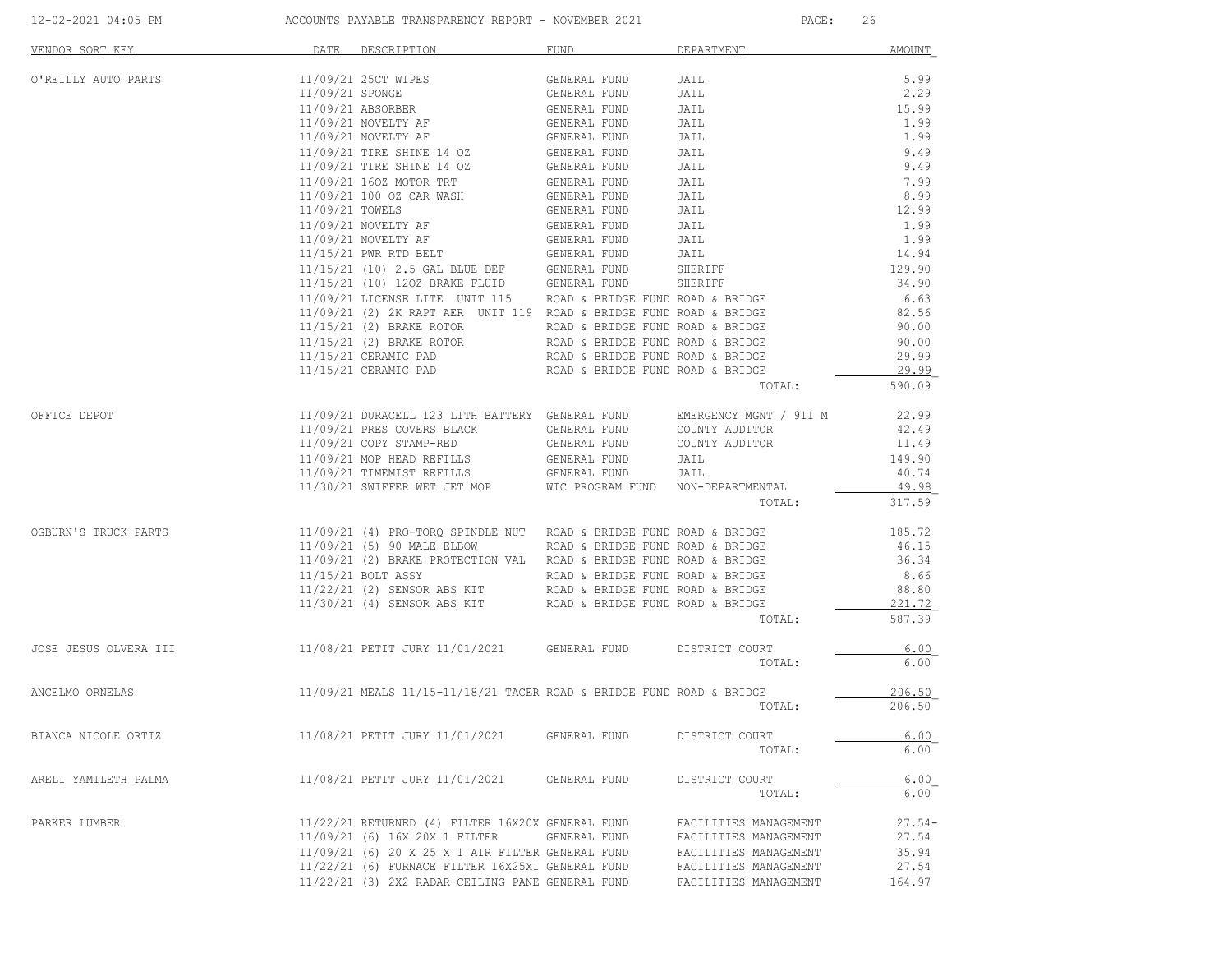| VENDOR SORT KEY | DATE | DESCRIPTION | FUND | DEPARTMENT | AMOUNT |
|---|---|---|---|---|---|
| O'REILLY AUTO PARTS | 11/09/21 | 25CT WIPES | GENERAL FUND | JAIL | 5.99 |
| | 11/09/21 | SPONGE | GENERAL FUND | JAIL | 2.29 |
| | 11/09/21 | ABSORBER | GENERAL FUND | JAIL | 15.99 |
| | 11/09/21 | NOVELTY AF | GENERAL FUND | JAIL | 1.99 |
| | 11/09/21 | NOVELTY AF | GENERAL FUND | JAIL | 1.99 |
| | 11/09/21 | TIRE SHINE 14 OZ | GENERAL FUND | JAIL | 9.49 |
| | 11/09/21 | TIRE SHINE 14 OZ | GENERAL FUND | JAIL | 9.49 |
| | 11/09/21 | 16OZ MOTOR TRT | GENERAL FUND | JAIL | 7.99 |
| | 11/09/21 | 100 OZ CAR WASH | GENERAL FUND | JAIL | 8.99 |
| | 11/09/21 | TOWELS | GENERAL FUND | JAIL | 12.99 |
| | 11/09/21 | NOVELTY AF | GENERAL FUND | JAIL | 1.99 |
| | 11/09/21 | NOVELTY AF | GENERAL FUND | JAIL | 1.99 |
| | 11/15/21 | PWR RTD BELT | GENERAL FUND | JAIL | 14.94 |
| | 11/15/21 | (10) 2.5 GAL BLUE DEF | GENERAL FUND | SHERIFF | 129.90 |
| | 11/15/21 | (10) 12OZ BRAKE FLUID | GENERAL FUND | SHERIFF | 34.90 |
| | 11/09/21 | LICENSE LITE UNIT 115 | ROAD & BRIDGE FUND | ROAD & BRIDGE | 6.63 |
| | 11/09/21 | (2) 2K RAPT AER UNIT 119 | ROAD & BRIDGE FUND | ROAD & BRIDGE | 82.56 |
| | 11/15/21 | (2) BRAKE ROTOR | ROAD & BRIDGE FUND | ROAD & BRIDGE | 90.00 |
| | 11/15/21 | (2) BRAKE ROTOR | ROAD & BRIDGE FUND | ROAD & BRIDGE | 90.00 |
| | 11/15/21 | CERAMIC PAD | ROAD & BRIDGE FUND | ROAD & BRIDGE | 29.99 |
| | 11/15/21 | CERAMIC PAD | ROAD & BRIDGE FUND | ROAD & BRIDGE | 29.99 |
| | | | | TOTAL: | 590.09 |
| OFFICE DEPOT | 11/09/21 | DURACELL 123 LITH BATTERY | GENERAL FUND | EMERGENCY MGNT / 911 M | 22.99 |
| | 11/09/21 | PRES COVERS BLACK | GENERAL FUND | COUNTY AUDITOR | 42.49 |
| | 11/09/21 | COPY STAMP-RED | GENERAL FUND | COUNTY AUDITOR | 11.49 |
| | 11/09/21 | MOP HEAD REFILLS | GENERAL FUND | JAIL | 149.90 |
| | 11/09/21 | TIMEMIST REFILLS | GENERAL FUND | JAIL | 40.74 |
| | 11/30/21 | SWIFFER WET JET MOP | WIC PROGRAM FUND | NON-DEPARTMENTAL | 49.98 |
| | | | | TOTAL: | 317.59 |
| OGBURN'S TRUCK PARTS | 11/09/21 | (4) PRO-TORQ SPINDLE NUT | ROAD & BRIDGE FUND | ROAD & BRIDGE | 185.72 |
| | 11/09/21 | (5) 90 MALE ELBOW | ROAD & BRIDGE FUND | ROAD & BRIDGE | 46.15 |
| | 11/09/21 | (2) BRAKE PROTECTION VAL | ROAD & BRIDGE FUND | ROAD & BRIDGE | 36.34 |
| | 11/15/21 | BOLT ASSY | ROAD & BRIDGE FUND | ROAD & BRIDGE | 8.66 |
| | 11/22/21 | (2) SENSOR ABS KIT | ROAD & BRIDGE FUND | ROAD & BRIDGE | 88.80 |
| | 11/30/21 | (4) SENSOR ABS KIT | ROAD & BRIDGE FUND | ROAD & BRIDGE | 221.72 |
| | | | | TOTAL: | 587.39 |
| JOSE JESUS OLVERA III | 11/08/21 | PETIT JURY 11/01/2021 | GENERAL FUND | DISTRICT COURT | 6.00 |
| | | | | TOTAL: | 6.00 |
| ANCELMO ORNELAS | 11/09/21 | MEALS 11/15-11/18/21 TACER | ROAD & BRIDGE FUND | ROAD & BRIDGE | 206.50 |
| | | | | TOTAL: | 206.50 |
| BIANCA NICOLE ORTIZ | 11/08/21 | PETIT JURY 11/01/2021 | GENERAL FUND | DISTRICT COURT | 6.00 |
| | | | | TOTAL: | 6.00 |
| ARELI YAMILETH PALMA | 11/08/21 | PETIT JURY 11/01/2021 | GENERAL FUND | DISTRICT COURT | 6.00 |
| | | | | TOTAL: | 6.00 |
| PARKER LUMBER | 11/22/21 | RETURNED (4) FILTER 16X20X | GENERAL FUND | FACILITIES MANAGEMENT | 27.54- |
| | 11/09/21 | (6) 16X 20X 1 FILTER | GENERAL FUND | FACILITIES MANAGEMENT | 27.54 |
| | 11/09/21 | (6) 20 X 25 X 1 AIR FILTER | GENERAL FUND | FACILITIES MANAGEMENT | 35.94 |
| | 11/22/21 | (6) FURNACE FILTER 16X25X1 | GENERAL FUND | FACILITIES MANAGEMENT | 27.54 |
| | 11/22/21 | (3) 2X2 RADAR CEILING PANE | GENERAL FUND | FACILITIES MANAGEMENT | 164.97 |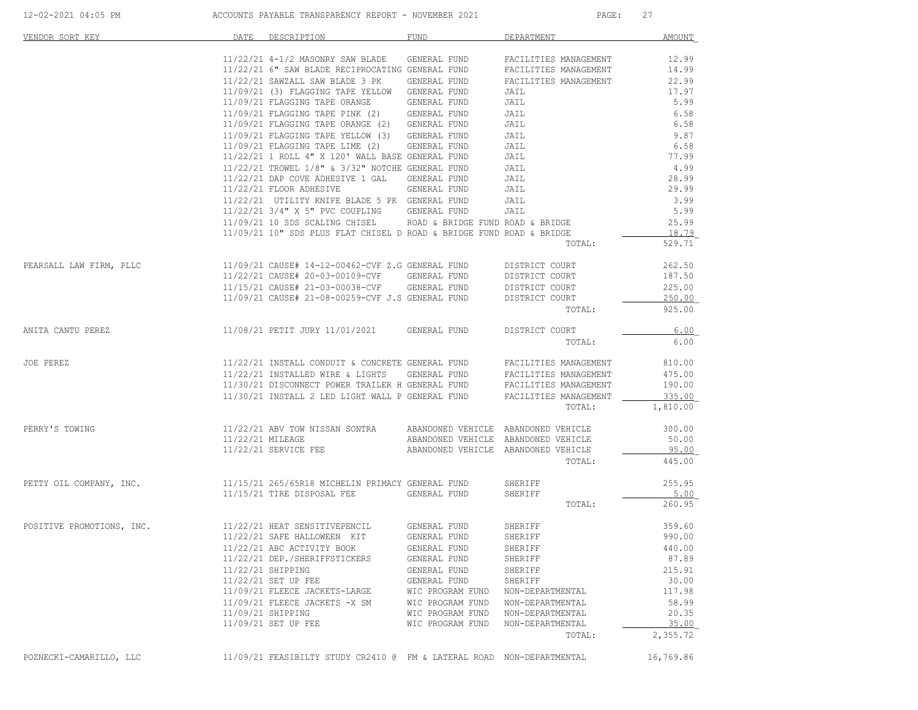| VENDOR SORT KEY | DATE | DESCRIPTION | FUND | DEPARTMENT | AMOUNT |
|---|---|---|---|---|---|
| | 11/22/21 | 4-1/2 MASONRY SAW BLADE | GENERAL FUND | FACILITIES MANAGEMENT | 12.99 |
| | 11/22/21 | 6" SAW BLADE RECIPROCATING | GENERAL FUND | FACILITIES MANAGEMENT | 14.99 |
| | 11/22/21 | SAWZALL SAW BLADE 3 PK | GENERAL FUND | FACILITIES MANAGEMENT | 22.99 |
| | 11/09/21 | (3) FLAGGING TAPE YELLOW | GENERAL FUND | JAIL | 17.97 |
| | 11/09/21 | FLAGGING TAPE ORANGE | GENERAL FUND | JAIL | 5.99 |
| | 11/09/21 | FLAGGING TAPE PINK (2) | GENERAL FUND | JAIL | 6.58 |
| | 11/09/21 | FLAGGING TAPE ORANGE (2) | GENERAL FUND | JAIL | 6.58 |
| | 11/09/21 | FLAGGING TAPE YELLOW (3) | GENERAL FUND | JAIL | 9.87 |
| | 11/09/21 | FLAGGING TAPE LIME (2) | GENERAL FUND | JAIL | 6.58 |
| | 11/22/21 | 1 ROLL 4" X 120' WALL BASE | GENERAL FUND | JAIL | 77.99 |
| | 11/22/21 | TROWEL 1/8" & 3/32" NOTCHE | GENERAL FUND | JAIL | 4.99 |
| | 11/22/21 | DAP COVE ADHESIVE 1 GAL | GENERAL FUND | JAIL | 28.99 |
| | 11/22/21 | FLOOR ADHESIVE | GENERAL FUND | JAIL | 29.99 |
| | 11/22/21 | UTILITY KNIFE BLADE 5 PK | GENERAL FUND | JAIL | 3.99 |
| | 11/22/21 | 3/4" X 5" PVC COUPLING | GENERAL FUND | JAIL | 5.99 |
| | 11/09/21 | 10 SDS SCALING CHISEL | ROAD & BRIDGE FUND | ROAD & BRIDGE | 25.99 |
| | 11/09/21 | 10" SDS PLUS FLAT CHISEL D | ROAD & BRIDGE FUND | ROAD & BRIDGE | 18.79 |
| | | | | TOTAL: | 529.71 |
| PEARSALL LAW FIRM, PLLC | 11/09/21 | CAUSE# 14-12-00462-CVF Z.G | GENERAL FUND | DISTRICT COURT | 262.50 |
| | 11/22/21 | CAUSE# 20-03-00109-CVF | GENERAL FUND | DISTRICT COURT | 187.50 |
| | 11/15/21 | CAUSE# 21-03-00038-CVF | GENERAL FUND | DISTRICT COURT | 225.00 |
| | 11/09/21 | CAUSE# 21-08-00259-CVF J.S | GENERAL FUND | DISTRICT COURT | 250.00 |
| | | | | TOTAL: | 925.00 |
| ANITA CANTU PEREZ | 11/08/21 | PETIT JURY 11/01/2021 | GENERAL FUND | DISTRICT COURT | 6.00 |
| | | | | TOTAL: | 6.00 |
| JOE PEREZ | 11/22/21 | INSTALL CONDUIT & CONCRETE | GENERAL FUND | FACILITIES MANAGEMENT | 810.00 |
| | 11/22/21 | INSTALLED WIRE & LIGHTS | GENERAL FUND | FACILITIES MANAGEMENT | 475.00 |
| | 11/30/21 | DISCONNECT POWER TRAILER H | GENERAL FUND | FACILITIES MANAGEMENT | 190.00 |
| | 11/30/21 | INSTALL 2 LED LIGHT WALL P | GENERAL FUND | FACILITIES MANAGEMENT | 335.00 |
| | | | | TOTAL: | 1,810.00 |
| PERRY'S TOWING | 11/22/21 | ABV TOW NISSAN SONTRA | ABANDONED VEHICLE | ABANDONED VEHICLE | 300.00 |
| | 11/22/21 | MILEAGE | ABANDONED VEHICLE | ABANDONED VEHICLE | 50.00 |
| | 11/22/21 | SERVICE FEE | ABANDONED VEHICLE | ABANDONED VEHICLE | 95.00 |
| | | | | TOTAL: | 445.00 |
| PETTY OIL COMPANY, INC. | 11/15/21 | 265/65R18 MICHELIN PRIMACY | GENERAL FUND | SHERIFF | 255.95 |
| | 11/15/21 | TIRE DISPOSAL FEE | GENERAL FUND | SHERIFF | 5.00 |
| | | | | TOTAL: | 260.95 |
| POSITIVE PROMOTIONS, INC. | 11/22/21 | HEAT SENSITIVEPENCIL | GENERAL FUND | SHERIFF | 359.60 |
| | 11/22/21 | SAFE HALLOWEEN KIT | GENERAL FUND | SHERIFF | 990.00 |
| | 11/22/21 | ABC ACTIVITY BOOK | GENERAL FUND | SHERIFF | 440.00 |
| | 11/22/21 | DEP./SHERIFFSTICKERS | GENERAL FUND | SHERIFF | 87.89 |
| | 11/22/21 | SHIPPING | GENERAL FUND | SHERIFF | 215.91 |
| | 11/22/21 | SET UP FEE | GENERAL FUND | SHERIFF | 30.00 |
| | 11/09/21 | FLEECE JACKETS-LARGE | WIC PROGRAM FUND | NON-DEPARTMENTAL | 117.98 |
| | 11/09/21 | FLEECE JACKETS -X SM | WIC PROGRAM FUND | NON-DEPARTMENTAL | 58.99 |
| | 11/09/21 | SHIPPING | WIC PROGRAM FUND | NON-DEPARTMENTAL | 20.35 |
| | 11/09/21 | SET UP FEE | WIC PROGRAM FUND | NON-DEPARTMENTAL | 35.00 |
| | | | | TOTAL: | 2,355.72 |
| POZNECKI-CAMARILLO, LLC | 11/09/21 | FEASIBILTY STUDY CR2410 @ | FM & LATERAL ROAD | NON-DEPARTMENTAL | 16,769.86 |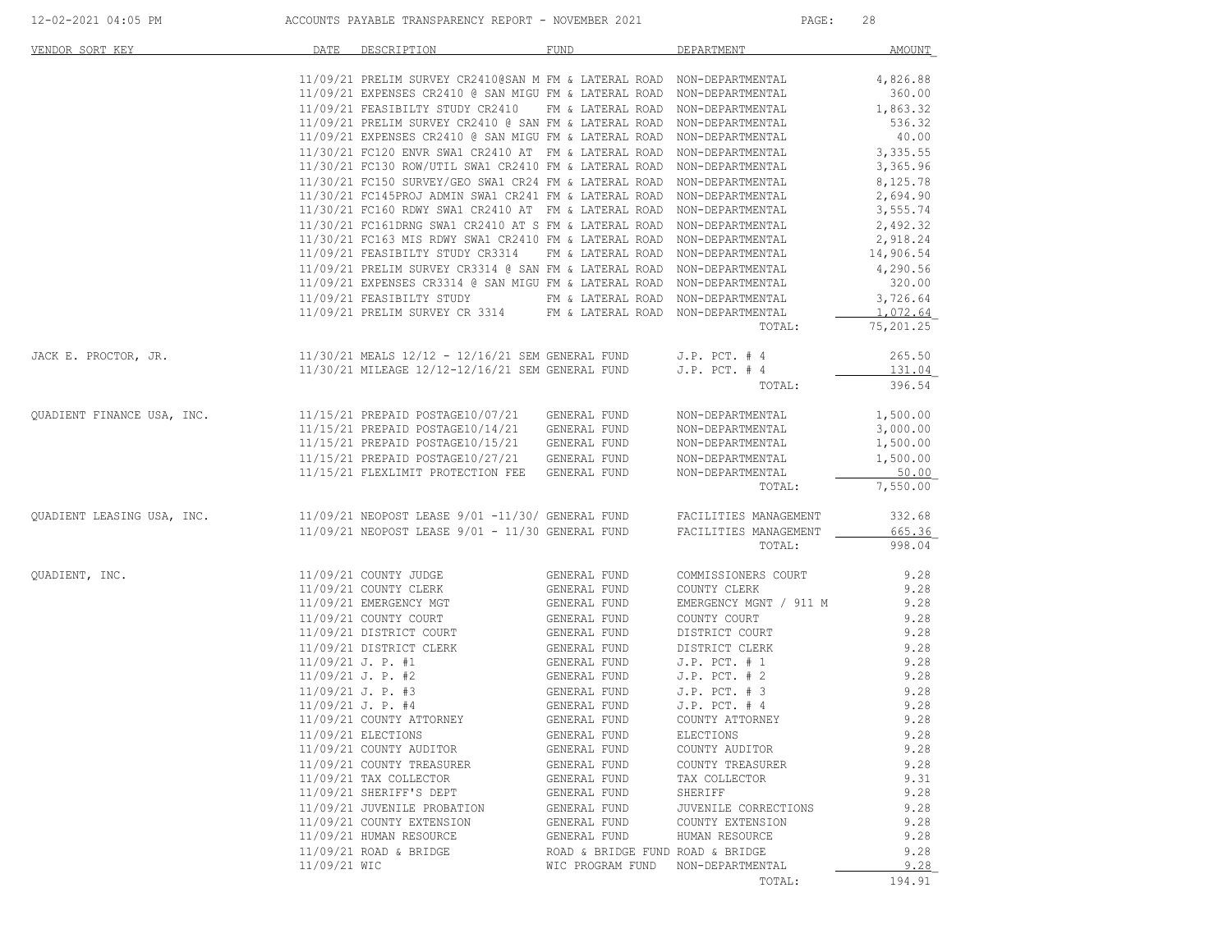| VENDOR SORT KEY | DATE | DESCRIPTION | FUND | DEPARTMENT | AMOUNT |
|---|---|---|---|---|---|
| | 11/09/21 | PRELIM SURVEY CR2410@SAN M | FM & LATERAL ROAD | NON-DEPARTMENTAL | 4,826.88 |
| | 11/09/21 | EXPENSES CR2410 @ SAN MIGU | FM & LATERAL ROAD | NON-DEPARTMENTAL | 360.00 |
| | 11/09/21 | FEASIBILTY STUDY CR2410 | FM & LATERAL ROAD | NON-DEPARTMENTAL | 1,863.32 |
| | 11/09/21 | PRELIM SURVEY CR2410 @ SAN | FM & LATERAL ROAD | NON-DEPARTMENTAL | 536.32 |
| | 11/09/21 | EXPENSES CR2410 @ SAN MIGU | FM & LATERAL ROAD | NON-DEPARTMENTAL | 40.00 |
| | 11/30/21 | FC120 ENVR SWA1 CR2410 AT | FM & LATERAL ROAD | NON-DEPARTMENTAL | 3,335.55 |
| | 11/30/21 | FC130 ROW/UTIL SWA1 CR2410 | FM & LATERAL ROAD | NON-DEPARTMENTAL | 3,365.96 |
| | 11/30/21 | FC150 SURVEY/GEO SWA1 CR24 | FM & LATERAL ROAD | NON-DEPARTMENTAL | 8,125.78 |
| | 11/30/21 | FC145PROJ ADMIN SWA1 CR241 | FM & LATERAL ROAD | NON-DEPARTMENTAL | 2,694.90 |
| | 11/30/21 | FC160 RDWY SWA1 CR2410 AT | FM & LATERAL ROAD | NON-DEPARTMENTAL | 3,555.74 |
| | 11/30/21 | FC161DRNG SWA1 CR2410 AT S | FM & LATERAL ROAD | NON-DEPARTMENTAL | 2,492.32 |
| | 11/30/21 | FC163 MIS RDWY SWA1 CR2410 | FM & LATERAL ROAD | NON-DEPARTMENTAL | 2,918.24 |
| | 11/09/21 | FEASIBILTY STUDY CR3314 | FM & LATERAL ROAD | NON-DEPARTMENTAL | 14,906.54 |
| | 11/09/21 | PRELIM SURVEY CR3314 @ SAN | FM & LATERAL ROAD | NON-DEPARTMENTAL | 4,290.56 |
| | 11/09/21 | EXPENSES CR3314 @ SAN MIGU | FM & LATERAL ROAD | NON-DEPARTMENTAL | 320.00 |
| | 11/09/21 | FEASIBILTY STUDY | FM & LATERAL ROAD | NON-DEPARTMENTAL | 3,726.64 |
| | 11/09/21 | PRELIM SURVEY CR 3314 | FM & LATERAL ROAD | NON-DEPARTMENTAL | 1,072.64 |
| | | | | TOTAL: | 75,201.25 |
| JACK E. PROCTOR, JR. | 11/30/21 | MEALS 12/12 - 12/16/21 SEM | GENERAL FUND | J.P. PCT. # 4 | 265.50 |
| | 11/30/21 | MILEAGE 12/12-12/16/21 SEM | GENERAL FUND | J.P. PCT. # 4 | 131.04 |
| | | | | TOTAL: | 396.54 |
| QUADIENT FINANCE USA, INC. | 11/15/21 | PREPAID POSTAGE10/07/21 | GENERAL FUND | NON-DEPARTMENTAL | 1,500.00 |
| | 11/15/21 | PREPAID POSTAGE10/14/21 | GENERAL FUND | NON-DEPARTMENTAL | 3,000.00 |
| | 11/15/21 | PREPAID POSTAGE10/15/21 | GENERAL FUND | NON-DEPARTMENTAL | 1,500.00 |
| | 11/15/21 | PREPAID POSTAGE10/27/21 | GENERAL FUND | NON-DEPARTMENTAL | 1,500.00 |
| | 11/15/21 | FLEXLIMIT PROTECTION FEE | GENERAL FUND | NON-DEPARTMENTAL | 50.00 |
| | | | | TOTAL: | 7,550.00 |
| QUADIENT LEASING USA, INC. | 11/09/21 | NEOPOST LEASE 9/01 -11/30/ | GENERAL FUND | FACILITIES MANAGEMENT | 332.68 |
| | 11/09/21 | NEOPOST LEASE 9/01 - 11/30 | GENERAL FUND | FACILITIES MANAGEMENT | 665.36 |
| | | | | TOTAL: | 998.04 |
| QUADIENT, INC. | 11/09/21 | COUNTY JUDGE | GENERAL FUND | COMMISSIONERS COURT | 9.28 |
| | 11/09/21 | COUNTY CLERK | GENERAL FUND | COUNTY CLERK | 9.28 |
| | 11/09/21 | EMERGENCY MGT | GENERAL FUND | EMERGENCY MGNT / 911 M | 9.28 |
| | 11/09/21 | COUNTY COURT | GENERAL FUND | COUNTY COURT | 9.28 |
| | 11/09/21 | DISTRICT COURT | GENERAL FUND | DISTRICT COURT | 9.28 |
| | 11/09/21 | DISTRICT CLERK | GENERAL FUND | DISTRICT CLERK | 9.28 |
| | 11/09/21 | J. P. #1 | GENERAL FUND | J.P. PCT. # 1 | 9.28 |
| | 11/09/21 | J. P. #2 | GENERAL FUND | J.P. PCT. # 2 | 9.28 |
| | 11/09/21 | J. P. #3 | GENERAL FUND | J.P. PCT. # 3 | 9.28 |
| | 11/09/21 | J. P. #4 | GENERAL FUND | J.P. PCT. # 4 | 9.28 |
| | 11/09/21 | COUNTY ATTORNEY | GENERAL FUND | COUNTY ATTORNEY | 9.28 |
| | 11/09/21 | ELECTIONS | GENERAL FUND | ELECTIONS | 9.28 |
| | 11/09/21 | COUNTY AUDITOR | GENERAL FUND | COUNTY AUDITOR | 9.28 |
| | 11/09/21 | COUNTY TREASURER | GENERAL FUND | COUNTY TREASURER | 9.28 |
| | 11/09/21 | TAX COLLECTOR | GENERAL FUND | TAX COLLECTOR | 9.31 |
| | 11/09/21 | SHERIFF'S DEPT | GENERAL FUND | SHERIFF | 9.28 |
| | 11/09/21 | JUVENILE PROBATION | GENERAL FUND | JUVENILE CORRECTIONS | 9.28 |
| | 11/09/21 | COUNTY EXTENSION | GENERAL FUND | COUNTY EXTENSION | 9.28 |
| | 11/09/21 | HUMAN RESOURCE | GENERAL FUND | HUMAN RESOURCE | 9.28 |
| | 11/09/21 | ROAD & BRIDGE | ROAD & BRIDGE FUND | ROAD & BRIDGE | 9.28 |
| | 11/09/21 | WIC | WIC PROGRAM FUND | NON-DEPARTMENTAL | 9.28 |
| | | | | TOTAL: | 194.91 |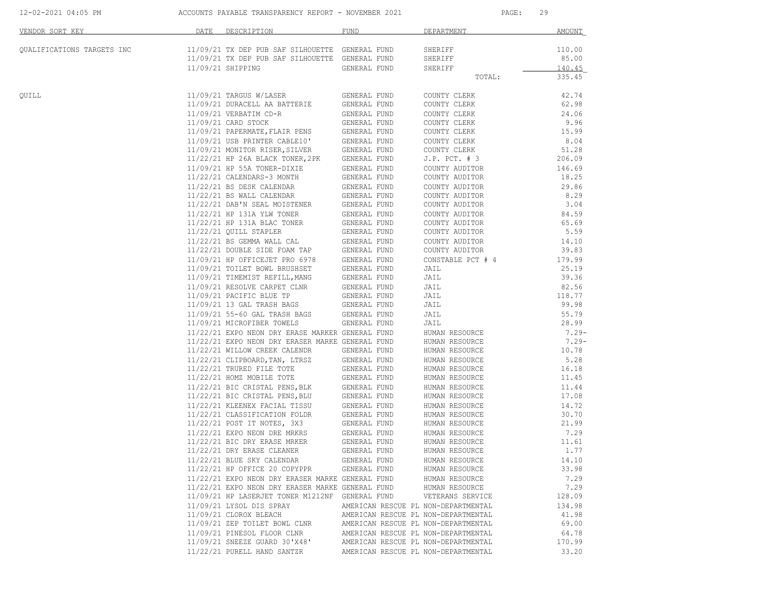| VENDOR SORT KEY | DATE | DESCRIPTION | FUND | DEPARTMENT | AMOUNT |
|---|---|---|---|---|---|
| QUALIFICATIONS TARGETS INC | 11/09/21 | TX DEP PUB SAF SILHOUETTE | GENERAL FUND | SHERIFF | 110.00 |
| | 11/09/21 | TX DEP PUB SAF SILHOUETTE | GENERAL FUND | SHERIFF | 85.00 |
| | 11/09/21 | SHIPPING | GENERAL FUND | SHERIFF | 140.45 |
| | | | | TOTAL: | 335.45 |
| QUILL | 11/09/21 | TARGUS W/LASER | GENERAL FUND | COUNTY CLERK | 42.74 |
| | 11/09/21 | DURACELL AA BATTERIE | GENERAL FUND | COUNTY CLERK | 62.98 |
| | 11/09/21 | VERBATIM CD-R | GENERAL FUND | COUNTY CLERK | 24.06 |
| | 11/09/21 | CARD STOCK | GENERAL FUND | COUNTY CLERK | 9.96 |
| | 11/09/21 | PAPERMATE,FLAIR PENS | GENERAL FUND | COUNTY CLERK | 15.99 |
| | 11/09/21 | USB PRINTER CABLE10' | GENERAL FUND | COUNTY CLERK | 8.04 |
| | 11/09/21 | MONITOR RISER,SILVER | GENERAL FUND | COUNTY CLERK | 51.28 |
| | 11/22/21 | HP 26A BLACK TONER,2PK | GENERAL FUND | J.P. PCT. # 3 | 206.09 |
| | 11/09/21 | HP 55A TONER-DIXIE | GENERAL FUND | COUNTY AUDITOR | 146.69 |
| | 11/22/21 | CALENDARS-3 MONTH | GENERAL FUND | COUNTY AUDITOR | 18.25 |
| | 11/22/21 | BS DESK CALENDAR | GENERAL FUND | COUNTY AUDITOR | 29.86 |
| | 11/22/21 | BS WALL CALENDAR | GENERAL FUND | COUNTY AUDITOR | 8.29 |
| | 11/22/21 | DAB'N SEAL MOISTENER | GENERAL FUND | COUNTY AUDITOR | 3.04 |
| | 11/22/21 | HP 131A YLW TONER | GENERAL FUND | COUNTY AUDITOR | 84.59 |
| | 11/22/21 | HP 131A BLAC TONER | GENERAL FUND | COUNTY AUDITOR | 65.69 |
| | 11/22/21 | QUILL STAPLER | GENERAL FUND | COUNTY AUDITOR | 5.59 |
| | 11/22/21 | BS GEMMA WALL CAL | GENERAL FUND | COUNTY AUDITOR | 14.10 |
| | 11/22/21 | DOUBLE SIDE FOAM TAP | GENERAL FUND | COUNTY AUDITOR | 39.83 |
| | 11/09/21 | HP OFFICEJET PRO 6978 | GENERAL FUND | CONSTABLE PCT # 4 | 179.99 |
| | 11/09/21 | TOILET BOWL BRUSHSET | GENERAL FUND | JAIL | 25.19 |
| | 11/09/21 | TIMEMIST REFILL,MANG | GENERAL FUND | JAIL | 39.36 |
| | 11/09/21 | RESOLVE CARPET CLNR | GENERAL FUND | JAIL | 82.56 |
| | 11/09/21 | PACIFIC BLUE TP | GENERAL FUND | JAIL | 118.77 |
| | 11/09/21 | 13 GAL TRASH BAGS | GENERAL FUND | JAIL | 99.98 |
| | 11/09/21 | 55-60 GAL TRASH BAGS | GENERAL FUND | JAIL | 55.79 |
| | 11/09/21 | MICROFIBER TOWELS | GENERAL FUND | JAIL | 28.99 |
| | 11/22/21 | EXPO NEON DRY ERASE MARKER | GENERAL FUND | HUMAN RESOURCE | 7.29- |
| | 11/22/21 | EXPO NEON DRY ERASER MARKE | GENERAL FUND | HUMAN RESOURCE | 7.29- |
| | 11/22/21 | WILLOW CREEK CALENDR | GENERAL FUND | HUMAN RESOURCE | 10.78 |
| | 11/22/21 | CLIPBOARD,TAN, LTRSZ | GENERAL FUND | HUMAN RESOURCE | 5.28 |
| | 11/22/21 | TRURED FILE TOTE | GENERAL FUND | HUMAN RESOURCE | 16.18 |
| | 11/22/21 | HOMZ MOBILE TOTE | GENERAL FUND | HUMAN RESOURCE | 11.45 |
| | 11/22/21 | BIC CRISTAL PENS,BLK | GENERAL FUND | HUMAN RESOURCE | 11.44 |
| | 11/22/21 | BIC CRISTAL PENS,BLU | GENERAL FUND | HUMAN RESOURCE | 17.08 |
| | 11/22/21 | KLEENEX FACIAL TISSU | GENERAL FUND | HUMAN RESOURCE | 14.72 |
| | 11/22/21 | CLASSIFICATION FOLDR | GENERAL FUND | HUMAN RESOURCE | 30.70 |
| | 11/22/21 | POST IT NOTES, 3X3 | GENERAL FUND | HUMAN RESOURCE | 21.99 |
| | 11/22/21 | EXPO NEON DRE MRKRS | GENERAL FUND | HUMAN RESOURCE | 7.29 |
| | 11/22/21 | BIC DRY ERASE MRKER | GENERAL FUND | HUMAN RESOURCE | 11.61 |
| | 11/22/21 | DRY ERASE CLEANER | GENERAL FUND | HUMAN RESOURCE | 1.77 |
| | 11/22/21 | BLUE SKY CALENDAR | GENERAL FUND | HUMAN RESOURCE | 14.10 |
| | 11/22/21 | HP OFFICE 20 COPYPPR | GENERAL FUND | HUMAN RESOURCE | 33.98 |
| | 11/22/21 | EXPO NEON DRY ERASER MARKE | GENERAL FUND | HUMAN RESOURCE | 7.29 |
| | 11/22/21 | EXPO NEON DRY ERASER MARKE | GENERAL FUND | HUMAN RESOURCE | 7.29 |
| | 11/09/21 | HP LASERJET TONER M1212NF | GENERAL FUND | VETERANS SERVICE | 128.09 |
| | 11/09/21 | LYSOL DIS SPRAY | AMERICAN RESCUE PL | NON-DEPARTMENTAL | 134.98 |
| | 11/09/21 | CLOROX BLEACH | AMERICAN RESCUE PL | NON-DEPARTMENTAL | 41.98 |
| | 11/09/21 | ZEP TOILET BOWL CLNR | AMERICAN RESCUE PL | NON-DEPARTMENTAL | 69.00 |
| | 11/09/21 | PINESOL FLOOR CLNR | AMERICAN RESCUE PL | NON-DEPARTMENTAL | 64.78 |
| | 11/09/21 | SNEEZE GUARD 30'X48' | AMERICAN RESCUE PL | NON-DEPARTMENTAL | 170.99 |
| | 11/22/21 | PURELL HAND SANTZR | AMERICAN RESCUE PL | NON-DEPARTMENTAL | 33.20 |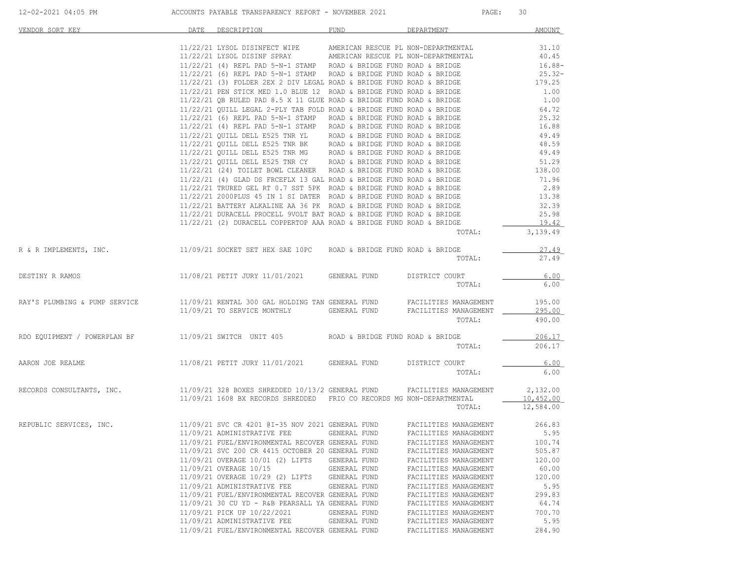ACCOUNTS PAYABLE TRANSPARENCY REPORT - NOVEMBER 2021

| VENDOR SORT KEY | DATE | DESCRIPTION | FUND | DEPARTMENT | AMOUNT |
|---|---|---|---|---|---|
| | 11/22/21 | LYSOL DISINFECT WIPE | AMERICAN RESCUE PL | NON-DEPARTMENTAL | 31.10 |
| | 11/22/21 | LYSOL DISINF SPRAY | AMERICAN RESCUE PL | NON-DEPARTMENTAL | 40.45 |
| | 11/22/21 | (4) REPL PAD 5-N-1 STAMP | ROAD & BRIDGE FUND | ROAD & BRIDGE | 16.88- |
| | 11/22/21 | (6) REPL PAD 5-N-1 STAMP | ROAD & BRIDGE FUND | ROAD & BRIDGE | 25.32- |
| | 11/22/21 | (3) FOLDER 2EX 2 DIV LEGAL | ROAD & BRIDGE FUND | ROAD & BRIDGE | 179.25 |
| | 11/22/21 | PEN STICK MED 1.0 BLUE 12 | ROAD & BRIDGE FUND | ROAD & BRIDGE | 1.00 |
| | 11/22/21 | QB RULED PAD 8.5 X 11 GLUE | ROAD & BRIDGE FUND | ROAD & BRIDGE | 1.00 |
| | 11/22/21 | QUILL LEGAL 2-PLY TAB FOLD | ROAD & BRIDGE FUND | ROAD & BRIDGE | 64.72 |
| | 11/22/21 | (6) REPL PAD 5-N-1 STAMP | ROAD & BRIDGE FUND | ROAD & BRIDGE | 25.32 |
| | 11/22/21 | (4) REPL PAD 5-N-1 STAMP | ROAD & BRIDGE FUND | ROAD & BRIDGE | 16.88 |
| | 11/22/21 | QUILL DELL E525 TNR YL | ROAD & BRIDGE FUND | ROAD & BRIDGE | 49.49 |
| | 11/22/21 | QUILL DELL E525 TNR BK | ROAD & BRIDGE FUND | ROAD & BRIDGE | 48.59 |
| | 11/22/21 | QUILL DELL E525 TNR MG | ROAD & BRIDGE FUND | ROAD & BRIDGE | 49.49 |
| | 11/22/21 | QUILL DELL E525 TNR CY | ROAD & BRIDGE FUND | ROAD & BRIDGE | 51.29 |
| | 11/22/21 | (24) TOILET BOWL CLEANER | ROAD & BRIDGE FUND | ROAD & BRIDGE | 138.00 |
| | 11/22/21 | (4) GLAD DS FRCEFLX 13 GAL | ROAD & BRIDGE FUND | ROAD & BRIDGE | 71.96 |
| | 11/22/21 | TRURED GEL RT 0.7 SST 5PK | ROAD & BRIDGE FUND | ROAD & BRIDGE | 2.89 |
| | 11/22/21 | 2000PLUS 45 IN 1 SI DATER | ROAD & BRIDGE FUND | ROAD & BRIDGE | 13.38 |
| | 11/22/21 | BATTERY ALKALINE AA 36 PK | ROAD & BRIDGE FUND | ROAD & BRIDGE | 32.39 |
| | 11/22/21 | DURACELL PROCELL 9VOLT BAT | ROAD & BRIDGE FUND | ROAD & BRIDGE | 25.98 |
| | 11/22/21 | (2) DURACELL COPPERTOP AAA | ROAD & BRIDGE FUND | ROAD & BRIDGE | 19.42 |
| | | | | TOTAL: | 3,139.49 |
| R & R IMPLEMENTS, INC. | 11/09/21 | SOCKET SET HEX SAE 10PC | ROAD & BRIDGE FUND | ROAD & BRIDGE | 27.49 |
| | | | | TOTAL: | 27.49 |
| DESTINY R RAMOS | 11/08/21 | PETIT JURY 11/01/2021 | GENERAL FUND | DISTRICT COURT | 6.00 |
| | | | | TOTAL: | 6.00 |
| RAY'S PLUMBING & PUMP SERVICE | 11/09/21 | RENTAL 300 GAL HOLDING TAN | GENERAL FUND | FACILITIES MANAGEMENT | 195.00 |
| | 11/09/21 | TO SERVICE MONTHLY | GENERAL FUND | FACILITIES MANAGEMENT | 295.00 |
| | | | | TOTAL: | 490.00 |
| RDO EQUIPMENT / POWERPLAN BF | 11/09/21 | SWITCH UNIT 405 | ROAD & BRIDGE FUND | ROAD & BRIDGE | 206.17 |
| | | | | TOTAL: | 206.17 |
| AARON JOE REALME | 11/08/21 | PETIT JURY 11/01/2021 | GENERAL FUND | DISTRICT COURT | 6.00 |
| | | | | TOTAL: | 6.00 |
| RECORDS CONSULTANTS, INC. | 11/09/21 | 328 BOXES SHREDDED 10/13/2 | GENERAL FUND | FACILITIES MANAGEMENT | 2,132.00 |
| | 11/09/21 | 1608 BX RECORDS SHREDDED | FRIO CO RECORDS MG | NON-DEPARTMENTAL | 10,452.00 |
| | | | | TOTAL: | 12,584.00 |
| REPUBLIC SERVICES, INC. | 11/09/21 | SVC CR 4201 @I-35 NOV 2021 | GENERAL FUND | FACILITIES MANAGEMENT | 266.83 |
| | 11/09/21 | ADMINISTRATIVE FEE | GENERAL FUND | FACILITIES MANAGEMENT | 5.95 |
| | 11/09/21 | FUEL/ENVIRONMENTAL RECOVER | GENERAL FUND | FACILITIES MANAGEMENT | 100.74 |
| | 11/09/21 | SVC 200 CR 4415 OCTOBER 20 | GENERAL FUND | FACILITIES MANAGEMENT | 505.87 |
| | 11/09/21 | OVERAGE 10/01 (2) LIFTS | GENERAL FUND | FACILITIES MANAGEMENT | 120.00 |
| | 11/09/21 | OVERAGE 10/15 | GENERAL FUND | FACILITIES MANAGEMENT | 60.00 |
| | 11/09/21 | OVERAGE 10/29 (2) LIFTS | GENERAL FUND | FACILITIES MANAGEMENT | 120.00 |
| | 11/09/21 | ADMINISTRATIVE FEE | GENERAL FUND | FACILITIES MANAGEMENT | 5.95 |
| | 11/09/21 | FUEL/ENVIRONMENTAL RECOVER | GENERAL FUND | FACILITIES MANAGEMENT | 299.83 |
| | 11/09/21 | 30 CU YD - R&B PEARSALL YA | GENERAL FUND | FACILITIES MANAGEMENT | 64.74 |
| | 11/09/21 | PICK UP 10/22/2021 | GENERAL FUND | FACILITIES MANAGEMENT | 700.70 |
| | 11/09/21 | ADMINISTRATIVE FEE | GENERAL FUND | FACILITIES MANAGEMENT | 5.95 |
| | 11/09/21 | FUEL/ENVIRONMENTAL RECOVER | GENERAL FUND | FACILITIES MANAGEMENT | 284.90 |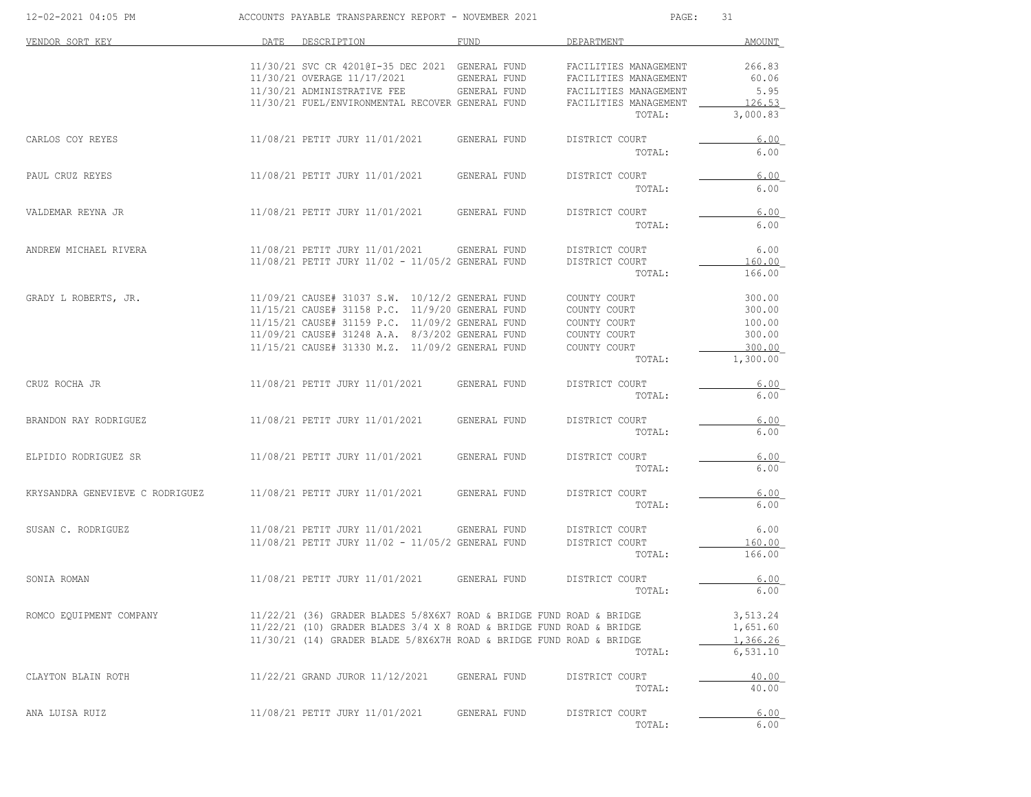| VENDOR SORT KEY | DATE | DESCRIPTION | FUND | DEPARTMENT | AMOUNT |
|---|---|---|---|---|---|
| | 11/30/21 | SVC CR 4201@I-35 DEC 2021 | GENERAL FUND | FACILITIES MANAGEMENT | 266.83 |
| | 11/30/21 | OVERAGE 11/17/2021 | GENERAL FUND | FACILITIES MANAGEMENT | 60.06 |
| | 11/30/21 | ADMINISTRATIVE FEE | GENERAL FUND | FACILITIES MANAGEMENT | 5.95 |
| | 11/30/21 | FUEL/ENVIRONMENTAL RECOVER | GENERAL FUND | FACILITIES MANAGEMENT | 126.53 |
| | | | | TOTAL: | 3,000.83 |
| CARLOS COY REYES | 11/08/21 | PETIT JURY 11/01/2021 | GENERAL FUND | DISTRICT COURT | 6.00 |
| | | | | TOTAL: | 6.00 |
| PAUL CRUZ REYES | 11/08/21 | PETIT JURY 11/01/2021 | GENERAL FUND | DISTRICT COURT | 6.00 |
| | | | | TOTAL: | 6.00 |
| VALDEMAR REYNA JR | 11/08/21 | PETIT JURY 11/01/2021 | GENERAL FUND | DISTRICT COURT | 6.00 |
| | | | | TOTAL: | 6.00 |
| ANDREW MICHAEL RIVERA | 11/08/21 | PETIT JURY 11/01/2021 | GENERAL FUND | DISTRICT COURT | 6.00 |
| | 11/08/21 | PETIT JURY 11/02 - 11/05/2 | GENERAL FUND | DISTRICT COURT | 160.00 |
| | | | | TOTAL: | 166.00 |
| GRADY L ROBERTS, JR. | 11/09/21 | CAUSE# 31037 S.W. 10/12/2 | GENERAL FUND | COUNTY COURT | 300.00 |
| | 11/15/21 | CAUSE# 31158 P.C. 11/9/20 | GENERAL FUND | COUNTY COURT | 300.00 |
| | 11/15/21 | CAUSE# 31159 P.C. 11/09/2 | GENERAL FUND | COUNTY COURT | 100.00 |
| | 11/09/21 | CAUSE# 31248 A.A. 8/3/202 | GENERAL FUND | COUNTY COURT | 300.00 |
| | 11/15/21 | CAUSE# 31330 M.Z. 11/09/2 | GENERAL FUND | COUNTY COURT | 300.00 |
| | | | | TOTAL: | 1,300.00 |
| CRUZ ROCHA JR | 11/08/21 | PETIT JURY 11/01/2021 | GENERAL FUND | DISTRICT COURT | 6.00 |
| | | | | TOTAL: | 6.00 |
| BRANDON RAY RODRIGUEZ | 11/08/21 | PETIT JURY 11/01/2021 | GENERAL FUND | DISTRICT COURT | 6.00 |
| | | | | TOTAL: | 6.00 |
| ELPIDIO RODRIGUEZ SR | 11/08/21 | PETIT JURY 11/01/2021 | GENERAL FUND | DISTRICT COURT | 6.00 |
| | | | | TOTAL: | 6.00 |
| KRYSANDRA GENEVIEVE C RODRIGUEZ | 11/08/21 | PETIT JURY 11/01/2021 | GENERAL FUND | DISTRICT COURT | 6.00 |
| | | | | TOTAL: | 6.00 |
| SUSAN C. RODRIGUEZ | 11/08/21 | PETIT JURY 11/01/2021 | GENERAL FUND | DISTRICT COURT | 6.00 |
| | 11/08/21 | PETIT JURY 11/02 - 11/05/2 | GENERAL FUND | DISTRICT COURT | 160.00 |
| | | | | TOTAL: | 166.00 |
| SONIA ROMAN | 11/08/21 | PETIT JURY 11/01/2021 | GENERAL FUND | DISTRICT COURT | 6.00 |
| | | | | TOTAL: | 6.00 |
| ROMCO EQUIPMENT COMPANY | 11/22/21 | (36) GRADER BLADES 5/8X6X7 | ROAD & BRIDGE FUND | ROAD & BRIDGE | 3,513.24 |
| | 11/22/21 | (10) GRADER BLADES 3/4 X 8 | ROAD & BRIDGE FUND | ROAD & BRIDGE | 1,651.60 |
| | 11/30/21 | (14) GRADER BLADE 5/8X6X7H | ROAD & BRIDGE FUND | ROAD & BRIDGE | 1,366.26 |
| | | | | TOTAL: | 6,531.10 |
| CLAYTON BLAIN ROTH | 11/22/21 | GRAND JUROR 11/12/2021 | GENERAL FUND | DISTRICT COURT | 40.00 |
| | | | | TOTAL: | 40.00 |
| ANA LUISA RUIZ | 11/08/21 | PETIT JURY 11/01/2021 | GENERAL FUND | DISTRICT COURT | 6.00 |
| | | | | TOTAL: | 6.00 |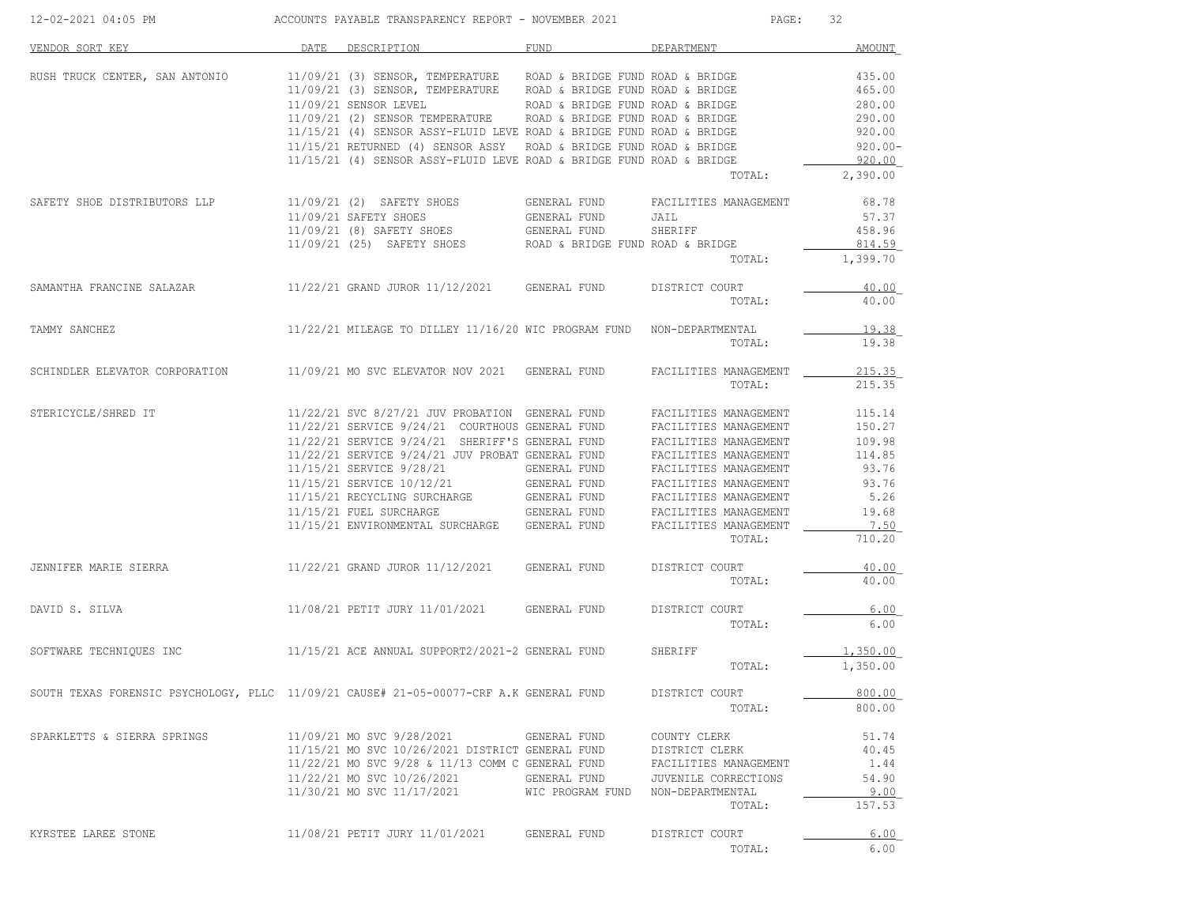ACCOUNTS PAYABLE TRANSPARENCY REPORT - NOVEMBER 2021

| VENDOR SORT KEY | DATE | DESCRIPTION | FUND | DEPARTMENT | AMOUNT |
|---|---|---|---|---|---|
| RUSH TRUCK CENTER, SAN ANTONIO | 11/09/21 | (3) SENSOR, TEMPERATURE | ROAD & BRIDGE FUND | ROAD & BRIDGE | 435.00 |
| | 11/09/21 | (3) SENSOR, TEMPERATURE | ROAD & BRIDGE FUND | ROAD & BRIDGE | 465.00 |
| | 11/09/21 | SENSOR LEVEL | ROAD & BRIDGE FUND | ROAD & BRIDGE | 280.00 |
| | 11/09/21 | (2) SENSOR TEMPERATURE | ROAD & BRIDGE FUND | ROAD & BRIDGE | 290.00 |
| | 11/15/21 | (4) SENSOR ASSY-FLUID LEVE | ROAD & BRIDGE FUND | ROAD & BRIDGE | 920.00 |
| | 11/15/21 | RETURNED (4) SENSOR ASSY | ROAD & BRIDGE FUND | ROAD & BRIDGE | 920.00- |
| | 11/15/21 | (4) SENSOR ASSY-FLUID LEVE | ROAD & BRIDGE FUND | ROAD & BRIDGE | 920.00 |
| | | | | TOTAL: | 2,390.00 |
| SAFETY SHOE DISTRIBUTORS LLP | 11/09/21 | (2) SAFETY SHOES | GENERAL FUND | FACILITIES MANAGEMENT | 68.78 |
| | 11/09/21 | SAFETY SHOES | GENERAL FUND | JAIL | 57.37 |
| | 11/09/21 | (8) SAFETY SHOES | GENERAL FUND | SHERIFF | 458.96 |
| | 11/09/21 | (25) SAFETY SHOES | ROAD & BRIDGE FUND | ROAD & BRIDGE | 814.59 |
| | | | | TOTAL: | 1,399.70 |
| SAMANTHA FRANCINE SALAZAR | 11/22/21 | GRAND JUROR 11/12/2021 | GENERAL FUND | DISTRICT COURT | 40.00 |
| | | | | TOTAL: | 40.00 |
| TAMMY SANCHEZ | 11/22/21 | MILEAGE TO DILLEY 11/16/20 | WIC PROGRAM FUND | NON-DEPARTMENTAL | 19.38 |
| | | | | TOTAL: | 19.38 |
| SCHINDLER ELEVATOR CORPORATION | 11/09/21 | MO SVC ELEVATOR NOV 2021 | GENERAL FUND | FACILITIES MANAGEMENT | 215.35 |
| | | | | TOTAL: | 215.35 |
| STERICYCLE/SHRED IT | 11/22/21 | SVC 8/27/21 JUV PROBATION | GENERAL FUND | FACILITIES MANAGEMENT | 115.14 |
| | 11/22/21 | SERVICE 9/24/21 COURTHOUS | GENERAL FUND | FACILITIES MANAGEMENT | 150.27 |
| | 11/22/21 | SERVICE 9/24/21 SHERIFF'S | GENERAL FUND | FACILITIES MANAGEMENT | 109.98 |
| | 11/22/21 | SERVICE 9/24/21 JUV PROBAT | GENERAL FUND | FACILITIES MANAGEMENT | 114.85 |
| | 11/15/21 | SERVICE 9/28/21 | GENERAL FUND | FACILITIES MANAGEMENT | 93.76 |
| | 11/15/21 | SERVICE 10/12/21 | GENERAL FUND | FACILITIES MANAGEMENT | 93.76 |
| | 11/15/21 | RECYCLING SURCHARGE | GENERAL FUND | FACILITIES MANAGEMENT | 5.26 |
| | 11/15/21 | FUEL SURCHARGE | GENERAL FUND | FACILITIES MANAGEMENT | 19.68 |
| | 11/15/21 | ENVIRONMENTAL SURCHARGE | GENERAL FUND | FACILITIES MANAGEMENT | 7.50 |
| | | | | TOTAL: | 710.20 |
| JENNIFER MARIE SIERRA | 11/22/21 | GRAND JUROR 11/12/2021 | GENERAL FUND | DISTRICT COURT | 40.00 |
| | | | | TOTAL: | 40.00 |
| DAVID S. SILVA | 11/08/21 | PETIT JURY 11/01/2021 | GENERAL FUND | DISTRICT COURT | 6.00 |
| | | | | TOTAL: | 6.00 |
| SOFTWARE TECHNIQUES INC | 11/15/21 | ACE ANNUAL SUPPORT2/2021-2 | GENERAL FUND | SHERIFF | 1,350.00 |
| | | | | TOTAL: | 1,350.00 |
| SOUTH TEXAS FORENSIC PSYCHOLOGY, PLLC | 11/09/21 | CAUSE# 21-05-00077-CRF A.K | GENERAL FUND | DISTRICT COURT | 800.00 |
| | | | | TOTAL: | 800.00 |
| SPARKLETTS & SIERRA SPRINGS | 11/09/21 | MO SVC 9/28/2021 | GENERAL FUND | COUNTY CLERK | 51.74 |
| | 11/15/21 | MO SVC 10/26/2021 DISTRICT | GENERAL FUND | DISTRICT CLERK | 40.45 |
| | 11/22/21 | MO SVC 9/28 & 11/13 COMM C | GENERAL FUND | FACILITIES MANAGEMENT | 1.44 |
| | 11/22/21 | MO SVC 10/26/2021 | GENERAL FUND | JUVENILE CORRECTIONS | 54.90 |
| | 11/30/21 | MO SVC 11/17/2021 | WIC PROGRAM FUND | NON-DEPARTMENTAL | 9.00 |
| | | | | TOTAL: | 157.53 |
| KYRSTEE LAREE STONE | 11/08/21 | PETIT JURY 11/01/2021 | GENERAL FUND | DISTRICT COURT | 6.00 |
| | | | | TOTAL: | 6.00 |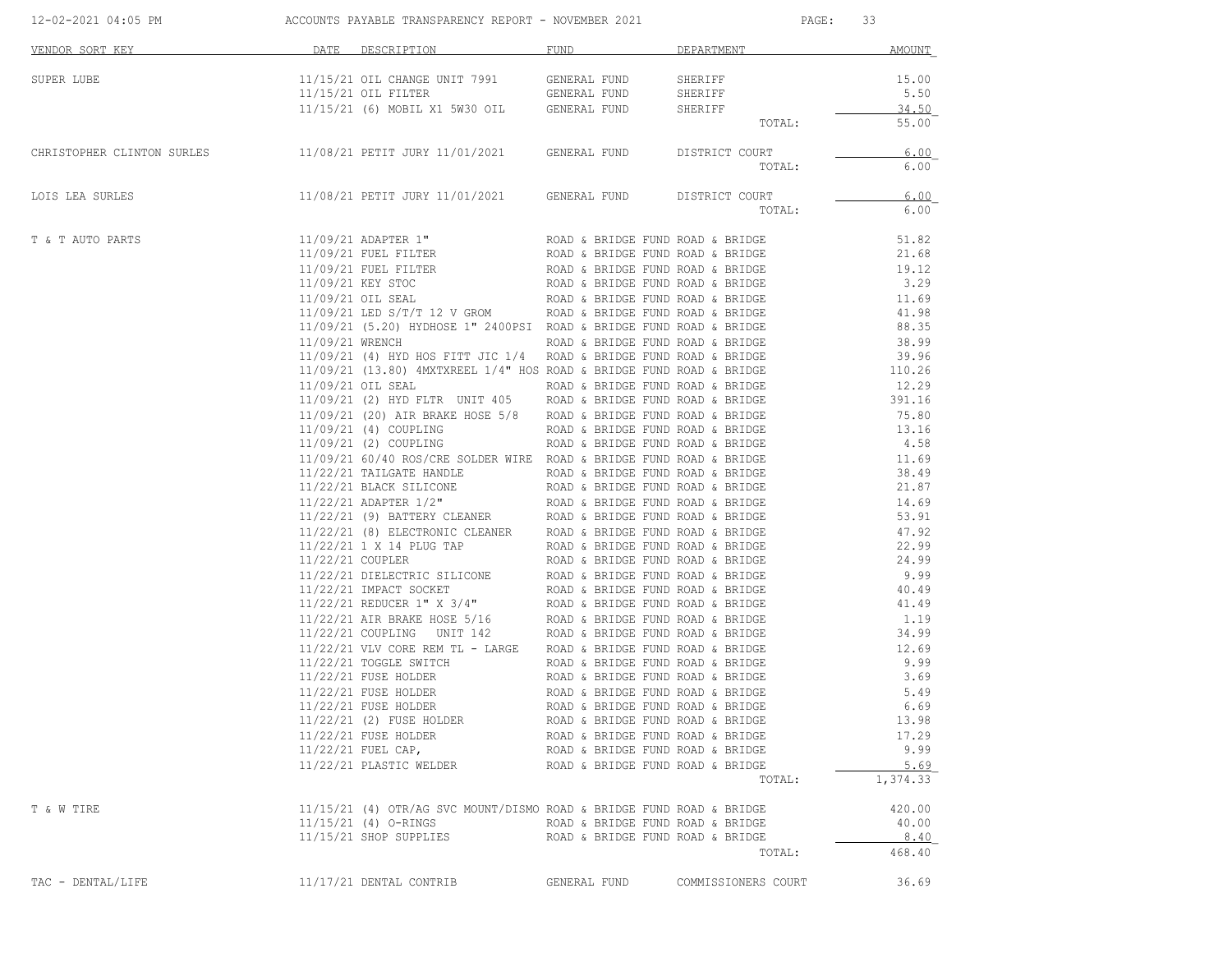| VENDOR SORT KEY | DATE | DESCRIPTION | FUND | DEPARTMENT | AMOUNT |
|---|---|---|---|---|---|
| SUPER LUBE | 11/15/21 | OIL CHANGE UNIT 7991 | GENERAL FUND | SHERIFF | 15.00 |
| | 11/15/21 | OIL FILTER | GENERAL FUND | SHERIFF | 5.50 |
| | 11/15/21 | (6) MOBIL X1 5W30 OIL | GENERAL FUND | SHERIFF | 34.50 |
| | | | | TOTAL: | 55.00 |
| CHRISTOPHER CLINTON SURLES | 11/08/21 | PETIT JURY 11/01/2021 | GENERAL FUND | DISTRICT COURT | 6.00 |
| | | | | TOTAL: | 6.00 |
| LOIS LEA SURLES | 11/08/21 | PETIT JURY 11/01/2021 | GENERAL FUND | DISTRICT COURT | 6.00 |
| | | | | TOTAL: | 6.00 |
| T & T AUTO PARTS | 11/09/21 | ADAPTER 1" | ROAD & BRIDGE FUND | ROAD & BRIDGE | 51.82 |
| | 11/09/21 | FUEL FILTER | ROAD & BRIDGE FUND | ROAD & BRIDGE | 21.68 |
| | 11/09/21 | FUEL FILTER | ROAD & BRIDGE FUND | ROAD & BRIDGE | 19.12 |
| | 11/09/21 | KEY STOC | ROAD & BRIDGE FUND | ROAD & BRIDGE | 3.29 |
| | 11/09/21 | OIL SEAL | ROAD & BRIDGE FUND | ROAD & BRIDGE | 11.69 |
| | 11/09/21 | LED S/T/T 12 V GROM | ROAD & BRIDGE FUND | ROAD & BRIDGE | 41.98 |
| | 11/09/21 | (5.20) HYDHOSE 1" 2400PSI | ROAD & BRIDGE FUND | ROAD & BRIDGE | 88.35 |
| | 11/09/21 | WRENCH | ROAD & BRIDGE FUND | ROAD & BRIDGE | 38.99 |
| | 11/09/21 | (4) HYD HOS FITT JIC 1/4 | ROAD & BRIDGE FUND | ROAD & BRIDGE | 39.96 |
| | 11/09/21 | (13.80) 4MXTXREEL 1/4" HOS | ROAD & BRIDGE FUND | ROAD & BRIDGE | 110.26 |
| | 11/09/21 | OIL SEAL | ROAD & BRIDGE FUND | ROAD & BRIDGE | 12.29 |
| | 11/09/21 | (2) HYD FLTR UNIT 405 | ROAD & BRIDGE FUND | ROAD & BRIDGE | 391.16 |
| | 11/09/21 | (20) AIR BRAKE HOSE 5/8 | ROAD & BRIDGE FUND | ROAD & BRIDGE | 75.80 |
| | 11/09/21 | (4) COUPLING | ROAD & BRIDGE FUND | ROAD & BRIDGE | 13.16 |
| | 11/09/21 | (2) COUPLING | ROAD & BRIDGE FUND | ROAD & BRIDGE | 4.58 |
| | 11/09/21 | 60/40 ROS/CRE SOLDER WIRE | ROAD & BRIDGE FUND | ROAD & BRIDGE | 11.69 |
| | 11/22/21 | TAILGATE HANDLE | ROAD & BRIDGE FUND | ROAD & BRIDGE | 38.49 |
| | 11/22/21 | BLACK SILICONE | ROAD & BRIDGE FUND | ROAD & BRIDGE | 21.87 |
| | 11/22/21 | ADAPTER 1/2" | ROAD & BRIDGE FUND | ROAD & BRIDGE | 14.69 |
| | 11/22/21 | (9) BATTERY CLEANER | ROAD & BRIDGE FUND | ROAD & BRIDGE | 53.91 |
| | 11/22/21 | (8) ELECTRONIC CLEANER | ROAD & BRIDGE FUND | ROAD & BRIDGE | 47.92 |
| | 11/22/21 | 1 X 14 PLUG TAP | ROAD & BRIDGE FUND | ROAD & BRIDGE | 22.99 |
| | 11/22/21 | COUPLER | ROAD & BRIDGE FUND | ROAD & BRIDGE | 24.99 |
| | 11/22/21 | DIELECTRIC SILICONE | ROAD & BRIDGE FUND | ROAD & BRIDGE | 9.99 |
| | 11/22/21 | IMPACT SOCKET | ROAD & BRIDGE FUND | ROAD & BRIDGE | 40.49 |
| | 11/22/21 | REDUCER 1" X 3/4" | ROAD & BRIDGE FUND | ROAD & BRIDGE | 41.49 |
| | 11/22/21 | AIR BRAKE HOSE 5/16 | ROAD & BRIDGE FUND | ROAD & BRIDGE | 1.19 |
| | 11/22/21 | COUPLING UNIT 142 | ROAD & BRIDGE FUND | ROAD & BRIDGE | 34.99 |
| | 11/22/21 | VLV CORE REM TL - LARGE | ROAD & BRIDGE FUND | ROAD & BRIDGE | 12.69 |
| | 11/22/21 | TOGGLE SWITCH | ROAD & BRIDGE FUND | ROAD & BRIDGE | 9.99 |
| | 11/22/21 | FUSE HOLDER | ROAD & BRIDGE FUND | ROAD & BRIDGE | 3.69 |
| | 11/22/21 | FUSE HOLDER | ROAD & BRIDGE FUND | ROAD & BRIDGE | 5.49 |
| | 11/22/21 | FUSE HOLDER | ROAD & BRIDGE FUND | ROAD & BRIDGE | 6.69 |
| | 11/22/21 | (2) FUSE HOLDER | ROAD & BRIDGE FUND | ROAD & BRIDGE | 13.98 |
| | 11/22/21 | FUSE HOLDER | ROAD & BRIDGE FUND | ROAD & BRIDGE | 17.29 |
| | 11/22/21 | FUEL CAP, | ROAD & BRIDGE FUND | ROAD & BRIDGE | 9.99 |
| | 11/22/21 | PLASTIC WELDER | ROAD & BRIDGE FUND | ROAD & BRIDGE | 5.69 |
| | | | | TOTAL: | 1,374.33 |
| T & W TIRE | 11/15/21 | (4) OTR/AG SVC MOUNT/DISMO | ROAD & BRIDGE FUND | ROAD & BRIDGE | 420.00 |
| | 11/15/21 | (4) O-RINGS | ROAD & BRIDGE FUND | ROAD & BRIDGE | 40.00 |
| | 11/15/21 | SHOP SUPPLIES | ROAD & BRIDGE FUND | ROAD & BRIDGE | 8.40 |
| | | | | TOTAL: | 468.40 |
| TAC - DENTAL/LIFE | 11/17/21 | DENTAL CONTRIB | GENERAL FUND | COMMISSIONERS COURT | 36.69 |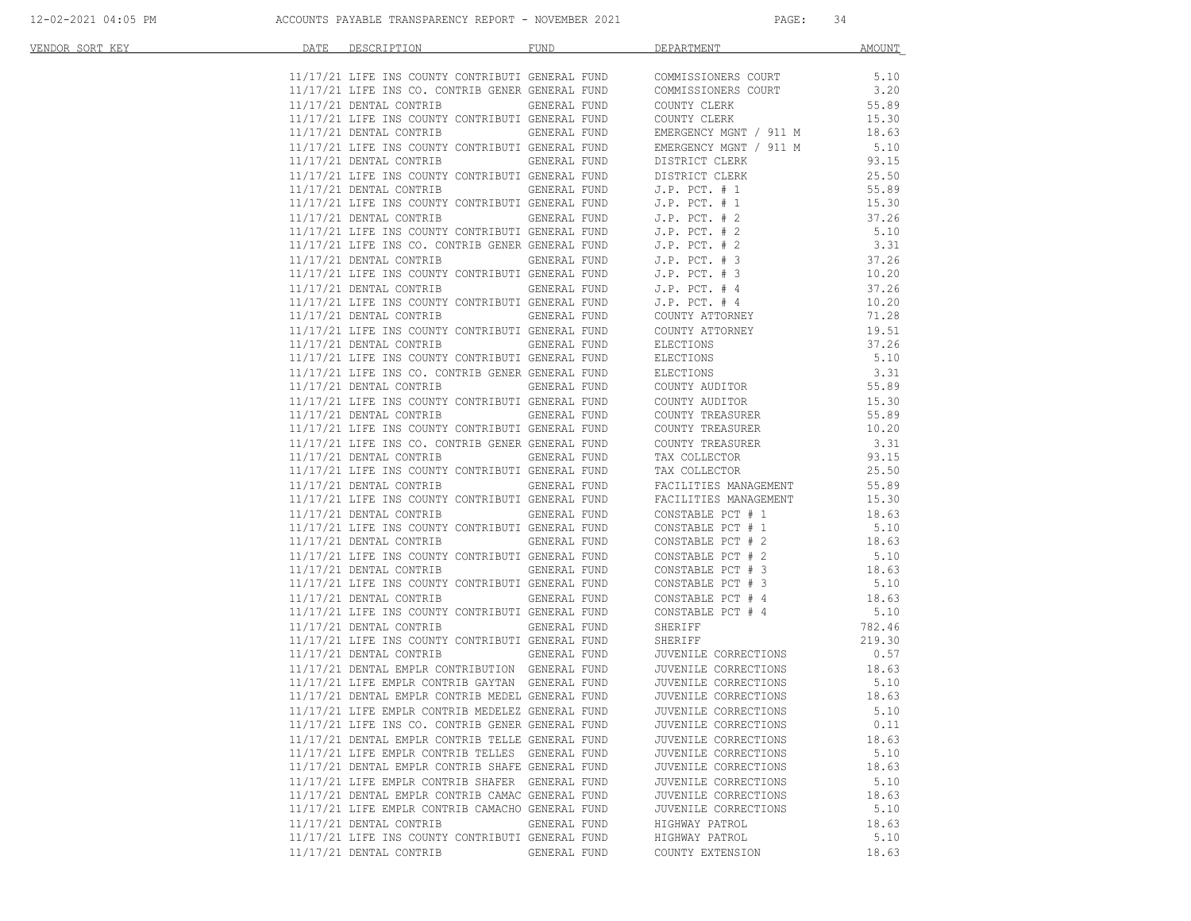| VENDOR SORT KEY | DATE | DESCRIPTION | FUND | DEPARTMENT | AMOUNT |
|---|---|---|---|---|---|
| | 11/17/21 | LIFE INS COUNTY CONTRIBUTI | GENERAL FUND | COMMISSIONERS COURT | 5.10 |
| | 11/17/21 | LIFE INS CO. CONTRIB GENER | GENERAL FUND | COMMISSIONERS COURT | 3.20 |
| | 11/17/21 | DENTAL CONTRIB | GENERAL FUND | COUNTY CLERK | 55.89 |
| | 11/17/21 | LIFE INS COUNTY CONTRIBUTI | GENERAL FUND | COUNTY CLERK | 15.30 |
| | 11/17/21 | DENTAL CONTRIB | GENERAL FUND | EMERGENCY MGNT / 911 M | 18.63 |
| | 11/17/21 | LIFE INS COUNTY CONTRIBUTI | GENERAL FUND | EMERGENCY MGNT / 911 M | 5.10 |
| | 11/17/21 | DENTAL CONTRIB | GENERAL FUND | DISTRICT CLERK | 93.15 |
| | 11/17/21 | LIFE INS COUNTY CONTRIBUTI | GENERAL FUND | DISTRICT CLERK | 25.50 |
| | 11/17/21 | DENTAL CONTRIB | GENERAL FUND | J.P. PCT. # 1 | 55.89 |
| | 11/17/21 | LIFE INS COUNTY CONTRIBUTI | GENERAL FUND | J.P. PCT. # 1 | 15.30 |
| | 11/17/21 | DENTAL CONTRIB | GENERAL FUND | J.P. PCT. # 2 | 37.26 |
| | 11/17/21 | LIFE INS COUNTY CONTRIBUTI | GENERAL FUND | J.P. PCT. # 2 | 5.10 |
| | 11/17/21 | LIFE INS CO. CONTRIB GENER | GENERAL FUND | J.P. PCT. # 2 | 3.31 |
| | 11/17/21 | DENTAL CONTRIB | GENERAL FUND | J.P. PCT. # 3 | 37.26 |
| | 11/17/21 | LIFE INS COUNTY CONTRIBUTI | GENERAL FUND | J.P. PCT. # 3 | 10.20 |
| | 11/17/21 | DENTAL CONTRIB | GENERAL FUND | J.P. PCT. # 4 | 37.26 |
| | 11/17/21 | LIFE INS COUNTY CONTRIBUTI | GENERAL FUND | J.P. PCT. # 4 | 10.20 |
| | 11/17/21 | DENTAL CONTRIB | GENERAL FUND | COUNTY ATTORNEY | 71.28 |
| | 11/17/21 | LIFE INS COUNTY CONTRIBUTI | GENERAL FUND | COUNTY ATTORNEY | 19.51 |
| | 11/17/21 | DENTAL CONTRIB | GENERAL FUND | ELECTIONS | 37.26 |
| | 11/17/21 | LIFE INS COUNTY CONTRIBUTI | GENERAL FUND | ELECTIONS | 5.10 |
| | 11/17/21 | LIFE INS CO. CONTRIB GENER | GENERAL FUND | ELECTIONS | 3.31 |
| | 11/17/21 | DENTAL CONTRIB | GENERAL FUND | COUNTY AUDITOR | 55.89 |
| | 11/17/21 | LIFE INS COUNTY CONTRIBUTI | GENERAL FUND | COUNTY AUDITOR | 15.30 |
| | 11/17/21 | DENTAL CONTRIB | GENERAL FUND | COUNTY TREASURER | 55.89 |
| | 11/17/21 | LIFE INS COUNTY CONTRIBUTI | GENERAL FUND | COUNTY TREASURER | 10.20 |
| | 11/17/21 | LIFE INS CO. CONTRIB GENER | GENERAL FUND | COUNTY TREASURER | 3.31 |
| | 11/17/21 | DENTAL CONTRIB | GENERAL FUND | TAX COLLECTOR | 93.15 |
| | 11/17/21 | LIFE INS COUNTY CONTRIBUTI | GENERAL FUND | TAX COLLECTOR | 25.50 |
| | 11/17/21 | DENTAL CONTRIB | GENERAL FUND | FACILITIES MANAGEMENT | 55.89 |
| | 11/17/21 | LIFE INS COUNTY CONTRIBUTI | GENERAL FUND | FACILITIES MANAGEMENT | 15.30 |
| | 11/17/21 | DENTAL CONTRIB | GENERAL FUND | CONSTABLE PCT # 1 | 18.63 |
| | 11/17/21 | LIFE INS COUNTY CONTRIBUTI | GENERAL FUND | CONSTABLE PCT # 1 | 5.10 |
| | 11/17/21 | DENTAL CONTRIB | GENERAL FUND | CONSTABLE PCT # 2 | 18.63 |
| | 11/17/21 | LIFE INS COUNTY CONTRIBUTI | GENERAL FUND | CONSTABLE PCT # 2 | 5.10 |
| | 11/17/21 | DENTAL CONTRIB | GENERAL FUND | CONSTABLE PCT # 3 | 18.63 |
| | 11/17/21 | LIFE INS COUNTY CONTRIBUTI | GENERAL FUND | CONSTABLE PCT # 3 | 5.10 |
| | 11/17/21 | DENTAL CONTRIB | GENERAL FUND | CONSTABLE PCT # 4 | 18.63 |
| | 11/17/21 | LIFE INS COUNTY CONTRIBUTI | GENERAL FUND | CONSTABLE PCT # 4 | 5.10 |
| | 11/17/21 | DENTAL CONTRIB | GENERAL FUND | SHERIFF | 782.46 |
| | 11/17/21 | LIFE INS COUNTY CONTRIBUTI | GENERAL FUND | SHERIFF | 219.30 |
| | 11/17/21 | DENTAL CONTRIB | GENERAL FUND | JUVENILE CORRECTIONS | 0.57 |
| | 11/17/21 | DENTAL EMPLR CONTRIBUTION | GENERAL FUND | JUVENILE CORRECTIONS | 18.63 |
| | 11/17/21 | LIFE EMPLR CONTRIB GAYTAN | GENERAL FUND | JUVENILE CORRECTIONS | 5.10 |
| | 11/17/21 | DENTAL EMPLR CONTRIB MEDEL | GENERAL FUND | JUVENILE CORRECTIONS | 18.63 |
| | 11/17/21 | LIFE EMPLR CONTRIB MEDELEZ | GENERAL FUND | JUVENILE CORRECTIONS | 5.10 |
| | 11/17/21 | LIFE INS CO. CONTRIB GENER | GENERAL FUND | JUVENILE CORRECTIONS | 0.11 |
| | 11/17/21 | DENTAL EMPLR CONTRIB TELLE | GENERAL FUND | JUVENILE CORRECTIONS | 18.63 |
| | 11/17/21 | LIFE EMPLR CONTRIB TELLES | GENERAL FUND | JUVENILE CORRECTIONS | 5.10 |
| | 11/17/21 | DENTAL EMPLR CONTRIB SHAFE | GENERAL FUND | JUVENILE CORRECTIONS | 18.63 |
| | 11/17/21 | LIFE EMPLR CONTRIB SHAFER | GENERAL FUND | JUVENILE CORRECTIONS | 5.10 |
| | 11/17/21 | DENTAL EMPLR CONTRIB CAMAC | GENERAL FUND | JUVENILE CORRECTIONS | 18.63 |
| | 11/17/21 | LIFE EMPLR CONTRIB CAMACHO | GENERAL FUND | JUVENILE CORRECTIONS | 5.10 |
| | 11/17/21 | DENTAL CONTRIB | GENERAL FUND | HIGHWAY PATROL | 18.63 |
| | 11/17/21 | LIFE INS COUNTY CONTRIBUTI | GENERAL FUND | HIGHWAY PATROL | 5.10 |
| | 11/17/21 | DENTAL CONTRIB | GENERAL FUND | COUNTY EXTENSION | 18.63 |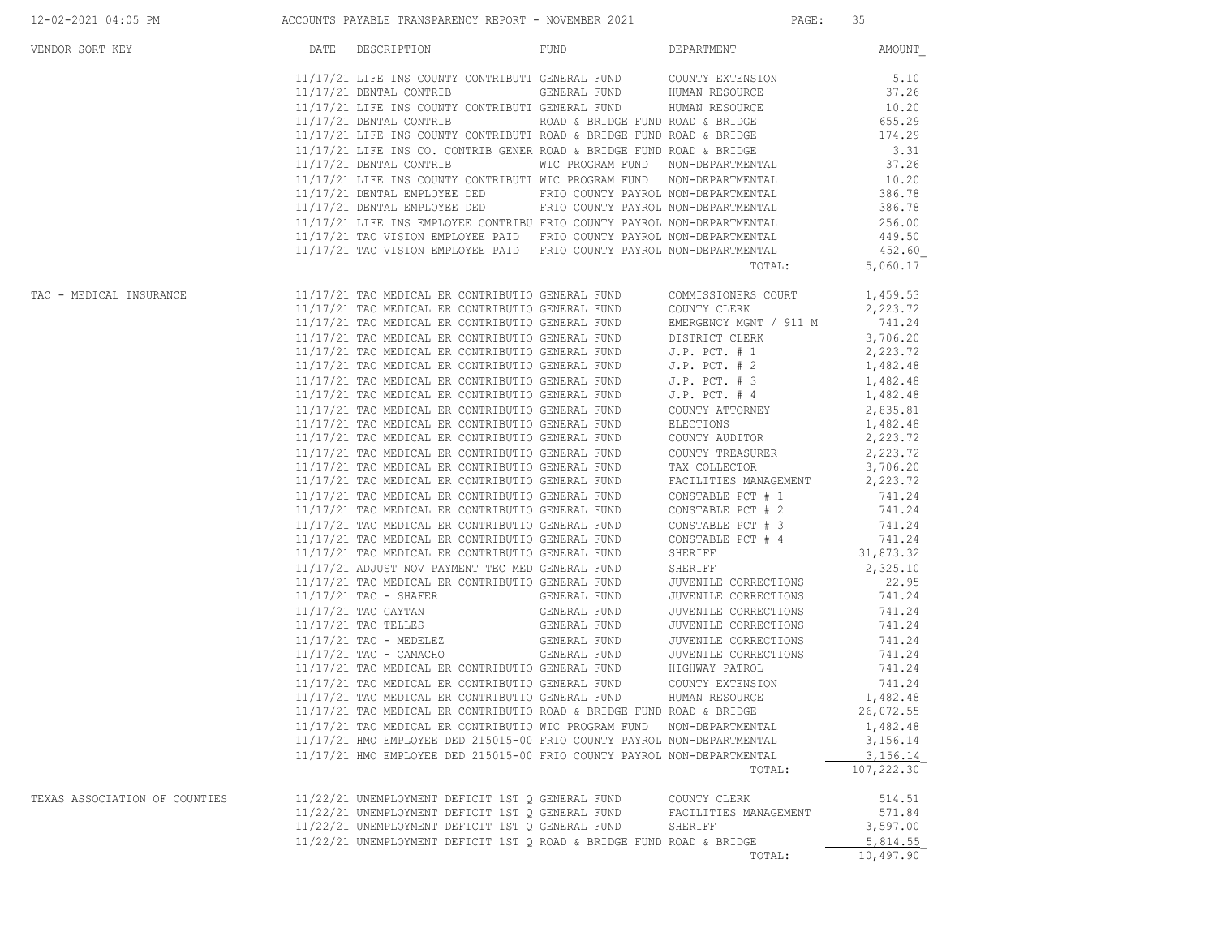| VENDOR SORT KEY | DATE | DESCRIPTION | FUND | DEPARTMENT | AMOUNT |
|---|---|---|---|---|---|
| | 11/17/21 | LIFE INS COUNTY CONTRIBUTI | GENERAL FUND | COUNTY EXTENSION | 5.10 |
| | 11/17/21 | DENTAL CONTRIB | GENERAL FUND | HUMAN RESOURCE | 37.26 |
| | 11/17/21 | LIFE INS COUNTY CONTRIBUTI | GENERAL FUND | HUMAN RESOURCE | 10.20 |
| | 11/17/21 | DENTAL CONTRIB | ROAD & BRIDGE FUND | ROAD & BRIDGE | 655.29 |
| | 11/17/21 | LIFE INS COUNTY CONTRIBUTI | ROAD & BRIDGE FUND | ROAD & BRIDGE | 174.29 |
| | 11/17/21 | LIFE INS CO. CONTRIB GENER | ROAD & BRIDGE FUND | ROAD & BRIDGE | 3.31 |
| | 11/17/21 | DENTAL CONTRIB | WIC PROGRAM FUND | NON-DEPARTMENTAL | 37.26 |
| | 11/17/21 | LIFE INS COUNTY CONTRIBUTI | WIC PROGRAM FUND | NON-DEPARTMENTAL | 10.20 |
| | 11/17/21 | DENTAL EMPLOYEE DED | FRIO COUNTY PAYROL | NON-DEPARTMENTAL | 386.78 |
| | 11/17/21 | DENTAL EMPLOYEE DED | FRIO COUNTY PAYROL | NON-DEPARTMENTAL | 386.78 |
| | 11/17/21 | LIFE INS EMPLOYEE CONTRIBU | FRIO COUNTY PAYROL | NON-DEPARTMENTAL | 256.00 |
| | 11/17/21 | TAC VISION EMPLOYEE PAID | FRIO COUNTY PAYROL | NON-DEPARTMENTAL | 449.50 |
| | 11/17/21 | TAC VISION EMPLOYEE PAID | FRIO COUNTY PAYROL | NON-DEPARTMENTAL | 452.60 |
| | | | | TOTAL: | 5,060.17 |
| TAC - MEDICAL INSURANCE | 11/17/21 | TAC MEDICAL ER CONTRIBUTIO | GENERAL FUND | COMMISSIONERS COURT | 1,459.53 |
| | 11/17/21 | TAC MEDICAL ER CONTRIBUTIO | GENERAL FUND | COUNTY CLERK | 2,223.72 |
| | 11/17/21 | TAC MEDICAL ER CONTRIBUTIO | GENERAL FUND | EMERGENCY MGNT / 911 M | 741.24 |
| | 11/17/21 | TAC MEDICAL ER CONTRIBUTIO | GENERAL FUND | DISTRICT CLERK | 3,706.20 |
| | 11/17/21 | TAC MEDICAL ER CONTRIBUTIO | GENERAL FUND | J.P. PCT. # 1 | 2,223.72 |
| | 11/17/21 | TAC MEDICAL ER CONTRIBUTIO | GENERAL FUND | J.P. PCT. # 2 | 1,482.48 |
| | 11/17/21 | TAC MEDICAL ER CONTRIBUTIO | GENERAL FUND | J.P. PCT. # 3 | 1,482.48 |
| | 11/17/21 | TAC MEDICAL ER CONTRIBUTIO | GENERAL FUND | J.P. PCT. # 4 | 1,482.48 |
| | 11/17/21 | TAC MEDICAL ER CONTRIBUTIO | GENERAL FUND | COUNTY ATTORNEY | 2,835.81 |
| | 11/17/21 | TAC MEDICAL ER CONTRIBUTIO | GENERAL FUND | ELECTIONS | 1,482.48 |
| | 11/17/21 | TAC MEDICAL ER CONTRIBUTIO | GENERAL FUND | COUNTY AUDITOR | 2,223.72 |
| | 11/17/21 | TAC MEDICAL ER CONTRIBUTIO | GENERAL FUND | COUNTY TREASURER | 2,223.72 |
| | 11/17/21 | TAC MEDICAL ER CONTRIBUTIO | GENERAL FUND | TAX COLLECTOR | 3,706.20 |
| | 11/17/21 | TAC MEDICAL ER CONTRIBUTIO | GENERAL FUND | FACILITIES MANAGEMENT | 2,223.72 |
| | 11/17/21 | TAC MEDICAL ER CONTRIBUTIO | GENERAL FUND | CONSTABLE PCT # 1 | 741.24 |
| | 11/17/21 | TAC MEDICAL ER CONTRIBUTIO | GENERAL FUND | CONSTABLE PCT # 2 | 741.24 |
| | 11/17/21 | TAC MEDICAL ER CONTRIBUTIO | GENERAL FUND | CONSTABLE PCT # 3 | 741.24 |
| | 11/17/21 | TAC MEDICAL ER CONTRIBUTIO | GENERAL FUND | CONSTABLE PCT # 4 | 741.24 |
| | 11/17/21 | TAC MEDICAL ER CONTRIBUTIO | GENERAL FUND | SHERIFF | 31,873.32 |
| | 11/17/21 | ADJUST NOV PAYMENT TEC MED | GENERAL FUND | SHERIFF | 2,325.10 |
| | 11/17/21 | TAC MEDICAL ER CONTRIBUTIO | GENERAL FUND | JUVENILE CORRECTIONS | 22.95 |
| | 11/17/21 | TAC - SHAFER | GENERAL FUND | JUVENILE CORRECTIONS | 741.24 |
| | 11/17/21 | TAC GAYTAN | GENERAL FUND | JUVENILE CORRECTIONS | 741.24 |
| | 11/17/21 | TAC TELLES | GENERAL FUND | JUVENILE CORRECTIONS | 741.24 |
| | 11/17/21 | TAC - MEDELEZ | GENERAL FUND | JUVENILE CORRECTIONS | 741.24 |
| | 11/17/21 | TAC - CAMACHO | GENERAL FUND | JUVENILE CORRECTIONS | 741.24 |
| | 11/17/21 | TAC MEDICAL ER CONTRIBUTIO | GENERAL FUND | HIGHWAY PATROL | 741.24 |
| | 11/17/21 | TAC MEDICAL ER CONTRIBUTIO | GENERAL FUND | COUNTY EXTENSION | 741.24 |
| | 11/17/21 | TAC MEDICAL ER CONTRIBUTIO | GENERAL FUND | HUMAN RESOURCE | 1,482.48 |
| | 11/17/21 | TAC MEDICAL ER CONTRIBUTIO | ROAD & BRIDGE FUND | ROAD & BRIDGE | 26,072.55 |
| | 11/17/21 | TAC MEDICAL ER CONTRIBUTIO | WIC PROGRAM FUND | NON-DEPARTMENTAL | 1,482.48 |
| | 11/17/21 | HMO EMPLOYEE DED 215015-00 | FRIO COUNTY PAYROL | NON-DEPARTMENTAL | 3,156.14 |
| | 11/17/21 | HMO EMPLOYEE DED 215015-00 | FRIO COUNTY PAYROL | NON-DEPARTMENTAL | 3,156.14 |
| | | | | TOTAL: | 107,222.30 |
| TEXAS ASSOCIATION OF COUNTIES | 11/22/21 | UNEMPLOYMENT DEFICIT 1ST Q | GENERAL FUND | COUNTY CLERK | 514.51 |
| | 11/22/21 | UNEMPLOYMENT DEFICIT 1ST Q | GENERAL FUND | FACILITIES MANAGEMENT | 571.84 |
| | 11/22/21 | UNEMPLOYMENT DEFICIT 1ST Q | GENERAL FUND | SHERIFF | 3,597.00 |
| | 11/22/21 | UNEMPLOYMENT DEFICIT 1ST Q | ROAD & BRIDGE FUND | ROAD & BRIDGE | 5,814.55 |
| | | | | TOTAL: | 10,497.90 |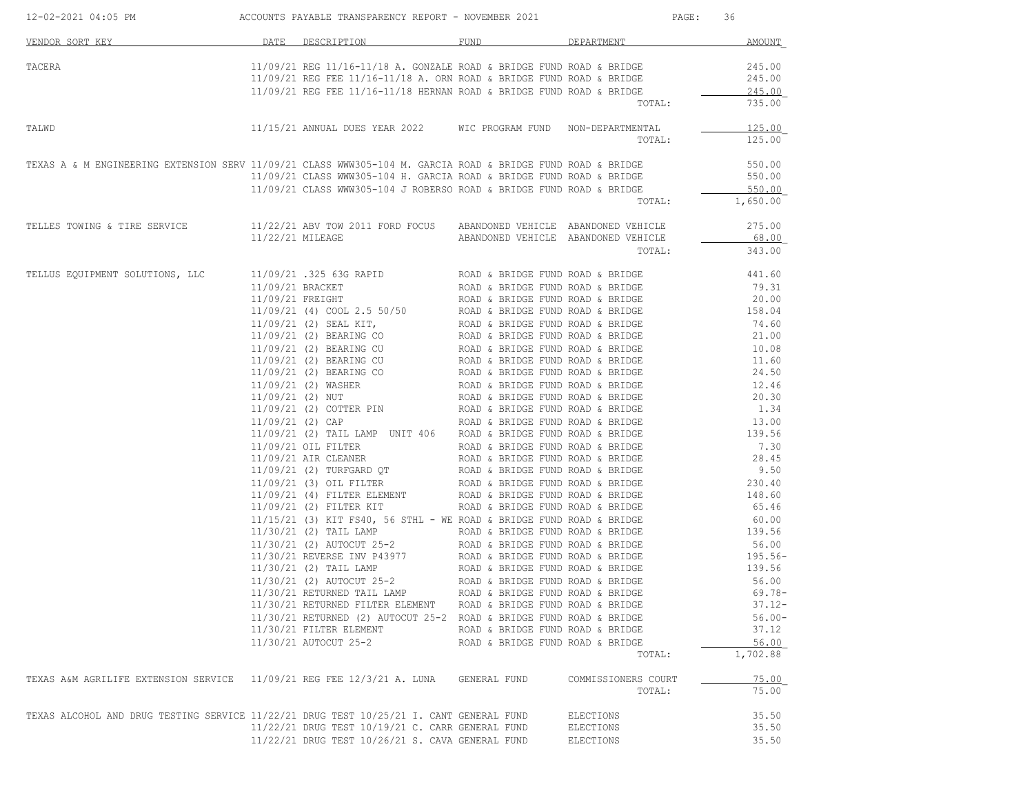| VENDOR SORT KEY | DATE | DESCRIPTION | FUND | DEPARTMENT | AMOUNT |
|---|---|---|---|---|---|
| TACERA | 11/09/21 | REG 11/16-11/18 A. GONZALE | ROAD & BRIDGE FUND | ROAD & BRIDGE | 245.00 |
| | 11/09/21 | REG FEE 11/16-11/18 A. ORN | ROAD & BRIDGE FUND | ROAD & BRIDGE | 245.00 |
| | 11/09/21 | REG FEE 11/16-11/18 HERNAN | ROAD & BRIDGE FUND | ROAD & BRIDGE | 245.00 |
| | | | | TOTAL: | 735.00 |
| TALWD | 11/15/21 | ANNUAL DUES YEAR 2022 | WIC PROGRAM FUND | NON-DEPARTMENTAL | 125.00 |
| | | | | TOTAL: | 125.00 |
| TEXAS A & M ENGINEERING EXTENSION SERV | 11/09/21 | CLASS WWW305-104 M. GARCIA | ROAD & BRIDGE FUND | ROAD & BRIDGE | 550.00 |
| | 11/09/21 | CLASS WWW305-104 H. GARCIA | ROAD & BRIDGE FUND | ROAD & BRIDGE | 550.00 |
| | 11/09/21 | CLASS WWW305-104 J ROBERSO | ROAD & BRIDGE FUND | ROAD & BRIDGE | 550.00 |
| | | | | TOTAL: | 1,650.00 |
| TELLES TOWING & TIRE SERVICE | 11/22/21 | ABV TOW 2011 FORD FOCUS | ABANDONED VEHICLE | ABANDONED VEHICLE | 275.00 |
| | 11/22/21 | MILEAGE | ABANDONED VEHICLE | ABANDONED VEHICLE | 68.00 |
| | | | | TOTAL: | 343.00 |
| TELLUS EQUIPMENT SOLUTIONS, LLC | 11/09/21 | .325 63G RAPID | ROAD & BRIDGE FUND | ROAD & BRIDGE | 441.60 |
| | 11/09/21 | BRACKET | ROAD & BRIDGE FUND | ROAD & BRIDGE | 79.31 |
| | 11/09/21 | FREIGHT | ROAD & BRIDGE FUND | ROAD & BRIDGE | 20.00 |
| | 11/09/21 | (4) COOL 2.5 50/50 | ROAD & BRIDGE FUND | ROAD & BRIDGE | 158.04 |
| | 11/09/21 | (2) SEAL KIT, | ROAD & BRIDGE FUND | ROAD & BRIDGE | 74.60 |
| | 11/09/21 | (2) BEARING CO | ROAD & BRIDGE FUND | ROAD & BRIDGE | 21.00 |
| | 11/09/21 | (2) BEARING CU | ROAD & BRIDGE FUND | ROAD & BRIDGE | 10.08 |
| | 11/09/21 | (2) BEARING CU | ROAD & BRIDGE FUND | ROAD & BRIDGE | 11.60 |
| | 11/09/21 | (2) BEARING CO | ROAD & BRIDGE FUND | ROAD & BRIDGE | 24.50 |
| | 11/09/21 | (2) WASHER | ROAD & BRIDGE FUND | ROAD & BRIDGE | 12.46 |
| | 11/09/21 | (2) NUT | ROAD & BRIDGE FUND | ROAD & BRIDGE | 20.30 |
| | 11/09/21 | (2) COTTER PIN | ROAD & BRIDGE FUND | ROAD & BRIDGE | 1.34 |
| | 11/09/21 | (2) CAP | ROAD & BRIDGE FUND | ROAD & BRIDGE | 13.00 |
| | 11/09/21 | (2) TAIL LAMP UNIT 406 | ROAD & BRIDGE FUND | ROAD & BRIDGE | 139.56 |
| | 11/09/21 | OIL FILTER | ROAD & BRIDGE FUND | ROAD & BRIDGE | 7.30 |
| | 11/09/21 | AIR CLEANER | ROAD & BRIDGE FUND | ROAD & BRIDGE | 28.45 |
| | 11/09/21 | (2) TURFGARD QT | ROAD & BRIDGE FUND | ROAD & BRIDGE | 9.50 |
| | 11/09/21 | (3) OIL FILTER | ROAD & BRIDGE FUND | ROAD & BRIDGE | 230.40 |
| | 11/09/21 | (4) FILTER ELEMENT | ROAD & BRIDGE FUND | ROAD & BRIDGE | 148.60 |
| | 11/09/21 | (2) FILTER KIT | ROAD & BRIDGE FUND | ROAD & BRIDGE | 65.46 |
| | 11/15/21 | (3) KIT FS40, 56 STHL - WE | ROAD & BRIDGE FUND | ROAD & BRIDGE | 60.00 |
| | 11/30/21 | (2) TAIL LAMP | ROAD & BRIDGE FUND | ROAD & BRIDGE | 139.56 |
| | 11/30/21 | (2) AUTOCUT 25-2 | ROAD & BRIDGE FUND | ROAD & BRIDGE | 56.00 |
| | 11/30/21 | REVERSE INV P43977 | ROAD & BRIDGE FUND | ROAD & BRIDGE | 195.56- |
| | 11/30/21 | (2) TAIL LAMP | ROAD & BRIDGE FUND | ROAD & BRIDGE | 139.56 |
| | 11/30/21 | (2) AUTOCUT 25-2 | ROAD & BRIDGE FUND | ROAD & BRIDGE | 56.00 |
| | 11/30/21 | RETURNED TAIL LAMP | ROAD & BRIDGE FUND | ROAD & BRIDGE | 69.78- |
| | 11/30/21 | RETURNED FILTER ELEMENT | ROAD & BRIDGE FUND | ROAD & BRIDGE | 37.12- |
| | 11/30/21 | RETURNED (2) AUTOCUT 25-2 | ROAD & BRIDGE FUND | ROAD & BRIDGE | 56.00- |
| | 11/30/21 | FILTER ELEMENT | ROAD & BRIDGE FUND | ROAD & BRIDGE | 37.12 |
| | 11/30/21 | AUTOCUT 25-2 | ROAD & BRIDGE FUND | ROAD & BRIDGE | 56.00 |
| | | | | TOTAL: | 1,702.88 |
| TEXAS A&M AGRILIFE EXTENSION SERVICE | 11/09/21 | REG FEE 12/3/21 A. LUNA | GENERAL FUND | COMMISSIONERS COURT | 75.00 |
| | | | | TOTAL: | 75.00 |
| TEXAS ALCOHOL AND DRUG TESTING SERVICE | 11/22/21 | DRUG TEST 10/25/21 I. CANT | GENERAL FUND | ELECTIONS | 35.50 |
| | 11/22/21 | DRUG TEST 10/19/21 C. CARR | GENERAL FUND | ELECTIONS | 35.50 |
| | 11/22/21 | DRUG TEST 10/26/21 S. CAVA | GENERAL FUND | ELECTIONS | 35.50 |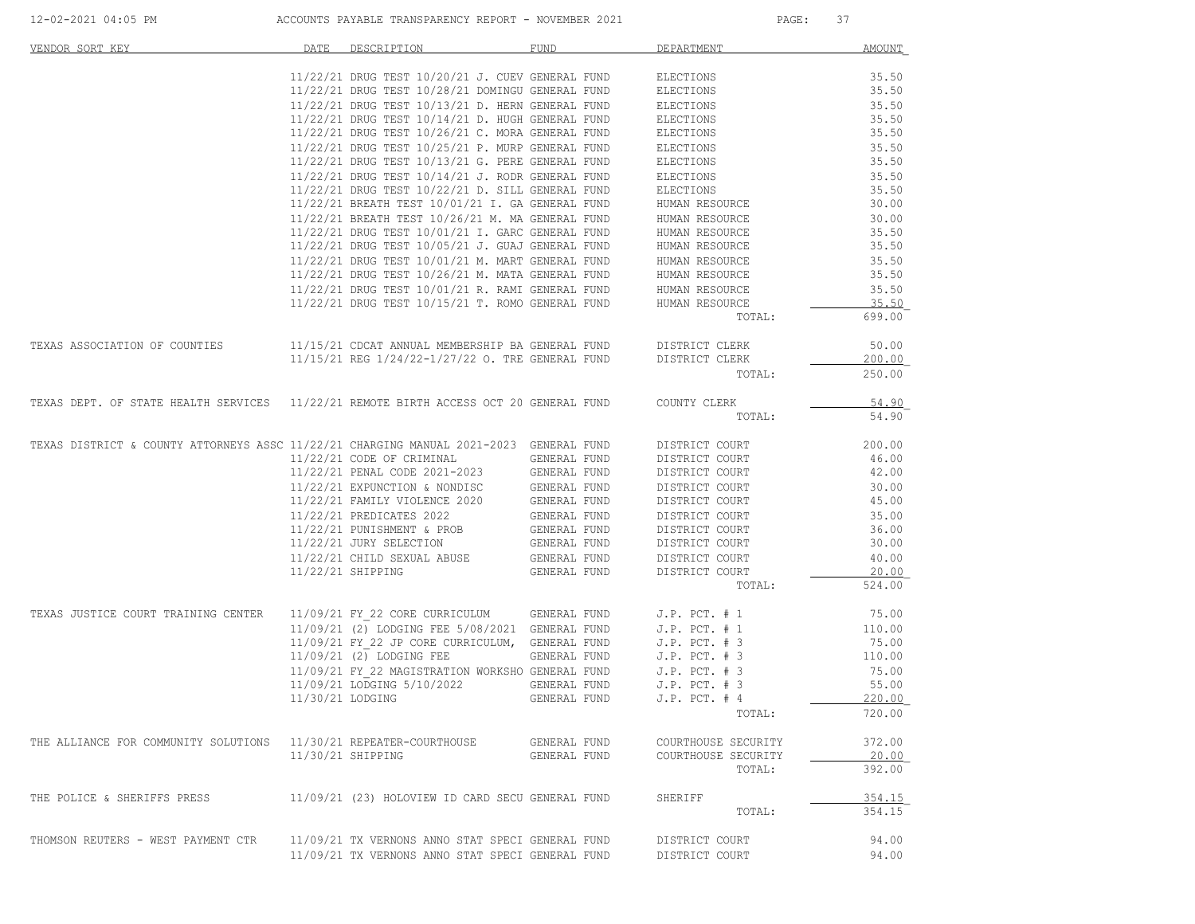ACCOUNTS PAYABLE TRANSPARENCY REPORT - NOVEMBER 2021

| VENDOR SORT KEY | DATE | DESCRIPTION | FUND | DEPARTMENT | AMOUNT |
|---|---|---|---|---|---|
| | 11/22/21 | DRUG TEST 10/20/21 J. CUEV | GENERAL FUND | ELECTIONS | 35.50 |
| | 11/22/21 | DRUG TEST 10/28/21 DOMINGU | GENERAL FUND | ELECTIONS | 35.50 |
| | 11/22/21 | DRUG TEST 10/13/21 D. HERN | GENERAL FUND | ELECTIONS | 35.50 |
| | 11/22/21 | DRUG TEST 10/14/21 D. HUGH | GENERAL FUND | ELECTIONS | 35.50 |
| | 11/22/21 | DRUG TEST 10/26/21 C. MORA | GENERAL FUND | ELECTIONS | 35.50 |
| | 11/22/21 | DRUG TEST 10/25/21 P. MURP | GENERAL FUND | ELECTIONS | 35.50 |
| | 11/22/21 | DRUG TEST 10/13/21 G. PERE | GENERAL FUND | ELECTIONS | 35.50 |
| | 11/22/21 | DRUG TEST 10/14/21 J. RODR | GENERAL FUND | ELECTIONS | 35.50 |
| | 11/22/21 | DRUG TEST 10/22/21 D. SILL | GENERAL FUND | ELECTIONS | 35.50 |
| | 11/22/21 | BREATH TEST 10/01/21 I. GA | GENERAL FUND | HUMAN RESOURCE | 30.00 |
| | 11/22/21 | BREATH TEST 10/26/21 M. MA | GENERAL FUND | HUMAN RESOURCE | 30.00 |
| | 11/22/21 | DRUG TEST 10/01/21 I. GARC | GENERAL FUND | HUMAN RESOURCE | 35.50 |
| | 11/22/21 | DRUG TEST 10/05/21 J. GUAJ | GENERAL FUND | HUMAN RESOURCE | 35.50 |
| | 11/22/21 | DRUG TEST 10/01/21 M. MART | GENERAL FUND | HUMAN RESOURCE | 35.50 |
| | 11/22/21 | DRUG TEST 10/26/21 M. MATA | GENERAL FUND | HUMAN RESOURCE | 35.50 |
| | 11/22/21 | DRUG TEST 10/01/21 R. RAMI | GENERAL FUND | HUMAN RESOURCE | 35.50 |
| | 11/22/21 | DRUG TEST 10/15/21 T. ROMO | GENERAL FUND | HUMAN RESOURCE | 35.50 |
| | | | | TOTAL: | 699.00 |
| TEXAS ASSOCIATION OF COUNTIES | 11/15/21 | CDCAT ANNUAL MEMBERSHIP BA | GENERAL FUND | DISTRICT CLERK | 50.00 |
| | 11/15/21 | REG 1/24/22-1/27/22 O. TRE | GENERAL FUND | DISTRICT CLERK | 200.00 |
| | | | | TOTAL: | 250.00 |
| TEXAS DEPT. OF STATE HEALTH SERVICES | 11/22/21 | REMOTE BIRTH ACCESS OCT 20 | GENERAL FUND | COUNTY CLERK | 54.90 |
| | | | | TOTAL: | 54.90 |
| TEXAS DISTRICT & COUNTY ATTORNEYS ASSC | 11/22/21 | CHARGING MANUAL 2021-2023 | GENERAL FUND | DISTRICT COURT | 200.00 |
| | 11/22/21 | CODE OF CRIMINAL | GENERAL FUND | DISTRICT COURT | 46.00 |
| | 11/22/21 | PENAL CODE 2021-2023 | GENERAL FUND | DISTRICT COURT | 42.00 |
| | 11/22/21 | EXPUNCTION & NONDISC | GENERAL FUND | DISTRICT COURT | 30.00 |
| | 11/22/21 | FAMILY VIOLENCE 2020 | GENERAL FUND | DISTRICT COURT | 45.00 |
| | 11/22/21 | PREDICATES 2022 | GENERAL FUND | DISTRICT COURT | 35.00 |
| | 11/22/21 | PUNISHMENT & PROB | GENERAL FUND | DISTRICT COURT | 36.00 |
| | 11/22/21 | JURY SELECTION | GENERAL FUND | DISTRICT COURT | 30.00 |
| | 11/22/21 | CHILD SEXUAL ABUSE | GENERAL FUND | DISTRICT COURT | 40.00 |
| | 11/22/21 | SHIPPING | GENERAL FUND | DISTRICT COURT | 20.00 |
| | | | | TOTAL: | 524.00 |
| TEXAS JUSTICE COURT TRAINING CENTER | 11/09/21 | FY_22 CORE CURRICULUM | GENERAL FUND | J.P. PCT. # 1 | 75.00 |
| | 11/09/21 | (2) LODGING FEE 5/08/2021 | GENERAL FUND | J.P. PCT. # 1 | 110.00 |
| | 11/09/21 | FY_22 JP CORE CURRICULUM, | GENERAL FUND | J.P. PCT. # 3 | 75.00 |
| | 11/09/21 | (2) LODGING FEE | GENERAL FUND | J.P. PCT. # 3 | 110.00 |
| | 11/09/21 | FY_22 MAGISTRATION WORKSHO | GENERAL FUND | J.P. PCT. # 3 | 75.00 |
| | 11/09/21 | LODGING 5/10/2022 | GENERAL FUND | J.P. PCT. # 3 | 55.00 |
| | 11/30/21 | LODGING | GENERAL FUND | J.P. PCT. # 4 | 220.00 |
| | | | | TOTAL: | 720.00 |
| THE ALLIANCE FOR COMMUNITY SOLUTIONS | 11/30/21 | REPEATER-COURTHOUSE | GENERAL FUND | COURTHOUSE SECURITY | 372.00 |
| | 11/30/21 | SHIPPING | GENERAL FUND | COURTHOUSE SECURITY | 20.00 |
| | | | | TOTAL: | 392.00 |
| THE POLICE & SHERIFFS PRESS | 11/09/21 | (23) HOLOVIEW ID CARD SECU | GENERAL FUND | SHERIFF | 354.15 |
| | | | | TOTAL: | 354.15 |
| THOMSON REUTERS - WEST PAYMENT CTR | 11/09/21 | TX VERNONS ANNO STAT SPECI | GENERAL FUND | DISTRICT COURT | 94.00 |
| | 11/09/21 | TX VERNONS ANNO STAT SPECI | GENERAL FUND | DISTRICT COURT | 94.00 |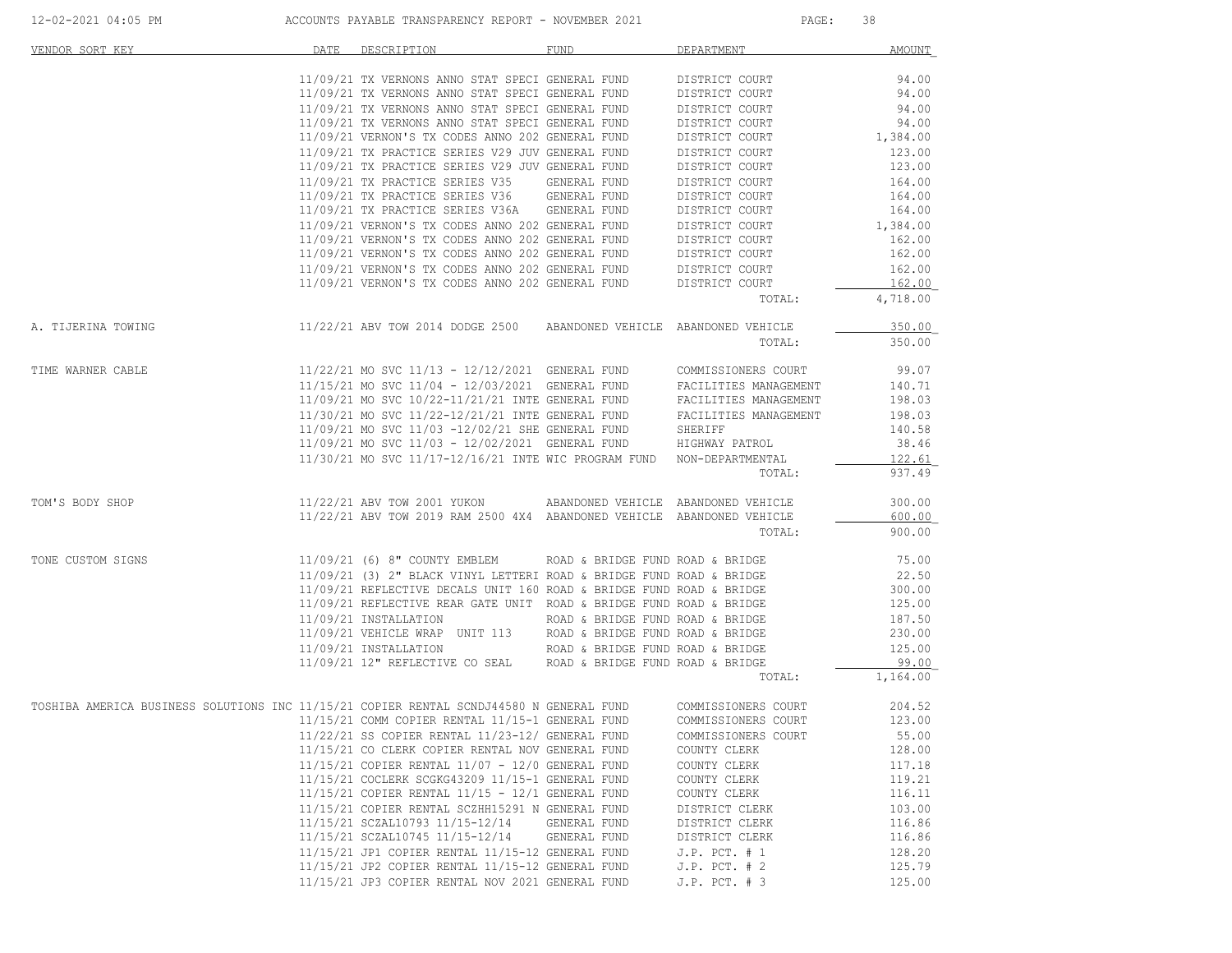| VENDOR SORT KEY | DATE | DESCRIPTION | FUND | DEPARTMENT | AMOUNT |
|---|---|---|---|---|---|
| | 11/09/21 | TX VERNONS ANNO STAT SPECI | GENERAL FUND | DISTRICT COURT | 94.00 |
| | 11/09/21 | TX VERNONS ANNO STAT SPECI | GENERAL FUND | DISTRICT COURT | 94.00 |
| | 11/09/21 | TX VERNONS ANNO STAT SPECI | GENERAL FUND | DISTRICT COURT | 94.00 |
| | 11/09/21 | TX VERNONS ANNO STAT SPECI | GENERAL FUND | DISTRICT COURT | 94.00 |
| | 11/09/21 | VERNON'S TX CODES ANNO 202 | GENERAL FUND | DISTRICT COURT | 1,384.00 |
| | 11/09/21 | TX PRACTICE SERIES V29 JUV | GENERAL FUND | DISTRICT COURT | 123.00 |
| | 11/09/21 | TX PRACTICE SERIES V29 JUV | GENERAL FUND | DISTRICT COURT | 123.00 |
| | 11/09/21 | TX PRACTICE SERIES V35 | GENERAL FUND | DISTRICT COURT | 164.00 |
| | 11/09/21 | TX PRACTICE SERIES V36 | GENERAL FUND | DISTRICT COURT | 164.00 |
| | 11/09/21 | TX PRACTICE SERIES V36A | GENERAL FUND | DISTRICT COURT | 164.00 |
| | 11/09/21 | VERNON'S TX CODES ANNO 202 | GENERAL FUND | DISTRICT COURT | 1,384.00 |
| | 11/09/21 | VERNON'S TX CODES ANNO 202 | GENERAL FUND | DISTRICT COURT | 162.00 |
| | 11/09/21 | VERNON'S TX CODES ANNO 202 | GENERAL FUND | DISTRICT COURT | 162.00 |
| | 11/09/21 | VERNON'S TX CODES ANNO 202 | GENERAL FUND | DISTRICT COURT | 162.00 |
| | 11/09/21 | VERNON'S TX CODES ANNO 202 | GENERAL FUND | DISTRICT COURT | 162.00 |
| | | | | TOTAL: | 4,718.00 |
| A. TIJERINA TOWING | 11/22/21 | ABV TOW 2014 DODGE 2500 | ABANDONED VEHICLE | ABANDONED VEHICLE | 350.00 |
| | | | | TOTAL: | 350.00 |
| TIME WARNER CABLE | 11/22/21 | MO SVC 11/13 - 12/12/2021 | GENERAL FUND | COMMISSIONERS COURT | 99.07 |
| | 11/15/21 | MO SVC 11/04 - 12/03/2021 | GENERAL FUND | FACILITIES MANAGEMENT | 140.71 |
| | 11/09/21 | MO SVC 10/22-11/21/21 INTE | GENERAL FUND | FACILITIES MANAGEMENT | 198.03 |
| | 11/30/21 | MO SVC 11/22-12/21/21 INTE | GENERAL FUND | FACILITIES MANAGEMENT | 198.03 |
| | 11/09/21 | MO SVC 11/03 -12/02/21 SHE | GENERAL FUND | SHERIFF | 140.58 |
| | 11/09/21 | MO SVC 11/03 - 12/02/2021 | GENERAL FUND | HIGHWAY PATROL | 38.46 |
| | 11/30/21 | MO SVC 11/17-12/16/21 INTE | WIC PROGRAM FUND | NON-DEPARTMENTAL | 122.61 |
| | | | | TOTAL: | 937.49 |
| TOM'S BODY SHOP | 11/22/21 | ABV TOW 2001 YUKON | ABANDONED VEHICLE | ABANDONED VEHICLE | 300.00 |
| | 11/22/21 | ABV TOW 2019 RAM 2500 4X4 | ABANDONED VEHICLE | ABANDONED VEHICLE | 600.00 |
| | | | | TOTAL: | 900.00 |
| TONE CUSTOM SIGNS | 11/09/21 | (6) 8" COUNTY EMBLEM | ROAD & BRIDGE FUND | ROAD & BRIDGE | 75.00 |
| | 11/09/21 | (3) 2" BLACK VINYL LETTERI | ROAD & BRIDGE FUND | ROAD & BRIDGE | 22.50 |
| | 11/09/21 | REFLECTIVE DECALS UNIT 160 | ROAD & BRIDGE FUND | ROAD & BRIDGE | 300.00 |
| | 11/09/21 | REFLECTIVE REAR GATE UNIT | ROAD & BRIDGE FUND | ROAD & BRIDGE | 125.00 |
| | 11/09/21 | INSTALLATION | ROAD & BRIDGE FUND | ROAD & BRIDGE | 187.50 |
| | 11/09/21 | VEHICLE WRAP UNIT 113 | ROAD & BRIDGE FUND | ROAD & BRIDGE | 230.00 |
| | 11/09/21 | INSTALLATION | ROAD & BRIDGE FUND | ROAD & BRIDGE | 125.00 |
| | 11/09/21 | 12" REFLECTIVE CO SEAL | ROAD & BRIDGE FUND | ROAD & BRIDGE | 99.00 |
| | | | | TOTAL: | 1,164.00 |
| TOSHIBA AMERICA BUSINESS SOLUTIONS INC | 11/15/21 | COPIER RENTAL SCNDJ44580 N | GENERAL FUND | COMMISSIONERS COURT | 204.52 |
| | 11/15/21 | COMM COPIER RENTAL 11/15-1 | GENERAL FUND | COMMISSIONERS COURT | 123.00 |
| | 11/22/21 | SS COPIER RENTAL 11/23-12/ | GENERAL FUND | COMMISSIONERS COURT | 55.00 |
| | 11/15/21 | CO CLERK COPIER RENTAL NOV | GENERAL FUND | COUNTY CLERK | 128.00 |
| | 11/15/21 | COPIER RENTAL 11/07 - 12/0 | GENERAL FUND | COUNTY CLERK | 117.18 |
| | 11/15/21 | COCLERK SCGKG43209 11/15-1 | GENERAL FUND | COUNTY CLERK | 119.21 |
| | 11/15/21 | COPIER RENTAL 11/15 - 12/1 | GENERAL FUND | COUNTY CLERK | 116.11 |
| | 11/15/21 | COPIER RENTAL SCZHH15291 N | GENERAL FUND | DISTRICT CLERK | 103.00 |
| | 11/15/21 | SCZAL10793 11/15-12/14 | GENERAL FUND | DISTRICT CLERK | 116.86 |
| | 11/15/21 | SCZAL10745 11/15-12/14 | GENERAL FUND | DISTRICT CLERK | 116.86 |
| | 11/15/21 | JP1 COPIER RENTAL 11/15-12 | GENERAL FUND | J.P. PCT. # 1 | 128.20 |
| | 11/15/21 | JP2 COPIER RENTAL 11/15-12 | GENERAL FUND | J.P. PCT. # 2 | 125.79 |
| | 11/15/21 | JP3 COPIER RENTAL NOV 2021 | GENERAL FUND | J.P. PCT. # 3 | 125.00 |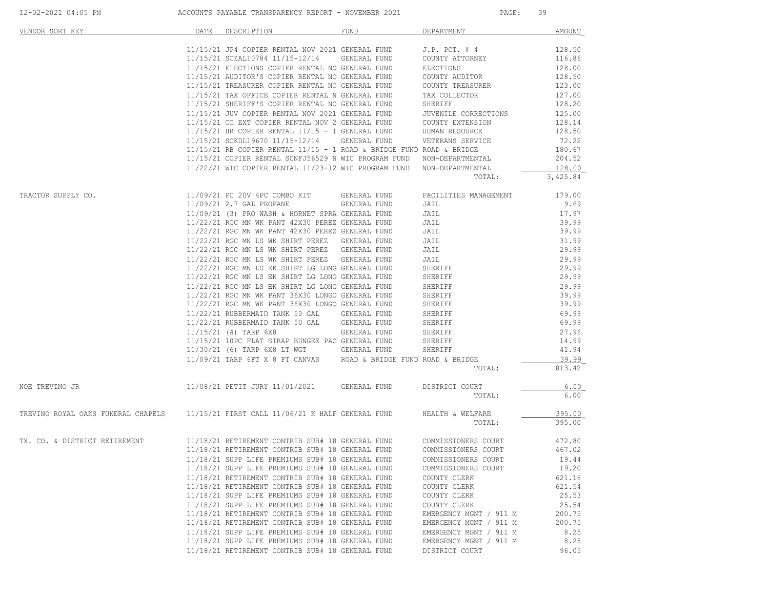| VENDOR SORT KEY | DATE | DESCRIPTION | FUND | DEPARTMENT | AMOUNT |
|---|---|---|---|---|---|
| | 11/15/21 | JP4 COPIER RENTAL NOV 2021 | GENERAL FUND | J.P. PCT. # 4 | 128.50 |
| | 11/15/21 | SCZAL10784 11/15-12/14 | GENERAL FUND | COUNTY ATTORNEY | 116.86 |
| | 11/15/21 | ELECTIONS COPIER RENTAL NO | GENERAL FUND | ELECTIONS | 128.00 |
| | 11/15/21 | AUDITOR'S COPIER RENTAL NO | GENERAL FUND | COUNTY AUDITOR | 128.50 |
| | 11/15/21 | TREASURER COPIER RENTAL NO | GENERAL FUND | COUNTY TREASURER | 123.00 |
| | 11/15/21 | TAX OFFICE COPIER RENTAL N | GENERAL FUND | TAX COLLECTOR | 127.00 |
| | 11/15/21 | SHERIFF'S COPIER RENTAL NO | GENERAL FUND | SHERIFF | 128.20 |
| | 11/15/21 | JUV COPIER RENTAL NOV 2021 | GENERAL FUND | JUVENILE CORRECTIONS | 125.00 |
| | 11/15/21 | CO EXT COPIER RENTAL NOV 2 | GENERAL FUND | COUNTY EXTENSION | 128.14 |
| | 11/15/21 | HR COPIER RENTAL 11/15 - 1 | GENERAL FUND | HUMAN RESOURCE | 128.50 |
| | 11/15/21 | SCKDL19670 11/15-12/14 | GENERAL FUND | VETERANS SERVICE | 72.22 |
| | 11/15/21 | RB COPIER RENTAL 11/15 - 1 | ROAD & BRIDGE FUND | ROAD & BRIDGE | 180.67 |
| | 11/15/21 | COPIER RENTAL SCNFJ56529 N | WIC PROGRAM FUND | NON-DEPARTMENTAL | 204.52 |
| | 11/22/21 | WIC COPIER RENTAL 11/23-12 | WIC PROGRAM FUND | NON-DEPARTMENTAL | 128.00 |
| | | | | TOTAL: | 3,425.84 |
| TRACTOR SUPPLY CO. | 11/09/21 | PC 20V 4PC COMBO KIT | GENERAL FUND | FACILITIES MANAGEMENT | 179.00 |
| | 11/09/21 | 2.7 GAL PROPANE | GENERAL FUND | JAIL | 9.69 |
| | 11/09/21 | (3) PRO WASH & HORNET SPRA | GENERAL FUND | JAIL | 17.97 |
| | 11/22/21 | RGC MN WK PANT 42X30 PEREZ | GENERAL FUND | JAIL | 39.99 |
| | 11/22/21 | RGC MN WK PANT 42X30 PEREZ | GENERAL FUND | JAIL | 39.99 |
| | 11/22/21 | RGC MN LS WK SHIRT PEREZ | GENERAL FUND | JAIL | 31.99 |
| | 11/22/21 | RGC MN LS WK SHIRT PEREZ | GENERAL FUND | JAIL | 29.99 |
| | 11/22/21 | RGC MN LS WK SHIRT PEREZ | GENERAL FUND | JAIL | 29.99 |
| | 11/22/21 | RGC MN LS EK SHIRT LG LONG | GENERAL FUND | SHERIFF | 29.99 |
| | 11/22/21 | RGC MN LS EK SHIRT LG LONG | GENERAL FUND | SHERIFF | 29.99 |
| | 11/22/21 | RGC MN LS EK SHIRT LG LONG | GENERAL FUND | SHERIFF | 29.99 |
| | 11/22/21 | RGC MN WK PANT 36X30 LONGO | GENERAL FUND | SHERIFF | 39.99 |
| | 11/22/21 | RGC MN WK PANT 36X30 LONGO | GENERAL FUND | SHERIFF | 39.99 |
| | 11/22/21 | RUBBERMAID TANK 50 GAL | GENERAL FUND | SHERIFF | 69.99 |
| | 11/22/21 | RUBBERMAID TANK 50 GAL | GENERAL FUND | SHERIFF | 69.99 |
| | 11/15/21 | (4) TARP 6X8 | GENERAL FUND | SHERIFF | 27.96 |
| | 11/15/21 | 10PC FLAT STRAP BUNGEE PAC | GENERAL FUND | SHERIFF | 14.99 |
| | 11/30/21 | (6) TARP 6X8 LT WGT | GENERAL FUND | SHERIFF | 41.94 |
| | 11/09/21 | TARP 6FT X 8 FT CANVAS | ROAD & BRIDGE FUND | ROAD & BRIDGE | 39.99 |
| | | | | TOTAL: | 813.42 |
| NOE TREVINO JR | 11/08/21 | PETIT JURY 11/01/2021 | GENERAL FUND | DISTRICT COURT | 6.00 |
| | | | | TOTAL: | 6.00 |
| TREVINO ROYAL OAKS FUNERAL CHAPELS | 11/15/21 | FIRST CALL 11/06/21 K HALF | GENERAL FUND | HEALTH & WELFARE | 395.00 |
| | | | | TOTAL: | 395.00 |
| TX. CO. & DISTRICT RETIREMENT | 11/18/21 | RETIREMENT CONTRIB SUB# 18 | GENERAL FUND | COMMISSIONERS COURT | 472.80 |
| | 11/18/21 | RETIREMENT CONTRIB SUB# 18 | GENERAL FUND | COMMISSIONERS COURT | 467.02 |
| | 11/18/21 | SUPP LIFE PREMIUMS SUB# 18 | GENERAL FUND | COMMISSIONERS COURT | 19.44 |
| | 11/18/21 | SUPP LIFE PREMIUMS SUB# 18 | GENERAL FUND | COMMISSIONERS COURT | 19.20 |
| | 11/18/21 | RETIREMENT CONTRIB SUB# 18 | GENERAL FUND | COUNTY CLERK | 621.16 |
| | 11/18/21 | RETIREMENT CONTRIB SUB# 18 | GENERAL FUND | COUNTY CLERK | 621.54 |
| | 11/18/21 | SUPP LIFE PREMIUMS SUB# 18 | GENERAL FUND | COUNTY CLERK | 25.53 |
| | 11/18/21 | SUPP LIFE PREMIUMS SUB# 18 | GENERAL FUND | COUNTY CLERK | 25.54 |
| | 11/18/21 | RETIREMENT CONTRIB SUB# 18 | GENERAL FUND | EMERGENCY MGNT / 911 M | 200.75 |
| | 11/18/21 | RETIREMENT CONTRIB SUB# 18 | GENERAL FUND | EMERGENCY MGNT / 911 M | 200.75 |
| | 11/18/21 | SUPP LIFE PREMIUMS SUB# 18 | GENERAL FUND | EMERGENCY MGNT / 911 M | 8.25 |
| | 11/18/21 | SUPP LIFE PREMIUMS SUB# 18 | GENERAL FUND | EMERGENCY MGNT / 911 M | 8.25 |
| | 11/18/21 | RETIREMENT CONTRIB SUB# 18 | GENERAL FUND | DISTRICT COURT | 96.05 |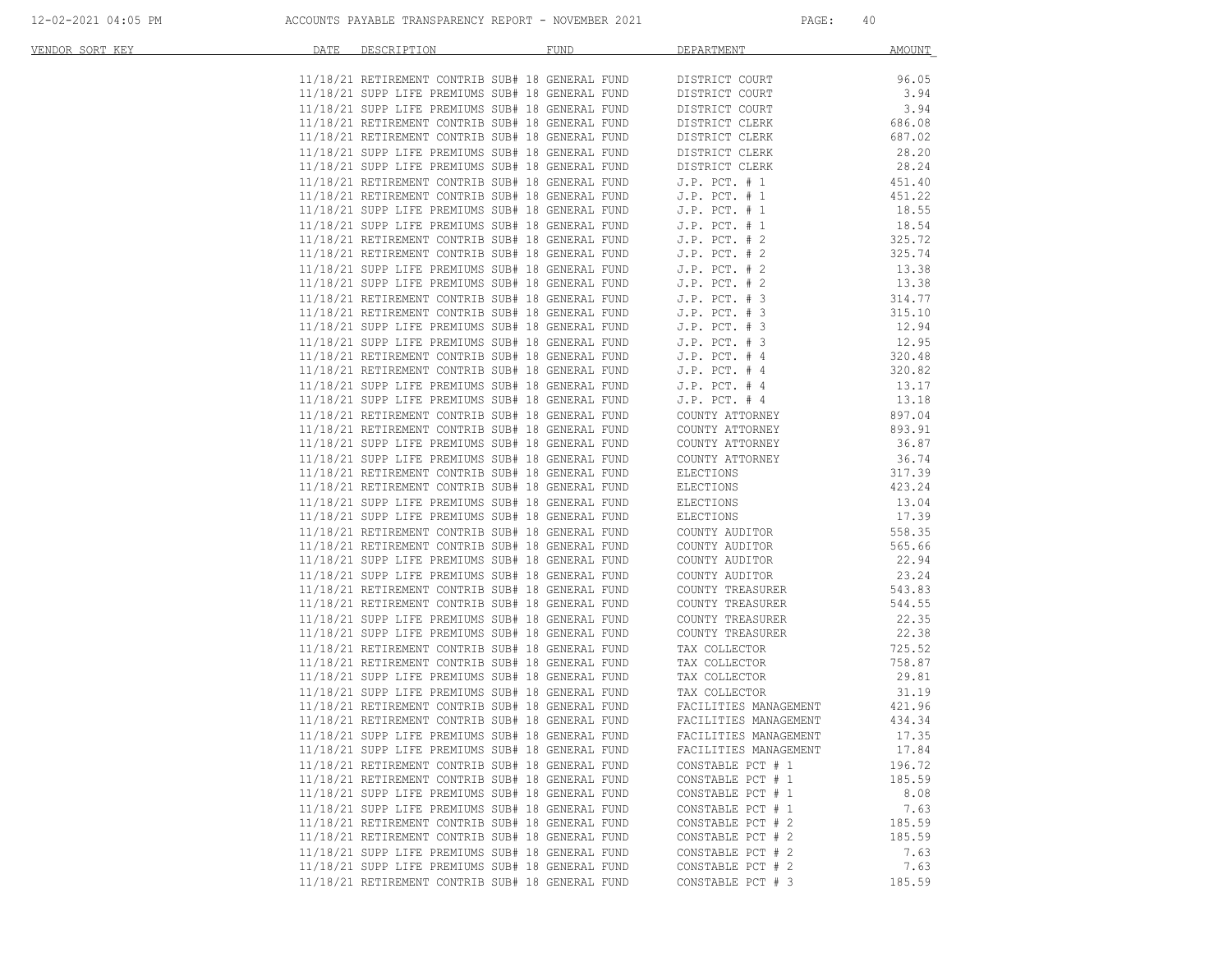| VENDOR SORT KEY | DATE | DESCRIPTION | FUND | DEPARTMENT | AMOUNT |
|---|---|---|---|---|---|
| | 11/18/21 | RETIREMENT CONTRIB SUB# 18 | GENERAL FUND | DISTRICT COURT | 96.05 |
| | 11/18/21 | SUPP LIFE PREMIUMS SUB# 18 | GENERAL FUND | DISTRICT COURT | 3.94 |
| | 11/18/21 | SUPP LIFE PREMIUMS SUB# 18 | GENERAL FUND | DISTRICT COURT | 3.94 |
| | 11/18/21 | RETIREMENT CONTRIB SUB# 18 | GENERAL FUND | DISTRICT CLERK | 686.08 |
| | 11/18/21 | RETIREMENT CONTRIB SUB# 18 | GENERAL FUND | DISTRICT CLERK | 687.02 |
| | 11/18/21 | SUPP LIFE PREMIUMS SUB# 18 | GENERAL FUND | DISTRICT CLERK | 28.20 |
| | 11/18/21 | SUPP LIFE PREMIUMS SUB# 18 | GENERAL FUND | DISTRICT CLERK | 28.24 |
| | 11/18/21 | RETIREMENT CONTRIB SUB# 18 | GENERAL FUND | J.P. PCT. # 1 | 451.40 |
| | 11/18/21 | RETIREMENT CONTRIB SUB# 18 | GENERAL FUND | J.P. PCT. # 1 | 451.22 |
| | 11/18/21 | SUPP LIFE PREMIUMS SUB# 18 | GENERAL FUND | J.P. PCT. # 1 | 18.55 |
| | 11/18/21 | SUPP LIFE PREMIUMS SUB# 18 | GENERAL FUND | J.P. PCT. # 1 | 18.54 |
| | 11/18/21 | RETIREMENT CONTRIB SUB# 18 | GENERAL FUND | J.P. PCT. # 2 | 325.72 |
| | 11/18/21 | RETIREMENT CONTRIB SUB# 18 | GENERAL FUND | J.P. PCT. # 2 | 325.74 |
| | 11/18/21 | SUPP LIFE PREMIUMS SUB# 18 | GENERAL FUND | J.P. PCT. # 2 | 13.38 |
| | 11/18/21 | SUPP LIFE PREMIUMS SUB# 18 | GENERAL FUND | J.P. PCT. # 2 | 13.38 |
| | 11/18/21 | RETIREMENT CONTRIB SUB# 18 | GENERAL FUND | J.P. PCT. # 3 | 314.77 |
| | 11/18/21 | RETIREMENT CONTRIB SUB# 18 | GENERAL FUND | J.P. PCT. # 3 | 315.10 |
| | 11/18/21 | SUPP LIFE PREMIUMS SUB# 18 | GENERAL FUND | J.P. PCT. # 3 | 12.94 |
| | 11/18/21 | SUPP LIFE PREMIUMS SUB# 18 | GENERAL FUND | J.P. PCT. # 3 | 12.95 |
| | 11/18/21 | RETIREMENT CONTRIB SUB# 18 | GENERAL FUND | J.P. PCT. # 4 | 320.48 |
| | 11/18/21 | RETIREMENT CONTRIB SUB# 18 | GENERAL FUND | J.P. PCT. # 4 | 320.82 |
| | 11/18/21 | SUPP LIFE PREMIUMS SUB# 18 | GENERAL FUND | J.P. PCT. # 4 | 13.17 |
| | 11/18/21 | SUPP LIFE PREMIUMS SUB# 18 | GENERAL FUND | J.P. PCT. # 4 | 13.18 |
| | 11/18/21 | RETIREMENT CONTRIB SUB# 18 | GENERAL FUND | COUNTY ATTORNEY | 897.04 |
| | 11/18/21 | RETIREMENT CONTRIB SUB# 18 | GENERAL FUND | COUNTY ATTORNEY | 893.91 |
| | 11/18/21 | SUPP LIFE PREMIUMS SUB# 18 | GENERAL FUND | COUNTY ATTORNEY | 36.87 |
| | 11/18/21 | SUPP LIFE PREMIUMS SUB# 18 | GENERAL FUND | COUNTY ATTORNEY | 36.74 |
| | 11/18/21 | RETIREMENT CONTRIB SUB# 18 | GENERAL FUND | ELECTIONS | 317.39 |
| | 11/18/21 | RETIREMENT CONTRIB SUB# 18 | GENERAL FUND | ELECTIONS | 423.24 |
| | 11/18/21 | SUPP LIFE PREMIUMS SUB# 18 | GENERAL FUND | ELECTIONS | 13.04 |
| | 11/18/21 | SUPP LIFE PREMIUMS SUB# 18 | GENERAL FUND | ELECTIONS | 17.39 |
| | 11/18/21 | RETIREMENT CONTRIB SUB# 18 | GENERAL FUND | COUNTY AUDITOR | 558.35 |
| | 11/18/21 | RETIREMENT CONTRIB SUB# 18 | GENERAL FUND | COUNTY AUDITOR | 565.66 |
| | 11/18/21 | SUPP LIFE PREMIUMS SUB# 18 | GENERAL FUND | COUNTY AUDITOR | 22.94 |
| | 11/18/21 | SUPP LIFE PREMIUMS SUB# 18 | GENERAL FUND | COUNTY AUDITOR | 23.24 |
| | 11/18/21 | RETIREMENT CONTRIB SUB# 18 | GENERAL FUND | COUNTY TREASURER | 543.83 |
| | 11/18/21 | RETIREMENT CONTRIB SUB# 18 | GENERAL FUND | COUNTY TREASURER | 544.55 |
| | 11/18/21 | SUPP LIFE PREMIUMS SUB# 18 | GENERAL FUND | COUNTY TREASURER | 22.35 |
| | 11/18/21 | SUPP LIFE PREMIUMS SUB# 18 | GENERAL FUND | COUNTY TREASURER | 22.38 |
| | 11/18/21 | RETIREMENT CONTRIB SUB# 18 | GENERAL FUND | TAX COLLECTOR | 725.52 |
| | 11/18/21 | RETIREMENT CONTRIB SUB# 18 | GENERAL FUND | TAX COLLECTOR | 758.87 |
| | 11/18/21 | SUPP LIFE PREMIUMS SUB# 18 | GENERAL FUND | TAX COLLECTOR | 29.81 |
| | 11/18/21 | SUPP LIFE PREMIUMS SUB# 18 | GENERAL FUND | TAX COLLECTOR | 31.19 |
| | 11/18/21 | RETIREMENT CONTRIB SUB# 18 | GENERAL FUND | FACILITIES MANAGEMENT | 421.96 |
| | 11/18/21 | RETIREMENT CONTRIB SUB# 18 | GENERAL FUND | FACILITIES MANAGEMENT | 434.34 |
| | 11/18/21 | SUPP LIFE PREMIUMS SUB# 18 | GENERAL FUND | FACILITIES MANAGEMENT | 17.35 |
| | 11/18/21 | SUPP LIFE PREMIUMS SUB# 18 | GENERAL FUND | FACILITIES MANAGEMENT | 17.84 |
| | 11/18/21 | RETIREMENT CONTRIB SUB# 18 | GENERAL FUND | CONSTABLE PCT # 1 | 196.72 |
| | 11/18/21 | RETIREMENT CONTRIB SUB# 18 | GENERAL FUND | CONSTABLE PCT # 1 | 185.59 |
| | 11/18/21 | SUPP LIFE PREMIUMS SUB# 18 | GENERAL FUND | CONSTABLE PCT # 1 | 8.08 |
| | 11/18/21 | SUPP LIFE PREMIUMS SUB# 18 | GENERAL FUND | CONSTABLE PCT # 1 | 7.63 |
| | 11/18/21 | RETIREMENT CONTRIB SUB# 18 | GENERAL FUND | CONSTABLE PCT # 2 | 185.59 |
| | 11/18/21 | RETIREMENT CONTRIB SUB# 18 | GENERAL FUND | CONSTABLE PCT # 2 | 185.59 |
| | 11/18/21 | SUPP LIFE PREMIUMS SUB# 18 | GENERAL FUND | CONSTABLE PCT # 2 | 7.63 |
| | 11/18/21 | SUPP LIFE PREMIUMS SUB# 18 | GENERAL FUND | CONSTABLE PCT # 2 | 7.63 |
| | 11/18/21 | RETIREMENT CONTRIB SUB# 18 | GENERAL FUND | CONSTABLE PCT # 3 | 185.59 |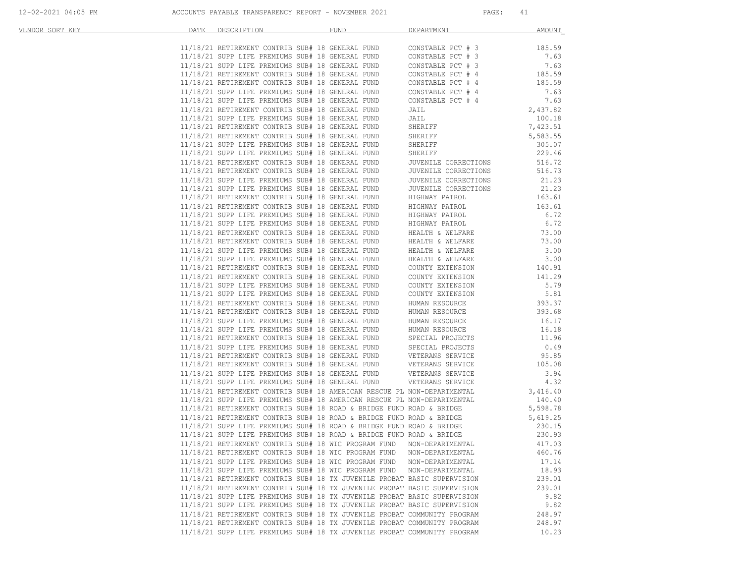| VENDOR SORT KEY | DATE | DESCRIPTION | FUND | DEPARTMENT | AMOUNT |
|---|---|---|---|---|---|
| | 11/18/21 | RETIREMENT CONTRIB SUB# 18 | GENERAL FUND | CONSTABLE PCT # 3 | 185.59 |
| | 11/18/21 | SUPP LIFE PREMIUMS SUB# 18 | GENERAL FUND | CONSTABLE PCT # 3 | 7.63 |
| | 11/18/21 | SUPP LIFE PREMIUMS SUB# 18 | GENERAL FUND | CONSTABLE PCT # 3 | 7.63 |
| | 11/18/21 | RETIREMENT CONTRIB SUB# 18 | GENERAL FUND | CONSTABLE PCT # 4 | 185.59 |
| | 11/18/21 | RETIREMENT CONTRIB SUB# 18 | GENERAL FUND | CONSTABLE PCT # 4 | 185.59 |
| | 11/18/21 | SUPP LIFE PREMIUMS SUB# 18 | GENERAL FUND | CONSTABLE PCT # 4 | 7.63 |
| | 11/18/21 | SUPP LIFE PREMIUMS SUB# 18 | GENERAL FUND | CONSTABLE PCT # 4 | 7.63 |
| | 11/18/21 | RETIREMENT CONTRIB SUB# 18 | GENERAL FUND | JAIL | 2,437.82 |
| | 11/18/21 | SUPP LIFE PREMIUMS SUB# 18 | GENERAL FUND | JAIL | 100.18 |
| | 11/18/21 | RETIREMENT CONTRIB SUB# 18 | GENERAL FUND | SHERIFF | 7,423.51 |
| | 11/18/21 | RETIREMENT CONTRIB SUB# 18 | GENERAL FUND | SHERIFF | 5,583.55 |
| | 11/18/21 | SUPP LIFE PREMIUMS SUB# 18 | GENERAL FUND | SHERIFF | 305.07 |
| | 11/18/21 | SUPP LIFE PREMIUMS SUB# 18 | GENERAL FUND | SHERIFF | 229.46 |
| | 11/18/21 | RETIREMENT CONTRIB SUB# 18 | GENERAL FUND | JUVENILE CORRECTIONS | 516.72 |
| | 11/18/21 | RETIREMENT CONTRIB SUB# 18 | GENERAL FUND | JUVENILE CORRECTIONS | 516.73 |
| | 11/18/21 | SUPP LIFE PREMIUMS SUB# 18 | GENERAL FUND | JUVENILE CORRECTIONS | 21.23 |
| | 11/18/21 | SUPP LIFE PREMIUMS SUB# 18 | GENERAL FUND | JUVENILE CORRECTIONS | 21.23 |
| | 11/18/21 | RETIREMENT CONTRIB SUB# 18 | GENERAL FUND | HIGHWAY PATROL | 163.61 |
| | 11/18/21 | RETIREMENT CONTRIB SUB# 18 | GENERAL FUND | HIGHWAY PATROL | 163.61 |
| | 11/18/21 | SUPP LIFE PREMIUMS SUB# 18 | GENERAL FUND | HIGHWAY PATROL | 6.72 |
| | 11/18/21 | SUPP LIFE PREMIUMS SUB# 18 | GENERAL FUND | HIGHWAY PATROL | 6.72 |
| | 11/18/21 | RETIREMENT CONTRIB SUB# 18 | GENERAL FUND | HEALTH & WELFARE | 73.00 |
| | 11/18/21 | RETIREMENT CONTRIB SUB# 18 | GENERAL FUND | HEALTH & WELFARE | 73.00 |
| | 11/18/21 | SUPP LIFE PREMIUMS SUB# 18 | GENERAL FUND | HEALTH & WELFARE | 3.00 |
| | 11/18/21 | SUPP LIFE PREMIUMS SUB# 18 | GENERAL FUND | HEALTH & WELFARE | 3.00 |
| | 11/18/21 | RETIREMENT CONTRIB SUB# 18 | GENERAL FUND | COUNTY EXTENSION | 140.91 |
| | 11/18/21 | RETIREMENT CONTRIB SUB# 18 | GENERAL FUND | COUNTY EXTENSION | 141.29 |
| | 11/18/21 | SUPP LIFE PREMIUMS SUB# 18 | GENERAL FUND | COUNTY EXTENSION | 5.79 |
| | 11/18/21 | SUPP LIFE PREMIUMS SUB# 18 | GENERAL FUND | COUNTY EXTENSION | 5.81 |
| | 11/18/21 | RETIREMENT CONTRIB SUB# 18 | GENERAL FUND | HUMAN RESOURCE | 393.37 |
| | 11/18/21 | RETIREMENT CONTRIB SUB# 18 | GENERAL FUND | HUMAN RESOURCE | 393.68 |
| | 11/18/21 | SUPP LIFE PREMIUMS SUB# 18 | GENERAL FUND | HUMAN RESOURCE | 16.17 |
| | 11/18/21 | SUPP LIFE PREMIUMS SUB# 18 | GENERAL FUND | HUMAN RESOURCE | 16.18 |
| | 11/18/21 | RETIREMENT CONTRIB SUB# 18 | GENERAL FUND | SPECIAL PROJECTS | 11.96 |
| | 11/18/21 | SUPP LIFE PREMIUMS SUB# 18 | GENERAL FUND | SPECIAL PROJECTS | 0.49 |
| | 11/18/21 | RETIREMENT CONTRIB SUB# 18 | GENERAL FUND | VETERANS SERVICE | 95.85 |
| | 11/18/21 | RETIREMENT CONTRIB SUB# 18 | GENERAL FUND | VETERANS SERVICE | 105.08 |
| | 11/18/21 | SUPP LIFE PREMIUMS SUB# 18 | GENERAL FUND | VETERANS SERVICE | 3.94 |
| | 11/18/21 | SUPP LIFE PREMIUMS SUB# 18 | GENERAL FUND | VETERANS SERVICE | 4.32 |
| | 11/18/21 | RETIREMENT CONTRIB SUB# 18 | AMERICAN RESCUE PL | NON-DEPARTMENTAL | 3,416.40 |
| | 11/18/21 | SUPP LIFE PREMIUMS SUB# 18 | AMERICAN RESCUE PL | NON-DEPARTMENTAL | 140.40 |
| | 11/18/21 | RETIREMENT CONTRIB SUB# 18 | ROAD & BRIDGE FUND | ROAD & BRIDGE | 5,598.78 |
| | 11/18/21 | RETIREMENT CONTRIB SUB# 18 | ROAD & BRIDGE FUND | ROAD & BRIDGE | 5,619.25 |
| | 11/18/21 | SUPP LIFE PREMIUMS SUB# 18 | ROAD & BRIDGE FUND | ROAD & BRIDGE | 230.15 |
| | 11/18/21 | SUPP LIFE PREMIUMS SUB# 18 | ROAD & BRIDGE FUND | ROAD & BRIDGE | 230.93 |
| | 11/18/21 | RETIREMENT CONTRIB SUB# 18 | WIC PROGRAM FUND | NON-DEPARTMENTAL | 417.03 |
| | 11/18/21 | RETIREMENT CONTRIB SUB# 18 | WIC PROGRAM FUND | NON-DEPARTMENTAL | 460.76 |
| | 11/18/21 | SUPP LIFE PREMIUMS SUB# 18 | WIC PROGRAM FUND | NON-DEPARTMENTAL | 17.14 |
| | 11/18/21 | SUPP LIFE PREMIUMS SUB# 18 | WIC PROGRAM FUND | NON-DEPARTMENTAL | 18.93 |
| | 11/18/21 | RETIREMENT CONTRIB SUB# 18 | TX JUVENILE PROBAT | BASIC SUPERVISION | 239.01 |
| | 11/18/21 | RETIREMENT CONTRIB SUB# 18 | TX JUVENILE PROBAT | BASIC SUPERVISION | 239.01 |
| | 11/18/21 | SUPP LIFE PREMIUMS SUB# 18 | TX JUVENILE PROBAT | BASIC SUPERVISION | 9.82 |
| | 11/18/21 | SUPP LIFE PREMIUMS SUB# 18 | TX JUVENILE PROBAT | BASIC SUPERVISION | 9.82 |
| | 11/18/21 | RETIREMENT CONTRIB SUB# 18 | TX JUVENILE PROBAT | COMMUNITY PROGRAM | 248.97 |
| | 11/18/21 | RETIREMENT CONTRIB SUB# 18 | TX JUVENILE PROBAT | COMMUNITY PROGRAM | 248.97 |
| | 11/18/21 | SUPP LIFE PREMIUMS SUB# 18 | TX JUVENILE PROBAT | COMMUNITY PROGRAM | 10.23 |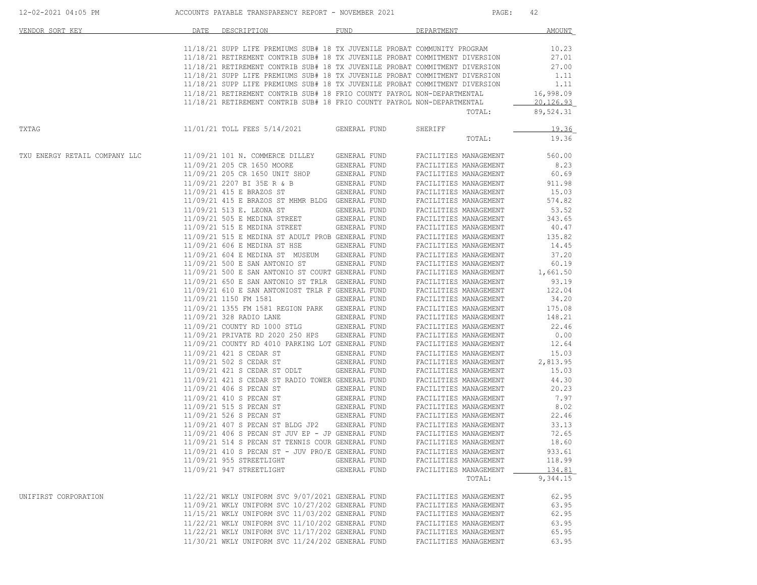| VENDOR SORT KEY | DATE | DESCRIPTION | FUND | DEPARTMENT | AMOUNT |
|---|---|---|---|---|---|
| | 11/18/21 | SUPP LIFE PREMIUMS SUB# 18 | TX JUVENILE PROBAT | COMMUNITY PROGRAM | 10.23 |
| | 11/18/21 | RETIREMENT CONTRIB SUB# 18 | TX JUVENILE PROBAT | COMMITMENT DIVERSION | 27.01 |
| | 11/18/21 | RETIREMENT CONTRIB SUB# 18 | TX JUVENILE PROBAT | COMMITMENT DIVERSION | 27.00 |
| | 11/18/21 | SUPP LIFE PREMIUMS SUB# 18 | TX JUVENILE PROBAT | COMMITMENT DIVERSION | 1.11 |
| | 11/18/21 | SUPP LIFE PREMIUMS SUB# 18 | TX JUVENILE PROBAT | COMMITMENT DIVERSION | 1.11 |
| | 11/18/21 | RETIREMENT CONTRIB SUB# 18 | FRIO COUNTY PAYROL | NON-DEPARTMENTAL | 16,998.09 |
| | 11/18/21 | RETIREMENT CONTRIB SUB# 18 | FRIO COUNTY PAYROL | NON-DEPARTMENTAL | 20,126.93 |
| | | | | TOTAL: | 89,524.31 |
| TXTAG | 11/01/21 | TOLL FEES 5/14/2021 | GENERAL FUND | SHERIFF | 19.36 |
| | | | | TOTAL: | 19.36 |
| TXU ENERGY RETAIL COMPANY LLC | 11/09/21 | 101 N. COMMERCE DILLEY | GENERAL FUND | FACILITIES MANAGEMENT | 560.00 |
| | 11/09/21 | 205 CR 1650 MOORE | GENERAL FUND | FACILITIES MANAGEMENT | 8.23 |
| | 11/09/21 | 205 CR 1650 UNIT SHOP | GENERAL FUND | FACILITIES MANAGEMENT | 60.69 |
| | 11/09/21 | 2207 BI 35E R & B | GENERAL FUND | FACILITIES MANAGEMENT | 911.98 |
| | 11/09/21 | 415 E BRAZOS ST | GENERAL FUND | FACILITIES MANAGEMENT | 15.03 |
| | 11/09/21 | 415 E BRAZOS ST MHMR BLDG | GENERAL FUND | FACILITIES MANAGEMENT | 574.82 |
| | 11/09/21 | 513 E. LEONA ST | GENERAL FUND | FACILITIES MANAGEMENT | 53.52 |
| | 11/09/21 | 505 E MEDINA STREET | GENERAL FUND | FACILITIES MANAGEMENT | 343.65 |
| | 11/09/21 | 515 E MEDINA STREET | GENERAL FUND | FACILITIES MANAGEMENT | 40.47 |
| | 11/09/21 | 515 E MEDINA ST ADULT PROB | GENERAL FUND | FACILITIES MANAGEMENT | 135.82 |
| | 11/09/21 | 606 E MEDINA ST HSE | GENERAL FUND | FACILITIES MANAGEMENT | 14.45 |
| | 11/09/21 | 604 E MEDINA ST MUSEUM | GENERAL FUND | FACILITIES MANAGEMENT | 37.20 |
| | 11/09/21 | 500 E SAN ANTONIO ST | GENERAL FUND | FACILITIES MANAGEMENT | 60.19 |
| | 11/09/21 | 500 E SAN ANTONIO ST COURT | GENERAL FUND | FACILITIES MANAGEMENT | 1,661.50 |
| | 11/09/21 | 650 E SAN ANTONIO ST TRLR | GENERAL FUND | FACILITIES MANAGEMENT | 93.19 |
| | 11/09/21 | 610 E SAN ANTONIOST TRLR F | GENERAL FUND | FACILITIES MANAGEMENT | 122.04 |
| | 11/09/21 | 1150 FM 1581 | GENERAL FUND | FACILITIES MANAGEMENT | 34.20 |
| | 11/09/21 | 1355 FM 1581 REGION PARK | GENERAL FUND | FACILITIES MANAGEMENT | 175.08 |
| | 11/09/21 | 328 RADIO LANE | GENERAL FUND | FACILITIES MANAGEMENT | 148.21 |
| | 11/09/21 | COUNTY RD 1000 STLG | GENERAL FUND | FACILITIES MANAGEMENT | 22.46 |
| | 11/09/21 | PRIVATE RD 2020 250 HPS | GENERAL FUND | FACILITIES MANAGEMENT | 0.00 |
| | 11/09/21 | COUNTY RD 4010 PARKING LOT | GENERAL FUND | FACILITIES MANAGEMENT | 12.64 |
| | 11/09/21 | 421 S CEDAR ST | GENERAL FUND | FACILITIES MANAGEMENT | 15.03 |
| | 11/09/21 | 502 S CEDAR ST | GENERAL FUND | FACILITIES MANAGEMENT | 2,813.95 |
| | 11/09/21 | 421 S CEDAR ST ODLT | GENERAL FUND | FACILITIES MANAGEMENT | 15.03 |
| | 11/09/21 | 421 S CEDAR ST RADIO TOWER | GENERAL FUND | FACILITIES MANAGEMENT | 44.30 |
| | 11/09/21 | 406 S PECAN ST | GENERAL FUND | FACILITIES MANAGEMENT | 20.23 |
| | 11/09/21 | 410 S PECAN ST | GENERAL FUND | FACILITIES MANAGEMENT | 7.97 |
| | 11/09/21 | 515 S PECAN ST | GENERAL FUND | FACILITIES MANAGEMENT | 8.02 |
| | 11/09/21 | 526 S PECAN ST | GENERAL FUND | FACILITIES MANAGEMENT | 22.46 |
| | 11/09/21 | 407 S PECAN ST BLDG JP2 | GENERAL FUND | FACILITIES MANAGEMENT | 33.13 |
| | 11/09/21 | 406 S PECAN ST JUV EP - JP | GENERAL FUND | FACILITIES MANAGEMENT | 72.65 |
| | 11/09/21 | 514 S PECAN ST TENNIS COUR | GENERAL FUND | FACILITIES MANAGEMENT | 18.60 |
| | 11/09/21 | 410 S PECAN ST - JUV PRO/E | GENERAL FUND | FACILITIES MANAGEMENT | 933.61 |
| | 11/09/21 | 955 STREETLIGHT | GENERAL FUND | FACILITIES MANAGEMENT | 118.99 |
| | 11/09/21 | 947 STREETLIGHT | GENERAL FUND | FACILITIES MANAGEMENT | 134.81 |
| | | | | TOTAL: | 9,344.15 |
| UNIFIRST CORPORATION | 11/22/21 | WKLY UNIFORM SVC 9/07/2021 | GENERAL FUND | FACILITIES MANAGEMENT | 62.95 |
| | 11/09/21 | WKLY UNIFORM SVC 10/27/202 | GENERAL FUND | FACILITIES MANAGEMENT | 63.95 |
| | 11/15/21 | WKLY UNIFORM SVC 11/03/202 | GENERAL FUND | FACILITIES MANAGEMENT | 62.95 |
| | 11/22/21 | WKLY UNIFORM SVC 11/10/202 | GENERAL FUND | FACILITIES MANAGEMENT | 63.95 |
| | 11/22/21 | WKLY UNIFORM SVC 11/17/202 | GENERAL FUND | FACILITIES MANAGEMENT | 65.95 |
| | 11/30/21 | WKLY UNIFORM SVC 11/24/202 | GENERAL FUND | FACILITIES MANAGEMENT | 63.95 |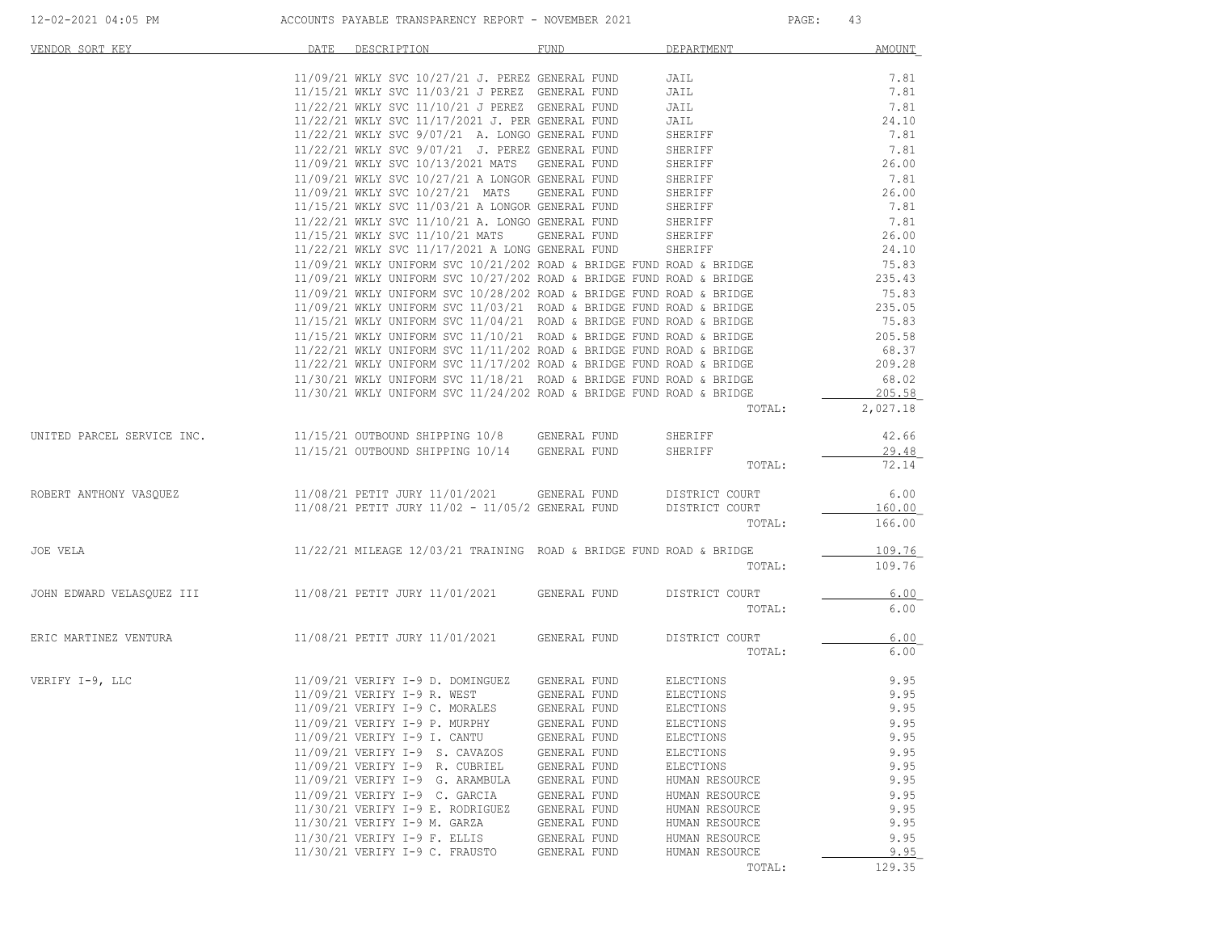| VENDOR SORT KEY | DATE | DESCRIPTION | FUND | DEPARTMENT | AMOUNT |
|---|---|---|---|---|---|
| | 11/09/21 | WKLY SVC 10/27/21 J. PEREZ | GENERAL FUND | JAIL | 7.81 |
| | 11/15/21 | WKLY SVC 11/03/21 J PEREZ | GENERAL FUND | JAIL | 7.81 |
| | 11/22/21 | WKLY SVC 11/10/21 J PEREZ | GENERAL FUND | JAIL | 7.81 |
| | 11/22/21 | WKLY SVC 11/17/2021 J. PER | GENERAL FUND | JAIL | 24.10 |
| | 11/22/21 | WKLY SVC 9/07/21 A. LONGO | GENERAL FUND | SHERIFF | 7.81 |
| | 11/22/21 | WKLY SVC 9/07/21 J. PEREZ | GENERAL FUND | SHERIFF | 7.81 |
| | 11/09/21 | WKLY SVC 10/13/2021 MATS | GENERAL FUND | SHERIFF | 26.00 |
| | 11/09/21 | WKLY SVC 10/27/21 A LONGOR | GENERAL FUND | SHERIFF | 7.81 |
| | 11/09/21 | WKLY SVC 10/27/21 MATS | GENERAL FUND | SHERIFF | 26.00 |
| | 11/15/21 | WKLY SVC 11/03/21 A LONGOR | GENERAL FUND | SHERIFF | 7.81 |
| | 11/22/21 | WKLY SVC 11/10/21 A. LONGO | GENERAL FUND | SHERIFF | 7.81 |
| | 11/15/21 | WKLY SVC 11/10/21 MATS | GENERAL FUND | SHERIFF | 26.00 |
| | 11/22/21 | WKLY SVC 11/17/2021 A LONG | GENERAL FUND | SHERIFF | 24.10 |
| | 11/09/21 | WKLY UNIFORM SVC 10/21/202 | ROAD & BRIDGE FUND | ROAD & BRIDGE | 75.83 |
| | 11/09/21 | WKLY UNIFORM SVC 10/27/202 | ROAD & BRIDGE FUND | ROAD & BRIDGE | 235.43 |
| | 11/09/21 | WKLY UNIFORM SVC 10/28/202 | ROAD & BRIDGE FUND | ROAD & BRIDGE | 75.83 |
| | 11/09/21 | WKLY UNIFORM SVC 11/03/21 | ROAD & BRIDGE FUND | ROAD & BRIDGE | 235.05 |
| | 11/15/21 | WKLY UNIFORM SVC 11/04/21 | ROAD & BRIDGE FUND | ROAD & BRIDGE | 75.83 |
| | 11/15/21 | WKLY UNIFORM SVC 11/10/21 | ROAD & BRIDGE FUND | ROAD & BRIDGE | 205.58 |
| | 11/22/21 | WKLY UNIFORM SVC 11/11/202 | ROAD & BRIDGE FUND | ROAD & BRIDGE | 68.37 |
| | 11/22/21 | WKLY UNIFORM SVC 11/17/202 | ROAD & BRIDGE FUND | ROAD & BRIDGE | 209.28 |
| | 11/30/21 | WKLY UNIFORM SVC 11/18/21 | ROAD & BRIDGE FUND | ROAD & BRIDGE | 68.02 |
| | 11/30/21 | WKLY UNIFORM SVC 11/24/202 | ROAD & BRIDGE FUND | ROAD & BRIDGE | 205.58 |
| | | | | TOTAL: | 2,027.18 |
| UNITED PARCEL SERVICE INC. | 11/15/21 | OUTBOUND SHIPPING 10/8 | GENERAL FUND | SHERIFF | 42.66 |
| | 11/15/21 | OUTBOUND SHIPPING 10/14 | GENERAL FUND | SHERIFF | 29.48 |
| | | | | TOTAL: | 72.14 |
| ROBERT ANTHONY VASQUEZ | 11/08/21 | PETIT JURY 11/01/2021 | GENERAL FUND | DISTRICT COURT | 6.00 |
| | 11/08/21 | PETIT JURY 11/02 - 11/05/2 | GENERAL FUND | DISTRICT COURT | 160.00 |
| | | | | TOTAL: | 166.00 |
| JOE VELA | 11/22/21 | MILEAGE 12/03/21 TRAINING | ROAD & BRIDGE FUND | ROAD & BRIDGE | 109.76 |
| | | | | TOTAL: | 109.76 |
| JOHN EDWARD VELASQUEZ III | 11/08/21 | PETIT JURY 11/01/2021 | GENERAL FUND | DISTRICT COURT | 6.00 |
| | | | | TOTAL: | 6.00 |
| ERIC MARTINEZ VENTURA | 11/08/21 | PETIT JURY 11/01/2021 | GENERAL FUND | DISTRICT COURT | 6.00 |
| | | | | TOTAL: | 6.00 |
| VERIFY I-9, LLC | 11/09/21 | VERIFY I-9 D. DOMINGUEZ | GENERAL FUND | ELECTIONS | 9.95 |
| | 11/09/21 | VERIFY I-9 R. WEST | GENERAL FUND | ELECTIONS | 9.95 |
| | 11/09/21 | VERIFY I-9 C. MORALES | GENERAL FUND | ELECTIONS | 9.95 |
| | 11/09/21 | VERIFY I-9 P. MURPHY | GENERAL FUND | ELECTIONS | 9.95 |
| | 11/09/21 | VERIFY I-9 I. CANTU | GENERAL FUND | ELECTIONS | 9.95 |
| | 11/09/21 | VERIFY I-9 S. CAVAZOS | GENERAL FUND | ELECTIONS | 9.95 |
| | 11/09/21 | VERIFY I-9 R. CUBRIEL | GENERAL FUND | ELECTIONS | 9.95 |
| | 11/09/21 | VERIFY I-9 G. ARAMBULA | GENERAL FUND | HUMAN RESOURCE | 9.95 |
| | 11/09/21 | VERIFY I-9 C. GARCIA | GENERAL FUND | HUMAN RESOURCE | 9.95 |
| | 11/30/21 | VERIFY I-9 E. RODRIGUEZ | GENERAL FUND | HUMAN RESOURCE | 9.95 |
| | 11/30/21 | VERIFY I-9 M. GARZA | GENERAL FUND | HUMAN RESOURCE | 9.95 |
| | 11/30/21 | VERIFY I-9 F. ELLIS | GENERAL FUND | HUMAN RESOURCE | 9.95 |
| | 11/30/21 | VERIFY I-9 C. FRAUSTO | GENERAL FUND | HUMAN RESOURCE | 9.95 |
| | | | | TOTAL: | 129.35 |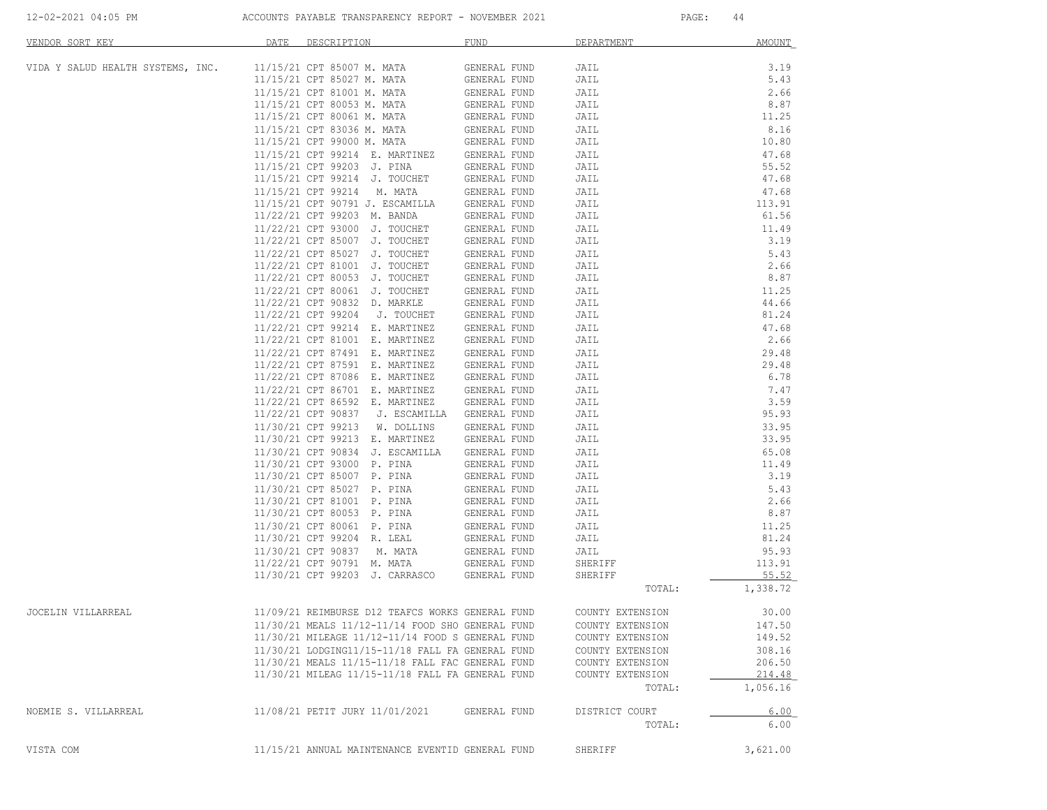| VENDOR SORT KEY | DATE | DESCRIPTION | FUND | DEPARTMENT | AMOUNT |
|---|---|---|---|---|---|
| VIDA Y SALUD HEALTH SYSTEMS, INC. | 11/15/21 | CPT 85007 M. MATA | GENERAL FUND | JAIL | 3.19 |
| | 11/15/21 | CPT 85027 M. MATA | GENERAL FUND | JAIL | 5.43 |
| | 11/15/21 | CPT 81001 M. MATA | GENERAL FUND | JAIL | 2.66 |
| | 11/15/21 | CPT 80053 M. MATA | GENERAL FUND | JAIL | 8.87 |
| | 11/15/21 | CPT 80061 M. MATA | GENERAL FUND | JAIL | 11.25 |
| | 11/15/21 | CPT 83036 M. MATA | GENERAL FUND | JAIL | 8.16 |
| | 11/15/21 | CPT 99000 M. MATA | GENERAL FUND | JAIL | 10.80 |
| | 11/15/21 | CPT 99214 E. MARTINEZ | GENERAL FUND | JAIL | 47.68 |
| | 11/15/21 | CPT 99203 J. PINA | GENERAL FUND | JAIL | 55.52 |
| | 11/15/21 | CPT 99214 J. TOUCHET | GENERAL FUND | JAIL | 47.68 |
| | 11/15/21 | CPT 99214 M. MATA | GENERAL FUND | JAIL | 47.68 |
| | 11/15/21 | CPT 90791 J. ESCAMILLA | GENERAL FUND | JAIL | 113.91 |
| | 11/22/21 | CPT 99203 M. BANDA | GENERAL FUND | JAIL | 61.56 |
| | 11/22/21 | CPT 93000 J. TOUCHET | GENERAL FUND | JAIL | 11.49 |
| | 11/22/21 | CPT 85007 J. TOUCHET | GENERAL FUND | JAIL | 3.19 |
| | 11/22/21 | CPT 85027 J. TOUCHET | GENERAL FUND | JAIL | 5.43 |
| | 11/22/21 | CPT 81001 J. TOUCHET | GENERAL FUND | JAIL | 2.66 |
| | 11/22/21 | CPT 80053 J. TOUCHET | GENERAL FUND | JAIL | 8.87 |
| | 11/22/21 | CPT 80061 J. TOUCHET | GENERAL FUND | JAIL | 11.25 |
| | 11/22/21 | CPT 90832 D. MARKLE | GENERAL FUND | JAIL | 44.66 |
| | 11/22/21 | CPT 99204 J. TOUCHET | GENERAL FUND | JAIL | 81.24 |
| | 11/22/21 | CPT 99214 E. MARTINEZ | GENERAL FUND | JAIL | 47.68 |
| | 11/22/21 | CPT 81001 E. MARTINEZ | GENERAL FUND | JAIL | 2.66 |
| | 11/22/21 | CPT 87491 E. MARTINEZ | GENERAL FUND | JAIL | 29.48 |
| | 11/22/21 | CPT 87591 E. MARTINEZ | GENERAL FUND | JAIL | 29.48 |
| | 11/22/21 | CPT 87086 E. MARTINEZ | GENERAL FUND | JAIL | 6.78 |
| | 11/22/21 | CPT 86701 E. MARTINEZ | GENERAL FUND | JAIL | 7.47 |
| | 11/22/21 | CPT 86592 E. MARTINEZ | GENERAL FUND | JAIL | 3.59 |
| | 11/22/21 | CPT 90837 J. ESCAMILLA | GENERAL FUND | JAIL | 95.93 |
| | 11/30/21 | CPT 99213 W. DOLLINS | GENERAL FUND | JAIL | 33.95 |
| | 11/30/21 | CPT 99213 E. MARTINEZ | GENERAL FUND | JAIL | 33.95 |
| | 11/30/21 | CPT 90834 J. ESCAMILLA | GENERAL FUND | JAIL | 65.08 |
| | 11/30/21 | CPT 93000 P. PINA | GENERAL FUND | JAIL | 11.49 |
| | 11/30/21 | CPT 85007 P. PINA | GENERAL FUND | JAIL | 3.19 |
| | 11/30/21 | CPT 85027 P. PINA | GENERAL FUND | JAIL | 5.43 |
| | 11/30/21 | CPT 81001 P. PINA | GENERAL FUND | JAIL | 2.66 |
| | 11/30/21 | CPT 80053 P. PINA | GENERAL FUND | JAIL | 8.87 |
| | 11/30/21 | CPT 80061 P. PINA | GENERAL FUND | JAIL | 11.25 |
| | 11/30/21 | CPT 99204 R. LEAL | GENERAL FUND | JAIL | 81.24 |
| | 11/30/21 | CPT 90837 M. MATA | GENERAL FUND | JAIL | 95.93 |
| | 11/22/21 | CPT 90791 M. MATA | GENERAL FUND | SHERIFF | 113.91 |
| | 11/30/21 | CPT 99203 J. CARRASCO | GENERAL FUND | SHERIFF | 55.52 |
| | | | | TOTAL: | 1,338.72 |
| JOCELIN VILLARREAL | 11/09/21 | REIMBURSE D12 TEAFCS WORKS | GENERAL FUND | COUNTY EXTENSION | 30.00 |
| | 11/30/21 | MEALS 11/12-11/14 FOOD SHO | GENERAL FUND | COUNTY EXTENSION | 147.50 |
| | 11/30/21 | MILEAGE 11/12-11/14 FOOD S | GENERAL FUND | COUNTY EXTENSION | 149.52 |
| | 11/30/21 | LODGING11/15-11/18 FALL FA | GENERAL FUND | COUNTY EXTENSION | 308.16 |
| | 11/30/21 | MEALS 11/15-11/18 FALL FAC | GENERAL FUND | COUNTY EXTENSION | 206.50 |
| | 11/30/21 | MILEAG 11/15-11/18 FALL FA | GENERAL FUND | COUNTY EXTENSION | 214.48 |
| | | | | TOTAL: | 1,056.16 |
| NOEMIE S. VILLARREAL | 11/08/21 | PETIT JURY 11/01/2021 | GENERAL FUND | DISTRICT COURT | 6.00 |
| | | | | TOTAL: | 6.00 |
| VISTA COM | 11/15/21 | ANNUAL MAINTENANCE EVENTID | GENERAL FUND | SHERIFF | 3,621.00 |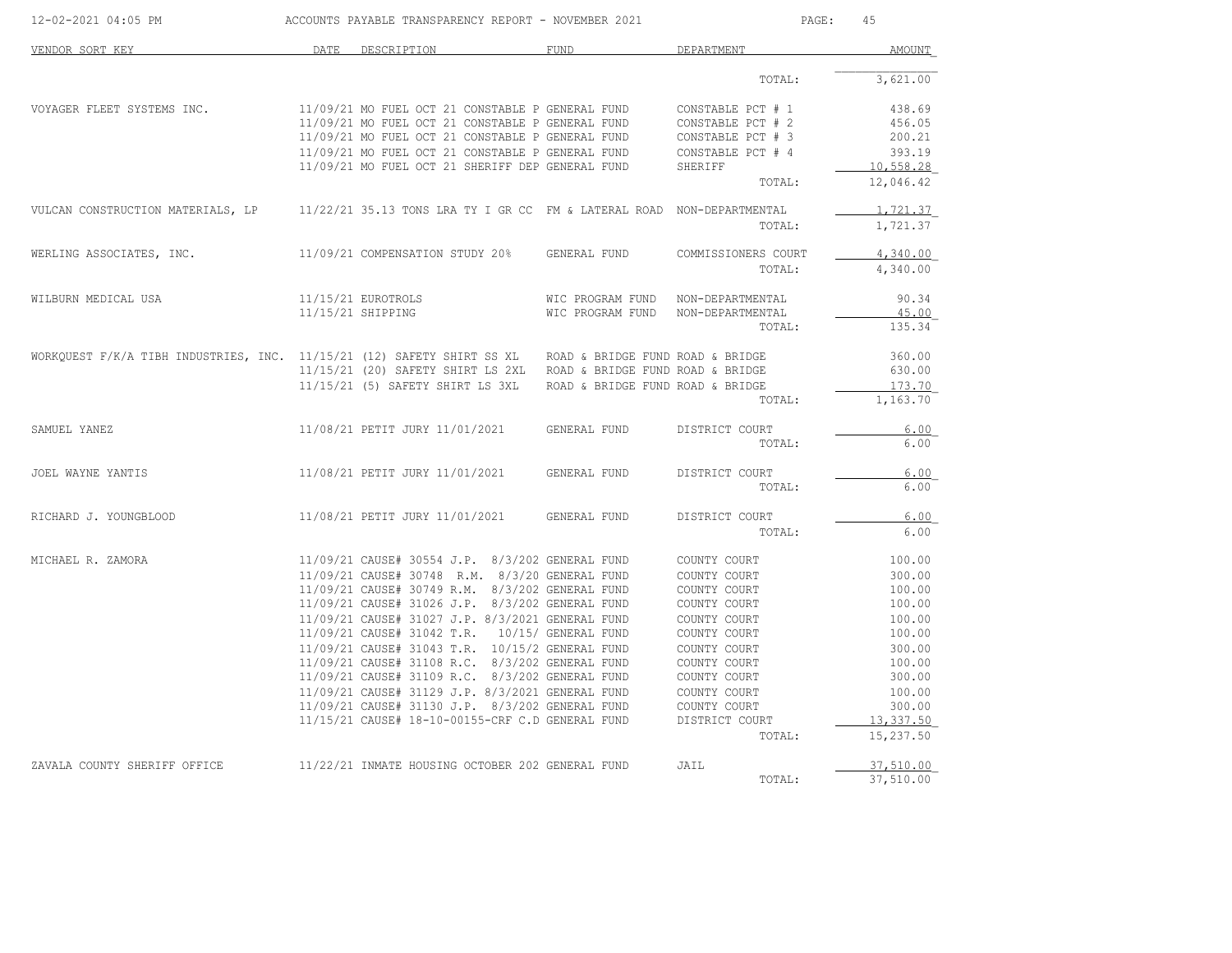| VENDOR SORT KEY | DATE | DESCRIPTION | FUND | DEPARTMENT | AMOUNT |
|---|---|---|---|---|---|
| | | | | TOTAL: | 3,621.00 |
| VOYAGER FLEET SYSTEMS INC. | 11/09/21 | MO FUEL OCT 21 CONSTABLE P | GENERAL FUND | CONSTABLE PCT # 1 | 438.69 |
| | 11/09/21 | MO FUEL OCT 21 CONSTABLE P | GENERAL FUND | CONSTABLE PCT # 2 | 456.05 |
| | 11/09/21 | MO FUEL OCT 21 CONSTABLE P | GENERAL FUND | CONSTABLE PCT # 3 | 200.21 |
| | 11/09/21 | MO FUEL OCT 21 CONSTABLE P | GENERAL FUND | CONSTABLE PCT # 4 | 393.19 |
| | 11/09/21 | MO FUEL OCT 21 SHERIFF DEP | GENERAL FUND | SHERIFF | 10,558.28 |
| | | | | TOTAL: | 12,046.42 |
| VULCAN CONSTRUCTION MATERIALS, LP | 11/22/21 | 35.13 TONS LRA TY I GR CC | FM & LATERAL ROAD | NON-DEPARTMENTAL | 1,721.37 |
| | | | | TOTAL: | 1,721.37 |
| WERLING ASSOCIATES, INC. | 11/09/21 | COMPENSATION STUDY 20% | GENERAL FUND | COMMISSIONERS COURT | 4,340.00 |
| | | | | TOTAL: | 4,340.00 |
| WILBURN MEDICAL USA | 11/15/21 | EUROTROLS | WIC PROGRAM FUND | NON-DEPARTMENTAL | 90.34 |
| | 11/15/21 | SHIPPING | WIC PROGRAM FUND | NON-DEPARTMENTAL | 45.00 |
| | | | | TOTAL: | 135.34 |
| WORKQUEST F/K/A TIBH INDUSTRIES, INC. | 11/15/21 | (12) SAFETY SHIRT SS XL | ROAD & BRIDGE FUND | ROAD & BRIDGE | 360.00 |
| | 11/15/21 | (20) SAFETY SHIRT LS 2XL | ROAD & BRIDGE FUND | ROAD & BRIDGE | 630.00 |
| | 11/15/21 | (5) SAFETY SHIRT LS 3XL | ROAD & BRIDGE FUND | ROAD & BRIDGE | 173.70 |
| | | | | TOTAL: | 1,163.70 |
| SAMUEL YANEZ | 11/08/21 | PETIT JURY 11/01/2021 | GENERAL FUND | DISTRICT COURT | 6.00 |
| | | | | TOTAL: | 6.00 |
| JOEL WAYNE YANTIS | 11/08/21 | PETIT JURY 11/01/2021 | GENERAL FUND | DISTRICT COURT | 6.00 |
| | | | | TOTAL: | 6.00 |
| RICHARD J. YOUNGBLOOD | 11/08/21 | PETIT JURY 11/01/2021 | GENERAL FUND | DISTRICT COURT | 6.00 |
| | | | | TOTAL: | 6.00 |
| MICHAEL R. ZAMORA | 11/09/21 | CAUSE# 30554 J.P. 8/3/202 | GENERAL FUND | COUNTY COURT | 100.00 |
| | 11/09/21 | CAUSE# 30748 R.M. 8/3/20 | GENERAL FUND | COUNTY COURT | 300.00 |
| | 11/09/21 | CAUSE# 30749 R.M. 8/3/202 | GENERAL FUND | COUNTY COURT | 100.00 |
| | 11/09/21 | CAUSE# 31026 J.P. 8/3/202 | GENERAL FUND | COUNTY COURT | 100.00 |
| | 11/09/21 | CAUSE# 31027 J.P. 8/3/2021 | GENERAL FUND | COUNTY COURT | 100.00 |
| | 11/09/21 | CAUSE# 31042 T.R. 10/15/ | GENERAL FUND | COUNTY COURT | 100.00 |
| | 11/09/21 | CAUSE# 31043 T.R. 10/15/2 | GENERAL FUND | COUNTY COURT | 300.00 |
| | 11/09/21 | CAUSE# 31108 R.C. 8/3/202 | GENERAL FUND | COUNTY COURT | 100.00 |
| | 11/09/21 | CAUSE# 31109 R.C. 8/3/202 | GENERAL FUND | COUNTY COURT | 300.00 |
| | 11/09/21 | CAUSE# 31129 J.P. 8/3/2021 | GENERAL FUND | COUNTY COURT | 100.00 |
| | 11/09/21 | CAUSE# 31130 J.P. 8/3/202 | GENERAL FUND | COUNTY COURT | 300.00 |
| | 11/15/21 | CAUSE# 18-10-00155-CRF C.D | GENERAL FUND | DISTRICT COURT | 13,337.50 |
| | | | | TOTAL: | 15,237.50 |
| ZAVALA COUNTY SHERIFF OFFICE | 11/22/21 | INMATE HOUSING OCTOBER 202 | GENERAL FUND | JAIL | 37,510.00 |
| | | | | TOTAL: | 37,510.00 |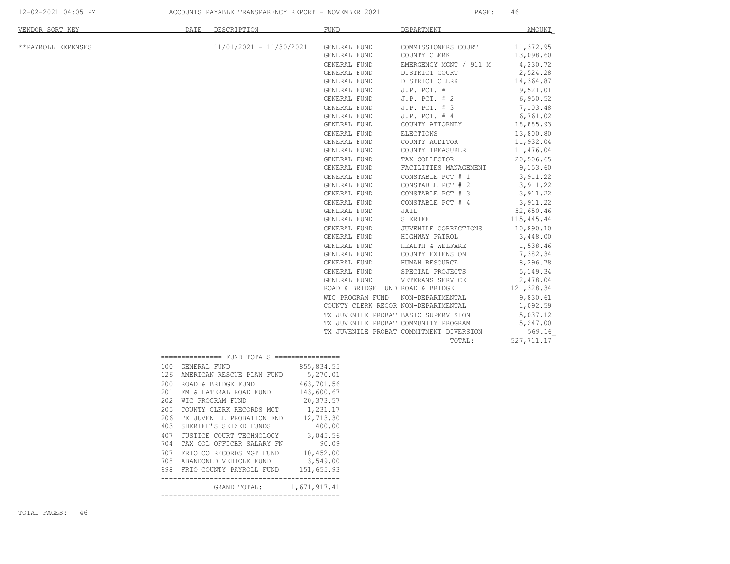| VENDOR SORT KEY | DATE | DESCRIPTION | FUND | DEPARTMENT | AMOUNT |
|---|---|---|---|---|---|
| **PAYROLL EXPENSES | | 11/01/2021 - 11/30/2021 | GENERAL FUND | COMMISSIONERS COURT | 11,372.95 |
| | | | GENERAL FUND | COUNTY CLERK | 13,098.60 |
| | | | GENERAL FUND | EMERGENCY MGNT / 911 M | 4,230.72 |
| | | | GENERAL FUND | DISTRICT COURT | 2,524.28 |
| | | | GENERAL FUND | DISTRICT CLERK | 14,364.87 |
| | | | GENERAL FUND | J.P. PCT. # 1 | 9,521.01 |
| | | | GENERAL FUND | J.P. PCT. # 2 | 6,950.52 |
| | | | GENERAL FUND | J.P. PCT. # 3 | 7,103.48 |
| | | | GENERAL FUND | J.P. PCT. # 4 | 6,761.02 |
| | | | GENERAL FUND | COUNTY ATTORNEY | 18,885.93 |
| | | | GENERAL FUND | ELECTIONS | 13,800.80 |
| | | | GENERAL FUND | COUNTY AUDITOR | 11,932.04 |
| | | | GENERAL FUND | COUNTY TREASURER | 11,476.04 |
| | | | GENERAL FUND | TAX COLLECTOR | 20,506.65 |
| | | | GENERAL FUND | FACILITIES MANAGEMENT | 9,153.60 |
| | | | GENERAL FUND | CONSTABLE PCT # 1 | 3,911.22 |
| | | | GENERAL FUND | CONSTABLE PCT # 2 | 3,911.22 |
| | | | GENERAL FUND | CONSTABLE PCT # 3 | 3,911.22 |
| | | | GENERAL FUND | CONSTABLE PCT # 4 | 3,911.22 |
| | | | GENERAL FUND | JAIL | 52,650.46 |
| | | | GENERAL FUND | SHERIFF | 115,445.44 |
| | | | GENERAL FUND | JUVENILE CORRECTIONS | 10,890.10 |
| | | | GENERAL FUND | HIGHWAY PATROL | 3,448.00 |
| | | | GENERAL FUND | HEALTH & WELFARE | 1,538.46 |
| | | | GENERAL FUND | COUNTY EXTENSION | 7,382.34 |
| | | | GENERAL FUND | HUMAN RESOURCE | 8,296.78 |
| | | | GENERAL FUND | SPECIAL PROJECTS | 5,149.34 |
| | | | GENERAL FUND | VETERANS SERVICE | 2,478.04 |
| | | | ROAD & BRIDGE FUND | ROAD & BRIDGE | 121,328.34 |
| | | | WIC PROGRAM FUND | NON-DEPARTMENTAL | 9,830.61 |
| | | | COUNTY CLERK RECOR | NON-DEPARTMENTAL | 1,092.59 |
| | | | TX JUVENILE PROBAT | BASIC SUPERVISION | 5,037.12 |
| | | | TX JUVENILE PROBAT | COMMUNITY PROGRAM | 5,247.00 |
| | | | TX JUVENILE PROBAT | COMMITMENT DIVERSION | 569.16 |
| | | | | TOTAL: | 527,711.17 |

=============== FUND TOTALS ================

| | FUND | AMOUNT |
|---|---|---|
| 100 | GENERAL FUND | 855,834.55 |
| 126 | AMERICAN RESCUE PLAN FUND | 5,270.01 |
| 200 | ROAD & BRIDGE FUND | 463,701.56 |
| 201 | FM & LATERAL ROAD FUND | 143,600.67 |
| 202 | WIC PROGRAM FUND | 20,373.57 |
| 205 | COUNTY CLERK RECORDS MGT | 1,231.17 |
| 206 | TX JUVENILE PROBATION FND | 12,713.30 |
| 403 | SHERIFF'S SEIZED FUNDS | 400.00 |
| 407 | JUSTICE COURT TECHNOLOGY | 3,045.56 |
| 704 | TAX COL OFFICER SALARY FN | 90.09 |
| 707 | FRIO CO RECORDS MGT FUND | 10,452.00 |
| 708 | ABANDONED VEHICLE FUND | 3,549.00 |
| 998 | FRIO COUNTY PAYROLL FUND | 151,655.93 |
| | GRAND TOTAL: | 1,671,917.41 |

TOTAL PAGES: 46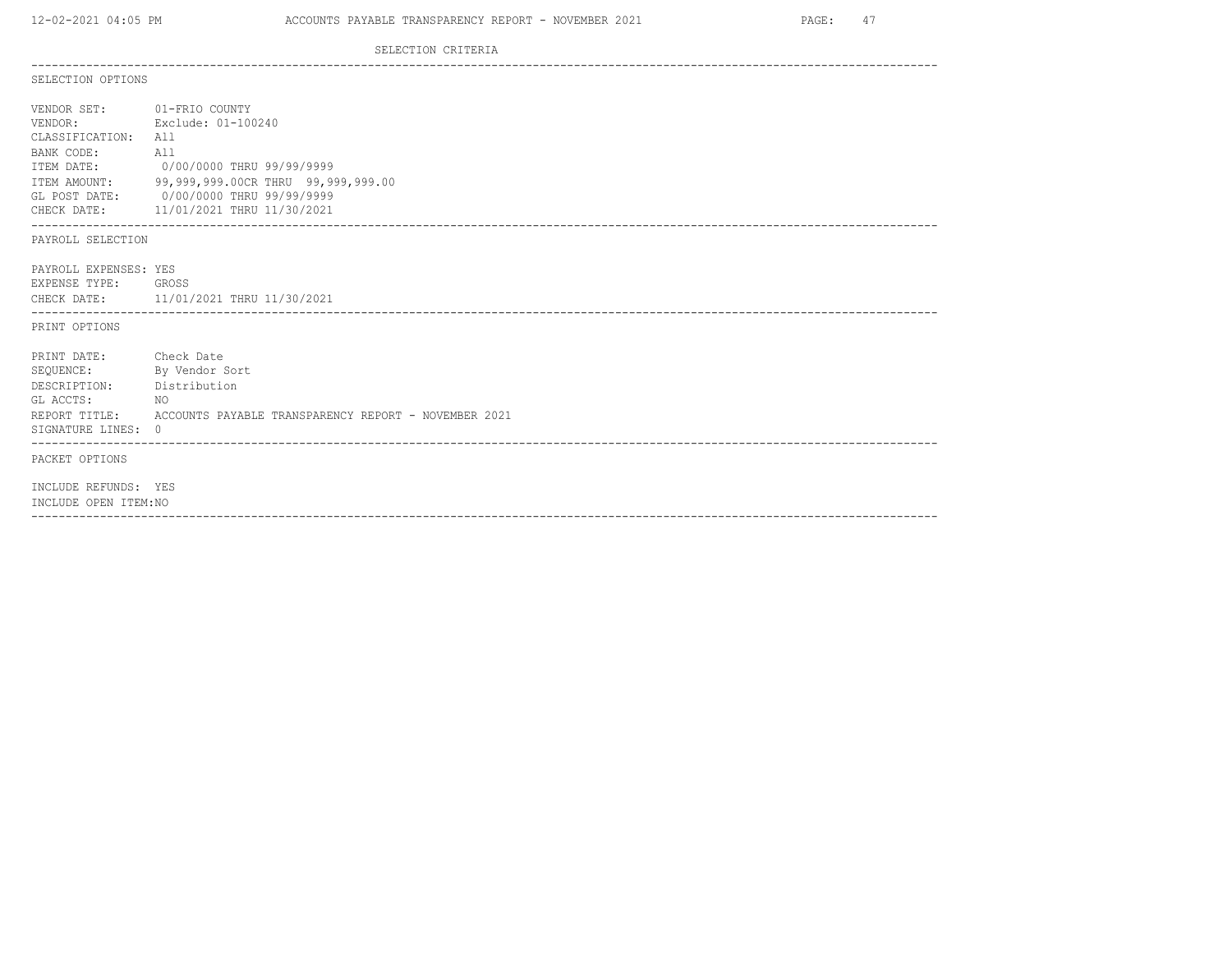## SELECTION CRITERIA

### SELECTION OPTIONS

| | |
|---|---|
| VENDOR SET: | 01-FRIO COUNTY |
| VENDOR: | Exclude: 01-100240 |
| CLASSIFICATION: | All |
| BANK CODE: | All |
| ITEM DATE: | 0/00/0000 THRU 99/99/9999 |
| ITEM AMOUNT: | 99,999,999.00CR THRU 99,999,999.00 |
| GL POST DATE: | 0/00/0000 THRU 99/99/9999 |
| CHECK DATE: | 11/01/2021 THRU 11/30/2021 |

### PAYROLL SELECTION

| | |
|---|---|
| PAYROLL EXPENSES: | YES |
| EXPENSE TYPE: | GROSS |
| CHECK DATE: | 11/01/2021 THRU 11/30/2021 |

### PRINT OPTIONS

| | |
|---|---|
| PRINT DATE: | Check Date |
| SEQUENCE: | By Vendor Sort |
| DESCRIPTION: | Distribution |
| GL ACCTS: | NO |
| REPORT TITLE: | ACCOUNTS PAYABLE TRANSPARENCY REPORT - NOVEMBER 2021 |
| SIGNATURE LINES: | 0 |

### PACKET OPTIONS

| | |
|---|---|
| INCLUDE REFUNDS: | YES |
| INCLUDE OPEN ITEM: | NO |